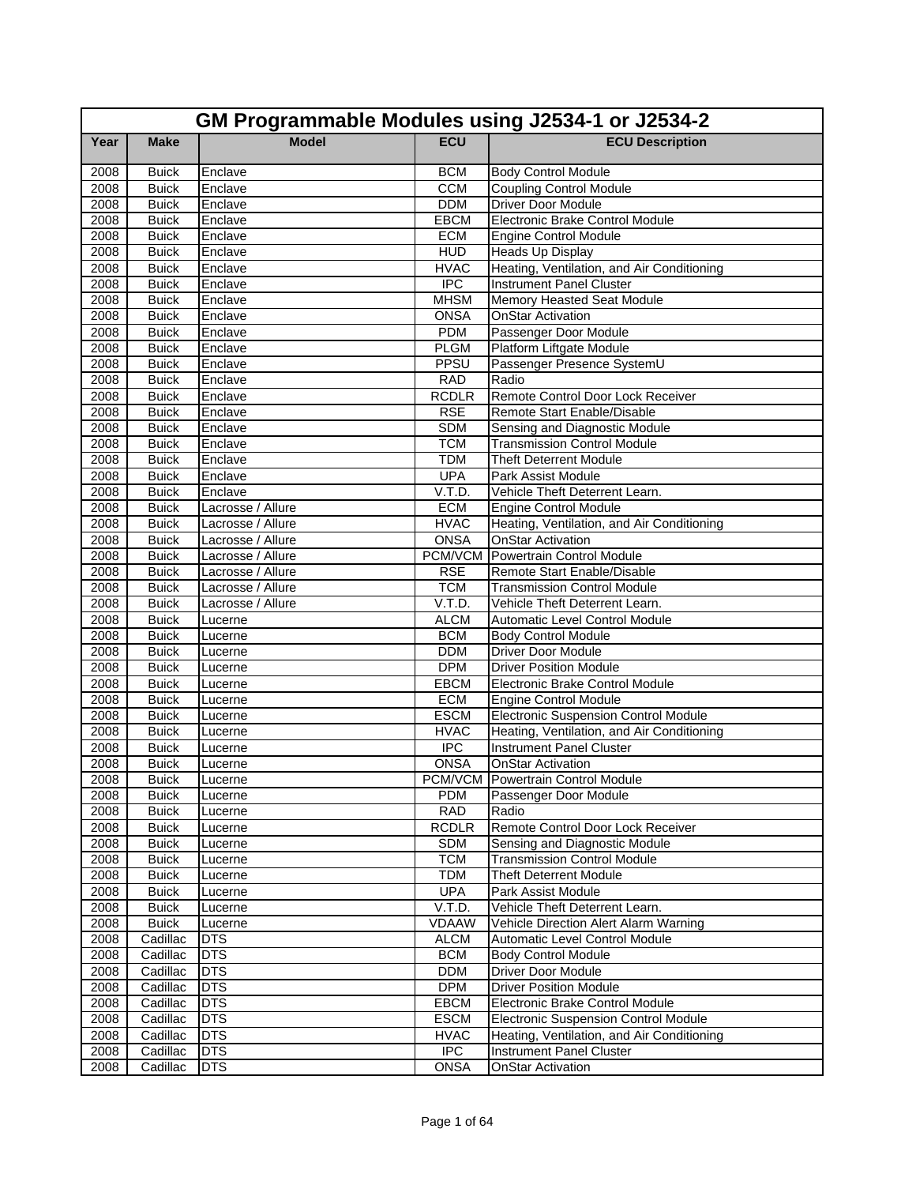| GM Programmable Modules using J2534-1 or J2534-2 | | | | |
|---|---|---|---|---|
| **Year** | **Make** | **Model** | **ECU** | **ECU Description** |
| 2008 | Buick | Enclave | BCM | Body Control Module |
| 2008 | Buick | Enclave | CCM | Coupling Control Module |
| 2008 | Buick | Enclave | DDM | Driver Door Module |
| 2008 | Buick | Enclave | EBCM | Electronic Brake Control Module |
| 2008 | Buick | Enclave | ECM | Engine Control Module |
| 2008 | Buick | Enclave | HUD | Heads Up Display |
| 2008 | Buick | Enclave | HVAC | Heating, Ventilation, and Air Conditioning |
| 2008 | Buick | Enclave | IPC | Instrument Panel Cluster |
| 2008 | Buick | Enclave | MHSM | Memory Heasted Seat Module |
| 2008 | Buick | Enclave | ONSA | OnStar Activation |
| 2008 | Buick | Enclave | PDM | Passenger Door Module |
| 2008 | Buick | Enclave | PLGM | Platform Liftgate Module |
| 2008 | Buick | Enclave | PPSU | Passenger Presence SystemU |
| 2008 | Buick | Enclave | RAD | Radio |
| 2008 | Buick | Enclave | RCDLR | Remote Control Door Lock Receiver |
| 2008 | Buick | Enclave | RSE | Remote Start Enable/Disable |
| 2008 | Buick | Enclave | SDM | Sensing and Diagnostic Module |
| 2008 | Buick | Enclave | TCM | Transmission Control Module |
| 2008 | Buick | Enclave | TDM | Theft Deterrent Module |
| 2008 | Buick | Enclave | UPA | Park Assist Module |
| 2008 | Buick | Enclave | V.T.D. | Vehicle Theft Deterrent Learn. |
| 2008 | Buick | Lacrosse / Allure | ECM | Engine Control Module |
| 2008 | Buick | Lacrosse / Allure | HVAC | Heating, Ventilation, and Air Conditioning |
| 2008 | Buick | Lacrosse / Allure | ONSA | OnStar Activation |
| 2008 | Buick | Lacrosse / Allure | PCM/VCM | Powertrain Control Module |
| 2008 | Buick | Lacrosse / Allure | RSE | Remote Start Enable/Disable |
| 2008 | Buick | Lacrosse / Allure | TCM | Transmission Control Module |
| 2008 | Buick | Lacrosse / Allure | V.T.D. | Vehicle Theft Deterrent Learn. |
| 2008 | Buick | Lucerne | ALCM | Automatic Level Control Module |
| 2008 | Buick | Lucerne | BCM | Body Control Module |
| 2008 | Buick | Lucerne | DDM | Driver Door Module |
| 2008 | Buick | Lucerne | DPM | Driver Position Module |
| 2008 | Buick | Lucerne | EBCM | Electronic Brake Control Module |
| 2008 | Buick | Lucerne | ECM | Engine Control Module |
| 2008 | Buick | Lucerne | ESCM | Electronic Suspension Control Module |
| 2008 | Buick | Lucerne | HVAC | Heating, Ventilation, and Air Conditioning |
| 2008 | Buick | Lucerne | IPC | Instrument Panel Cluster |
| 2008 | Buick | Lucerne | ONSA | OnStar Activation |
| 2008 | Buick | Lucerne | PCM/VCM | Powertrain Control Module |
| 2008 | Buick | Lucerne | PDM | Passenger Door Module |
| 2008 | Buick | Lucerne | RAD | Radio |
| 2008 | Buick | Lucerne | RCDLR | Remote Control Door Lock Receiver |
| 2008 | Buick | Lucerne | SDM | Sensing and Diagnostic Module |
| 2008 | Buick | Lucerne | TCM | Transmission Control Module |
| 2008 | Buick | Lucerne | TDM | Theft Deterrent Module |
| 2008 | Buick | Lucerne | UPA | Park Assist Module |
| 2008 | Buick | Lucerne | V.T.D. | Vehicle Theft Deterrent Learn. |
| 2008 | Buick | Lucerne | VDAAW | Vehicle Direction Alert Alarm Warning |
| 2008 | Cadillac | DTS | ALCM | Automatic Level Control Module |
| 2008 | Cadillac | DTS | BCM | Body Control Module |
| 2008 | Cadillac | DTS | DDM | Driver Door Module |
| 2008 | Cadillac | DTS | DPM | Driver Position Module |
| 2008 | Cadillac | DTS | EBCM | Electronic Brake Control Module |
| 2008 | Cadillac | DTS | ESCM | Electronic Suspension Control Module |
| 2008 | Cadillac | DTS | HVAC | Heating, Ventilation, and Air Conditioning |
| 2008 | Cadillac | DTS | IPC | Instrument Panel Cluster |
| 2008 | Cadillac | DTS | ONSA | OnStar Activation |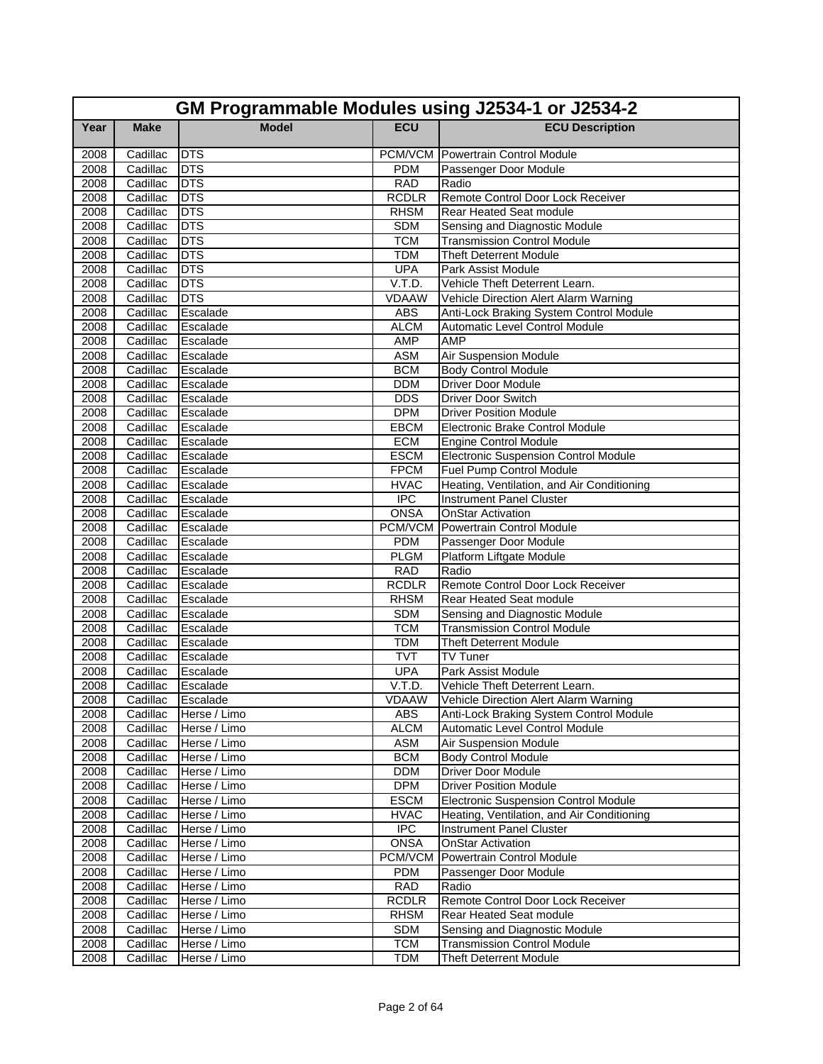# GM Programmable Modules using J2534-1 or J2534-2

| Year | Make | Model | ECU | ECU Description |
|---|---|---|---|---|
| 2008 | Cadillac | DTS | PCM/VCM | Powertrain Control Module |
| 2008 | Cadillac | DTS | PDM | Passenger Door Module |
| 2008 | Cadillac | DTS | RAD | Radio |
| 2008 | Cadillac | DTS | RCDLR | Remote Control Door Lock Receiver |
| 2008 | Cadillac | DTS | RHSM | Rear Heated Seat module |
| 2008 | Cadillac | DTS | SDM | Sensing and Diagnostic Module |
| 2008 | Cadillac | DTS | TCM | Transmission Control Module |
| 2008 | Cadillac | DTS | TDM | Theft Deterrent Module |
| 2008 | Cadillac | DTS | UPA | Park Assist Module |
| 2008 | Cadillac | DTS | V.T.D. | Vehicle Theft Deterrent Learn. |
| 2008 | Cadillac | DTS | VDAAW | Vehicle Direction Alert Alarm Warning |
| 2008 | Cadillac | Escalade | ABS | Anti-Lock Braking System Control Module |
| 2008 | Cadillac | Escalade | ALCM | Automatic Level Control Module |
| 2008 | Cadillac | Escalade | AMP | AMP |
| 2008 | Cadillac | Escalade | ASM | Air Suspension Module |
| 2008 | Cadillac | Escalade | BCM | Body Control Module |
| 2008 | Cadillac | Escalade | DDM | Driver Door Module |
| 2008 | Cadillac | Escalade | DDS | Driver Door Switch |
| 2008 | Cadillac | Escalade | DPM | Driver Position Module |
| 2008 | Cadillac | Escalade | EBCM | Electronic Brake Control Module |
| 2008 | Cadillac | Escalade | ECM | Engine Control Module |
| 2008 | Cadillac | Escalade | ESCM | Electronic Suspension Control Module |
| 2008 | Cadillac | Escalade | FPCM | Fuel Pump Control Module |
| 2008 | Cadillac | Escalade | HVAC | Heating, Ventilation, and Air Conditioning |
| 2008 | Cadillac | Escalade | IPC | Instrument Panel Cluster |
| 2008 | Cadillac | Escalade | ONSA | OnStar Activation |
| 2008 | Cadillac | Escalade | PCM/VCM | Powertrain Control Module |
| 2008 | Cadillac | Escalade | PDM | Passenger Door Module |
| 2008 | Cadillac | Escalade | PLGM | Platform Liftgate Module |
| 2008 | Cadillac | Escalade | RAD | Radio |
| 2008 | Cadillac | Escalade | RCDLR | Remote Control Door Lock Receiver |
| 2008 | Cadillac | Escalade | RHSM | Rear Heated Seat module |
| 2008 | Cadillac | Escalade | SDM | Sensing and Diagnostic Module |
| 2008 | Cadillac | Escalade | TCM | Transmission Control Module |
| 2008 | Cadillac | Escalade | TDM | Theft Deterrent Module |
| 2008 | Cadillac | Escalade | TVT | TV Tuner |
| 2008 | Cadillac | Escalade | UPA | Park Assist Module |
| 2008 | Cadillac | Escalade | V.T.D. | Vehicle Theft Deterrent Learn. |
| 2008 | Cadillac | Escalade | VDAAW | Vehicle Direction Alert Alarm Warning |
| 2008 | Cadillac | Herse / Limo | ABS | Anti-Lock Braking System Control Module |
| 2008 | Cadillac | Herse / Limo | ALCM | Automatic Level Control Module |
| 2008 | Cadillac | Herse / Limo | ASM | Air Suspension Module |
| 2008 | Cadillac | Herse / Limo | BCM | Body Control Module |
| 2008 | Cadillac | Herse / Limo | DDM | Driver Door Module |
| 2008 | Cadillac | Herse / Limo | DPM | Driver Position Module |
| 2008 | Cadillac | Herse / Limo | ESCM | Electronic Suspension Control Module |
| 2008 | Cadillac | Herse / Limo | HVAC | Heating, Ventilation, and Air Conditioning |
| 2008 | Cadillac | Herse / Limo | IPC | Instrument Panel Cluster |
| 2008 | Cadillac | Herse / Limo | ONSA | OnStar Activation |
| 2008 | Cadillac | Herse / Limo | PCM/VCM | Powertrain Control Module |
| 2008 | Cadillac | Herse / Limo | PDM | Passenger Door Module |
| 2008 | Cadillac | Herse / Limo | RAD | Radio |
| 2008 | Cadillac | Herse / Limo | RCDLR | Remote Control Door Lock Receiver |
| 2008 | Cadillac | Herse / Limo | RHSM | Rear Heated Seat module |
| 2008 | Cadillac | Herse / Limo | SDM | Sensing and Diagnostic Module |
| 2008 | Cadillac | Herse / Limo | TCM | Transmission Control Module |
| 2008 | Cadillac | Herse / Limo | TDM | Theft Deterrent Module |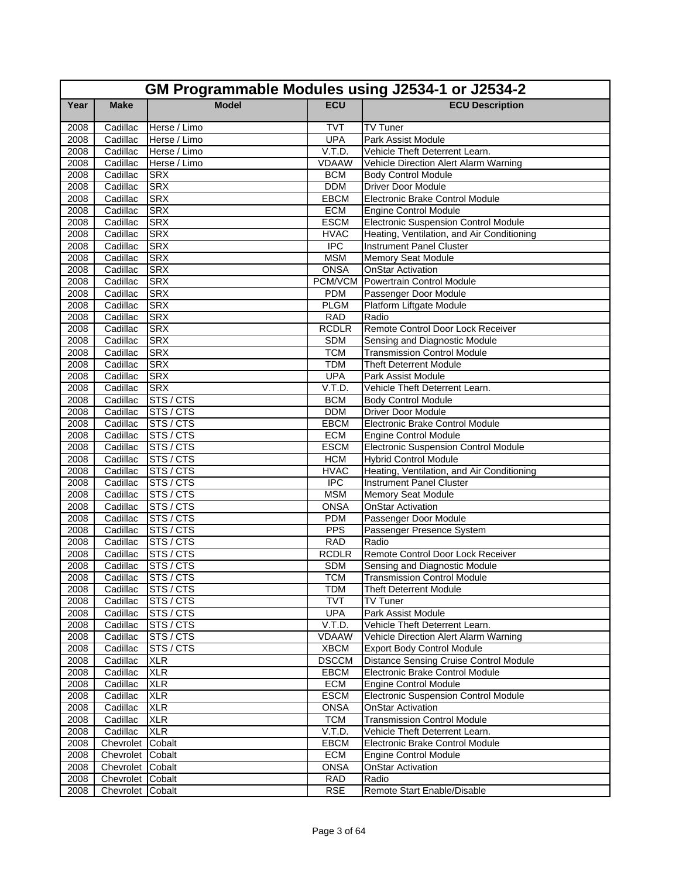# GM Programmable Modules using J2534-1 or J2534-2

| Year | Make | Model | ECU | ECU Description |
|---|---|---|---|---|
| 2008 | Cadillac | Herse / Limo | TVT | TV Tuner |
| 2008 | Cadillac | Herse / Limo | UPA | Park Assist Module |
| 2008 | Cadillac | Herse / Limo | V.T.D. | Vehicle Theft Deterrent Learn. |
| 2008 | Cadillac | Herse / Limo | VDAAW | Vehicle Direction Alert Alarm Warning |
| 2008 | Cadillac | SRX | BCM | Body Control Module |
| 2008 | Cadillac | SRX | DDM | Driver Door Module |
| 2008 | Cadillac | SRX | EBCM | Electronic Brake Control Module |
| 2008 | Cadillac | SRX | ECM | Engine Control Module |
| 2008 | Cadillac | SRX | ESCM | Electronic Suspension Control Module |
| 2008 | Cadillac | SRX | HVAC | Heating, Ventilation, and Air Conditioning |
| 2008 | Cadillac | SRX | IPC | Instrument Panel Cluster |
| 2008 | Cadillac | SRX | MSM | Memory Seat Module |
| 2008 | Cadillac | SRX | ONSA | OnStar Activation |
| 2008 | Cadillac | SRX | PCM/VCM | Powertrain Control Module |
| 2008 | Cadillac | SRX | PDM | Passenger Door Module |
| 2008 | Cadillac | SRX | PLGM | Platform Liftgate Module |
| 2008 | Cadillac | SRX | RAD | Radio |
| 2008 | Cadillac | SRX | RCDLR | Remote Control Door Lock Receiver |
| 2008 | Cadillac | SRX | SDM | Sensing and Diagnostic Module |
| 2008 | Cadillac | SRX | TCM | Transmission Control Module |
| 2008 | Cadillac | SRX | TDM | Theft Deterrent Module |
| 2008 | Cadillac | SRX | UPA | Park Assist Module |
| 2008 | Cadillac | SRX | V.T.D. | Vehicle Theft Deterrent Learn. |
| 2008 | Cadillac | STS / CTS | BCM | Body Control Module |
| 2008 | Cadillac | STS / CTS | DDM | Driver Door Module |
| 2008 | Cadillac | STS / CTS | EBCM | Electronic Brake Control Module |
| 2008 | Cadillac | STS / CTS | ECM | Engine Control Module |
| 2008 | Cadillac | STS / CTS | ESCM | Electronic Suspension Control Module |
| 2008 | Cadillac | STS / CTS | HCM | Hybrid Control Module |
| 2008 | Cadillac | STS / CTS | HVAC | Heating, Ventilation, and Air Conditioning |
| 2008 | Cadillac | STS / CTS | IPC | Instrument Panel Cluster |
| 2008 | Cadillac | STS / CTS | MSM | Memory Seat Module |
| 2008 | Cadillac | STS / CTS | ONSA | OnStar Activation |
| 2008 | Cadillac | STS / CTS | PDM | Passenger Door Module |
| 2008 | Cadillac | STS / CTS | PPS | Passenger Presence System |
| 2008 | Cadillac | STS / CTS | RAD | Radio |
| 2008 | Cadillac | STS / CTS | RCDLR | Remote Control Door Lock Receiver |
| 2008 | Cadillac | STS / CTS | SDM | Sensing and Diagnostic Module |
| 2008 | Cadillac | STS / CTS | TCM | Transmission Control Module |
| 2008 | Cadillac | STS / CTS | TDM | Theft Deterrent Module |
| 2008 | Cadillac | STS / CTS | TVT | TV Tuner |
| 2008 | Cadillac | STS / CTS | UPA | Park Assist Module |
| 2008 | Cadillac | STS / CTS | V.T.D. | Vehicle Theft Deterrent Learn. |
| 2008 | Cadillac | STS / CTS | VDAAW | Vehicle Direction Alert Alarm Warning |
| 2008 | Cadillac | STS / CTS | XBCM | Export Body Control Module |
| 2008 | Cadillac | XLR | DSCCM | Distance Sensing Cruise Control Module |
| 2008 | Cadillac | XLR | EBCM | Electronic Brake Control Module |
| 2008 | Cadillac | XLR | ECM | Engine Control Module |
| 2008 | Cadillac | XLR | ESCM | Electronic Suspension Control Module |
| 2008 | Cadillac | XLR | ONSA | OnStar Activation |
| 2008 | Cadillac | XLR | TCM | Transmission Control Module |
| 2008 | Cadillac | XLR | V.T.D. | Vehicle Theft Deterrent Learn. |
| 2008 | Chevrolet | Cobalt | EBCM | Electronic Brake Control Module |
| 2008 | Chevrolet | Cobalt | ECM | Engine Control Module |
| 2008 | Chevrolet | Cobalt | ONSA | OnStar Activation |
| 2008 | Chevrolet | Cobalt | RAD | Radio |
| 2008 | Chevrolet | Cobalt | RSE | Remote Start Enable/Disable |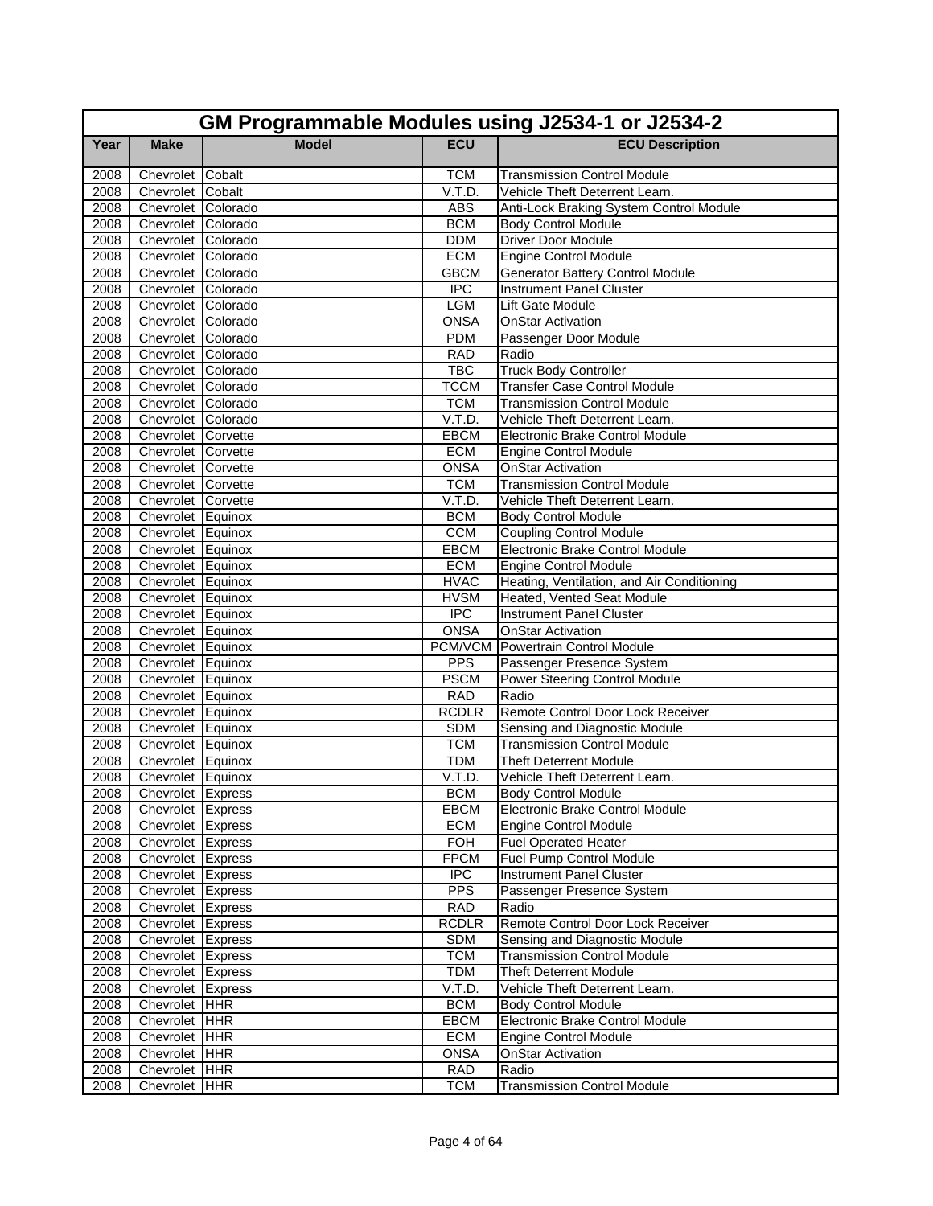| GM Programmable Modules using J2534-1 or J2534-2 | | | | |
|---|---|---|---|---|
| **Year** | **Make** | **Model** | **ECU** | **ECU Description** |
| 2008 | Chevrolet | Cobalt | TCM | Transmission Control Module |
| 2008 | Chevrolet | Cobalt | V.T.D. | Vehicle Theft Deterrent Learn. |
| 2008 | Chevrolet | Colorado | ABS | Anti-Lock Braking System Control Module |
| 2008 | Chevrolet | Colorado | BCM | Body Control Module |
| 2008 | Chevrolet | Colorado | DDM | Driver Door Module |
| 2008 | Chevrolet | Colorado | ECM | Engine Control Module |
| 2008 | Chevrolet | Colorado | GBCM | Generator Battery Control Module |
| 2008 | Chevrolet | Colorado | IPC | Instrument Panel Cluster |
| 2008 | Chevrolet | Colorado | LGM | Lift Gate Module |
| 2008 | Chevrolet | Colorado | ONSA | OnStar Activation |
| 2008 | Chevrolet | Colorado | PDM | Passenger Door Module |
| 2008 | Chevrolet | Colorado | RAD | Radio |
| 2008 | Chevrolet | Colorado | TBC | Truck Body Controller |
| 2008 | Chevrolet | Colorado | TCCM | Transfer Case Control Module |
| 2008 | Chevrolet | Colorado | TCM | Transmission Control Module |
| 2008 | Chevrolet | Colorado | V.T.D. | Vehicle Theft Deterrent Learn. |
| 2008 | Chevrolet | Corvette | EBCM | Electronic Brake Control Module |
| 2008 | Chevrolet | Corvette | ECM | Engine Control Module |
| 2008 | Chevrolet | Corvette | ONSA | OnStar Activation |
| 2008 | Chevrolet | Corvette | TCM | Transmission Control Module |
| 2008 | Chevrolet | Corvette | V.T.D. | Vehicle Theft Deterrent Learn. |
| 2008 | Chevrolet | Equinox | BCM | Body Control Module |
| 2008 | Chevrolet | Equinox | CCM | Coupling Control Module |
| 2008 | Chevrolet | Equinox | EBCM | Electronic Brake Control Module |
| 2008 | Chevrolet | Equinox | ECM | Engine Control Module |
| 2008 | Chevrolet | Equinox | HVAC | Heating, Ventilation, and Air Conditioning |
| 2008 | Chevrolet | Equinox | HVSM | Heated, Vented Seat Module |
| 2008 | Chevrolet | Equinox | IPC | Instrument Panel Cluster |
| 2008 | Chevrolet | Equinox | ONSA | OnStar Activation |
| 2008 | Chevrolet | Equinox | PCM/VCM | Powertrain Control Module |
| 2008 | Chevrolet | Equinox | PPS | Passenger Presence System |
| 2008 | Chevrolet | Equinox | PSCM | Power Steering Control Module |
| 2008 | Chevrolet | Equinox | RAD | Radio |
| 2008 | Chevrolet | Equinox | RCDLR | Remote Control Door Lock Receiver |
| 2008 | Chevrolet | Equinox | SDM | Sensing and Diagnostic Module |
| 2008 | Chevrolet | Equinox | TCM | Transmission Control Module |
| 2008 | Chevrolet | Equinox | TDM | Theft Deterrent Module |
| 2008 | Chevrolet | Equinox | V.T.D. | Vehicle Theft Deterrent Learn. |
| 2008 | Chevrolet | Express | BCM | Body Control Module |
| 2008 | Chevrolet | Express | EBCM | Electronic Brake Control Module |
| 2008 | Chevrolet | Express | ECM | Engine Control Module |
| 2008 | Chevrolet | Express | FOH | Fuel Operated Heater |
| 2008 | Chevrolet | Express | FPCM | Fuel Pump Control Module |
| 2008 | Chevrolet | Express | IPC | Instrument Panel Cluster |
| 2008 | Chevrolet | Express | PPS | Passenger Presence System |
| 2008 | Chevrolet | Express | RAD | Radio |
| 2008 | Chevrolet | Express | RCDLR | Remote Control Door Lock Receiver |
| 2008 | Chevrolet | Express | SDM | Sensing and Diagnostic Module |
| 2008 | Chevrolet | Express | TCM | Transmission Control Module |
| 2008 | Chevrolet | Express | TDM | Theft Deterrent Module |
| 2008 | Chevrolet | Express | V.T.D. | Vehicle Theft Deterrent Learn. |
| 2008 | Chevrolet | HHR | BCM | Body Control Module |
| 2008 | Chevrolet | HHR | EBCM | Electronic Brake Control Module |
| 2008 | Chevrolet | HHR | ECM | Engine Control Module |
| 2008 | Chevrolet | HHR | ONSA | OnStar Activation |
| 2008 | Chevrolet | HHR | RAD | Radio |
| 2008 | Chevrolet | HHR | TCM | Transmission Control Module |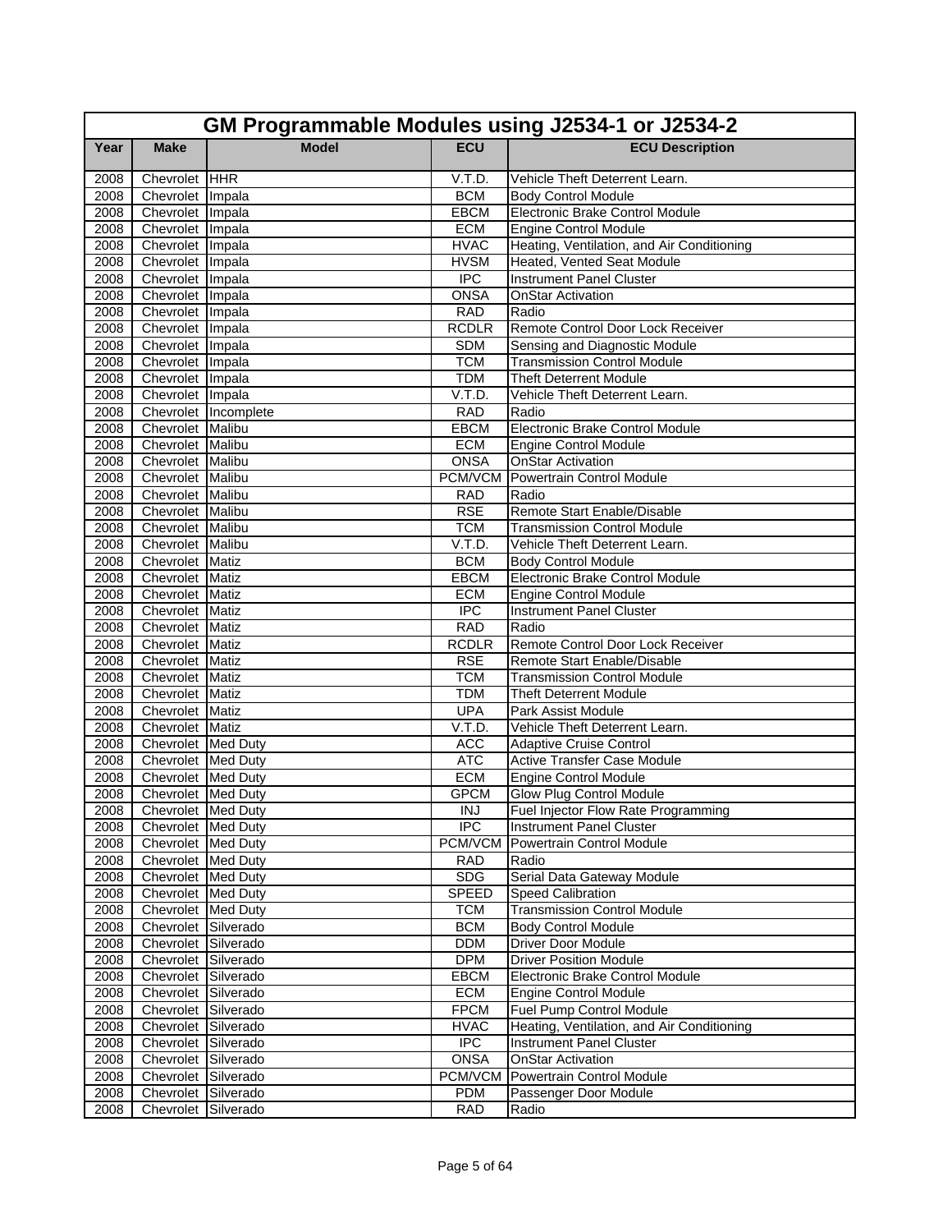| GM Programmable Modules using J2534-1 or J2534-2 | | | | |
|---|---|---|---|---|
| **Year** | **Make** | **Model** | **ECU** | **ECU Description** |
| 2008 | Chevrolet | HHR | V.T.D. | Vehicle Theft Deterrent Learn. |
| 2008 | Chevrolet | Impala | BCM | Body Control Module |
| 2008 | Chevrolet | Impala | EBCM | Electronic Brake Control Module |
| 2008 | Chevrolet | Impala | ECM | Engine Control Module |
| 2008 | Chevrolet | Impala | HVAC | Heating, Ventilation, and Air Conditioning |
| 2008 | Chevrolet | Impala | HVSM | Heated, Vented Seat Module |
| 2008 | Chevrolet | Impala | IPC | Instrument Panel Cluster |
| 2008 | Chevrolet | Impala | ONSA | OnStar Activation |
| 2008 | Chevrolet | Impala | RAD | Radio |
| 2008 | Chevrolet | Impala | RCDLR | Remote Control Door Lock Receiver |
| 2008 | Chevrolet | Impala | SDM | Sensing and Diagnostic Module |
| 2008 | Chevrolet | Impala | TCM | Transmission Control Module |
| 2008 | Chevrolet | Impala | TDM | Theft Deterrent Module |
| 2008 | Chevrolet | Impala | V.T.D. | Vehicle Theft Deterrent Learn. |
| 2008 | Chevrolet | Incomplete | RAD | Radio |
| 2008 | Chevrolet | Malibu | EBCM | Electronic Brake Control Module |
| 2008 | Chevrolet | Malibu | ECM | Engine Control Module |
| 2008 | Chevrolet | Malibu | ONSA | OnStar Activation |
| 2008 | Chevrolet | Malibu | PCM/VCM | Powertrain Control Module |
| 2008 | Chevrolet | Malibu | RAD | Radio |
| 2008 | Chevrolet | Malibu | RSE | Remote Start Enable/Disable |
| 2008 | Chevrolet | Malibu | TCM | Transmission Control Module |
| 2008 | Chevrolet | Malibu | V.T.D. | Vehicle Theft Deterrent Learn. |
| 2008 | Chevrolet | Matiz | BCM | Body Control Module |
| 2008 | Chevrolet | Matiz | EBCM | Electronic Brake Control Module |
| 2008 | Chevrolet | Matiz | ECM | Engine Control Module |
| 2008 | Chevrolet | Matiz | IPC | Instrument Panel Cluster |
| 2008 | Chevrolet | Matiz | RAD | Radio |
| 2008 | Chevrolet | Matiz | RCDLR | Remote Control Door Lock Receiver |
| 2008 | Chevrolet | Matiz | RSE | Remote Start Enable/Disable |
| 2008 | Chevrolet | Matiz | TCM | Transmission Control Module |
| 2008 | Chevrolet | Matiz | TDM | Theft Deterrent Module |
| 2008 | Chevrolet | Matiz | UPA | Park Assist Module |
| 2008 | Chevrolet | Matiz | V.T.D. | Vehicle Theft Deterrent Learn. |
| 2008 | Chevrolet | Med Duty | ACC | Adaptive Cruise Control |
| 2008 | Chevrolet | Med Duty | ATC | Active Transfer Case Module |
| 2008 | Chevrolet | Med Duty | ECM | Engine Control Module |
| 2008 | Chevrolet | Med Duty | GPCM | Glow Plug Control Module |
| 2008 | Chevrolet | Med Duty | INJ | Fuel Injector Flow Rate Programming |
| 2008 | Chevrolet | Med Duty | IPC | Instrument Panel Cluster |
| 2008 | Chevrolet | Med Duty | PCM/VCM | Powertrain Control Module |
| 2008 | Chevrolet | Med Duty | RAD | Radio |
| 2008 | Chevrolet | Med Duty | SDG | Serial Data Gateway Module |
| 2008 | Chevrolet | Med Duty | SPEED | Speed Calibration |
| 2008 | Chevrolet | Med Duty | TCM | Transmission Control Module |
| 2008 | Chevrolet | Silverado | BCM | Body Control Module |
| 2008 | Chevrolet | Silverado | DDM | Driver Door Module |
| 2008 | Chevrolet | Silverado | DPM | Driver Position Module |
| 2008 | Chevrolet | Silverado | EBCM | Electronic Brake Control Module |
| 2008 | Chevrolet | Silverado | ECM | Engine Control Module |
| 2008 | Chevrolet | Silverado | FPCM | Fuel Pump Control Module |
| 2008 | Chevrolet | Silverado | HVAC | Heating, Ventilation, and Air Conditioning |
| 2008 | Chevrolet | Silverado | IPC | Instrument Panel Cluster |
| 2008 | Chevrolet | Silverado | ONSA | OnStar Activation |
| 2008 | Chevrolet | Silverado | PCM/VCM | Powertrain Control Module |
| 2008 | Chevrolet | Silverado | PDM | Passenger Door Module |
| 2008 | Chevrolet | Silverado | RAD | Radio |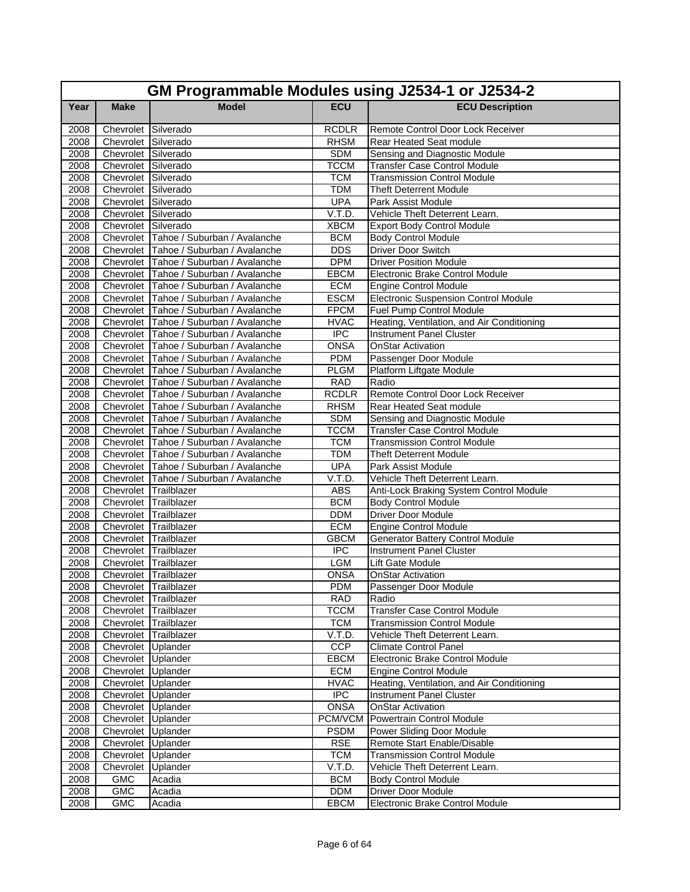# GM Programmable Modules using J2534-1 or J2534-2

| Year | Make | Model | ECU | ECU Description |
|---|---|---|---|---|
| 2008 | Chevrolet | Silverado | RCDLR | Remote Control Door Lock Receiver |
| 2008 | Chevrolet | Silverado | RHSM | Rear Heated Seat module |
| 2008 | Chevrolet | Silverado | SDM | Sensing and Diagnostic Module |
| 2008 | Chevrolet | Silverado | TCCM | Transfer Case Control Module |
| 2008 | Chevrolet | Silverado | TCM | Transmission Control Module |
| 2008 | Chevrolet | Silverado | TDM | Theft Deterrent Module |
| 2008 | Chevrolet | Silverado | UPA | Park Assist Module |
| 2008 | Chevrolet | Silverado | V.T.D. | Vehicle Theft Deterrent Learn. |
| 2008 | Chevrolet | Silverado | XBCM | Export Body Control Module |
| 2008 | Chevrolet | Tahoe / Suburban / Avalanche | BCM | Body Control Module |
| 2008 | Chevrolet | Tahoe / Suburban / Avalanche | DDS | Driver Door Switch |
| 2008 | Chevrolet | Tahoe / Suburban / Avalanche | DPM | Driver Position Module |
| 2008 | Chevrolet | Tahoe / Suburban / Avalanche | EBCM | Electronic Brake Control Module |
| 2008 | Chevrolet | Tahoe / Suburban / Avalanche | ECM | Engine Control Module |
| 2008 | Chevrolet | Tahoe / Suburban / Avalanche | ESCM | Electronic Suspension Control Module |
| 2008 | Chevrolet | Tahoe / Suburban / Avalanche | FPCM | Fuel Pump Control Module |
| 2008 | Chevrolet | Tahoe / Suburban / Avalanche | HVAC | Heating, Ventilation, and Air Conditioning |
| 2008 | Chevrolet | Tahoe / Suburban / Avalanche | IPC | Instrument Panel Cluster |
| 2008 | Chevrolet | Tahoe / Suburban / Avalanche | ONSA | OnStar Activation |
| 2008 | Chevrolet | Tahoe / Suburban / Avalanche | PDM | Passenger Door Module |
| 2008 | Chevrolet | Tahoe / Suburban / Avalanche | PLGM | Platform Liftgate Module |
| 2008 | Chevrolet | Tahoe / Suburban / Avalanche | RAD | Radio |
| 2008 | Chevrolet | Tahoe / Suburban / Avalanche | RCDLR | Remote Control Door Lock Receiver |
| 2008 | Chevrolet | Tahoe / Suburban / Avalanche | RHSM | Rear Heated Seat module |
| 2008 | Chevrolet | Tahoe / Suburban / Avalanche | SDM | Sensing and Diagnostic Module |
| 2008 | Chevrolet | Tahoe / Suburban / Avalanche | TCCM | Transfer Case Control Module |
| 2008 | Chevrolet | Tahoe / Suburban / Avalanche | TCM | Transmission Control Module |
| 2008 | Chevrolet | Tahoe / Suburban / Avalanche | TDM | Theft Deterrent Module |
| 2008 | Chevrolet | Tahoe / Suburban / Avalanche | UPA | Park Assist Module |
| 2008 | Chevrolet | Tahoe / Suburban / Avalanche | V.T.D. | Vehicle Theft Deterrent Learn. |
| 2008 | Chevrolet | Trailblazer | ABS | Anti-Lock Braking System Control Module |
| 2008 | Chevrolet | Trailblazer | BCM | Body Control Module |
| 2008 | Chevrolet | Trailblazer | DDM | Driver Door Module |
| 2008 | Chevrolet | Trailblazer | ECM | Engine Control Module |
| 2008 | Chevrolet | Trailblazer | GBCM | Generator Battery Control Module |
| 2008 | Chevrolet | Trailblazer | IPC | Instrument Panel Cluster |
| 2008 | Chevrolet | Trailblazer | LGM | Lift Gate Module |
| 2008 | Chevrolet | Trailblazer | ONSA | OnStar Activation |
| 2008 | Chevrolet | Trailblazer | PDM | Passenger Door Module |
| 2008 | Chevrolet | Trailblazer | RAD | Radio |
| 2008 | Chevrolet | Trailblazer | TCCM | Transfer Case Control Module |
| 2008 | Chevrolet | Trailblazer | TCM | Transmission Control Module |
| 2008 | Chevrolet | Trailblazer | V.T.D. | Vehicle Theft Deterrent Learn. |
| 2008 | Chevrolet | Uplander | CCP | Climate Control Panel |
| 2008 | Chevrolet | Uplander | EBCM | Electronic Brake Control Module |
| 2008 | Chevrolet | Uplander | ECM | Engine Control Module |
| 2008 | Chevrolet | Uplander | HVAC | Heating, Ventilation, and Air Conditioning |
| 2008 | Chevrolet | Uplander | IPC | Instrument Panel Cluster |
| 2008 | Chevrolet | Uplander | ONSA | OnStar Activation |
| 2008 | Chevrolet | Uplander | PCM/VCM | Powertrain Control Module |
| 2008 | Chevrolet | Uplander | PSDM | Power Sliding Door Module |
| 2008 | Chevrolet | Uplander | RSE | Remote Start Enable/Disable |
| 2008 | Chevrolet | Uplander | TCM | Transmission Control Module |
| 2008 | Chevrolet | Uplander | V.T.D. | Vehicle Theft Deterrent Learn. |
| 2008 | GMC | Acadia | BCM | Body Control Module |
| 2008 | GMC | Acadia | DDM | Driver Door Module |
| 2008 | GMC | Acadia | EBCM | Electronic Brake Control Module |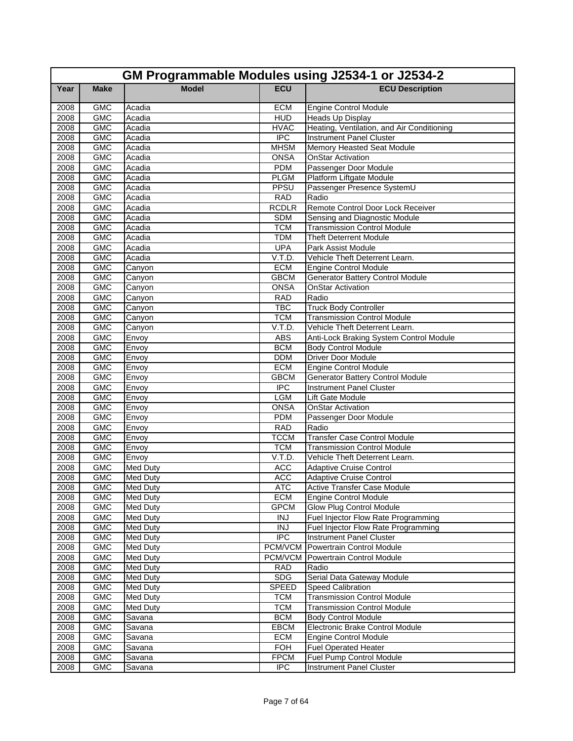| GM Programmable Modules using J2534-1 or J2534-2 | | | | |
|---|---|---|---|---|
| **Year** | **Make** | **Model** | **ECU** | **ECU Description** |
| 2008 | GMC | Acadia | ECM | Engine Control Module |
| 2008 | GMC | Acadia | HUD | Heads Up Display |
| 2008 | GMC | Acadia | HVAC | Heating, Ventilation, and Air Conditioning |
| 2008 | GMC | Acadia | IPC | Instrument Panel Cluster |
| 2008 | GMC | Acadia | MHSM | Memory Heasted Seat Module |
| 2008 | GMC | Acadia | ONSA | OnStar Activation |
| 2008 | GMC | Acadia | PDM | Passenger Door Module |
| 2008 | GMC | Acadia | PLGM | Platform Liftgate Module |
| 2008 | GMC | Acadia | PPSU | Passenger Presence SystemU |
| 2008 | GMC | Acadia | RAD | Radio |
| 2008 | GMC | Acadia | RCDLR | Remote Control Door Lock Receiver |
| 2008 | GMC | Acadia | SDM | Sensing and Diagnostic Module |
| 2008 | GMC | Acadia | TCM | Transmission Control Module |
| 2008 | GMC | Acadia | TDM | Theft Deterrent Module |
| 2008 | GMC | Acadia | UPA | Park Assist Module |
| 2008 | GMC | Acadia | V.T.D. | Vehicle Theft Deterrent Learn. |
| 2008 | GMC | Canyon | ECM | Engine Control Module |
| 2008 | GMC | Canyon | GBCM | Generator Battery Control Module |
| 2008 | GMC | Canyon | ONSA | OnStar Activation |
| 2008 | GMC | Canyon | RAD | Radio |
| 2008 | GMC | Canyon | TBC | Truck Body Controller |
| 2008 | GMC | Canyon | TCM | Transmission Control Module |
| 2008 | GMC | Canyon | V.T.D. | Vehicle Theft Deterrent Learn. |
| 2008 | GMC | Envoy | ABS | Anti-Lock Braking System Control Module |
| 2008 | GMC | Envoy | BCM | Body Control Module |
| 2008 | GMC | Envoy | DDM | Driver Door Module |
| 2008 | GMC | Envoy | ECM | Engine Control Module |
| 2008 | GMC | Envoy | GBCM | Generator Battery Control Module |
| 2008 | GMC | Envoy | IPC | Instrument Panel Cluster |
| 2008 | GMC | Envoy | LGM | Lift Gate Module |
| 2008 | GMC | Envoy | ONSA | OnStar Activation |
| 2008 | GMC | Envoy | PDM | Passenger Door Module |
| 2008 | GMC | Envoy | RAD | Radio |
| 2008 | GMC | Envoy | TCCM | Transfer Case Control Module |
| 2008 | GMC | Envoy | TCM | Transmission Control Module |
| 2008 | GMC | Envoy | V.T.D. | Vehicle Theft Deterrent Learn. |
| 2008 | GMC | Med Duty | ACC | Adaptive Cruise Control |
| 2008 | GMC | Med Duty | ACC | Adaptive Cruise Control |
| 2008 | GMC | Med Duty | ATC | Active Transfer Case Module |
| 2008 | GMC | Med Duty | ECM | Engine Control Module |
| 2008 | GMC | Med Duty | GPCM | Glow Plug Control Module |
| 2008 | GMC | Med Duty | INJ | Fuel Injector Flow Rate Programming |
| 2008 | GMC | Med Duty | INJ | Fuel Injector Flow Rate Programming |
| 2008 | GMC | Med Duty | IPC | Instrument Panel Cluster |
| 2008 | GMC | Med Duty | PCM/VCM | Powertrain Control Module |
| 2008 | GMC | Med Duty | PCM/VCM | Powertrain Control Module |
| 2008 | GMC | Med Duty | RAD | Radio |
| 2008 | GMC | Med Duty | SDG | Serial Data Gateway Module |
| 2008 | GMC | Med Duty | SPEED | Speed Calibration |
| 2008 | GMC | Med Duty | TCM | Transmission Control Module |
| 2008 | GMC | Med Duty | TCM | Transmission Control Module |
| 2008 | GMC | Savana | BCM | Body Control Module |
| 2008 | GMC | Savana | EBCM | Electronic Brake Control Module |
| 2008 | GMC | Savana | ECM | Engine Control Module |
| 2008 | GMC | Savana | FOH | Fuel Operated Heater |
| 2008 | GMC | Savana | FPCM | Fuel Pump Control Module |
| 2008 | GMC | Savana | IPC | Instrument Panel Cluster |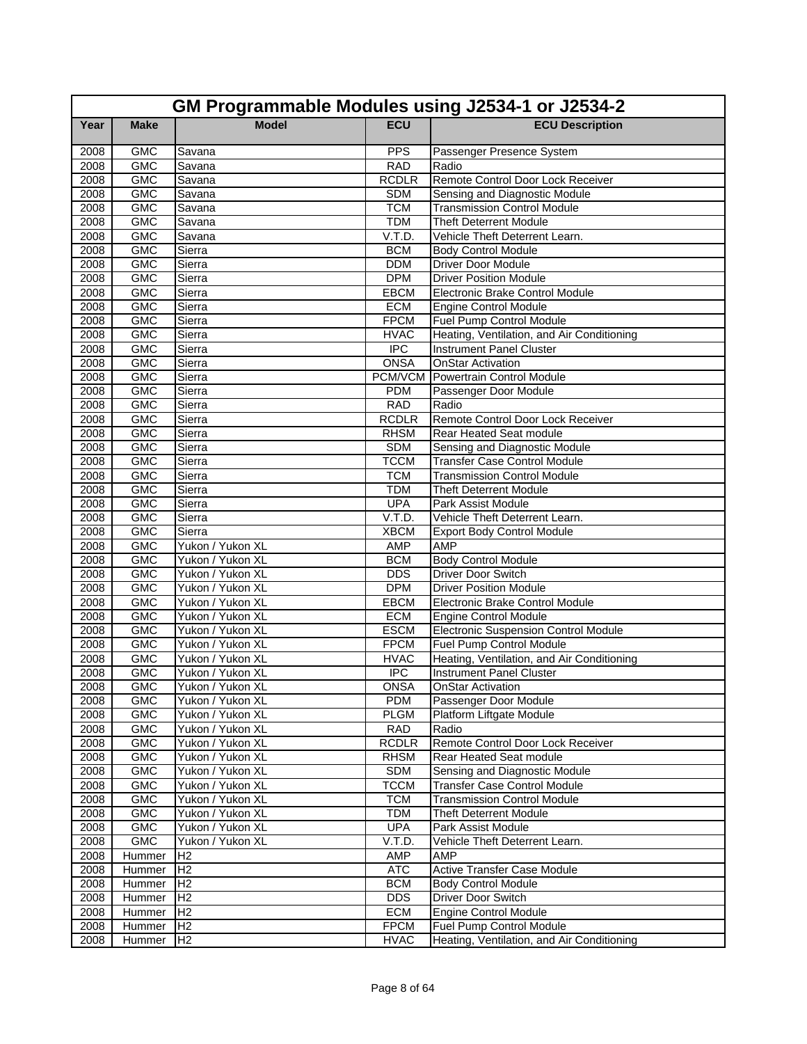# GM Programmable Modules using J2534-1 or J2534-2

| Year | Make | Model | ECU | ECU Description |
|---|---|---|---|---|
| 2008 | GMC | Savana | PPS | Passenger Presence System |
| 2008 | GMC | Savana | RAD | Radio |
| 2008 | GMC | Savana | RCDLR | Remote Control Door Lock Receiver |
| 2008 | GMC | Savana | SDM | Sensing and Diagnostic Module |
| 2008 | GMC | Savana | TCM | Transmission Control Module |
| 2008 | GMC | Savana | TDM | Theft Deterrent Module |
| 2008 | GMC | Savana | V.T.D. | Vehicle Theft Deterrent Learn. |
| 2008 | GMC | Sierra | BCM | Body Control Module |
| 2008 | GMC | Sierra | DDM | Driver Door Module |
| 2008 | GMC | Sierra | DPM | Driver Position Module |
| 2008 | GMC | Sierra | EBCM | Electronic Brake Control Module |
| 2008 | GMC | Sierra | ECM | Engine Control Module |
| 2008 | GMC | Sierra | FPCM | Fuel Pump Control Module |
| 2008 | GMC | Sierra | HVAC | Heating, Ventilation, and Air Conditioning |
| 2008 | GMC | Sierra | IPC | Instrument Panel Cluster |
| 2008 | GMC | Sierra | ONSA | OnStar Activation |
| 2008 | GMC | Sierra | PCM/VCM | Powertrain Control Module |
| 2008 | GMC | Sierra | PDM | Passenger Door Module |
| 2008 | GMC | Sierra | RAD | Radio |
| 2008 | GMC | Sierra | RCDLR | Remote Control Door Lock Receiver |
| 2008 | GMC | Sierra | RHSM | Rear Heated Seat module |
| 2008 | GMC | Sierra | SDM | Sensing and Diagnostic Module |
| 2008 | GMC | Sierra | TCCM | Transfer Case Control Module |
| 2008 | GMC | Sierra | TCM | Transmission Control Module |
| 2008 | GMC | Sierra | TDM | Theft Deterrent Module |
| 2008 | GMC | Sierra | UPA | Park Assist Module |
| 2008 | GMC | Sierra | V.T.D. | Vehicle Theft Deterrent Learn. |
| 2008 | GMC | Sierra | XBCM | Export Body Control Module |
| 2008 | GMC | Yukon / Yukon XL | AMP | AMP |
| 2008 | GMC | Yukon / Yukon XL | BCM | Body Control Module |
| 2008 | GMC | Yukon / Yukon XL | DDS | Driver Door Switch |
| 2008 | GMC | Yukon / Yukon XL | DPM | Driver Position Module |
| 2008 | GMC | Yukon / Yukon XL | EBCM | Electronic Brake Control Module |
| 2008 | GMC | Yukon / Yukon XL | ECM | Engine Control Module |
| 2008 | GMC | Yukon / Yukon XL | ESCM | Electronic Suspension Control Module |
| 2008 | GMC | Yukon / Yukon XL | FPCM | Fuel Pump Control Module |
| 2008 | GMC | Yukon / Yukon XL | HVAC | Heating, Ventilation, and Air Conditioning |
| 2008 | GMC | Yukon / Yukon XL | IPC | Instrument Panel Cluster |
| 2008 | GMC | Yukon / Yukon XL | ONSA | OnStar Activation |
| 2008 | GMC | Yukon / Yukon XL | PDM | Passenger Door Module |
| 2008 | GMC | Yukon / Yukon XL | PLGM | Platform Liftgate Module |
| 2008 | GMC | Yukon / Yukon XL | RAD | Radio |
| 2008 | GMC | Yukon / Yukon XL | RCDLR | Remote Control Door Lock Receiver |
| 2008 | GMC | Yukon / Yukon XL | RHSM | Rear Heated Seat module |
| 2008 | GMC | Yukon / Yukon XL | SDM | Sensing and Diagnostic Module |
| 2008 | GMC | Yukon / Yukon XL | TCCM | Transfer Case Control Module |
| 2008 | GMC | Yukon / Yukon XL | TCM | Transmission Control Module |
| 2008 | GMC | Yukon / Yukon XL | TDM | Theft Deterrent Module |
| 2008 | GMC | Yukon / Yukon XL | UPA | Park Assist Module |
| 2008 | GMC | Yukon / Yukon XL | V.T.D. | Vehicle Theft Deterrent Learn. |
| 2008 | Hummer | H2 | AMP | AMP |
| 2008 | Hummer | H2 | ATC | Active Transfer Case Module |
| 2008 | Hummer | H2 | BCM | Body Control Module |
| 2008 | Hummer | H2 | DDS | Driver Door Switch |
| 2008 | Hummer | H2 | ECM | Engine Control Module |
| 2008 | Hummer | H2 | FPCM | Fuel Pump Control Module |
| 2008 | Hummer | H2 | HVAC | Heating, Ventilation, and Air Conditioning |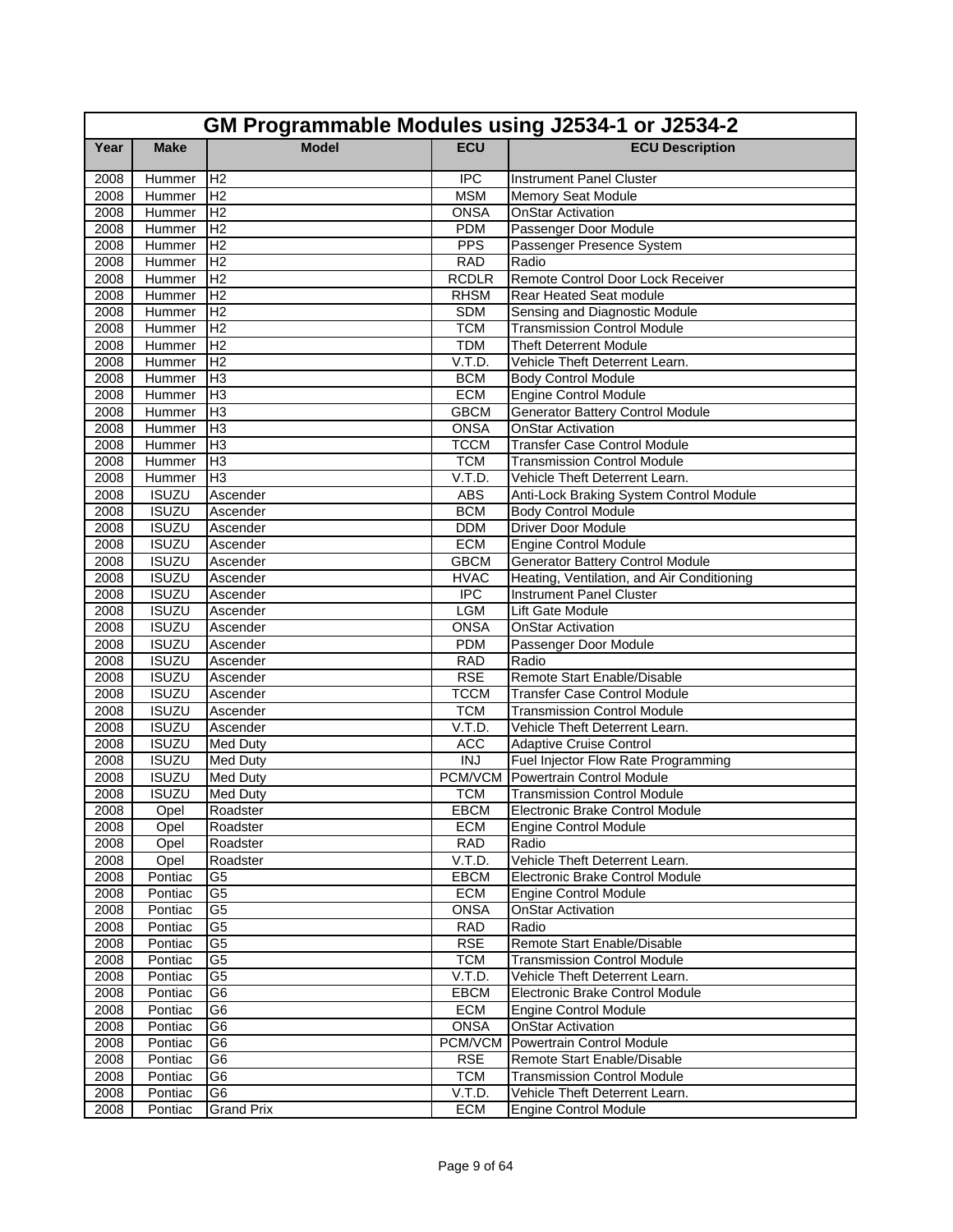# GM Programmable Modules using J2534-1 or J2534-2

| Year | Make | Model | ECU | ECU Description |
|---|---|---|---|---|
| 2008 | Hummer | H2 | IPC | Instrument Panel Cluster |
| 2008 | Hummer | H2 | MSM | Memory Seat Module |
| 2008 | Hummer | H2 | ONSA | OnStar Activation |
| 2008 | Hummer | H2 | PDM | Passenger Door Module |
| 2008 | Hummer | H2 | PPS | Passenger Presence System |
| 2008 | Hummer | H2 | RAD | Radio |
| 2008 | Hummer | H2 | RCDLR | Remote Control Door Lock Receiver |
| 2008 | Hummer | H2 | RHSM | Rear Heated Seat module |
| 2008 | Hummer | H2 | SDM | Sensing and Diagnostic Module |
| 2008 | Hummer | H2 | TCM | Transmission Control Module |
| 2008 | Hummer | H2 | TDM | Theft Deterrent Module |
| 2008 | Hummer | H2 | V.T.D. | Vehicle Theft Deterrent Learn. |
| 2008 | Hummer | H3 | BCM | Body Control Module |
| 2008 | Hummer | H3 | ECM | Engine Control Module |
| 2008 | Hummer | H3 | GBCM | Generator Battery Control Module |
| 2008 | Hummer | H3 | ONSA | OnStar Activation |
| 2008 | Hummer | H3 | TCCM | Transfer Case Control Module |
| 2008 | Hummer | H3 | TCM | Transmission Control Module |
| 2008 | Hummer | H3 | V.T.D. | Vehicle Theft Deterrent Learn. |
| 2008 | ISUZU | Ascender | ABS | Anti-Lock Braking System Control Module |
| 2008 | ISUZU | Ascender | BCM | Body Control Module |
| 2008 | ISUZU | Ascender | DDM | Driver Door Module |
| 2008 | ISUZU | Ascender | ECM | Engine Control Module |
| 2008 | ISUZU | Ascender | GBCM | Generator Battery Control Module |
| 2008 | ISUZU | Ascender | HVAC | Heating, Ventilation, and Air Conditioning |
| 2008 | ISUZU | Ascender | IPC | Instrument Panel Cluster |
| 2008 | ISUZU | Ascender | LGM | Lift Gate Module |
| 2008 | ISUZU | Ascender | ONSA | OnStar Activation |
| 2008 | ISUZU | Ascender | PDM | Passenger Door Module |
| 2008 | ISUZU | Ascender | RAD | Radio |
| 2008 | ISUZU | Ascender | RSE | Remote Start Enable/Disable |
| 2008 | ISUZU | Ascender | TCCM | Transfer Case Control Module |
| 2008 | ISUZU | Ascender | TCM | Transmission Control Module |
| 2008 | ISUZU | Ascender | V.T.D. | Vehicle Theft Deterrent Learn. |
| 2008 | ISUZU | Med Duty | ACC | Adaptive Cruise Control |
| 2008 | ISUZU | Med Duty | INJ | Fuel Injector Flow Rate Programming |
| 2008 | ISUZU | Med Duty | PCM/VCM | Powertrain Control Module |
| 2008 | ISUZU | Med Duty | TCM | Transmission Control Module |
| 2008 | Opel | Roadster | EBCM | Electronic Brake Control Module |
| 2008 | Opel | Roadster | ECM | Engine Control Module |
| 2008 | Opel | Roadster | RAD | Radio |
| 2008 | Opel | Roadster | V.T.D. | Vehicle Theft Deterrent Learn. |
| 2008 | Pontiac | G5 | EBCM | Electronic Brake Control Module |
| 2008 | Pontiac | G5 | ECM | Engine Control Module |
| 2008 | Pontiac | G5 | ONSA | OnStar Activation |
| 2008 | Pontiac | G5 | RAD | Radio |
| 2008 | Pontiac | G5 | RSE | Remote Start Enable/Disable |
| 2008 | Pontiac | G5 | TCM | Transmission Control Module |
| 2008 | Pontiac | G5 | V.T.D. | Vehicle Theft Deterrent Learn. |
| 2008 | Pontiac | G6 | EBCM | Electronic Brake Control Module |
| 2008 | Pontiac | G6 | ECM | Engine Control Module |
| 2008 | Pontiac | G6 | ONSA | OnStar Activation |
| 2008 | Pontiac | G6 | PCM/VCM | Powertrain Control Module |
| 2008 | Pontiac | G6 | RSE | Remote Start Enable/Disable |
| 2008 | Pontiac | G6 | TCM | Transmission Control Module |
| 2008 | Pontiac | G6 | V.T.D. | Vehicle Theft Deterrent Learn. |
| 2008 | Pontiac | Grand Prix | ECM | Engine Control Module |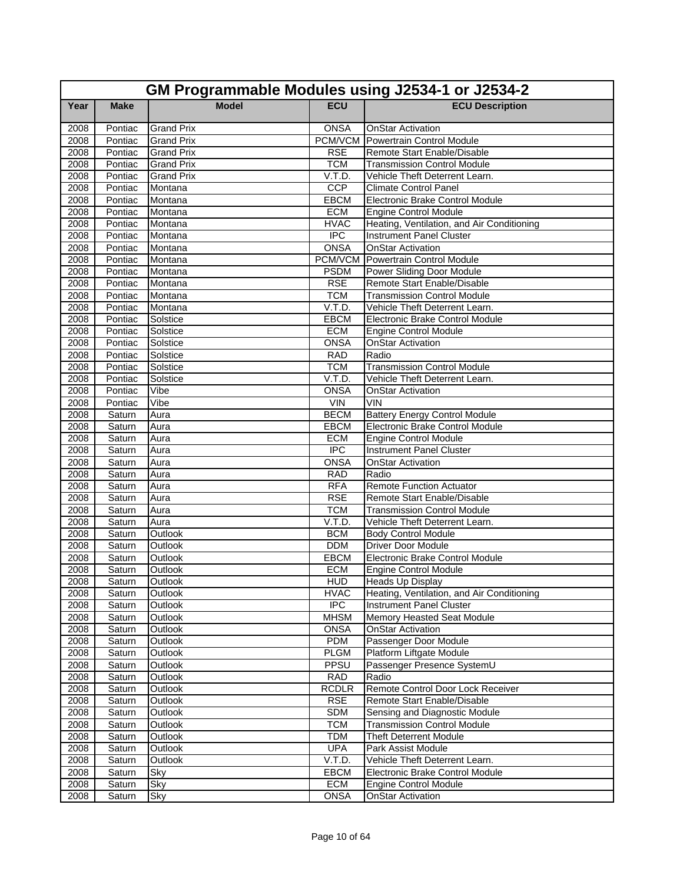| GM Programmable Modules using J2534-1 or J2534-2 | | | | |
|---|---|---|---|---|
| **Year** | **Make** | **Model** | **ECU** | **ECU Description** |
| 2008 | Pontiac | Grand Prix | ONSA | OnStar Activation |
| 2008 | Pontiac | Grand Prix | PCM/VCM | Powertrain Control Module |
| 2008 | Pontiac | Grand Prix | RSE | Remote Start Enable/Disable |
| 2008 | Pontiac | Grand Prix | TCM | Transmission Control Module |
| 2008 | Pontiac | Grand Prix | V.T.D. | Vehicle Theft Deterrent Learn. |
| 2008 | Pontiac | Montana | CCP | Climate Control Panel |
| 2008 | Pontiac | Montana | EBCM | Electronic Brake Control Module |
| 2008 | Pontiac | Montana | ECM | Engine Control Module |
| 2008 | Pontiac | Montana | HVAC | Heating, Ventilation, and Air Conditioning |
| 2008 | Pontiac | Montana | IPC | Instrument Panel Cluster |
| 2008 | Pontiac | Montana | ONSA | OnStar Activation |
| 2008 | Pontiac | Montana | PCM/VCM | Powertrain Control Module |
| 2008 | Pontiac | Montana | PSDM | Power Sliding Door Module |
| 2008 | Pontiac | Montana | RSE | Remote Start Enable/Disable |
| 2008 | Pontiac | Montana | TCM | Transmission Control Module |
| 2008 | Pontiac | Montana | V.T.D. | Vehicle Theft Deterrent Learn. |
| 2008 | Pontiac | Solstice | EBCM | Electronic Brake Control Module |
| 2008 | Pontiac | Solstice | ECM | Engine Control Module |
| 2008 | Pontiac | Solstice | ONSA | OnStar Activation |
| 2008 | Pontiac | Solstice | RAD | Radio |
| 2008 | Pontiac | Solstice | TCM | Transmission Control Module |
| 2008 | Pontiac | Solstice | V.T.D. | Vehicle Theft Deterrent Learn. |
| 2008 | Pontiac | Vibe | ONSA | OnStar Activation |
| 2008 | Pontiac | Vibe | VIN | VIN |
| 2008 | Saturn | Aura | BECM | Battery Energy Control Module |
| 2008 | Saturn | Aura | EBCM | Electronic Brake Control Module |
| 2008 | Saturn | Aura | ECM | Engine Control Module |
| 2008 | Saturn | Aura | IPC | Instrument Panel Cluster |
| 2008 | Saturn | Aura | ONSA | OnStar Activation |
| 2008 | Saturn | Aura | RAD | Radio |
| 2008 | Saturn | Aura | RFA | Remote Function Actuator |
| 2008 | Saturn | Aura | RSE | Remote Start Enable/Disable |
| 2008 | Saturn | Aura | TCM | Transmission Control Module |
| 2008 | Saturn | Aura | V.T.D. | Vehicle Theft Deterrent Learn. |
| 2008 | Saturn | Outlook | BCM | Body Control Module |
| 2008 | Saturn | Outlook | DDM | Driver Door Module |
| 2008 | Saturn | Outlook | EBCM | Electronic Brake Control Module |
| 2008 | Saturn | Outlook | ECM | Engine Control Module |
| 2008 | Saturn | Outlook | HUD | Heads Up Display |
| 2008 | Saturn | Outlook | HVAC | Heating, Ventilation, and Air Conditioning |
| 2008 | Saturn | Outlook | IPC | Instrument Panel Cluster |
| 2008 | Saturn | Outlook | MHSM | Memory Heasted Seat Module |
| 2008 | Saturn | Outlook | ONSA | OnStar Activation |
| 2008 | Saturn | Outlook | PDM | Passenger Door Module |
| 2008 | Saturn | Outlook | PLGM | Platform Liftgate Module |
| 2008 | Saturn | Outlook | PPSU | Passenger Presence SystemU |
| 2008 | Saturn | Outlook | RAD | Radio |
| 2008 | Saturn | Outlook | RCDLR | Remote Control Door Lock Receiver |
| 2008 | Saturn | Outlook | RSE | Remote Start Enable/Disable |
| 2008 | Saturn | Outlook | SDM | Sensing and Diagnostic Module |
| 2008 | Saturn | Outlook | TCM | Transmission Control Module |
| 2008 | Saturn | Outlook | TDM | Theft Deterrent Module |
| 2008 | Saturn | Outlook | UPA | Park Assist Module |
| 2008 | Saturn | Outlook | V.T.D. | Vehicle Theft Deterrent Learn. |
| 2008 | Saturn | Sky | EBCM | Electronic Brake Control Module |
| 2008 | Saturn | Sky | ECM | Engine Control Module |
| 2008 | Saturn | Sky | ONSA | OnStar Activation |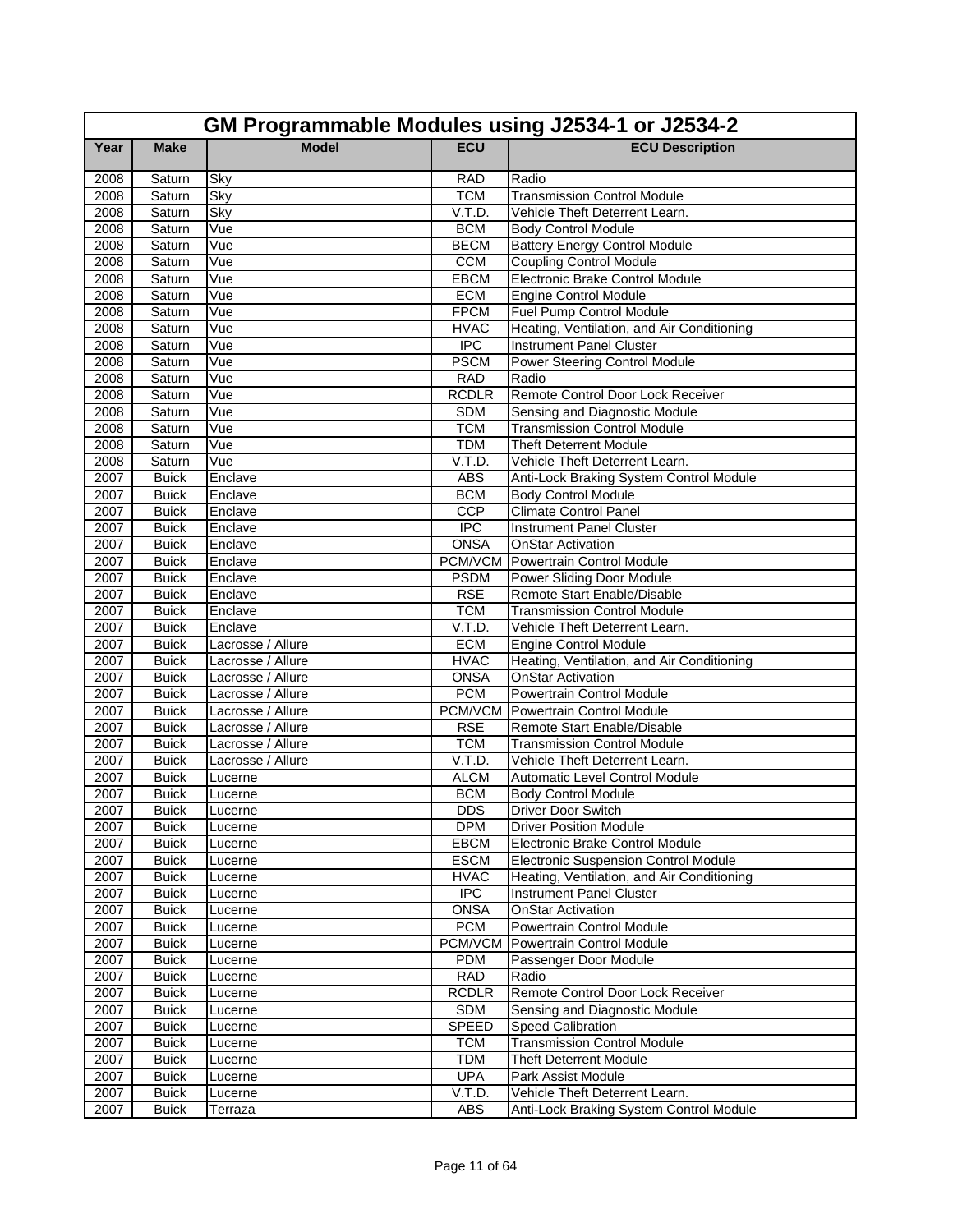| GM Programmable Modules using J2534-1 or J2534-2 | | | | |
|---|---|---|---|---|
| **Year** | **Make** | **Model** | **ECU** | **ECU Description** |
| 2008 | Saturn | Sky | RAD | Radio |
| 2008 | Saturn | Sky | TCM | Transmission Control Module |
| 2008 | Saturn | Sky | V.T.D. | Vehicle Theft Deterrent Learn. |
| 2008 | Saturn | Vue | BCM | Body Control Module |
| 2008 | Saturn | Vue | BECM | Battery Energy Control Module |
| 2008 | Saturn | Vue | CCM | Coupling Control Module |
| 2008 | Saturn | Vue | EBCM | Electronic Brake Control Module |
| 2008 | Saturn | Vue | ECM | Engine Control Module |
| 2008 | Saturn | Vue | FPCM | Fuel Pump Control Module |
| 2008 | Saturn | Vue | HVAC | Heating, Ventilation, and Air Conditioning |
| 2008 | Saturn | Vue | IPC | Instrument Panel Cluster |
| 2008 | Saturn | Vue | PSCM | Power Steering Control Module |
| 2008 | Saturn | Vue | RAD | Radio |
| 2008 | Saturn | Vue | RCDLR | Remote Control Door Lock Receiver |
| 2008 | Saturn | Vue | SDM | Sensing and Diagnostic Module |
| 2008 | Saturn | Vue | TCM | Transmission Control Module |
| 2008 | Saturn | Vue | TDM | Theft Deterrent Module |
| 2008 | Saturn | Vue | V.T.D. | Vehicle Theft Deterrent Learn. |
| 2007 | Buick | Enclave | ABS | Anti-Lock Braking System Control Module |
| 2007 | Buick | Enclave | BCM | Body Control Module |
| 2007 | Buick | Enclave | CCP | Climate Control Panel |
| 2007 | Buick | Enclave | IPC | Instrument Panel Cluster |
| 2007 | Buick | Enclave | ONSA | OnStar Activation |
| 2007 | Buick | Enclave | PCM/VCM | Powertrain Control Module |
| 2007 | Buick | Enclave | PSDM | Power Sliding Door Module |
| 2007 | Buick | Enclave | RSE | Remote Start Enable/Disable |
| 2007 | Buick | Enclave | TCM | Transmission Control Module |
| 2007 | Buick | Enclave | V.T.D. | Vehicle Theft Deterrent Learn. |
| 2007 | Buick | Lacrosse / Allure | ECM | Engine Control Module |
| 2007 | Buick | Lacrosse / Allure | HVAC | Heating, Ventilation, and Air Conditioning |
| 2007 | Buick | Lacrosse / Allure | ONSA | OnStar Activation |
| 2007 | Buick | Lacrosse / Allure | PCM | Powertrain Control Module |
| 2007 | Buick | Lacrosse / Allure | PCM/VCM | Powertrain Control Module |
| 2007 | Buick | Lacrosse / Allure | RSE | Remote Start Enable/Disable |
| 2007 | Buick | Lacrosse / Allure | TCM | Transmission Control Module |
| 2007 | Buick | Lacrosse / Allure | V.T.D. | Vehicle Theft Deterrent Learn. |
| 2007 | Buick | Lucerne | ALCM | Automatic Level Control Module |
| 2007 | Buick | Lucerne | BCM | Body Control Module |
| 2007 | Buick | Lucerne | DDS | Driver Door Switch |
| 2007 | Buick | Lucerne | DPM | Driver Position Module |
| 2007 | Buick | Lucerne | EBCM | Electronic Brake Control Module |
| 2007 | Buick | Lucerne | ESCM | Electronic Suspension Control Module |
| 2007 | Buick | Lucerne | HVAC | Heating, Ventilation, and Air Conditioning |
| 2007 | Buick | Lucerne | IPC | Instrument Panel Cluster |
| 2007 | Buick | Lucerne | ONSA | OnStar Activation |
| 2007 | Buick | Lucerne | PCM | Powertrain Control Module |
| 2007 | Buick | Lucerne | PCM/VCM | Powertrain Control Module |
| 2007 | Buick | Lucerne | PDM | Passenger Door Module |
| 2007 | Buick | Lucerne | RAD | Radio |
| 2007 | Buick | Lucerne | RCDLR | Remote Control Door Lock Receiver |
| 2007 | Buick | Lucerne | SDM | Sensing and Diagnostic Module |
| 2007 | Buick | Lucerne | SPEED | Speed Calibration |
| 2007 | Buick | Lucerne | TCM | Transmission Control Module |
| 2007 | Buick | Lucerne | TDM | Theft Deterrent Module |
| 2007 | Buick | Lucerne | UPA | Park Assist Module |
| 2007 | Buick | Lucerne | V.T.D. | Vehicle Theft Deterrent Learn. |
| 2007 | Buick | Terraza | ABS | Anti-Lock Braking System Control Module |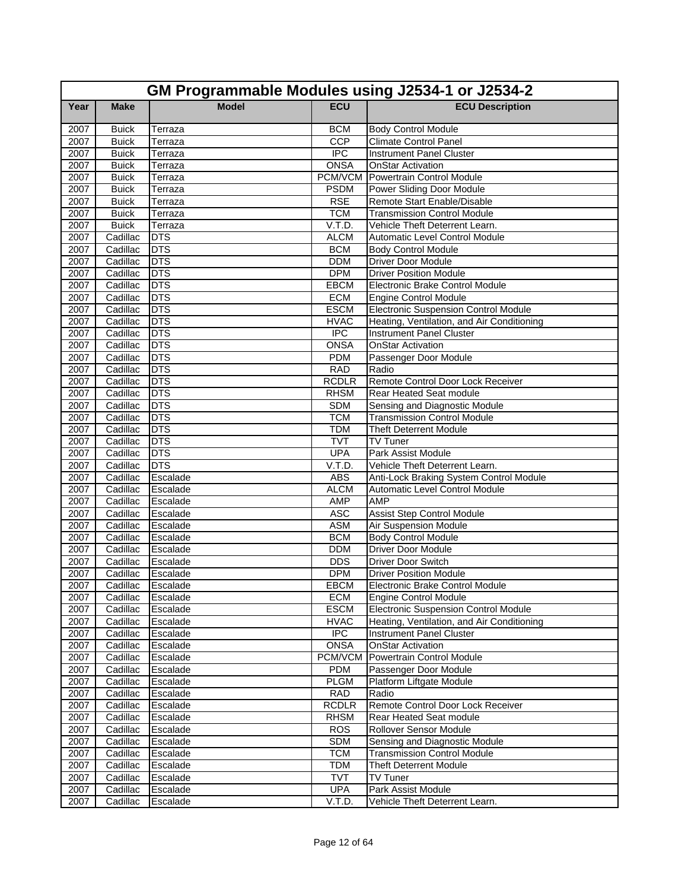| GM Programmable Modules using J2534-1 or J2534-2 | | | | |
|---|---|---|---|---|
| **Year** | **Make** | **Model** | **ECU** | **ECU Description** |
| 2007 | Buick | Terraza | BCM | Body Control Module |
| 2007 | Buick | Terraza | CCP | Climate Control Panel |
| 2007 | Buick | Terraza | IPC | Instrument Panel Cluster |
| 2007 | Buick | Terraza | ONSA | OnStar Activation |
| 2007 | Buick | Terraza | PCM/VCM | Powertrain Control Module |
| 2007 | Buick | Terraza | PSDM | Power Sliding Door Module |
| 2007 | Buick | Terraza | RSE | Remote Start Enable/Disable |
| 2007 | Buick | Terraza | TCM | Transmission Control Module |
| 2007 | Buick | Terraza | V.T.D. | Vehicle Theft Deterrent Learn. |
| 2007 | Cadillac | DTS | ALCM | Automatic Level Control Module |
| 2007 | Cadillac | DTS | BCM | Body Control Module |
| 2007 | Cadillac | DTS | DDM | Driver Door Module |
| 2007 | Cadillac | DTS | DPM | Driver Position Module |
| 2007 | Cadillac | DTS | EBCM | Electronic Brake Control Module |
| 2007 | Cadillac | DTS | ECM | Engine Control Module |
| 2007 | Cadillac | DTS | ESCM | Electronic Suspension Control Module |
| 2007 | Cadillac | DTS | HVAC | Heating, Ventilation, and Air Conditioning |
| 2007 | Cadillac | DTS | IPC | Instrument Panel Cluster |
| 2007 | Cadillac | DTS | ONSA | OnStar Activation |
| 2007 | Cadillac | DTS | PDM | Passenger Door Module |
| 2007 | Cadillac | DTS | RAD | Radio |
| 2007 | Cadillac | DTS | RCDLR | Remote Control Door Lock Receiver |
| 2007 | Cadillac | DTS | RHSM | Rear Heated Seat module |
| 2007 | Cadillac | DTS | SDM | Sensing and Diagnostic Module |
| 2007 | Cadillac | DTS | TCM | Transmission Control Module |
| 2007 | Cadillac | DTS | TDM | Theft Deterrent Module |
| 2007 | Cadillac | DTS | TVT | TV Tuner |
| 2007 | Cadillac | DTS | UPA | Park Assist Module |
| 2007 | Cadillac | DTS | V.T.D. | Vehicle Theft Deterrent Learn. |
| 2007 | Cadillac | Escalade | ABS | Anti-Lock Braking System Control Module |
| 2007 | Cadillac | Escalade | ALCM | Automatic Level Control Module |
| 2007 | Cadillac | Escalade | AMP | AMP |
| 2007 | Cadillac | Escalade | ASC | Assist Step Control Module |
| 2007 | Cadillac | Escalade | ASM | Air Suspension Module |
| 2007 | Cadillac | Escalade | BCM | Body Control Module |
| 2007 | Cadillac | Escalade | DDM | Driver Door Module |
| 2007 | Cadillac | Escalade | DDS | Driver Door Switch |
| 2007 | Cadillac | Escalade | DPM | Driver Position Module |
| 2007 | Cadillac | Escalade | EBCM | Electronic Brake Control Module |
| 2007 | Cadillac | Escalade | ECM | Engine Control Module |
| 2007 | Cadillac | Escalade | ESCM | Electronic Suspension Control Module |
| 2007 | Cadillac | Escalade | HVAC | Heating, Ventilation, and Air Conditioning |
| 2007 | Cadillac | Escalade | IPC | Instrument Panel Cluster |
| 2007 | Cadillac | Escalade | ONSA | OnStar Activation |
| 2007 | Cadillac | Escalade | PCM/VCM | Powertrain Control Module |
| 2007 | Cadillac | Escalade | PDM | Passenger Door Module |
| 2007 | Cadillac | Escalade | PLGM | Platform Liftgate Module |
| 2007 | Cadillac | Escalade | RAD | Radio |
| 2007 | Cadillac | Escalade | RCDLR | Remote Control Door Lock Receiver |
| 2007 | Cadillac | Escalade | RHSM | Rear Heated Seat module |
| 2007 | Cadillac | Escalade | ROS | Rollover Sensor Module |
| 2007 | Cadillac | Escalade | SDM | Sensing and Diagnostic Module |
| 2007 | Cadillac | Escalade | TCM | Transmission Control Module |
| 2007 | Cadillac | Escalade | TDM | Theft Deterrent Module |
| 2007 | Cadillac | Escalade | TVT | TV Tuner |
| 2007 | Cadillac | Escalade | UPA | Park Assist Module |
| 2007 | Cadillac | Escalade | V.T.D. | Vehicle Theft Deterrent Learn. |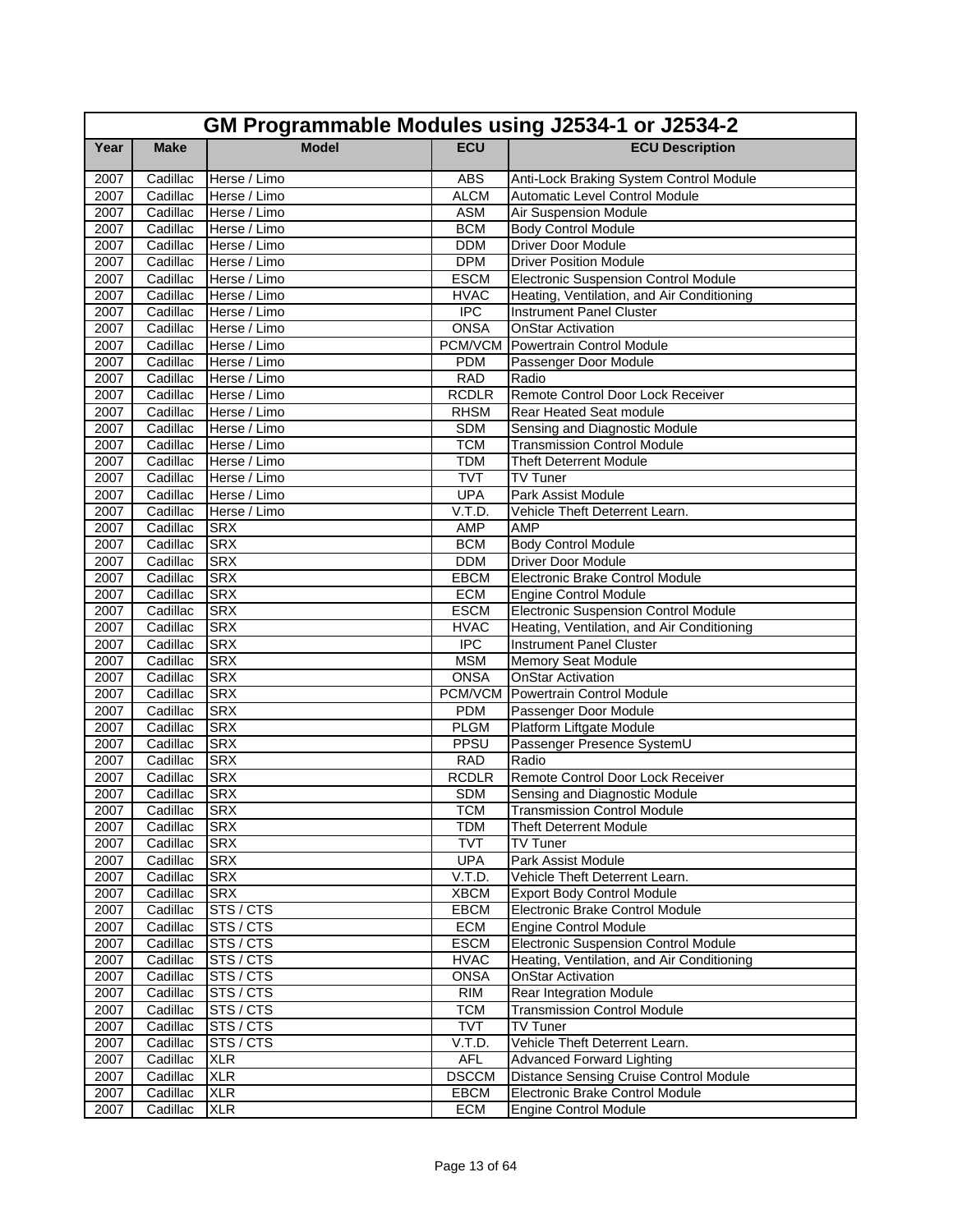| GM Programmable Modules using J2534-1 or J2534-2 | | | | |
|---|---|---|---|---|
| **Year** | **Make** | **Model** | **ECU** | **ECU Description** |
| 2007 | Cadillac | Herse / Limo | ABS | Anti-Lock Braking System Control Module |
| 2007 | Cadillac | Herse / Limo | ALCM | Automatic Level Control Module |
| 2007 | Cadillac | Herse / Limo | ASM | Air Suspension Module |
| 2007 | Cadillac | Herse / Limo | BCM | Body Control Module |
| 2007 | Cadillac | Herse / Limo | DDM | Driver Door Module |
| 2007 | Cadillac | Herse / Limo | DPM | Driver Position Module |
| 2007 | Cadillac | Herse / Limo | ESCM | Electronic Suspension Control Module |
| 2007 | Cadillac | Herse / Limo | HVAC | Heating, Ventilation, and Air Conditioning |
| 2007 | Cadillac | Herse / Limo | IPC | Instrument Panel Cluster |
| 2007 | Cadillac | Herse / Limo | ONSA | OnStar Activation |
| 2007 | Cadillac | Herse / Limo | PCM/VCM | Powertrain Control Module |
| 2007 | Cadillac | Herse / Limo | PDM | Passenger Door Module |
| 2007 | Cadillac | Herse / Limo | RAD | Radio |
| 2007 | Cadillac | Herse / Limo | RCDLR | Remote Control Door Lock Receiver |
| 2007 | Cadillac | Herse / Limo | RHSM | Rear Heated Seat module |
| 2007 | Cadillac | Herse / Limo | SDM | Sensing and Diagnostic Module |
| 2007 | Cadillac | Herse / Limo | TCM | Transmission Control Module |
| 2007 | Cadillac | Herse / Limo | TDM | Theft Deterrent Module |
| 2007 | Cadillac | Herse / Limo | TVT | TV Tuner |
| 2007 | Cadillac | Herse / Limo | UPA | Park Assist Module |
| 2007 | Cadillac | Herse / Limo | V.T.D. | Vehicle Theft Deterrent Learn. |
| 2007 | Cadillac | SRX | AMP | AMP |
| 2007 | Cadillac | SRX | BCM | Body Control Module |
| 2007 | Cadillac | SRX | DDM | Driver Door Module |
| 2007 | Cadillac | SRX | EBCM | Electronic Brake Control Module |
| 2007 | Cadillac | SRX | ECM | Engine Control Module |
| 2007 | Cadillac | SRX | ESCM | Electronic Suspension Control Module |
| 2007 | Cadillac | SRX | HVAC | Heating, Ventilation, and Air Conditioning |
| 2007 | Cadillac | SRX | IPC | Instrument Panel Cluster |
| 2007 | Cadillac | SRX | MSM | Memory Seat Module |
| 2007 | Cadillac | SRX | ONSA | OnStar Activation |
| 2007 | Cadillac | SRX | PCM/VCM | Powertrain Control Module |
| 2007 | Cadillac | SRX | PDM | Passenger Door Module |
| 2007 | Cadillac | SRX | PLGM | Platform Liftgate Module |
| 2007 | Cadillac | SRX | PPSU | Passenger Presence SystemU |
| 2007 | Cadillac | SRX | RAD | Radio |
| 2007 | Cadillac | SRX | RCDLR | Remote Control Door Lock Receiver |
| 2007 | Cadillac | SRX | SDM | Sensing and Diagnostic Module |
| 2007 | Cadillac | SRX | TCM | Transmission Control Module |
| 2007 | Cadillac | SRX | TDM | Theft Deterrent Module |
| 2007 | Cadillac | SRX | TVT | TV Tuner |
| 2007 | Cadillac | SRX | UPA | Park Assist Module |
| 2007 | Cadillac | SRX | V.T.D. | Vehicle Theft Deterrent Learn. |
| 2007 | Cadillac | SRX | XBCM | Export Body Control Module |
| 2007 | Cadillac | STS / CTS | EBCM | Electronic Brake Control Module |
| 2007 | Cadillac | STS / CTS | ECM | Engine Control Module |
| 2007 | Cadillac | STS / CTS | ESCM | Electronic Suspension Control Module |
| 2007 | Cadillac | STS / CTS | HVAC | Heating, Ventilation, and Air Conditioning |
| 2007 | Cadillac | STS / CTS | ONSA | OnStar Activation |
| 2007 | Cadillac | STS / CTS | RIM | Rear Integration Module |
| 2007 | Cadillac | STS / CTS | TCM | Transmission Control Module |
| 2007 | Cadillac | STS / CTS | TVT | TV Tuner |
| 2007 | Cadillac | STS / CTS | V.T.D. | Vehicle Theft Deterrent Learn. |
| 2007 | Cadillac | XLR | AFL | Advanced Forward Lighting |
| 2007 | Cadillac | XLR | DSCCM | Distance Sensing Cruise Control Module |
| 2007 | Cadillac | XLR | EBCM | Electronic Brake Control Module |
| 2007 | Cadillac | XLR | ECM | Engine Control Module |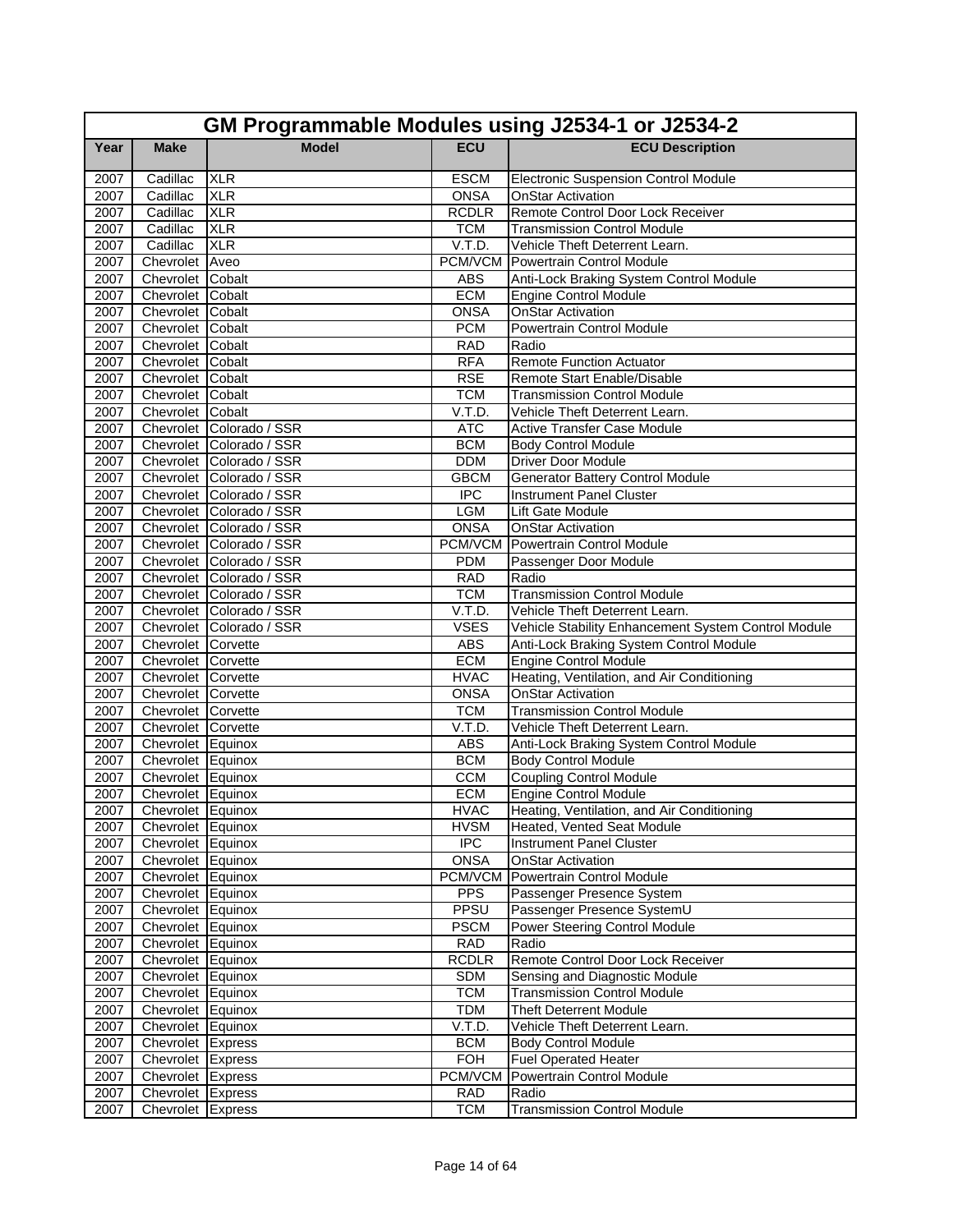## GM Programmable Modules using J2534-1 or J2534-2

| Year | Make | Model | ECU | ECU Description |
|---|---|---|---|---|
| 2007 | Cadillac | XLR | ESCM | Electronic Suspension Control Module |
| 2007 | Cadillac | XLR | ONSA | OnStar Activation |
| 2007 | Cadillac | XLR | RCDLR | Remote Control Door Lock Receiver |
| 2007 | Cadillac | XLR | TCM | Transmission Control Module |
| 2007 | Cadillac | XLR | V.T.D. | Vehicle Theft Deterrent Learn. |
| 2007 | Chevrolet | Aveo | PCM/VCM | Powertrain Control Module |
| 2007 | Chevrolet | Cobalt | ABS | Anti-Lock Braking System Control Module |
| 2007 | Chevrolet | Cobalt | ECM | Engine Control Module |
| 2007 | Chevrolet | Cobalt | ONSA | OnStar Activation |
| 2007 | Chevrolet | Cobalt | PCM | Powertrain Control Module |
| 2007 | Chevrolet | Cobalt | RAD | Radio |
| 2007 | Chevrolet | Cobalt | RFA | Remote Function Actuator |
| 2007 | Chevrolet | Cobalt | RSE | Remote Start Enable/Disable |
| 2007 | Chevrolet | Cobalt | TCM | Transmission Control Module |
| 2007 | Chevrolet | Cobalt | V.T.D. | Vehicle Theft Deterrent Learn. |
| 2007 | Chevrolet | Colorado / SSR | ATC | Active Transfer Case Module |
| 2007 | Chevrolet | Colorado / SSR | BCM | Body Control Module |
| 2007 | Chevrolet | Colorado / SSR | DDM | Driver Door Module |
| 2007 | Chevrolet | Colorado / SSR | GBCM | Generator Battery Control Module |
| 2007 | Chevrolet | Colorado / SSR | IPC | Instrument Panel Cluster |
| 2007 | Chevrolet | Colorado / SSR | LGM | Lift Gate Module |
| 2007 | Chevrolet | Colorado / SSR | ONSA | OnStar Activation |
| 2007 | Chevrolet | Colorado / SSR | PCM/VCM | Powertrain Control Module |
| 2007 | Chevrolet | Colorado / SSR | PDM | Passenger Door Module |
| 2007 | Chevrolet | Colorado / SSR | RAD | Radio |
| 2007 | Chevrolet | Colorado / SSR | TCM | Transmission Control Module |
| 2007 | Chevrolet | Colorado / SSR | V.T.D. | Vehicle Theft Deterrent Learn. |
| 2007 | Chevrolet | Colorado / SSR | VSES | Vehicle Stability Enhancement System Control Module |
| 2007 | Chevrolet | Corvette | ABS | Anti-Lock Braking System Control Module |
| 2007 | Chevrolet | Corvette | ECM | Engine Control Module |
| 2007 | Chevrolet | Corvette | HVAC | Heating, Ventilation, and Air Conditioning |
| 2007 | Chevrolet | Corvette | ONSA | OnStar Activation |
| 2007 | Chevrolet | Corvette | TCM | Transmission Control Module |
| 2007 | Chevrolet | Corvette | V.T.D. | Vehicle Theft Deterrent Learn. |
| 2007 | Chevrolet | Equinox | ABS | Anti-Lock Braking System Control Module |
| 2007 | Chevrolet | Equinox | BCM | Body Control Module |
| 2007 | Chevrolet | Equinox | CCM | Coupling Control Module |
| 2007 | Chevrolet | Equinox | ECM | Engine Control Module |
| 2007 | Chevrolet | Equinox | HVAC | Heating, Ventilation, and Air Conditioning |
| 2007 | Chevrolet | Equinox | HVSM | Heated, Vented Seat Module |
| 2007 | Chevrolet | Equinox | IPC | Instrument Panel Cluster |
| 2007 | Chevrolet | Equinox | ONSA | OnStar Activation |
| 2007 | Chevrolet | Equinox | PCM/VCM | Powertrain Control Module |
| 2007 | Chevrolet | Equinox | PPS | Passenger Presence System |
| 2007 | Chevrolet | Equinox | PPSU | Passenger Presence SystemU |
| 2007 | Chevrolet | Equinox | PSCM | Power Steering Control Module |
| 2007 | Chevrolet | Equinox | RAD | Radio |
| 2007 | Chevrolet | Equinox | RCDLR | Remote Control Door Lock Receiver |
| 2007 | Chevrolet | Equinox | SDM | Sensing and Diagnostic Module |
| 2007 | Chevrolet | Equinox | TCM | Transmission Control Module |
| 2007 | Chevrolet | Equinox | TDM | Theft Deterrent Module |
| 2007 | Chevrolet | Equinox | V.T.D. | Vehicle Theft Deterrent Learn. |
| 2007 | Chevrolet | Express | BCM | Body Control Module |
| 2007 | Chevrolet | Express | FOH | Fuel Operated Heater |
| 2007 | Chevrolet | Express | PCM/VCM | Powertrain Control Module |
| 2007 | Chevrolet | Express | RAD | Radio |
| 2007 | Chevrolet | Express | TCM | Transmission Control Module |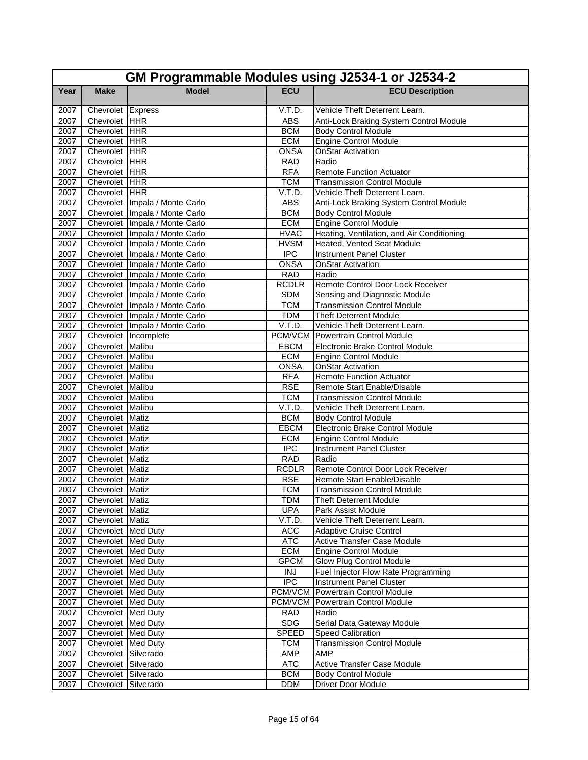## GM Programmable Modules using J2534-1 or J2534-2

| Year | Make | Model | ECU | ECU Description |
|---|---|---|---|---|
| 2007 | Chevrolet | Express | V.T.D. | Vehicle Theft Deterrent Learn. |
| 2007 | Chevrolet | HHR | ABS | Anti-Lock Braking System Control Module |
| 2007 | Chevrolet | HHR | BCM | Body Control Module |
| 2007 | Chevrolet | HHR | ECM | Engine Control Module |
| 2007 | Chevrolet | HHR | ONSA | OnStar Activation |
| 2007 | Chevrolet | HHR | RAD | Radio |
| 2007 | Chevrolet | HHR | RFA | Remote Function Actuator |
| 2007 | Chevrolet | HHR | TCM | Transmission Control Module |
| 2007 | Chevrolet | HHR | V.T.D. | Vehicle Theft Deterrent Learn. |
| 2007 | Chevrolet | Impala / Monte Carlo | ABS | Anti-Lock Braking System Control Module |
| 2007 | Chevrolet | Impala / Monte Carlo | BCM | Body Control Module |
| 2007 | Chevrolet | Impala / Monte Carlo | ECM | Engine Control Module |
| 2007 | Chevrolet | Impala / Monte Carlo | HVAC | Heating, Ventilation, and Air Conditioning |
| 2007 | Chevrolet | Impala / Monte Carlo | HVSM | Heated, Vented Seat Module |
| 2007 | Chevrolet | Impala / Monte Carlo | IPC | Instrument Panel Cluster |
| 2007 | Chevrolet | Impala / Monte Carlo | ONSA | OnStar Activation |
| 2007 | Chevrolet | Impala / Monte Carlo | RAD | Radio |
| 2007 | Chevrolet | Impala / Monte Carlo | RCDLR | Remote Control Door Lock Receiver |
| 2007 | Chevrolet | Impala / Monte Carlo | SDM | Sensing and Diagnostic Module |
| 2007 | Chevrolet | Impala / Monte Carlo | TCM | Transmission Control Module |
| 2007 | Chevrolet | Impala / Monte Carlo | TDM | Theft Deterrent Module |
| 2007 | Chevrolet | Impala / Monte Carlo | V.T.D. | Vehicle Theft Deterrent Learn. |
| 2007 | Chevrolet | Incomplete | PCM/VCM | Powertrain Control Module |
| 2007 | Chevrolet | Malibu | EBCM | Electronic Brake Control Module |
| 2007 | Chevrolet | Malibu | ECM | Engine Control Module |
| 2007 | Chevrolet | Malibu | ONSA | OnStar Activation |
| 2007 | Chevrolet | Malibu | RFA | Remote Function Actuator |
| 2007 | Chevrolet | Malibu | RSE | Remote Start Enable/Disable |
| 2007 | Chevrolet | Malibu | TCM | Transmission Control Module |
| 2007 | Chevrolet | Malibu | V.T.D. | Vehicle Theft Deterrent Learn. |
| 2007 | Chevrolet | Matiz | BCM | Body Control Module |
| 2007 | Chevrolet | Matiz | EBCM | Electronic Brake Control Module |
| 2007 | Chevrolet | Matiz | ECM | Engine Control Module |
| 2007 | Chevrolet | Matiz | IPC | Instrument Panel Cluster |
| 2007 | Chevrolet | Matiz | RAD | Radio |
| 2007 | Chevrolet | Matiz | RCDLR | Remote Control Door Lock Receiver |
| 2007 | Chevrolet | Matiz | RSE | Remote Start Enable/Disable |
| 2007 | Chevrolet | Matiz | TCM | Transmission Control Module |
| 2007 | Chevrolet | Matiz | TDM | Theft Deterrent Module |
| 2007 | Chevrolet | Matiz | UPA | Park Assist Module |
| 2007 | Chevrolet | Matiz | V.T.D. | Vehicle Theft Deterrent Learn. |
| 2007 | Chevrolet | Med Duty | ACC | Adaptive Cruise Control |
| 2007 | Chevrolet | Med Duty | ATC | Active Transfer Case Module |
| 2007 | Chevrolet | Med Duty | ECM | Engine Control Module |
| 2007 | Chevrolet | Med Duty | GPCM | Glow Plug Control Module |
| 2007 | Chevrolet | Med Duty | INJ | Fuel Injector Flow Rate Programming |
| 2007 | Chevrolet | Med Duty | IPC | Instrument Panel Cluster |
| 2007 | Chevrolet | Med Duty | PCM/VCM | Powertrain Control Module |
| 2007 | Chevrolet | Med Duty | PCM/VCM | Powertrain Control Module |
| 2007 | Chevrolet | Med Duty | RAD | Radio |
| 2007 | Chevrolet | Med Duty | SDG | Serial Data Gateway Module |
| 2007 | Chevrolet | Med Duty | SPEED | Speed Calibration |
| 2007 | Chevrolet | Med Duty | TCM | Transmission Control Module |
| 2007 | Chevrolet | Silverado | AMP | AMP |
| 2007 | Chevrolet | Silverado | ATC | Active Transfer Case Module |
| 2007 | Chevrolet | Silverado | BCM | Body Control Module |
| 2007 | Chevrolet | Silverado | DDM | Driver Door Module |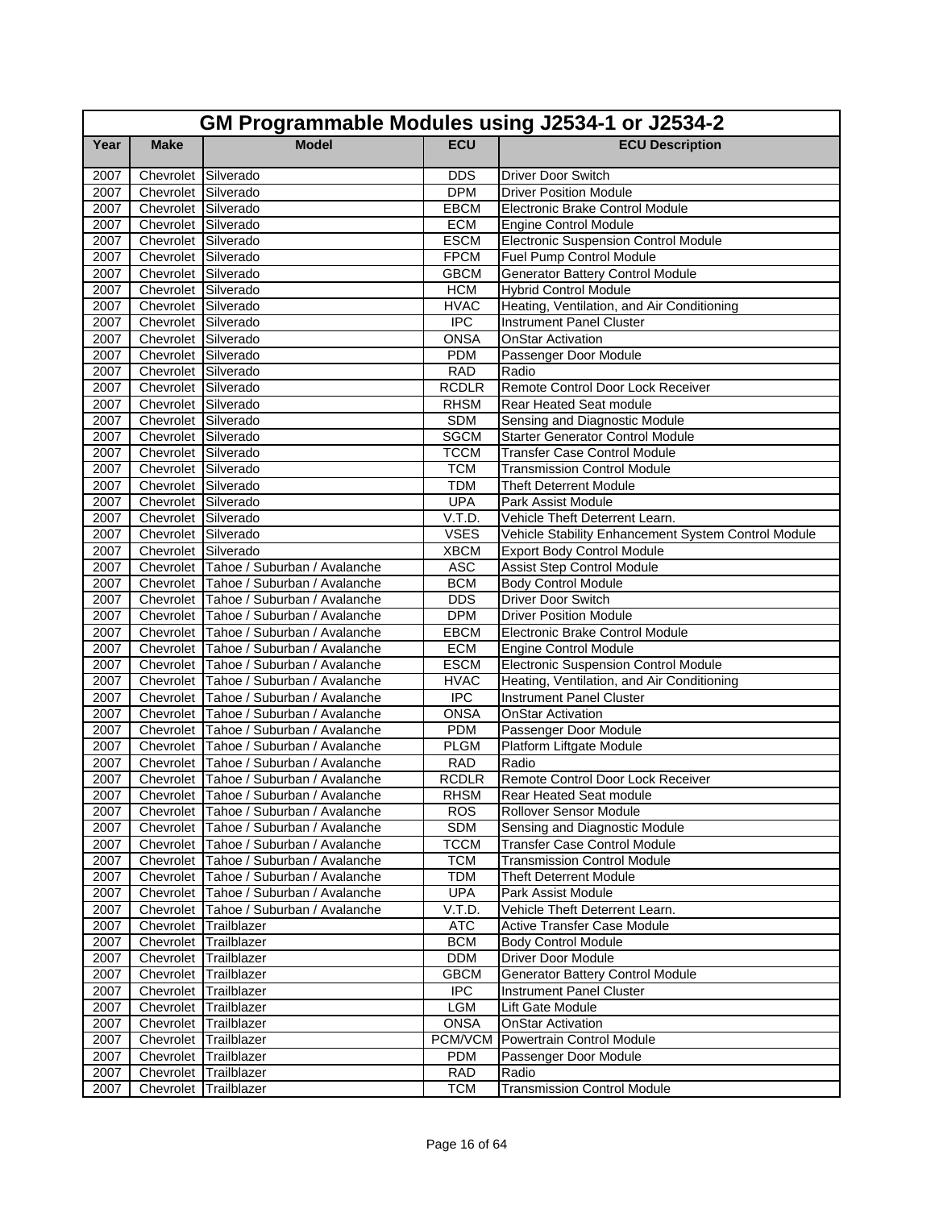| GM Programmable Modules using J2534-1 or J2534-2 | | | | |
|---|---|---|---|---|
| **Year** | **Make** | **Model** | **ECU** | **ECU Description** |
| 2007 | Chevrolet | Silverado | DDS | Driver Door Switch |
| 2007 | Chevrolet | Silverado | DPM | Driver Position Module |
| 2007 | Chevrolet | Silverado | EBCM | Electronic Brake Control Module |
| 2007 | Chevrolet | Silverado | ECM | Engine Control Module |
| 2007 | Chevrolet | Silverado | ESCM | Electronic Suspension Control Module |
| 2007 | Chevrolet | Silverado | FPCM | Fuel Pump Control Module |
| 2007 | Chevrolet | Silverado | GBCM | Generator Battery Control Module |
| 2007 | Chevrolet | Silverado | HCM | Hybrid Control Module |
| 2007 | Chevrolet | Silverado | HVAC | Heating, Ventilation, and Air Conditioning |
| 2007 | Chevrolet | Silverado | IPC | Instrument Panel Cluster |
| 2007 | Chevrolet | Silverado | ONSA | OnStar Activation |
| 2007 | Chevrolet | Silverado | PDM | Passenger Door Module |
| 2007 | Chevrolet | Silverado | RAD | Radio |
| 2007 | Chevrolet | Silverado | RCDLR | Remote Control Door Lock Receiver |
| 2007 | Chevrolet | Silverado | RHSM | Rear Heated Seat module |
| 2007 | Chevrolet | Silverado | SDM | Sensing and Diagnostic Module |
| 2007 | Chevrolet | Silverado | SGCM | Starter Generator Control Module |
| 2007 | Chevrolet | Silverado | TCCM | Transfer Case Control Module |
| 2007 | Chevrolet | Silverado | TCM | Transmission Control Module |
| 2007 | Chevrolet | Silverado | TDM | Theft Deterrent Module |
| 2007 | Chevrolet | Silverado | UPA | Park Assist Module |
| 2007 | Chevrolet | Silverado | V.T.D. | Vehicle Theft Deterrent Learn. |
| 2007 | Chevrolet | Silverado | VSES | Vehicle Stability Enhancement System Control Module |
| 2007 | Chevrolet | Silverado | XBCM | Export Body Control Module |
| 2007 | Chevrolet | Tahoe / Suburban / Avalanche | ASC | Assist Step Control Module |
| 2007 | Chevrolet | Tahoe / Suburban / Avalanche | BCM | Body Control Module |
| 2007 | Chevrolet | Tahoe / Suburban / Avalanche | DDS | Driver Door Switch |
| 2007 | Chevrolet | Tahoe / Suburban / Avalanche | DPM | Driver Position Module |
| 2007 | Chevrolet | Tahoe / Suburban / Avalanche | EBCM | Electronic Brake Control Module |
| 2007 | Chevrolet | Tahoe / Suburban / Avalanche | ECM | Engine Control Module |
| 2007 | Chevrolet | Tahoe / Suburban / Avalanche | ESCM | Electronic Suspension Control Module |
| 2007 | Chevrolet | Tahoe / Suburban / Avalanche | HVAC | Heating, Ventilation, and Air Conditioning |
| 2007 | Chevrolet | Tahoe / Suburban / Avalanche | IPC | Instrument Panel Cluster |
| 2007 | Chevrolet | Tahoe / Suburban / Avalanche | ONSA | OnStar Activation |
| 2007 | Chevrolet | Tahoe / Suburban / Avalanche | PDM | Passenger Door Module |
| 2007 | Chevrolet | Tahoe / Suburban / Avalanche | PLGM | Platform Liftgate Module |
| 2007 | Chevrolet | Tahoe / Suburban / Avalanche | RAD | Radio |
| 2007 | Chevrolet | Tahoe / Suburban / Avalanche | RCDLR | Remote Control Door Lock Receiver |
| 2007 | Chevrolet | Tahoe / Suburban / Avalanche | RHSM | Rear Heated Seat module |
| 2007 | Chevrolet | Tahoe / Suburban / Avalanche | ROS | Rollover Sensor Module |
| 2007 | Chevrolet | Tahoe / Suburban / Avalanche | SDM | Sensing and Diagnostic Module |
| 2007 | Chevrolet | Tahoe / Suburban / Avalanche | TCCM | Transfer Case Control Module |
| 2007 | Chevrolet | Tahoe / Suburban / Avalanche | TCM | Transmission Control Module |
| 2007 | Chevrolet | Tahoe / Suburban / Avalanche | TDM | Theft Deterrent Module |
| 2007 | Chevrolet | Tahoe / Suburban / Avalanche | UPA | Park Assist Module |
| 2007 | Chevrolet | Tahoe / Suburban / Avalanche | V.T.D. | Vehicle Theft Deterrent Learn. |
| 2007 | Chevrolet | Trailblazer | ATC | Active Transfer Case Module |
| 2007 | Chevrolet | Trailblazer | BCM | Body Control Module |
| 2007 | Chevrolet | Trailblazer | DDM | Driver Door Module |
| 2007 | Chevrolet | Trailblazer | GBCM | Generator Battery Control Module |
| 2007 | Chevrolet | Trailblazer | IPC | Instrument Panel Cluster |
| 2007 | Chevrolet | Trailblazer | LGM | Lift Gate Module |
| 2007 | Chevrolet | Trailblazer | ONSA | OnStar Activation |
| 2007 | Chevrolet | Trailblazer | PCM/VCM | Powertrain Control Module |
| 2007 | Chevrolet | Trailblazer | PDM | Passenger Door Module |
| 2007 | Chevrolet | Trailblazer | RAD | Radio |
| 2007 | Chevrolet | Trailblazer | TCM | Transmission Control Module |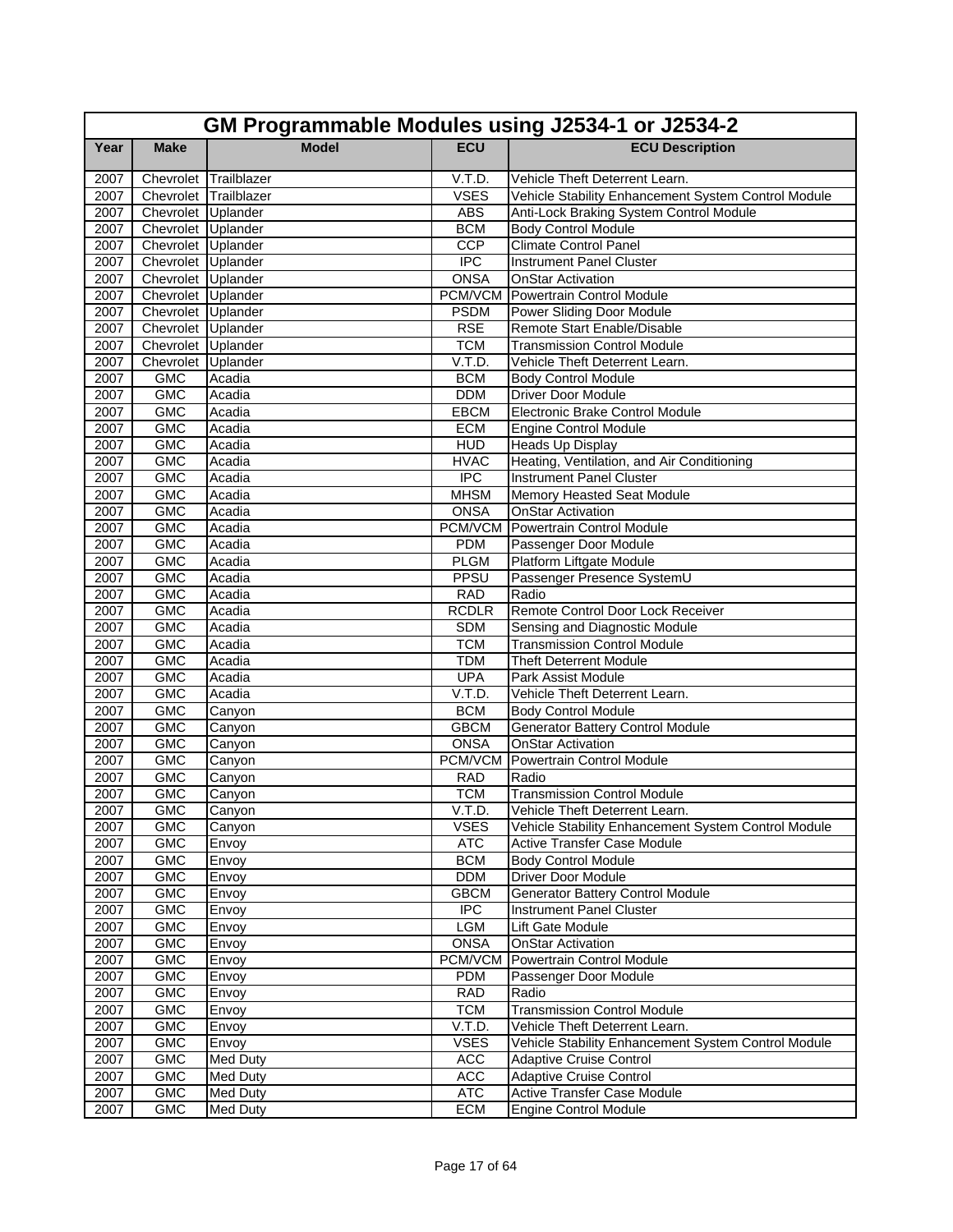# GM Programmable Modules using J2534-1 or J2534-2

| Year | Make | Model | ECU | ECU Description |
|---|---|---|---|---|
| 2007 | Chevrolet | Trailblazer | V.T.D. | Vehicle Theft Deterrent Learn. |
| 2007 | Chevrolet | Trailblazer | VSES | Vehicle Stability Enhancement System Control Module |
| 2007 | Chevrolet | Uplander | ABS | Anti-Lock Braking System Control Module |
| 2007 | Chevrolet | Uplander | BCM | Body Control Module |
| 2007 | Chevrolet | Uplander | CCP | Climate Control Panel |
| 2007 | Chevrolet | Uplander | IPC | Instrument Panel Cluster |
| 2007 | Chevrolet | Uplander | ONSA | OnStar Activation |
| 2007 | Chevrolet | Uplander | PCM/VCM | Powertrain Control Module |
| 2007 | Chevrolet | Uplander | PSDM | Power Sliding Door Module |
| 2007 | Chevrolet | Uplander | RSE | Remote Start Enable/Disable |
| 2007 | Chevrolet | Uplander | TCM | Transmission Control Module |
| 2007 | Chevrolet | Uplander | V.T.D. | Vehicle Theft Deterrent Learn. |
| 2007 | GMC | Acadia | BCM | Body Control Module |
| 2007 | GMC | Acadia | DDM | Driver Door Module |
| 2007 | GMC | Acadia | EBCM | Electronic Brake Control Module |
| 2007 | GMC | Acadia | ECM | Engine Control Module |
| 2007 | GMC | Acadia | HUD | Heads Up Display |
| 2007 | GMC | Acadia | HVAC | Heating, Ventilation, and Air Conditioning |
| 2007 | GMC | Acadia | IPC | Instrument Panel Cluster |
| 2007 | GMC | Acadia | MHSM | Memory Heasted Seat Module |
| 2007 | GMC | Acadia | ONSA | OnStar Activation |
| 2007 | GMC | Acadia | PCM/VCM | Powertrain Control Module |
| 2007 | GMC | Acadia | PDM | Passenger Door Module |
| 2007 | GMC | Acadia | PLGM | Platform Liftgate Module |
| 2007 | GMC | Acadia | PPSU | Passenger Presence SystemU |
| 2007 | GMC | Acadia | RAD | Radio |
| 2007 | GMC | Acadia | RCDLR | Remote Control Door Lock Receiver |
| 2007 | GMC | Acadia | SDM | Sensing and Diagnostic Module |
| 2007 | GMC | Acadia | TCM | Transmission Control Module |
| 2007 | GMC | Acadia | TDM | Theft Deterrent Module |
| 2007 | GMC | Acadia | UPA | Park Assist Module |
| 2007 | GMC | Acadia | V.T.D. | Vehicle Theft Deterrent Learn. |
| 2007 | GMC | Canyon | BCM | Body Control Module |
| 2007 | GMC | Canyon | GBCM | Generator Battery Control Module |
| 2007 | GMC | Canyon | ONSA | OnStar Activation |
| 2007 | GMC | Canyon | PCM/VCM | Powertrain Control Module |
| 2007 | GMC | Canyon | RAD | Radio |
| 2007 | GMC | Canyon | TCM | Transmission Control Module |
| 2007 | GMC | Canyon | V.T.D. | Vehicle Theft Deterrent Learn. |
| 2007 | GMC | Canyon | VSES | Vehicle Stability Enhancement System Control Module |
| 2007 | GMC | Envoy | ATC | Active Transfer Case Module |
| 2007 | GMC | Envoy | BCM | Body Control Module |
| 2007 | GMC | Envoy | DDM | Driver Door Module |
| 2007 | GMC | Envoy | GBCM | Generator Battery Control Module |
| 2007 | GMC | Envoy | IPC | Instrument Panel Cluster |
| 2007 | GMC | Envoy | LGM | Lift Gate Module |
| 2007 | GMC | Envoy | ONSA | OnStar Activation |
| 2007 | GMC | Envoy | PCM/VCM | Powertrain Control Module |
| 2007 | GMC | Envoy | PDM | Passenger Door Module |
| 2007 | GMC | Envoy | RAD | Radio |
| 2007 | GMC | Envoy | TCM | Transmission Control Module |
| 2007 | GMC | Envoy | V.T.D. | Vehicle Theft Deterrent Learn. |
| 2007 | GMC | Envoy | VSES | Vehicle Stability Enhancement System Control Module |
| 2007 | GMC | Med Duty | ACC | Adaptive Cruise Control |
| 2007 | GMC | Med Duty | ACC | Adaptive Cruise Control |
| 2007 | GMC | Med Duty | ATC | Active Transfer Case Module |
| 2007 | GMC | Med Duty | ECM | Engine Control Module |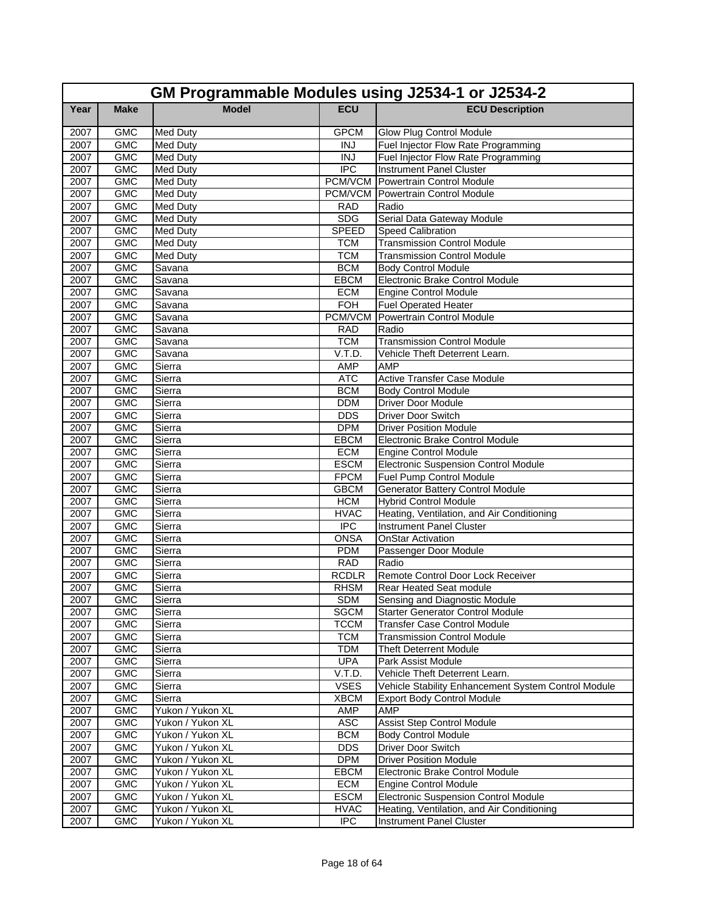# GM Programmable Modules using J2534-1 or J2534-2

| Year | Make | Model | ECU | ECU Description |
|---|---|---|---|---|
| 2007 | GMC | Med Duty | GPCM | Glow Plug Control Module |
| 2007 | GMC | Med Duty | INJ | Fuel Injector Flow Rate Programming |
| 2007 | GMC | Med Duty | INJ | Fuel Injector Flow Rate Programming |
| 2007 | GMC | Med Duty | IPC | Instrument Panel Cluster |
| 2007 | GMC | Med Duty | PCM/VCM | Powertrain Control Module |
| 2007 | GMC | Med Duty | PCM/VCM | Powertrain Control Module |
| 2007 | GMC | Med Duty | RAD | Radio |
| 2007 | GMC | Med Duty | SDG | Serial Data Gateway Module |
| 2007 | GMC | Med Duty | SPEED | Speed Calibration |
| 2007 | GMC | Med Duty | TCM | Transmission Control Module |
| 2007 | GMC | Med Duty | TCM | Transmission Control Module |
| 2007 | GMC | Savana | BCM | Body Control Module |
| 2007 | GMC | Savana | EBCM | Electronic Brake Control Module |
| 2007 | GMC | Savana | ECM | Engine Control Module |
| 2007 | GMC | Savana | FOH | Fuel Operated Heater |
| 2007 | GMC | Savana | PCM/VCM | Powertrain Control Module |
| 2007 | GMC | Savana | RAD | Radio |
| 2007 | GMC | Savana | TCM | Transmission Control Module |
| 2007 | GMC | Savana | V.T.D. | Vehicle Theft Deterrent Learn. |
| 2007 | GMC | Sierra | AMP | AMP |
| 2007 | GMC | Sierra | ATC | Active Transfer Case Module |
| 2007 | GMC | Sierra | BCM | Body Control Module |
| 2007 | GMC | Sierra | DDM | Driver Door Module |
| 2007 | GMC | Sierra | DDS | Driver Door Switch |
| 2007 | GMC | Sierra | DPM | Driver Position Module |
| 2007 | GMC | Sierra | EBCM | Electronic Brake Control Module |
| 2007 | GMC | Sierra | ECM | Engine Control Module |
| 2007 | GMC | Sierra | ESCM | Electronic Suspension Control Module |
| 2007 | GMC | Sierra | FPCM | Fuel Pump Control Module |
| 2007 | GMC | Sierra | GBCM | Generator Battery Control Module |
| 2007 | GMC | Sierra | HCM | Hybrid Control Module |
| 2007 | GMC | Sierra | HVAC | Heating, Ventilation, and Air Conditioning |
| 2007 | GMC | Sierra | IPC | Instrument Panel Cluster |
| 2007 | GMC | Sierra | ONSA | OnStar Activation |
| 2007 | GMC | Sierra | PDM | Passenger Door Module |
| 2007 | GMC | Sierra | RAD | Radio |
| 2007 | GMC | Sierra | RCDLR | Remote Control Door Lock Receiver |
| 2007 | GMC | Sierra | RHSM | Rear Heated Seat module |
| 2007 | GMC | Sierra | SDM | Sensing and Diagnostic Module |
| 2007 | GMC | Sierra | SGCM | Starter Generator Control Module |
| 2007 | GMC | Sierra | TCCM | Transfer Case Control Module |
| 2007 | GMC | Sierra | TCM | Transmission Control Module |
| 2007 | GMC | Sierra | TDM | Theft Deterrent Module |
| 2007 | GMC | Sierra | UPA | Park Assist Module |
| 2007 | GMC | Sierra | V.T.D. | Vehicle Theft Deterrent Learn. |
| 2007 | GMC | Sierra | VSES | Vehicle Stability Enhancement System Control Module |
| 2007 | GMC | Sierra | XBCM | Export Body Control Module |
| 2007 | GMC | Yukon / Yukon XL | AMP | AMP |
| 2007 | GMC | Yukon / Yukon XL | ASC | Assist Step Control Module |
| 2007 | GMC | Yukon / Yukon XL | BCM | Body Control Module |
| 2007 | GMC | Yukon / Yukon XL | DDS | Driver Door Switch |
| 2007 | GMC | Yukon / Yukon XL | DPM | Driver Position Module |
| 2007 | GMC | Yukon / Yukon XL | EBCM | Electronic Brake Control Module |
| 2007 | GMC | Yukon / Yukon XL | ECM | Engine Control Module |
| 2007 | GMC | Yukon / Yukon XL | ESCM | Electronic Suspension Control Module |
| 2007 | GMC | Yukon / Yukon XL | HVAC | Heating, Ventilation, and Air Conditioning |
| 2007 | GMC | Yukon / Yukon XL | IPC | Instrument Panel Cluster |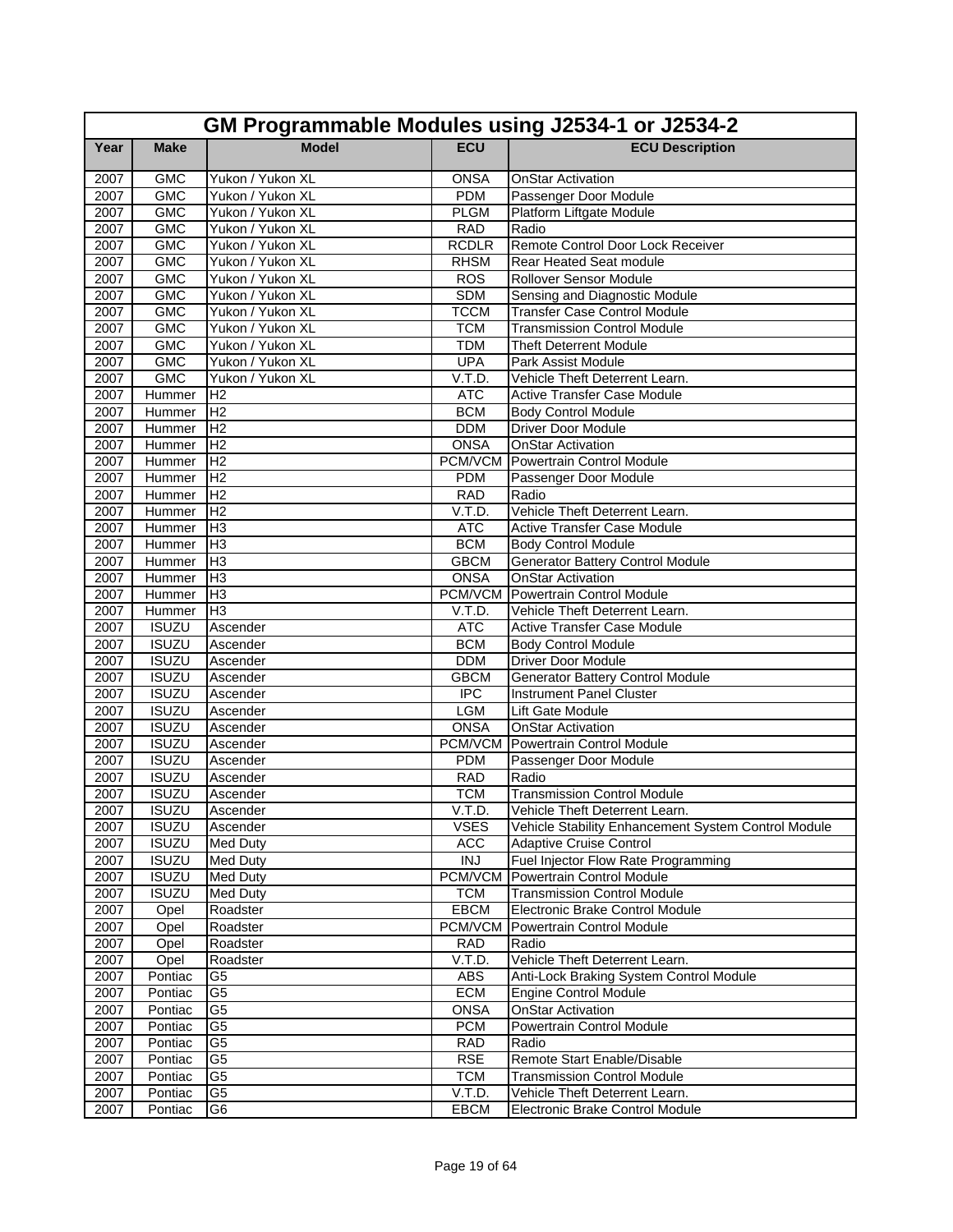| GM Programmable Modules using J2534-1 or J2534-2 | | | | |
|---|---|---|---|---|
| **Year** | **Make** | **Model** | **ECU** | **ECU Description** |
| 2007 | GMC | Yukon / Yukon XL | ONSA | OnStar Activation |
| 2007 | GMC | Yukon / Yukon XL | PDM | Passenger Door Module |
| 2007 | GMC | Yukon / Yukon XL | PLGM | Platform Liftgate Module |
| 2007 | GMC | Yukon / Yukon XL | RAD | Radio |
| 2007 | GMC | Yukon / Yukon XL | RCDLR | Remote Control Door Lock Receiver |
| 2007 | GMC | Yukon / Yukon XL | RHSM | Rear Heated Seat module |
| 2007 | GMC | Yukon / Yukon XL | ROS | Rollover Sensor Module |
| 2007 | GMC | Yukon / Yukon XL | SDM | Sensing and Diagnostic Module |
| 2007 | GMC | Yukon / Yukon XL | TCCM | Transfer Case Control Module |
| 2007 | GMC | Yukon / Yukon XL | TCM | Transmission Control Module |
| 2007 | GMC | Yukon / Yukon XL | TDM | Theft Deterrent Module |
| 2007 | GMC | Yukon / Yukon XL | UPA | Park Assist Module |
| 2007 | GMC | Yukon / Yukon XL | V.T.D. | Vehicle Theft Deterrent Learn. |
| 2007 | Hummer | H2 | ATC | Active Transfer Case Module |
| 2007 | Hummer | H2 | BCM | Body Control Module |
| 2007 | Hummer | H2 | DDM | Driver Door Module |
| 2007 | Hummer | H2 | ONSA | OnStar Activation |
| 2007 | Hummer | H2 | PCM/VCM | Powertrain Control Module |
| 2007 | Hummer | H2 | PDM | Passenger Door Module |
| 2007 | Hummer | H2 | RAD | Radio |
| 2007 | Hummer | H2 | V.T.D. | Vehicle Theft Deterrent Learn. |
| 2007 | Hummer | H3 | ATC | Active Transfer Case Module |
| 2007 | Hummer | H3 | BCM | Body Control Module |
| 2007 | Hummer | H3 | GBCM | Generator Battery Control Module |
| 2007 | Hummer | H3 | ONSA | OnStar Activation |
| 2007 | Hummer | H3 | PCM/VCM | Powertrain Control Module |
| 2007 | Hummer | H3 | V.T.D. | Vehicle Theft Deterrent Learn. |
| 2007 | ISUZU | Ascender | ATC | Active Transfer Case Module |
| 2007 | ISUZU | Ascender | BCM | Body Control Module |
| 2007 | ISUZU | Ascender | DDM | Driver Door Module |
| 2007 | ISUZU | Ascender | GBCM | Generator Battery Control Module |
| 2007 | ISUZU | Ascender | IPC | Instrument Panel Cluster |
| 2007 | ISUZU | Ascender | LGM | Lift Gate Module |
| 2007 | ISUZU | Ascender | ONSA | OnStar Activation |
| 2007 | ISUZU | Ascender | PCM/VCM | Powertrain Control Module |
| 2007 | ISUZU | Ascender | PDM | Passenger Door Module |
| 2007 | ISUZU | Ascender | RAD | Radio |
| 2007 | ISUZU | Ascender | TCM | Transmission Control Module |
| 2007 | ISUZU | Ascender | V.T.D. | Vehicle Theft Deterrent Learn. |
| 2007 | ISUZU | Ascender | VSES | Vehicle Stability Enhancement System Control Module |
| 2007 | ISUZU | Med Duty | ACC | Adaptive Cruise Control |
| 2007 | ISUZU | Med Duty | INJ | Fuel Injector Flow Rate Programming |
| 2007 | ISUZU | Med Duty | PCM/VCM | Powertrain Control Module |
| 2007 | ISUZU | Med Duty | TCM | Transmission Control Module |
| 2007 | Opel | Roadster | EBCM | Electronic Brake Control Module |
| 2007 | Opel | Roadster | PCM/VCM | Powertrain Control Module |
| 2007 | Opel | Roadster | RAD | Radio |
| 2007 | Opel | Roadster | V.T.D. | Vehicle Theft Deterrent Learn. |
| 2007 | Pontiac | G5 | ABS | Anti-Lock Braking System Control Module |
| 2007 | Pontiac | G5 | ECM | Engine Control Module |
| 2007 | Pontiac | G5 | ONSA | OnStar Activation |
| 2007 | Pontiac | G5 | PCM | Powertrain Control Module |
| 2007 | Pontiac | G5 | RAD | Radio |
| 2007 | Pontiac | G5 | RSE | Remote Start Enable/Disable |
| 2007 | Pontiac | G5 | TCM | Transmission Control Module |
| 2007 | Pontiac | G5 | V.T.D. | Vehicle Theft Deterrent Learn. |
| 2007 | Pontiac | G6 | EBCM | Electronic Brake Control Module |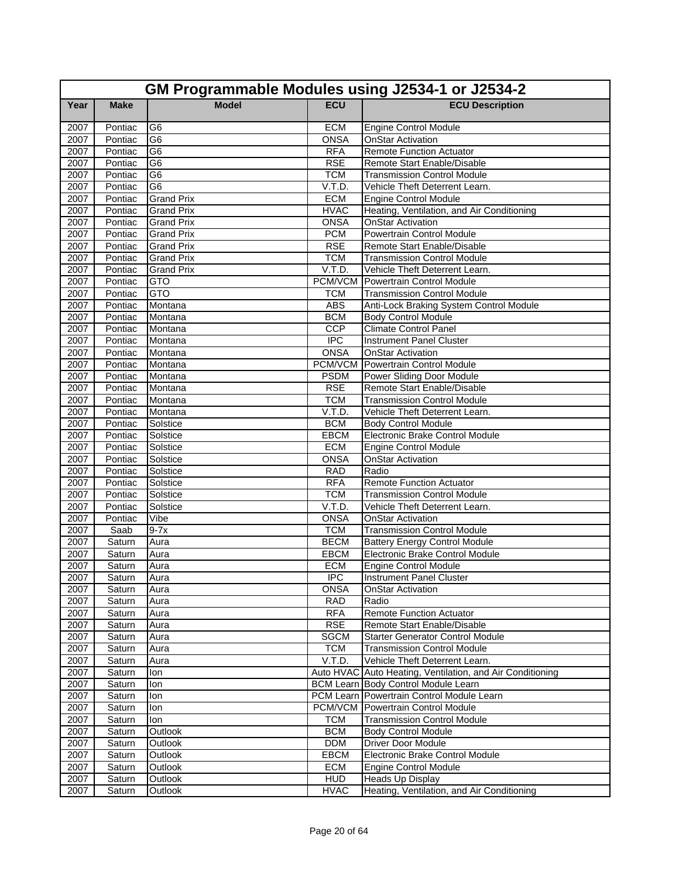| GM Programmable Modules using J2534-1 or J2534-2 | | | | |
|---|---|---|---|---|
| **Year** | **Make** | **Model** | **ECU** | **ECU Description** |
| 2007 | Pontiac | G6 | ECM | Engine Control Module |
| 2007 | Pontiac | G6 | ONSA | OnStar Activation |
| 2007 | Pontiac | G6 | RFA | Remote Function Actuator |
| 2007 | Pontiac | G6 | RSE | Remote Start Enable/Disable |
| 2007 | Pontiac | G6 | TCM | Transmission Control Module |
| 2007 | Pontiac | G6 | V.T.D. | Vehicle Theft Deterrent Learn. |
| 2007 | Pontiac | Grand Prix | ECM | Engine Control Module |
| 2007 | Pontiac | Grand Prix | HVAC | Heating, Ventilation, and Air Conditioning |
| 2007 | Pontiac | Grand Prix | ONSA | OnStar Activation |
| 2007 | Pontiac | Grand Prix | PCM | Powertrain Control Module |
| 2007 | Pontiac | Grand Prix | RSE | Remote Start Enable/Disable |
| 2007 | Pontiac | Grand Prix | TCM | Transmission Control Module |
| 2007 | Pontiac | Grand Prix | V.T.D. | Vehicle Theft Deterrent Learn. |
| 2007 | Pontiac | GTO | PCM/VCM | Powertrain Control Module |
| 2007 | Pontiac | GTO | TCM | Transmission Control Module |
| 2007 | Pontiac | Montana | ABS | Anti-Lock Braking System Control Module |
| 2007 | Pontiac | Montana | BCM | Body Control Module |
| 2007 | Pontiac | Montana | CCP | Climate Control Panel |
| 2007 | Pontiac | Montana | IPC | Instrument Panel Cluster |
| 2007 | Pontiac | Montana | ONSA | OnStar Activation |
| 2007 | Pontiac | Montana | PCM/VCM | Powertrain Control Module |
| 2007 | Pontiac | Montana | PSDM | Power Sliding Door Module |
| 2007 | Pontiac | Montana | RSE | Remote Start Enable/Disable |
| 2007 | Pontiac | Montana | TCM | Transmission Control Module |
| 2007 | Pontiac | Montana | V.T.D. | Vehicle Theft Deterrent Learn. |
| 2007 | Pontiac | Solstice | BCM | Body Control Module |
| 2007 | Pontiac | Solstice | EBCM | Electronic Brake Control Module |
| 2007 | Pontiac | Solstice | ECM | Engine Control Module |
| 2007 | Pontiac | Solstice | ONSA | OnStar Activation |
| 2007 | Pontiac | Solstice | RAD | Radio |
| 2007 | Pontiac | Solstice | RFA | Remote Function Actuator |
| 2007 | Pontiac | Solstice | TCM | Transmission Control Module |
| 2007 | Pontiac | Solstice | V.T.D. | Vehicle Theft Deterrent Learn. |
| 2007 | Pontiac | Vibe | ONSA | OnStar Activation |
| 2007 | Saab | 9-7x | TCM | Transmission Control Module |
| 2007 | Saturn | Aura | BECM | Battery Energy Control Module |
| 2007 | Saturn | Aura | EBCM | Electronic Brake Control Module |
| 2007 | Saturn | Aura | ECM | Engine Control Module |
| 2007 | Saturn | Aura | IPC | Instrument Panel Cluster |
| 2007 | Saturn | Aura | ONSA | OnStar Activation |
| 2007 | Saturn | Aura | RAD | Radio |
| 2007 | Saturn | Aura | RFA | Remote Function Actuator |
| 2007 | Saturn | Aura | RSE | Remote Start Enable/Disable |
| 2007 | Saturn | Aura | SGCM | Starter Generator Control Module |
| 2007 | Saturn | Aura | TCM | Transmission Control Module |
| 2007 | Saturn | Aura | V.T.D. | Vehicle Theft Deterrent Learn. |
| 2007 | Saturn | Ion | Auto HVAC | Auto Heating, Ventilation, and Air Conditioning |
| 2007 | Saturn | Ion | BCM Learn | Body Control Module Learn |
| 2007 | Saturn | Ion | PCM Learn | Powertrain Control Module Learn |
| 2007 | Saturn | Ion | PCM/VCM | Powertrain Control Module |
| 2007 | Saturn | Ion | TCM | Transmission Control Module |
| 2007 | Saturn | Outlook | BCM | Body Control Module |
| 2007 | Saturn | Outlook | DDM | Driver Door Module |
| 2007 | Saturn | Outlook | EBCM | Electronic Brake Control Module |
| 2007 | Saturn | Outlook | ECM | Engine Control Module |
| 2007 | Saturn | Outlook | HUD | Heads Up Display |
| 2007 | Saturn | Outlook | HVAC | Heating, Ventilation, and Air Conditioning |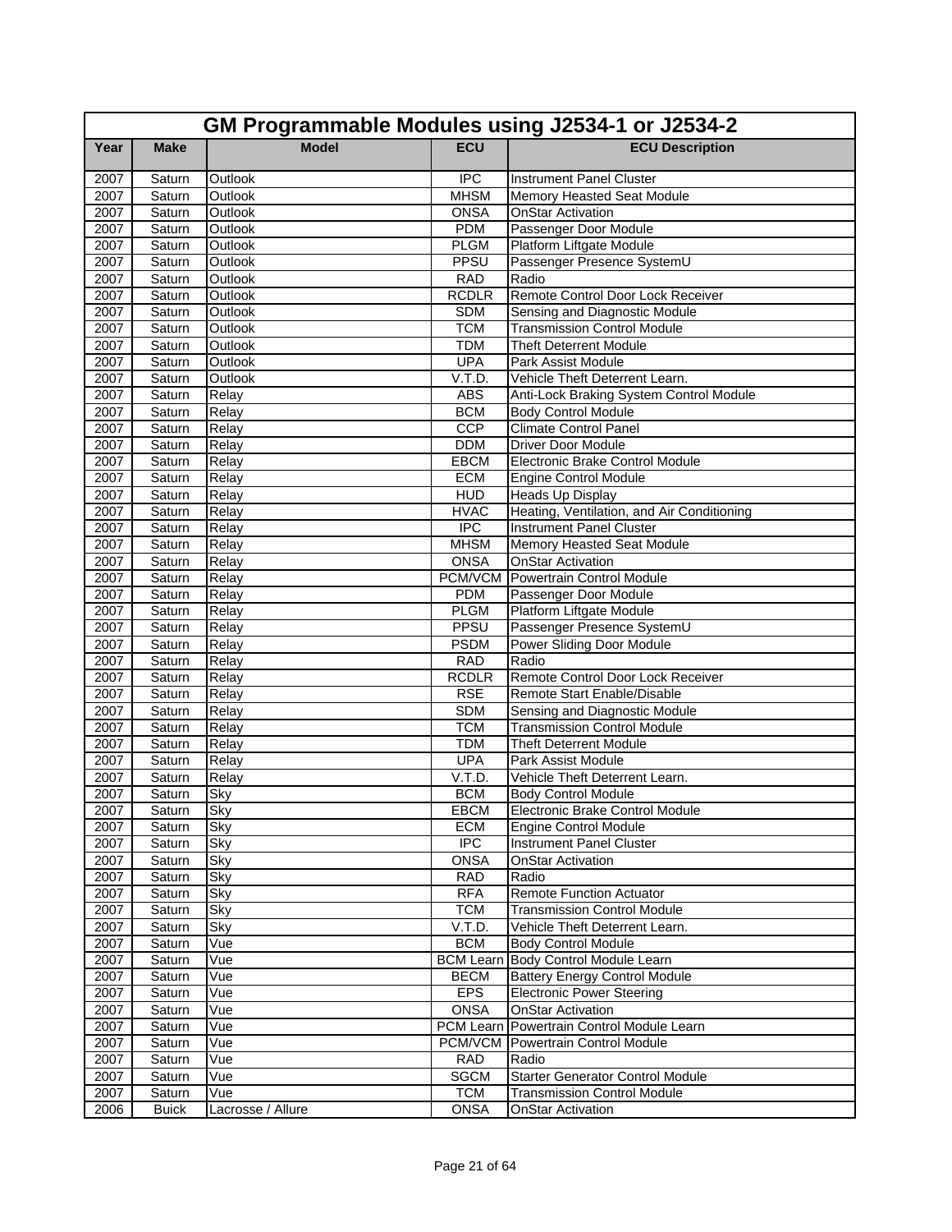| GM Programmable Modules using J2534-1 or J2534-2 | | | | |
|---|---|---|---|---|
| **Year** | **Make** | **Model** | **ECU** | **ECU Description** |
| 2007 | Saturn | Outlook | IPC | Instrument Panel Cluster |
| 2007 | Saturn | Outlook | MHSM | Memory Heasted Seat Module |
| 2007 | Saturn | Outlook | ONSA | OnStar Activation |
| 2007 | Saturn | Outlook | PDM | Passenger Door Module |
| 2007 | Saturn | Outlook | PLGM | Platform Liftgate Module |
| 2007 | Saturn | Outlook | PPSU | Passenger Presence SystemU |
| 2007 | Saturn | Outlook | RAD | Radio |
| 2007 | Saturn | Outlook | RCDLR | Remote Control Door Lock Receiver |
| 2007 | Saturn | Outlook | SDM | Sensing and Diagnostic Module |
| 2007 | Saturn | Outlook | TCM | Transmission Control Module |
| 2007 | Saturn | Outlook | TDM | Theft Deterrent Module |
| 2007 | Saturn | Outlook | UPA | Park Assist Module |
| 2007 | Saturn | Outlook | V.T.D. | Vehicle Theft Deterrent Learn. |
| 2007 | Saturn | Relay | ABS | Anti-Lock Braking System Control Module |
| 2007 | Saturn | Relay | BCM | Body Control Module |
| 2007 | Saturn | Relay | CCP | Climate Control Panel |
| 2007 | Saturn | Relay | DDM | Driver Door Module |
| 2007 | Saturn | Relay | EBCM | Electronic Brake Control Module |
| 2007 | Saturn | Relay | ECM | Engine Control Module |
| 2007 | Saturn | Relay | HUD | Heads Up Display |
| 2007 | Saturn | Relay | HVAC | Heating, Ventilation, and Air Conditioning |
| 2007 | Saturn | Relay | IPC | Instrument Panel Cluster |
| 2007 | Saturn | Relay | MHSM | Memory Heasted Seat Module |
| 2007 | Saturn | Relay | ONSA | OnStar Activation |
| 2007 | Saturn | Relay | PCM/VCM | Powertrain Control Module |
| 2007 | Saturn | Relay | PDM | Passenger Door Module |
| 2007 | Saturn | Relay | PLGM | Platform Liftgate Module |
| 2007 | Saturn | Relay | PPSU | Passenger Presence SystemU |
| 2007 | Saturn | Relay | PSDM | Power Sliding Door Module |
| 2007 | Saturn | Relay | RAD | Radio |
| 2007 | Saturn | Relay | RCDLR | Remote Control Door Lock Receiver |
| 2007 | Saturn | Relay | RSE | Remote Start Enable/Disable |
| 2007 | Saturn | Relay | SDM | Sensing and Diagnostic Module |
| 2007 | Saturn | Relay | TCM | Transmission Control Module |
| 2007 | Saturn | Relay | TDM | Theft Deterrent Module |
| 2007 | Saturn | Relay | UPA | Park Assist Module |
| 2007 | Saturn | Relay | V.T.D. | Vehicle Theft Deterrent Learn. |
| 2007 | Saturn | Sky | BCM | Body Control Module |
| 2007 | Saturn | Sky | EBCM | Electronic Brake Control Module |
| 2007 | Saturn | Sky | ECM | Engine Control Module |
| 2007 | Saturn | Sky | IPC | Instrument Panel Cluster |
| 2007 | Saturn | Sky | ONSA | OnStar Activation |
| 2007 | Saturn | Sky | RAD | Radio |
| 2007 | Saturn | Sky | RFA | Remote Function Actuator |
| 2007 | Saturn | Sky | TCM | Transmission Control Module |
| 2007 | Saturn | Sky | V.T.D. | Vehicle Theft Deterrent Learn. |
| 2007 | Saturn | Vue | BCM | Body Control Module |
| 2007 | Saturn | Vue | BCM Learn | Body Control Module Learn |
| 2007 | Saturn | Vue | BECM | Battery Energy Control Module |
| 2007 | Saturn | Vue | EPS | Electronic Power Steering |
| 2007 | Saturn | Vue | ONSA | OnStar Activation |
| 2007 | Saturn | Vue | PCM Learn | Powertrain Control Module Learn |
| 2007 | Saturn | Vue | PCM/VCM | Powertrain Control Module |
| 2007 | Saturn | Vue | RAD | Radio |
| 2007 | Saturn | Vue | SGCM | Starter Generator Control Module |
| 2007 | Saturn | Vue | TCM | Transmission Control Module |
| 2006 | Buick | Lacrosse / Allure | ONSA | OnStar Activation |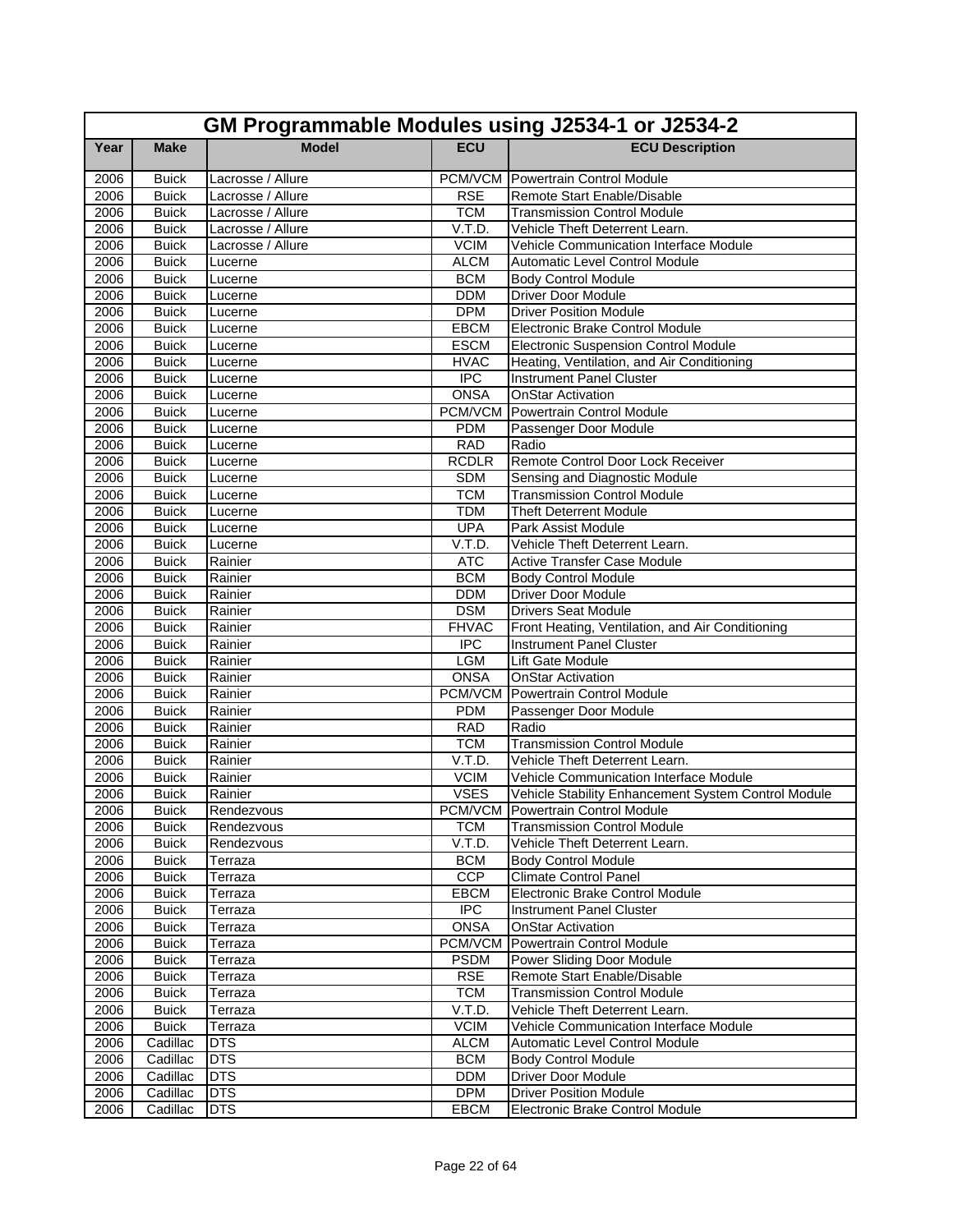| GM Programmable Modules using J2534-1 or J2534-2 | | | | |
|---|---|---|---|---|
| **Year** | **Make** | **Model** | **ECU** | **ECU Description** |
| 2006 | Buick | Lacrosse / Allure | PCM/VCM | Powertrain Control Module |
| 2006 | Buick | Lacrosse / Allure | RSE | Remote Start Enable/Disable |
| 2006 | Buick | Lacrosse / Allure | TCM | Transmission Control Module |
| 2006 | Buick | Lacrosse / Allure | V.T.D. | Vehicle Theft Deterrent Learn. |
| 2006 | Buick | Lacrosse / Allure | VCIM | Vehicle Communication Interface Module |
| 2006 | Buick | Lucerne | ALCM | Automatic Level Control Module |
| 2006 | Buick | Lucerne | BCM | Body Control Module |
| 2006 | Buick | Lucerne | DDM | Driver Door Module |
| 2006 | Buick | Lucerne | DPM | Driver Position Module |
| 2006 | Buick | Lucerne | EBCM | Electronic Brake Control Module |
| 2006 | Buick | Lucerne | ESCM | Electronic Suspension Control Module |
| 2006 | Buick | Lucerne | HVAC | Heating, Ventilation, and Air Conditioning |
| 2006 | Buick | Lucerne | IPC | Instrument Panel Cluster |
| 2006 | Buick | Lucerne | ONSA | OnStar Activation |
| 2006 | Buick | Lucerne | PCM/VCM | Powertrain Control Module |
| 2006 | Buick | Lucerne | PDM | Passenger Door Module |
| 2006 | Buick | Lucerne | RAD | Radio |
| 2006 | Buick | Lucerne | RCDLR | Remote Control Door Lock Receiver |
| 2006 | Buick | Lucerne | SDM | Sensing and Diagnostic Module |
| 2006 | Buick | Lucerne | TCM | Transmission Control Module |
| 2006 | Buick | Lucerne | TDM | Theft Deterrent Module |
| 2006 | Buick | Lucerne | UPA | Park Assist Module |
| 2006 | Buick | Lucerne | V.T.D. | Vehicle Theft Deterrent Learn. |
| 2006 | Buick | Rainier | ATC | Active Transfer Case Module |
| 2006 | Buick | Rainier | BCM | Body Control Module |
| 2006 | Buick | Rainier | DDM | Driver Door Module |
| 2006 | Buick | Rainier | DSM | Drivers Seat Module |
| 2006 | Buick | Rainier | FHVAC | Front Heating, Ventilation, and Air Conditioning |
| 2006 | Buick | Rainier | IPC | Instrument Panel Cluster |
| 2006 | Buick | Rainier | LGM | Lift Gate Module |
| 2006 | Buick | Rainier | ONSA | OnStar Activation |
| 2006 | Buick | Rainier | PCM/VCM | Powertrain Control Module |
| 2006 | Buick | Rainier | PDM | Passenger Door Module |
| 2006 | Buick | Rainier | RAD | Radio |
| 2006 | Buick | Rainier | TCM | Transmission Control Module |
| 2006 | Buick | Rainier | V.T.D. | Vehicle Theft Deterrent Learn. |
| 2006 | Buick | Rainier | VCIM | Vehicle Communication Interface Module |
| 2006 | Buick | Rainier | VSES | Vehicle Stability Enhancement System Control Module |
| 2006 | Buick | Rendezvous | PCM/VCM | Powertrain Control Module |
| 2006 | Buick | Rendezvous | TCM | Transmission Control Module |
| 2006 | Buick | Rendezvous | V.T.D. | Vehicle Theft Deterrent Learn. |
| 2006 | Buick | Terraza | BCM | Body Control Module |
| 2006 | Buick | Terraza | CCP | Climate Control Panel |
| 2006 | Buick | Terraza | EBCM | Electronic Brake Control Module |
| 2006 | Buick | Terraza | IPC | Instrument Panel Cluster |
| 2006 | Buick | Terraza | ONSA | OnStar Activation |
| 2006 | Buick | Terraza | PCM/VCM | Powertrain Control Module |
| 2006 | Buick | Terraza | PSDM | Power Sliding Door Module |
| 2006 | Buick | Terraza | RSE | Remote Start Enable/Disable |
| 2006 | Buick | Terraza | TCM | Transmission Control Module |
| 2006 | Buick | Terraza | V.T.D. | Vehicle Theft Deterrent Learn. |
| 2006 | Buick | Terraza | VCIM | Vehicle Communication Interface Module |
| 2006 | Cadillac | DTS | ALCM | Automatic Level Control Module |
| 2006 | Cadillac | DTS | BCM | Body Control Module |
| 2006 | Cadillac | DTS | DDM | Driver Door Module |
| 2006 | Cadillac | DTS | DPM | Driver Position Module |
| 2006 | Cadillac | DTS | EBCM | Electronic Brake Control Module |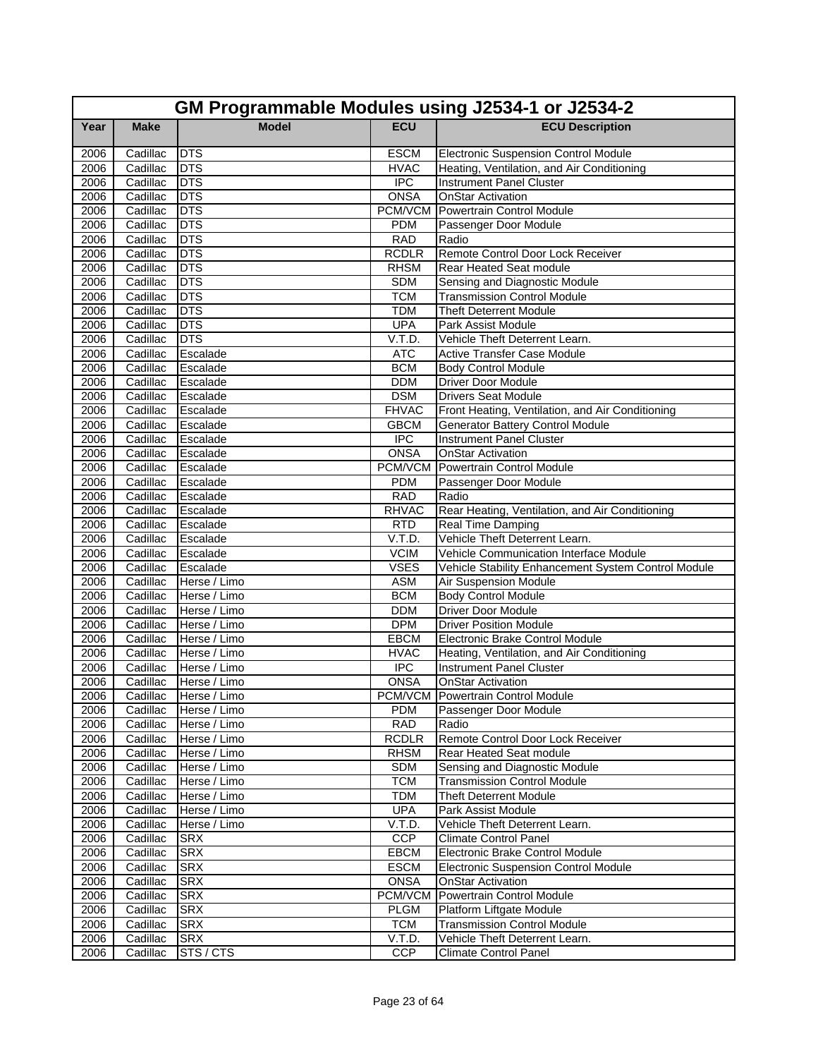| GM Programmable Modules using J2534-1 or J2534-2 | | | | |
|---|---|---|---|---|
| **Year** | **Make** | **Model** | **ECU** | **ECU Description** |
| 2006 | Cadillac | DTS | ESCM | Electronic Suspension Control Module |
| 2006 | Cadillac | DTS | HVAC | Heating, Ventilation, and Air Conditioning |
| 2006 | Cadillac | DTS | IPC | Instrument Panel Cluster |
| 2006 | Cadillac | DTS | ONSA | OnStar Activation |
| 2006 | Cadillac | DTS | PCM/VCM | Powertrain Control Module |
| 2006 | Cadillac | DTS | PDM | Passenger Door Module |
| 2006 | Cadillac | DTS | RAD | Radio |
| 2006 | Cadillac | DTS | RCDLR | Remote Control Door Lock Receiver |
| 2006 | Cadillac | DTS | RHSM | Rear Heated Seat module |
| 2006 | Cadillac | DTS | SDM | Sensing and Diagnostic Module |
| 2006 | Cadillac | DTS | TCM | Transmission Control Module |
| 2006 | Cadillac | DTS | TDM | Theft Deterrent Module |
| 2006 | Cadillac | DTS | UPA | Park Assist Module |
| 2006 | Cadillac | DTS | V.T.D. | Vehicle Theft Deterrent Learn. |
| 2006 | Cadillac | Escalade | ATC | Active Transfer Case Module |
| 2006 | Cadillac | Escalade | BCM | Body Control Module |
| 2006 | Cadillac | Escalade | DDM | Driver Door Module |
| 2006 | Cadillac | Escalade | DSM | Drivers Seat Module |
| 2006 | Cadillac | Escalade | FHVAC | Front Heating, Ventilation, and Air Conditioning |
| 2006 | Cadillac | Escalade | GBCM | Generator Battery Control Module |
| 2006 | Cadillac | Escalade | IPC | Instrument Panel Cluster |
| 2006 | Cadillac | Escalade | ONSA | OnStar Activation |
| 2006 | Cadillac | Escalade | PCM/VCM | Powertrain Control Module |
| 2006 | Cadillac | Escalade | PDM | Passenger Door Module |
| 2006 | Cadillac | Escalade | RAD | Radio |
| 2006 | Cadillac | Escalade | RHVAC | Rear Heating, Ventilation, and Air Conditioning |
| 2006 | Cadillac | Escalade | RTD | Real Time Damping |
| 2006 | Cadillac | Escalade | V.T.D. | Vehicle Theft Deterrent Learn. |
| 2006 | Cadillac | Escalade | VCIM | Vehicle Communication Interface Module |
| 2006 | Cadillac | Escalade | VSES | Vehicle Stability Enhancement System Control Module |
| 2006 | Cadillac | Herse / Limo | ASM | Air Suspension Module |
| 2006 | Cadillac | Herse / Limo | BCM | Body Control Module |
| 2006 | Cadillac | Herse / Limo | DDM | Driver Door Module |
| 2006 | Cadillac | Herse / Limo | DPM | Driver Position Module |
| 2006 | Cadillac | Herse / Limo | EBCM | Electronic Brake Control Module |
| 2006 | Cadillac | Herse / Limo | HVAC | Heating, Ventilation, and Air Conditioning |
| 2006 | Cadillac | Herse / Limo | IPC | Instrument Panel Cluster |
| 2006 | Cadillac | Herse / Limo | ONSA | OnStar Activation |
| 2006 | Cadillac | Herse / Limo | PCM/VCM | Powertrain Control Module |
| 2006 | Cadillac | Herse / Limo | PDM | Passenger Door Module |
| 2006 | Cadillac | Herse / Limo | RAD | Radio |
| 2006 | Cadillac | Herse / Limo | RCDLR | Remote Control Door Lock Receiver |
| 2006 | Cadillac | Herse / Limo | RHSM | Rear Heated Seat module |
| 2006 | Cadillac | Herse / Limo | SDM | Sensing and Diagnostic Module |
| 2006 | Cadillac | Herse / Limo | TCM | Transmission Control Module |
| 2006 | Cadillac | Herse / Limo | TDM | Theft Deterrent Module |
| 2006 | Cadillac | Herse / Limo | UPA | Park Assist Module |
| 2006 | Cadillac | Herse / Limo | V.T.D. | Vehicle Theft Deterrent Learn. |
| 2006 | Cadillac | SRX | CCP | Climate Control Panel |
| 2006 | Cadillac | SRX | EBCM | Electronic Brake Control Module |
| 2006 | Cadillac | SRX | ESCM | Electronic Suspension Control Module |
| 2006 | Cadillac | SRX | ONSA | OnStar Activation |
| 2006 | Cadillac | SRX | PCM/VCM | Powertrain Control Module |
| 2006 | Cadillac | SRX | PLGM | Platform Liftgate Module |
| 2006 | Cadillac | SRX | TCM | Transmission Control Module |
| 2006 | Cadillac | SRX | V.T.D. | Vehicle Theft Deterrent Learn. |
| 2006 | Cadillac | STS / CTS | CCP | Climate Control Panel |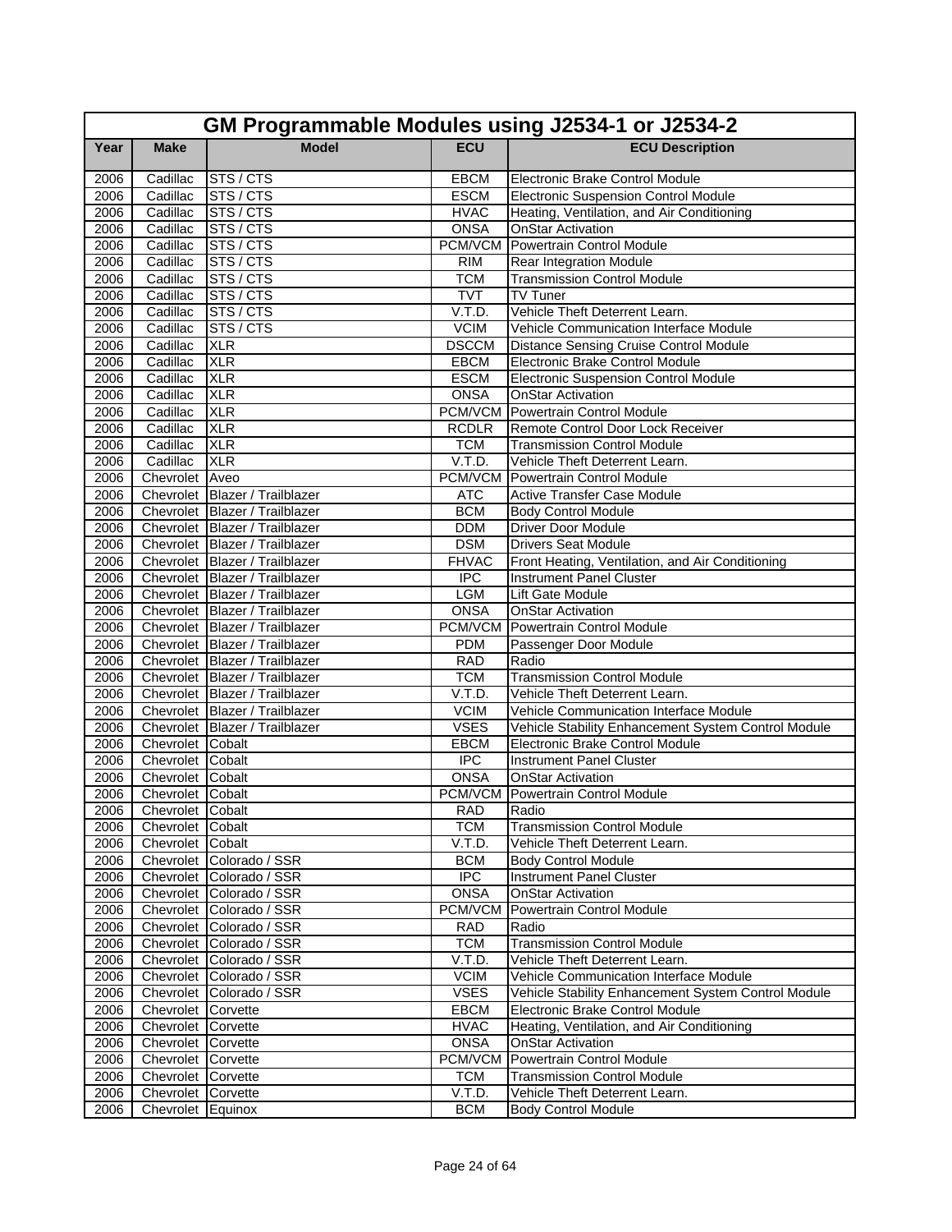# GM Programmable Modules using J2534-1 or J2534-2

| Year | Make | Model | ECU | ECU Description |
|---|---|---|---|---|
| 2006 | Cadillac | STS / CTS | EBCM | Electronic Brake Control Module |
| 2006 | Cadillac | STS / CTS | ESCM | Electronic Suspension Control Module |
| 2006 | Cadillac | STS / CTS | HVAC | Heating, Ventilation, and Air Conditioning |
| 2006 | Cadillac | STS / CTS | ONSA | OnStar Activation |
| 2006 | Cadillac | STS / CTS | PCM/VCM | Powertrain Control Module |
| 2006 | Cadillac | STS / CTS | RIM | Rear Integration Module |
| 2006 | Cadillac | STS / CTS | TCM | Transmission Control Module |
| 2006 | Cadillac | STS / CTS | TVT | TV Tuner |
| 2006 | Cadillac | STS / CTS | V.T.D. | Vehicle Theft Deterrent Learn. |
| 2006 | Cadillac | STS / CTS | VCIM | Vehicle Communication Interface Module |
| 2006 | Cadillac | XLR | DSCCM | Distance Sensing Cruise Control Module |
| 2006 | Cadillac | XLR | EBCM | Electronic Brake Control Module |
| 2006 | Cadillac | XLR | ESCM | Electronic Suspension Control Module |
| 2006 | Cadillac | XLR | ONSA | OnStar Activation |
| 2006 | Cadillac | XLR | PCM/VCM | Powertrain Control Module |
| 2006 | Cadillac | XLR | RCDLR | Remote Control Door Lock Receiver |
| 2006 | Cadillac | XLR | TCM | Transmission Control Module |
| 2006 | Cadillac | XLR | V.T.D. | Vehicle Theft Deterrent Learn. |
| 2006 | Chevrolet | Aveo | PCM/VCM | Powertrain Control Module |
| 2006 | Chevrolet | Blazer / Trailblazer | ATC | Active Transfer Case Module |
| 2006 | Chevrolet | Blazer / Trailblazer | BCM | Body Control Module |
| 2006 | Chevrolet | Blazer / Trailblazer | DDM | Driver Door Module |
| 2006 | Chevrolet | Blazer / Trailblazer | DSM | Drivers Seat Module |
| 2006 | Chevrolet | Blazer / Trailblazer | FHVAC | Front Heating, Ventilation, and Air Conditioning |
| 2006 | Chevrolet | Blazer / Trailblazer | IPC | Instrument Panel Cluster |
| 2006 | Chevrolet | Blazer / Trailblazer | LGM | Lift Gate Module |
| 2006 | Chevrolet | Blazer / Trailblazer | ONSA | OnStar Activation |
| 2006 | Chevrolet | Blazer / Trailblazer | PCM/VCM | Powertrain Control Module |
| 2006 | Chevrolet | Blazer / Trailblazer | PDM | Passenger Door Module |
| 2006 | Chevrolet | Blazer / Trailblazer | RAD | Radio |
| 2006 | Chevrolet | Blazer / Trailblazer | TCM | Transmission Control Module |
| 2006 | Chevrolet | Blazer / Trailblazer | V.T.D. | Vehicle Theft Deterrent Learn. |
| 2006 | Chevrolet | Blazer / Trailblazer | VCIM | Vehicle Communication Interface Module |
| 2006 | Chevrolet | Blazer / Trailblazer | VSES | Vehicle Stability Enhancement System Control Module |
| 2006 | Chevrolet | Cobalt | EBCM | Electronic Brake Control Module |
| 2006 | Chevrolet | Cobalt | IPC | Instrument Panel Cluster |
| 2006 | Chevrolet | Cobalt | ONSA | OnStar Activation |
| 2006 | Chevrolet | Cobalt | PCM/VCM | Powertrain Control Module |
| 2006 | Chevrolet | Cobalt | RAD | Radio |
| 2006 | Chevrolet | Cobalt | TCM | Transmission Control Module |
| 2006 | Chevrolet | Cobalt | V.T.D. | Vehicle Theft Deterrent Learn. |
| 2006 | Chevrolet | Colorado / SSR | BCM | Body Control Module |
| 2006 | Chevrolet | Colorado / SSR | IPC | Instrument Panel Cluster |
| 2006 | Chevrolet | Colorado / SSR | ONSA | OnStar Activation |
| 2006 | Chevrolet | Colorado / SSR | PCM/VCM | Powertrain Control Module |
| 2006 | Chevrolet | Colorado / SSR | RAD | Radio |
| 2006 | Chevrolet | Colorado / SSR | TCM | Transmission Control Module |
| 2006 | Chevrolet | Colorado / SSR | V.T.D. | Vehicle Theft Deterrent Learn. |
| 2006 | Chevrolet | Colorado / SSR | VCIM | Vehicle Communication Interface Module |
| 2006 | Chevrolet | Colorado / SSR | VSES | Vehicle Stability Enhancement System Control Module |
| 2006 | Chevrolet | Corvette | EBCM | Electronic Brake Control Module |
| 2006 | Chevrolet | Corvette | HVAC | Heating, Ventilation, and Air Conditioning |
| 2006 | Chevrolet | Corvette | ONSA | OnStar Activation |
| 2006 | Chevrolet | Corvette | PCM/VCM | Powertrain Control Module |
| 2006 | Chevrolet | Corvette | TCM | Transmission Control Module |
| 2006 | Chevrolet | Corvette | V.T.D. | Vehicle Theft Deterrent Learn. |
| 2006 | Chevrolet | Equinox | BCM | Body Control Module |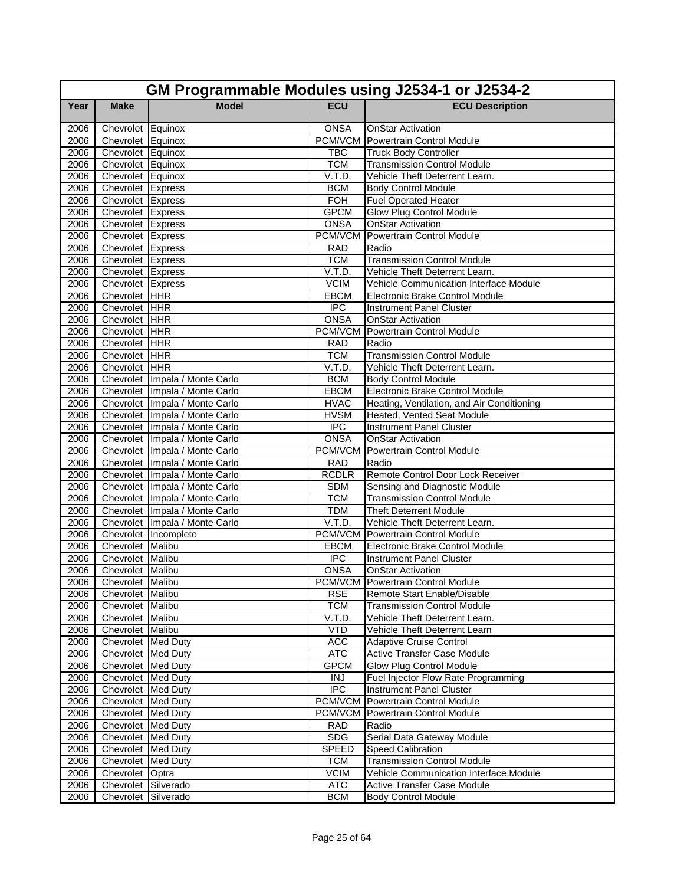# GM Programmable Modules using J2534-1 or J2534-2

| Year | Make | Model | ECU | ECU Description |
|---|---|---|---|---|
| 2006 | Chevrolet | Equinox | ONSA | OnStar Activation |
| 2006 | Chevrolet | Equinox | PCM/VCM | Powertrain Control Module |
| 2006 | Chevrolet | Equinox | TBC | Truck Body Controller |
| 2006 | Chevrolet | Equinox | TCM | Transmission Control Module |
| 2006 | Chevrolet | Equinox | V.T.D. | Vehicle Theft Deterrent Learn. |
| 2006 | Chevrolet | Express | BCM | Body Control Module |
| 2006 | Chevrolet | Express | FOH | Fuel Operated Heater |
| 2006 | Chevrolet | Express | GPCM | Glow Plug Control Module |
| 2006 | Chevrolet | Express | ONSA | OnStar Activation |
| 2006 | Chevrolet | Express | PCM/VCM | Powertrain Control Module |
| 2006 | Chevrolet | Express | RAD | Radio |
| 2006 | Chevrolet | Express | TCM | Transmission Control Module |
| 2006 | Chevrolet | Express | V.T.D. | Vehicle Theft Deterrent Learn. |
| 2006 | Chevrolet | Express | VCIM | Vehicle Communication Interface Module |
| 2006 | Chevrolet | HHR | EBCM | Electronic Brake Control Module |
| 2006 | Chevrolet | HHR | IPC | Instrument Panel Cluster |
| 2006 | Chevrolet | HHR | ONSA | OnStar Activation |
| 2006 | Chevrolet | HHR | PCM/VCM | Powertrain Control Module |
| 2006 | Chevrolet | HHR | RAD | Radio |
| 2006 | Chevrolet | HHR | TCM | Transmission Control Module |
| 2006 | Chevrolet | HHR | V.T.D. | Vehicle Theft Deterrent Learn. |
| 2006 | Chevrolet | Impala / Monte Carlo | BCM | Body Control Module |
| 2006 | Chevrolet | Impala / Monte Carlo | EBCM | Electronic Brake Control Module |
| 2006 | Chevrolet | Impala / Monte Carlo | HVAC | Heating, Ventilation, and Air Conditioning |
| 2006 | Chevrolet | Impala / Monte Carlo | HVSM | Heated, Vented Seat Module |
| 2006 | Chevrolet | Impala / Monte Carlo | IPC | Instrument Panel Cluster |
| 2006 | Chevrolet | Impala / Monte Carlo | ONSA | OnStar Activation |
| 2006 | Chevrolet | Impala / Monte Carlo | PCM/VCM | Powertrain Control Module |
| 2006 | Chevrolet | Impala / Monte Carlo | RAD | Radio |
| 2006 | Chevrolet | Impala / Monte Carlo | RCDLR | Remote Control Door Lock Receiver |
| 2006 | Chevrolet | Impala / Monte Carlo | SDM | Sensing and Diagnostic Module |
| 2006 | Chevrolet | Impala / Monte Carlo | TCM | Transmission Control Module |
| 2006 | Chevrolet | Impala / Monte Carlo | TDM | Theft Deterrent Module |
| 2006 | Chevrolet | Impala / Monte Carlo | V.T.D. | Vehicle Theft Deterrent Learn. |
| 2006 | Chevrolet | Incomplete | PCM/VCM | Powertrain Control Module |
| 2006 | Chevrolet | Malibu | EBCM | Electronic Brake Control Module |
| 2006 | Chevrolet | Malibu | IPC | Instrument Panel Cluster |
| 2006 | Chevrolet | Malibu | ONSA | OnStar Activation |
| 2006 | Chevrolet | Malibu | PCM/VCM | Powertrain Control Module |
| 2006 | Chevrolet | Malibu | RSE | Remote Start Enable/Disable |
| 2006 | Chevrolet | Malibu | TCM | Transmission Control Module |
| 2006 | Chevrolet | Malibu | V.T.D. | Vehicle Theft Deterrent Learn. |
| 2006 | Chevrolet | Malibu | VTD | Vehicle Theft Deterrent Learn |
| 2006 | Chevrolet | Med Duty | ACC | Adaptive Cruise Control |
| 2006 | Chevrolet | Med Duty | ATC | Active Transfer Case Module |
| 2006 | Chevrolet | Med Duty | GPCM | Glow Plug Control Module |
| 2006 | Chevrolet | Med Duty | INJ | Fuel Injector Flow Rate Programming |
| 2006 | Chevrolet | Med Duty | IPC | Instrument Panel Cluster |
| 2006 | Chevrolet | Med Duty | PCM/VCM | Powertrain Control Module |
| 2006 | Chevrolet | Med Duty | PCM/VCM | Powertrain Control Module |
| 2006 | Chevrolet | Med Duty | RAD | Radio |
| 2006 | Chevrolet | Med Duty | SDG | Serial Data Gateway Module |
| 2006 | Chevrolet | Med Duty | SPEED | Speed Calibration |
| 2006 | Chevrolet | Med Duty | TCM | Transmission Control Module |
| 2006 | Chevrolet | Optra | VCIM | Vehicle Communication Interface Module |
| 2006 | Chevrolet | Silverado | ATC | Active Transfer Case Module |
| 2006 | Chevrolet | Silverado | BCM | Body Control Module |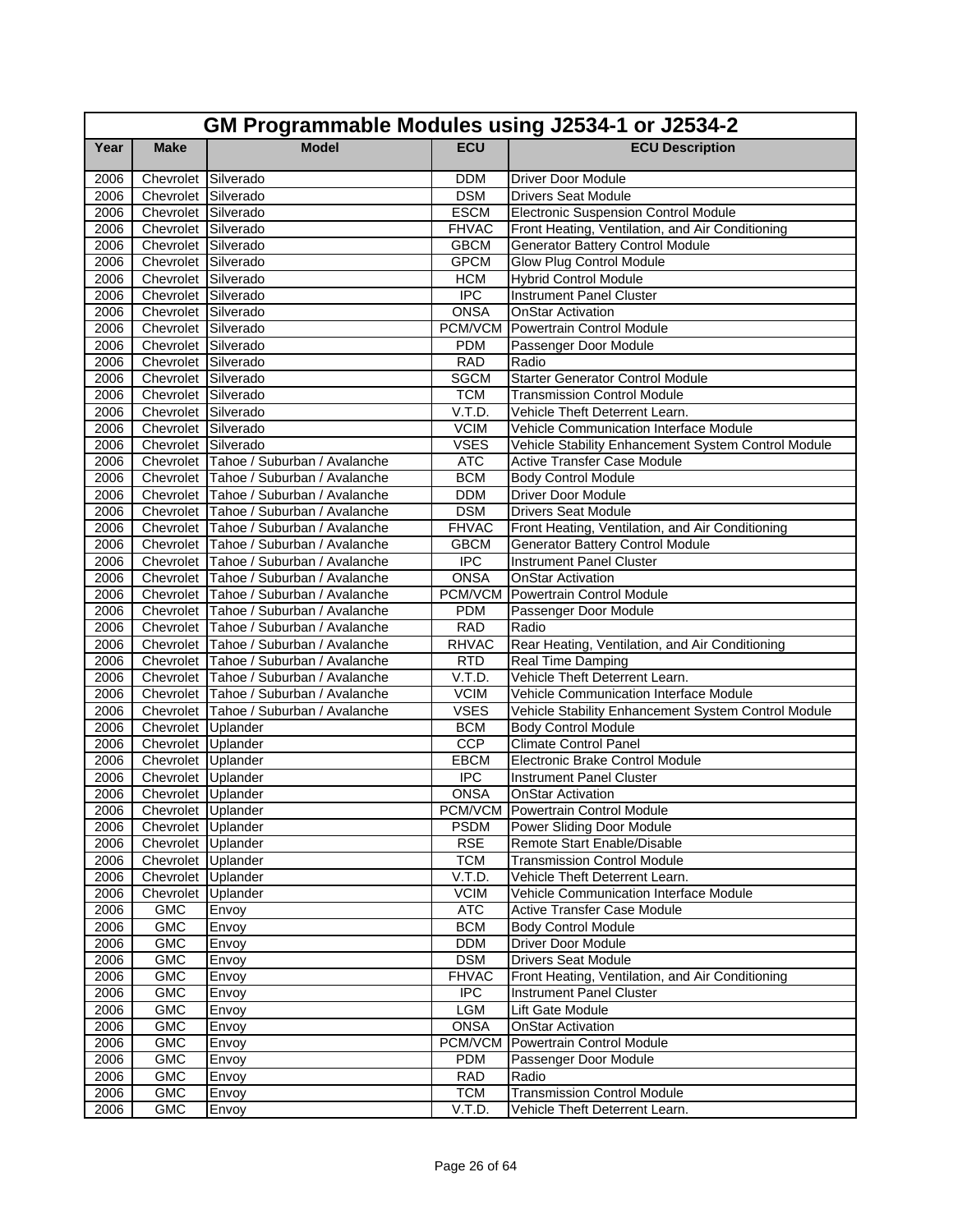| GM Programmable Modules using J2534-1 or J2534-2 | | | | |
|---|---|---|---|---|
| **Year** | **Make** | **Model** | **ECU** | **ECU Description** |
| 2006 | Chevrolet | Silverado | DDM | Driver Door Module |
| 2006 | Chevrolet | Silverado | DSM | Drivers Seat Module |
| 2006 | Chevrolet | Silverado | ESCM | Electronic Suspension Control Module |
| 2006 | Chevrolet | Silverado | FHVAC | Front Heating, Ventilation, and Air Conditioning |
| 2006 | Chevrolet | Silverado | GBCM | Generator Battery Control Module |
| 2006 | Chevrolet | Silverado | GPCM | Glow Plug Control Module |
| 2006 | Chevrolet | Silverado | HCM | Hybrid Control Module |
| 2006 | Chevrolet | Silverado | IPC | Instrument Panel Cluster |
| 2006 | Chevrolet | Silverado | ONSA | OnStar Activation |
| 2006 | Chevrolet | Silverado | PCM/VCM | Powertrain Control Module |
| 2006 | Chevrolet | Silverado | PDM | Passenger Door Module |
| 2006 | Chevrolet | Silverado | RAD | Radio |
| 2006 | Chevrolet | Silverado | SGCM | Starter Generator Control Module |
| 2006 | Chevrolet | Silverado | TCM | Transmission Control Module |
| 2006 | Chevrolet | Silverado | V.T.D. | Vehicle Theft Deterrent Learn. |
| 2006 | Chevrolet | Silverado | VCIM | Vehicle Communication Interface Module |
| 2006 | Chevrolet | Silverado | VSES | Vehicle Stability Enhancement System Control Module |
| 2006 | Chevrolet | Tahoe / Suburban / Avalanche | ATC | Active Transfer Case Module |
| 2006 | Chevrolet | Tahoe / Suburban / Avalanche | BCM | Body Control Module |
| 2006 | Chevrolet | Tahoe / Suburban / Avalanche | DDM | Driver Door Module |
| 2006 | Chevrolet | Tahoe / Suburban / Avalanche | DSM | Drivers Seat Module |
| 2006 | Chevrolet | Tahoe / Suburban / Avalanche | FHVAC | Front Heating, Ventilation, and Air Conditioning |
| 2006 | Chevrolet | Tahoe / Suburban / Avalanche | GBCM | Generator Battery Control Module |
| 2006 | Chevrolet | Tahoe / Suburban / Avalanche | IPC | Instrument Panel Cluster |
| 2006 | Chevrolet | Tahoe / Suburban / Avalanche | ONSA | OnStar Activation |
| 2006 | Chevrolet | Tahoe / Suburban / Avalanche | PCM/VCM | Powertrain Control Module |
| 2006 | Chevrolet | Tahoe / Suburban / Avalanche | PDM | Passenger Door Module |
| 2006 | Chevrolet | Tahoe / Suburban / Avalanche | RAD | Radio |
| 2006 | Chevrolet | Tahoe / Suburban / Avalanche | RHVAC | Rear Heating, Ventilation, and Air Conditioning |
| 2006 | Chevrolet | Tahoe / Suburban / Avalanche | RTD | Real Time Damping |
| 2006 | Chevrolet | Tahoe / Suburban / Avalanche | V.T.D. | Vehicle Theft Deterrent Learn. |
| 2006 | Chevrolet | Tahoe / Suburban / Avalanche | VCIM | Vehicle Communication Interface Module |
| 2006 | Chevrolet | Tahoe / Suburban / Avalanche | VSES | Vehicle Stability Enhancement System Control Module |
| 2006 | Chevrolet | Uplander | BCM | Body Control Module |
| 2006 | Chevrolet | Uplander | CCP | Climate Control Panel |
| 2006 | Chevrolet | Uplander | EBCM | Electronic Brake Control Module |
| 2006 | Chevrolet | Uplander | IPC | Instrument Panel Cluster |
| 2006 | Chevrolet | Uplander | ONSA | OnStar Activation |
| 2006 | Chevrolet | Uplander | PCM/VCM | Powertrain Control Module |
| 2006 | Chevrolet | Uplander | PSDM | Power Sliding Door Module |
| 2006 | Chevrolet | Uplander | RSE | Remote Start Enable/Disable |
| 2006 | Chevrolet | Uplander | TCM | Transmission Control Module |
| 2006 | Chevrolet | Uplander | V.T.D. | Vehicle Theft Deterrent Learn. |
| 2006 | Chevrolet | Uplander | VCIM | Vehicle Communication Interface Module |
| 2006 | GMC | Envoy | ATC | Active Transfer Case Module |
| 2006 | GMC | Envoy | BCM | Body Control Module |
| 2006 | GMC | Envoy | DDM | Driver Door Module |
| 2006 | GMC | Envoy | DSM | Drivers Seat Module |
| 2006 | GMC | Envoy | FHVAC | Front Heating, Ventilation, and Air Conditioning |
| 2006 | GMC | Envoy | IPC | Instrument Panel Cluster |
| 2006 | GMC | Envoy | LGM | Lift Gate Module |
| 2006 | GMC | Envoy | ONSA | OnStar Activation |
| 2006 | GMC | Envoy | PCM/VCM | Powertrain Control Module |
| 2006 | GMC | Envoy | PDM | Passenger Door Module |
| 2006 | GMC | Envoy | RAD | Radio |
| 2006 | GMC | Envoy | TCM | Transmission Control Module |
| 2006 | GMC | Envoy | V.T.D. | Vehicle Theft Deterrent Learn. |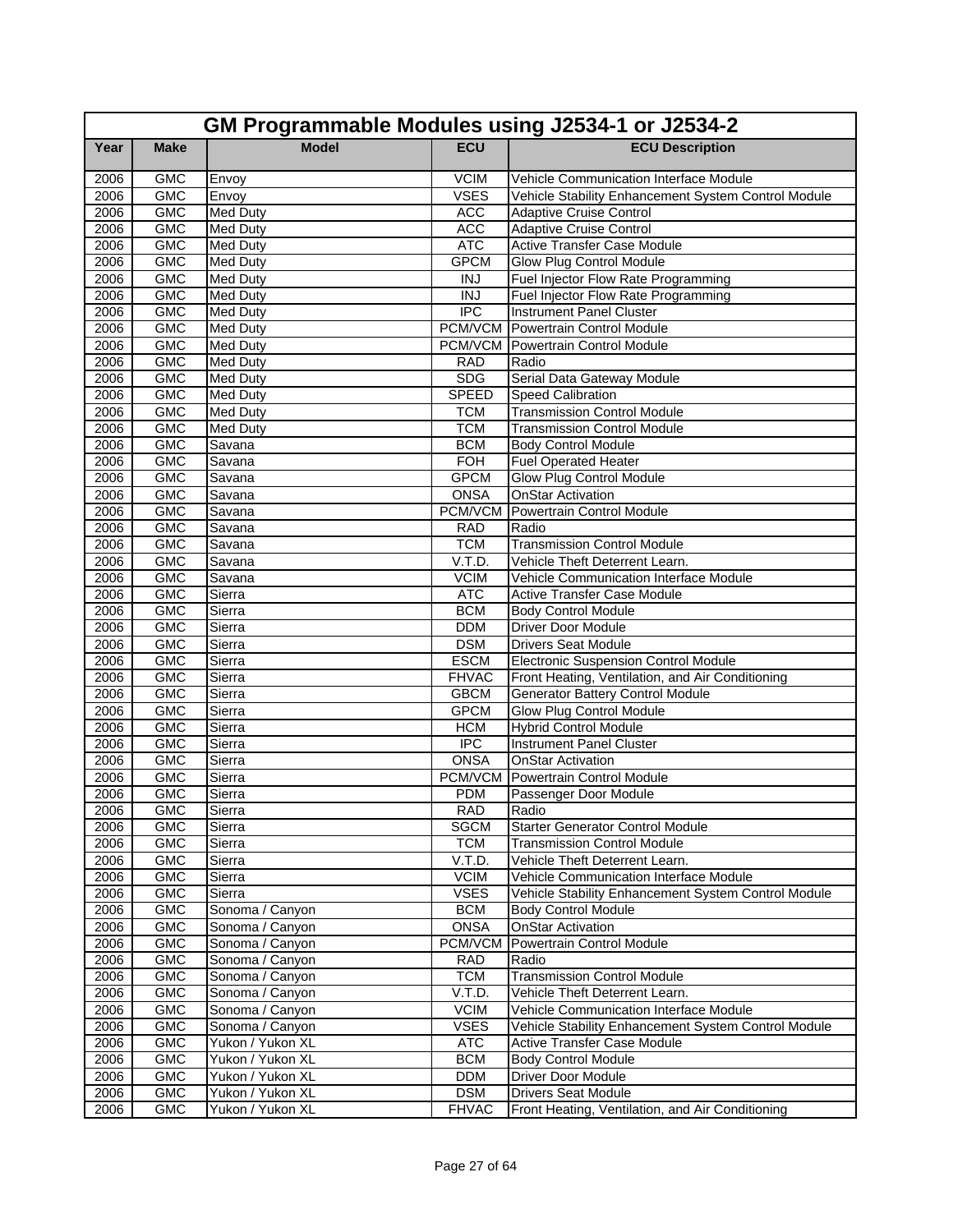| GM Programmable Modules using J2534-1 or J2534-2 | | | | |
|---|---|---|---|---|
| **Year** | **Make** | **Model** | **ECU** | **ECU Description** |
| 2006 | GMC | Envoy | VCIM | Vehicle Communication Interface Module |
| 2006 | GMC | Envoy | VSES | Vehicle Stability Enhancement System Control Module |
| 2006 | GMC | Med Duty | ACC | Adaptive Cruise Control |
| 2006 | GMC | Med Duty | ACC | Adaptive Cruise Control |
| 2006 | GMC | Med Duty | ATC | Active Transfer Case Module |
| 2006 | GMC | Med Duty | GPCM | Glow Plug Control Module |
| 2006 | GMC | Med Duty | INJ | Fuel Injector Flow Rate Programming |
| 2006 | GMC | Med Duty | INJ | Fuel Injector Flow Rate Programming |
| 2006 | GMC | Med Duty | IPC | Instrument Panel Cluster |
| 2006 | GMC | Med Duty | PCM/VCM | Powertrain Control Module |
| 2006 | GMC | Med Duty | PCM/VCM | Powertrain Control Module |
| 2006 | GMC | Med Duty | RAD | Radio |
| 2006 | GMC | Med Duty | SDG | Serial Data Gateway Module |
| 2006 | GMC | Med Duty | SPEED | Speed Calibration |
| 2006 | GMC | Med Duty | TCM | Transmission Control Module |
| 2006 | GMC | Med Duty | TCM | Transmission Control Module |
| 2006 | GMC | Savana | BCM | Body Control Module |
| 2006 | GMC | Savana | FOH | Fuel Operated Heater |
| 2006 | GMC | Savana | GPCM | Glow Plug Control Module |
| 2006 | GMC | Savana | ONSA | OnStar Activation |
| 2006 | GMC | Savana | PCM/VCM | Powertrain Control Module |
| 2006 | GMC | Savana | RAD | Radio |
| 2006 | GMC | Savana | TCM | Transmission Control Module |
| 2006 | GMC | Savana | V.T.D. | Vehicle Theft Deterrent Learn. |
| 2006 | GMC | Savana | VCIM | Vehicle Communication Interface Module |
| 2006 | GMC | Sierra | ATC | Active Transfer Case Module |
| 2006 | GMC | Sierra | BCM | Body Control Module |
| 2006 | GMC | Sierra | DDM | Driver Door Module |
| 2006 | GMC | Sierra | DSM | Drivers Seat Module |
| 2006 | GMC | Sierra | ESCM | Electronic Suspension Control Module |
| 2006 | GMC | Sierra | FHVAC | Front Heating, Ventilation, and Air Conditioning |
| 2006 | GMC | Sierra | GBCM | Generator Battery Control Module |
| 2006 | GMC | Sierra | GPCM | Glow Plug Control Module |
| 2006 | GMC | Sierra | HCM | Hybrid Control Module |
| 2006 | GMC | Sierra | IPC | Instrument Panel Cluster |
| 2006 | GMC | Sierra | ONSA | OnStar Activation |
| 2006 | GMC | Sierra | PCM/VCM | Powertrain Control Module |
| 2006 | GMC | Sierra | PDM | Passenger Door Module |
| 2006 | GMC | Sierra | RAD | Radio |
| 2006 | GMC | Sierra | SGCM | Starter Generator Control Module |
| 2006 | GMC | Sierra | TCM | Transmission Control Module |
| 2006 | GMC | Sierra | V.T.D. | Vehicle Theft Deterrent Learn. |
| 2006 | GMC | Sierra | VCIM | Vehicle Communication Interface Module |
| 2006 | GMC | Sierra | VSES | Vehicle Stability Enhancement System Control Module |
| 2006 | GMC | Sonoma / Canyon | BCM | Body Control Module |
| 2006 | GMC | Sonoma / Canyon | ONSA | OnStar Activation |
| 2006 | GMC | Sonoma / Canyon | PCM/VCM | Powertrain Control Module |
| 2006 | GMC | Sonoma / Canyon | RAD | Radio |
| 2006 | GMC | Sonoma / Canyon | TCM | Transmission Control Module |
| 2006 | GMC | Sonoma / Canyon | V.T.D. | Vehicle Theft Deterrent Learn. |
| 2006 | GMC | Sonoma / Canyon | VCIM | Vehicle Communication Interface Module |
| 2006 | GMC | Sonoma / Canyon | VSES | Vehicle Stability Enhancement System Control Module |
| 2006 | GMC | Yukon / Yukon XL | ATC | Active Transfer Case Module |
| 2006 | GMC | Yukon / Yukon XL | BCM | Body Control Module |
| 2006 | GMC | Yukon / Yukon XL | DDM | Driver Door Module |
| 2006 | GMC | Yukon / Yukon XL | DSM | Drivers Seat Module |
| 2006 | GMC | Yukon / Yukon XL | FHVAC | Front Heating, Ventilation, and Air Conditioning |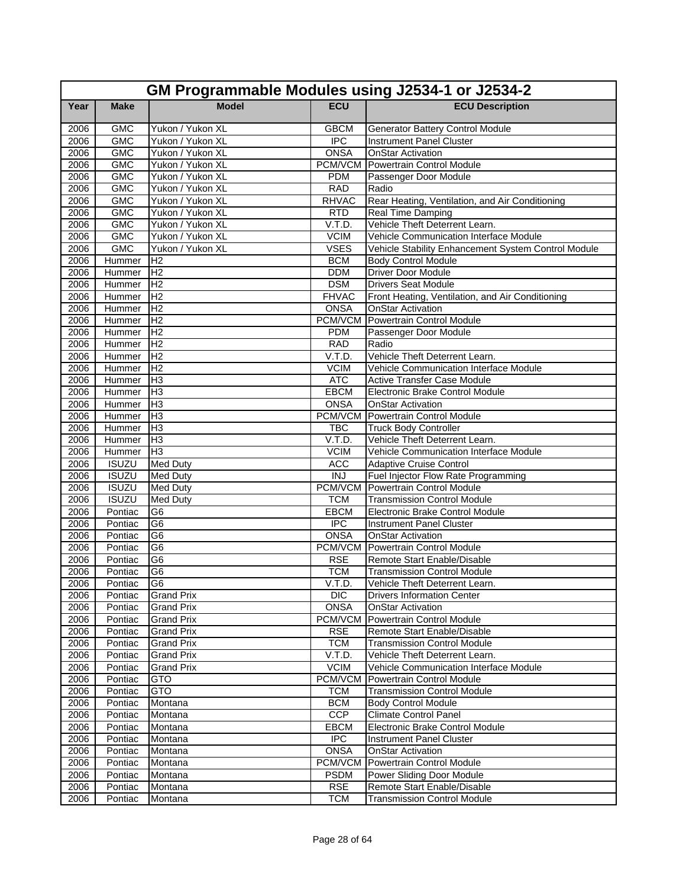| GM Programmable Modules using J2534-1 or J2534-2 | | | | |
|---|---|---|---|---|
| Year | Make | Model | ECU | ECU Description |
| 2006 | GMC | Yukon / Yukon XL | GBCM | Generator Battery Control Module |
| 2006 | GMC | Yukon / Yukon XL | IPC | Instrument Panel Cluster |
| 2006 | GMC | Yukon / Yukon XL | ONSA | OnStar Activation |
| 2006 | GMC | Yukon / Yukon XL | PCM/VCM | Powertrain Control Module |
| 2006 | GMC | Yukon / Yukon XL | PDM | Passenger Door Module |
| 2006 | GMC | Yukon / Yukon XL | RAD | Radio |
| 2006 | GMC | Yukon / Yukon XL | RHVAC | Rear Heating, Ventilation, and Air Conditioning |
| 2006 | GMC | Yukon / Yukon XL | RTD | Real Time Damping |
| 2006 | GMC | Yukon / Yukon XL | V.T.D. | Vehicle Theft Deterrent Learn. |
| 2006 | GMC | Yukon / Yukon XL | VCIM | Vehicle Communication Interface Module |
| 2006 | GMC | Yukon / Yukon XL | VSES | Vehicle Stability Enhancement System Control Module |
| 2006 | Hummer | H2 | BCM | Body Control Module |
| 2006 | Hummer | H2 | DDM | Driver Door Module |
| 2006 | Hummer | H2 | DSM | Drivers Seat Module |
| 2006 | Hummer | H2 | FHVAC | Front Heating, Ventilation, and Air Conditioning |
| 2006 | Hummer | H2 | ONSA | OnStar Activation |
| 2006 | Hummer | H2 | PCM/VCM | Powertrain Control Module |
| 2006 | Hummer | H2 | PDM | Passenger Door Module |
| 2006 | Hummer | H2 | RAD | Radio |
| 2006 | Hummer | H2 | V.T.D. | Vehicle Theft Deterrent Learn. |
| 2006 | Hummer | H2 | VCIM | Vehicle Communication Interface Module |
| 2006 | Hummer | H3 | ATC | Active Transfer Case Module |
| 2006 | Hummer | H3 | EBCM | Electronic Brake Control Module |
| 2006 | Hummer | H3 | ONSA | OnStar Activation |
| 2006 | Hummer | H3 | PCM/VCM | Powertrain Control Module |
| 2006 | Hummer | H3 | TBC | Truck Body Controller |
| 2006 | Hummer | H3 | V.T.D. | Vehicle Theft Deterrent Learn. |
| 2006 | Hummer | H3 | VCIM | Vehicle Communication Interface Module |
| 2006 | ISUZU | Med Duty | ACC | Adaptive Cruise Control |
| 2006 | ISUZU | Med Duty | INJ | Fuel Injector Flow Rate Programming |
| 2006 | ISUZU | Med Duty | PCM/VCM | Powertrain Control Module |
| 2006 | ISUZU | Med Duty | TCM | Transmission Control Module |
| 2006 | Pontiac | G6 | EBCM | Electronic Brake Control Module |
| 2006 | Pontiac | G6 | IPC | Instrument Panel Cluster |
| 2006 | Pontiac | G6 | ONSA | OnStar Activation |
| 2006 | Pontiac | G6 | PCM/VCM | Powertrain Control Module |
| 2006 | Pontiac | G6 | RSE | Remote Start Enable/Disable |
| 2006 | Pontiac | G6 | TCM | Transmission Control Module |
| 2006 | Pontiac | G6 | V.T.D. | Vehicle Theft Deterrent Learn. |
| 2006 | Pontiac | Grand Prix | DIC | Drivers Information Center |
| 2006 | Pontiac | Grand Prix | ONSA | OnStar Activation |
| 2006 | Pontiac | Grand Prix | PCM/VCM | Powertrain Control Module |
| 2006 | Pontiac | Grand Prix | RSE | Remote Start Enable/Disable |
| 2006 | Pontiac | Grand Prix | TCM | Transmission Control Module |
| 2006 | Pontiac | Grand Prix | V.T.D. | Vehicle Theft Deterrent Learn. |
| 2006 | Pontiac | Grand Prix | VCIM | Vehicle Communication Interface Module |
| 2006 | Pontiac | GTO | PCM/VCM | Powertrain Control Module |
| 2006 | Pontiac | GTO | TCM | Transmission Control Module |
| 2006 | Pontiac | Montana | BCM | Body Control Module |
| 2006 | Pontiac | Montana | CCP | Climate Control Panel |
| 2006 | Pontiac | Montana | EBCM | Electronic Brake Control Module |
| 2006 | Pontiac | Montana | IPC | Instrument Panel Cluster |
| 2006 | Pontiac | Montana | ONSA | OnStar Activation |
| 2006 | Pontiac | Montana | PCM/VCM | Powertrain Control Module |
| 2006 | Pontiac | Montana | PSDM | Power Sliding Door Module |
| 2006 | Pontiac | Montana | RSE | Remote Start Enable/Disable |
| 2006 | Pontiac | Montana | TCM | Transmission Control Module |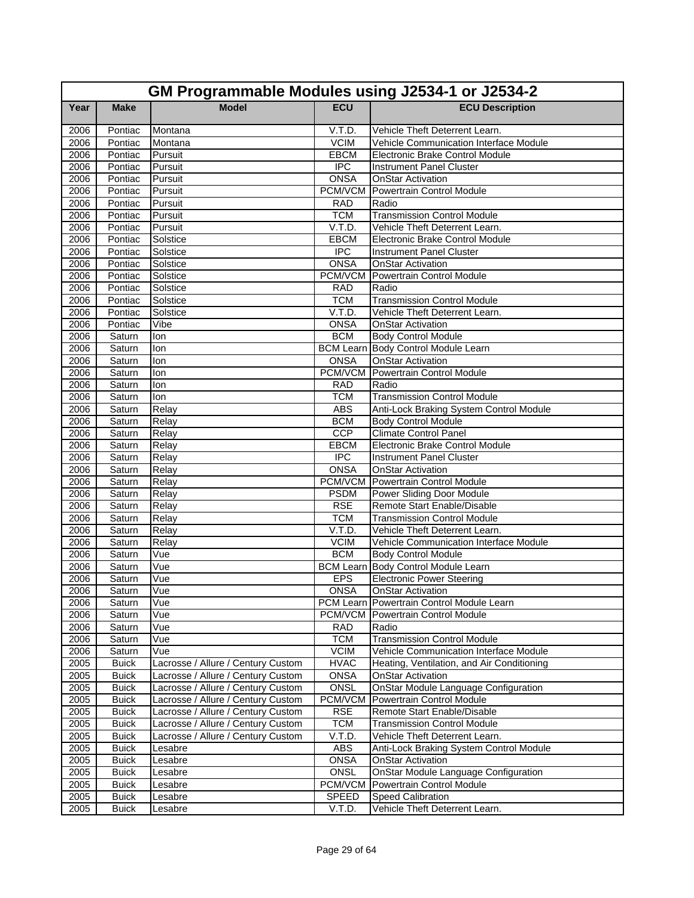# GM Programmable Modules using J2534-1 or J2534-2

| Year | Make | Model | ECU | ECU Description |
|---|---|---|---|---|
| 2006 | Pontiac | Montana | V.T.D. | Vehicle Theft Deterrent Learn. |
| 2006 | Pontiac | Montana | VCIM | Vehicle Communication Interface Module |
| 2006 | Pontiac | Pursuit | EBCM | Electronic Brake Control Module |
| 2006 | Pontiac | Pursuit | IPC | Instrument Panel Cluster |
| 2006 | Pontiac | Pursuit | ONSA | OnStar Activation |
| 2006 | Pontiac | Pursuit | PCM/VCM | Powertrain Control Module |
| 2006 | Pontiac | Pursuit | RAD | Radio |
| 2006 | Pontiac | Pursuit | TCM | Transmission Control Module |
| 2006 | Pontiac | Pursuit | V.T.D. | Vehicle Theft Deterrent Learn. |
| 2006 | Pontiac | Solstice | EBCM | Electronic Brake Control Module |
| 2006 | Pontiac | Solstice | IPC | Instrument Panel Cluster |
| 2006 | Pontiac | Solstice | ONSA | OnStar Activation |
| 2006 | Pontiac | Solstice | PCM/VCM | Powertrain Control Module |
| 2006 | Pontiac | Solstice | RAD | Radio |
| 2006 | Pontiac | Solstice | TCM | Transmission Control Module |
| 2006 | Pontiac | Solstice | V.T.D. | Vehicle Theft Deterrent Learn. |
| 2006 | Pontiac | Vibe | ONSA | OnStar Activation |
| 2006 | Saturn | Ion | BCM | Body Control Module |
| 2006 | Saturn | Ion | BCM Learn | Body Control Module Learn |
| 2006 | Saturn | Ion | ONSA | OnStar Activation |
| 2006 | Saturn | Ion | PCM/VCM | Powertrain Control Module |
| 2006 | Saturn | Ion | RAD | Radio |
| 2006 | Saturn | Ion | TCM | Transmission Control Module |
| 2006 | Saturn | Relay | ABS | Anti-Lock Braking System Control Module |
| 2006 | Saturn | Relay | BCM | Body Control Module |
| 2006 | Saturn | Relay | CCP | Climate Control Panel |
| 2006 | Saturn | Relay | EBCM | Electronic Brake Control Module |
| 2006 | Saturn | Relay | IPC | Instrument Panel Cluster |
| 2006 | Saturn | Relay | ONSA | OnStar Activation |
| 2006 | Saturn | Relay | PCM/VCM | Powertrain Control Module |
| 2006 | Saturn | Relay | PSDM | Power Sliding Door Module |
| 2006 | Saturn | Relay | RSE | Remote Start Enable/Disable |
| 2006 | Saturn | Relay | TCM | Transmission Control Module |
| 2006 | Saturn | Relay | V.T.D. | Vehicle Theft Deterrent Learn. |
| 2006 | Saturn | Relay | VCIM | Vehicle Communication Interface Module |
| 2006 | Saturn | Vue | BCM | Body Control Module |
| 2006 | Saturn | Vue | BCM Learn | Body Control Module Learn |
| 2006 | Saturn | Vue | EPS | Electronic Power Steering |
| 2006 | Saturn | Vue | ONSA | OnStar Activation |
| 2006 | Saturn | Vue | PCM Learn | Powertrain Control Module Learn |
| 2006 | Saturn | Vue | PCM/VCM | Powertrain Control Module |
| 2006 | Saturn | Vue | RAD | Radio |
| 2006 | Saturn | Vue | TCM | Transmission Control Module |
| 2006 | Saturn | Vue | VCIM | Vehicle Communication Interface Module |
| 2005 | Buick | Lacrosse / Allure / Century Custom | HVAC | Heating, Ventilation, and Air Conditioning |
| 2005 | Buick | Lacrosse / Allure / Century Custom | ONSA | OnStar Activation |
| 2005 | Buick | Lacrosse / Allure / Century Custom | ONSL | OnStar Module Language Configuration |
| 2005 | Buick | Lacrosse / Allure / Century Custom | PCM/VCM | Powertrain Control Module |
| 2005 | Buick | Lacrosse / Allure / Century Custom | RSE | Remote Start Enable/Disable |
| 2005 | Buick | Lacrosse / Allure / Century Custom | TCM | Transmission Control Module |
| 2005 | Buick | Lacrosse / Allure / Century Custom | V.T.D. | Vehicle Theft Deterrent Learn. |
| 2005 | Buick | Lesabre | ABS | Anti-Lock Braking System Control Module |
| 2005 | Buick | Lesabre | ONSA | OnStar Activation |
| 2005 | Buick | Lesabre | ONSL | OnStar Module Language Configuration |
| 2005 | Buick | Lesabre | PCM/VCM | Powertrain Control Module |
| 2005 | Buick | Lesabre | SPEED | Speed Calibration |
| 2005 | Buick | Lesabre | V.T.D. | Vehicle Theft Deterrent Learn. |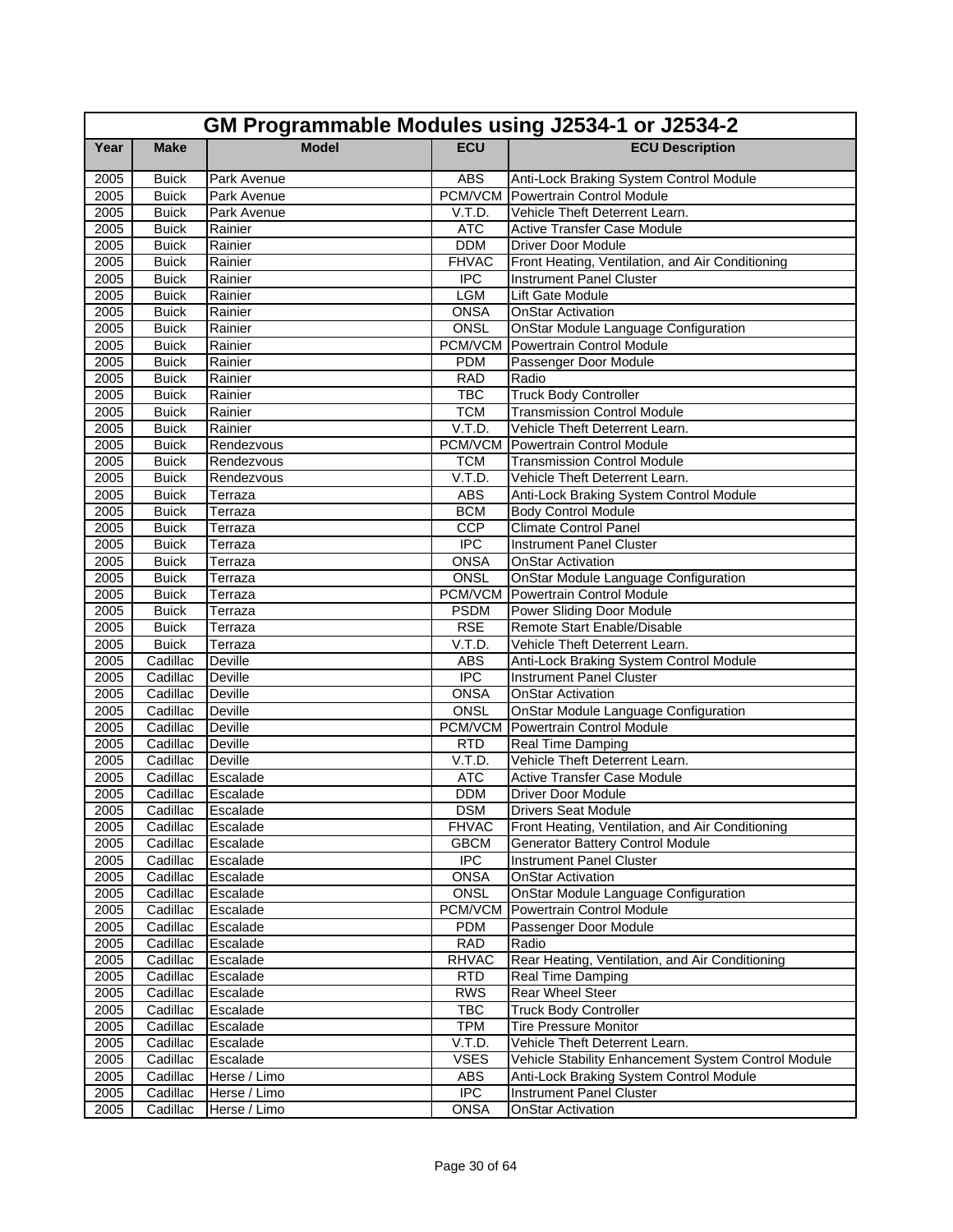| GM Programmable Modules using J2534-1 or J2534-2 | | | | |
|---|---|---|---|---|
| **Year** | **Make** | **Model** | **ECU** | **ECU Description** |
| 2005 | Buick | Park Avenue | ABS | Anti-Lock Braking System Control Module |
| 2005 | Buick | Park Avenue | PCM/VCM | Powertrain Control Module |
| 2005 | Buick | Park Avenue | V.T.D. | Vehicle Theft Deterrent Learn. |
| 2005 | Buick | Rainier | ATC | Active Transfer Case Module |
| 2005 | Buick | Rainier | DDM | Driver Door Module |
| 2005 | Buick | Rainier | FHVAC | Front Heating, Ventilation, and Air Conditioning |
| 2005 | Buick | Rainier | IPC | Instrument Panel Cluster |
| 2005 | Buick | Rainier | LGM | Lift Gate Module |
| 2005 | Buick | Rainier | ONSA | OnStar Activation |
| 2005 | Buick | Rainier | ONSL | OnStar Module Language Configuration |
| 2005 | Buick | Rainier | PCM/VCM | Powertrain Control Module |
| 2005 | Buick | Rainier | PDM | Passenger Door Module |
| 2005 | Buick | Rainier | RAD | Radio |
| 2005 | Buick | Rainier | TBC | Truck Body Controller |
| 2005 | Buick | Rainier | TCM | Transmission Control Module |
| 2005 | Buick | Rainier | V.T.D. | Vehicle Theft Deterrent Learn. |
| 2005 | Buick | Rendezvous | PCM/VCM | Powertrain Control Module |
| 2005 | Buick | Rendezvous | TCM | Transmission Control Module |
| 2005 | Buick | Rendezvous | V.T.D. | Vehicle Theft Deterrent Learn. |
| 2005 | Buick | Terraza | ABS | Anti-Lock Braking System Control Module |
| 2005 | Buick | Terraza | BCM | Body Control Module |
| 2005 | Buick | Terraza | CCP | Climate Control Panel |
| 2005 | Buick | Terraza | IPC | Instrument Panel Cluster |
| 2005 | Buick | Terraza | ONSA | OnStar Activation |
| 2005 | Buick | Terraza | ONSL | OnStar Module Language Configuration |
| 2005 | Buick | Terraza | PCM/VCM | Powertrain Control Module |
| 2005 | Buick | Terraza | PSDM | Power Sliding Door Module |
| 2005 | Buick | Terraza | RSE | Remote Start Enable/Disable |
| 2005 | Buick | Terraza | V.T.D. | Vehicle Theft Deterrent Learn. |
| 2005 | Cadillac | Deville | ABS | Anti-Lock Braking System Control Module |
| 2005 | Cadillac | Deville | IPC | Instrument Panel Cluster |
| 2005 | Cadillac | Deville | ONSA | OnStar Activation |
| 2005 | Cadillac | Deville | ONSL | OnStar Module Language Configuration |
| 2005 | Cadillac | Deville | PCM/VCM | Powertrain Control Module |
| 2005 | Cadillac | Deville | RTD | Real Time Damping |
| 2005 | Cadillac | Deville | V.T.D. | Vehicle Theft Deterrent Learn. |
| 2005 | Cadillac | Escalade | ATC | Active Transfer Case Module |
| 2005 | Cadillac | Escalade | DDM | Driver Door Module |
| 2005 | Cadillac | Escalade | DSM | Drivers Seat Module |
| 2005 | Cadillac | Escalade | FHVAC | Front Heating, Ventilation, and Air Conditioning |
| 2005 | Cadillac | Escalade | GBCM | Generator Battery Control Module |
| 2005 | Cadillac | Escalade | IPC | Instrument Panel Cluster |
| 2005 | Cadillac | Escalade | ONSA | OnStar Activation |
| 2005 | Cadillac | Escalade | ONSL | OnStar Module Language Configuration |
| 2005 | Cadillac | Escalade | PCM/VCM | Powertrain Control Module |
| 2005 | Cadillac | Escalade | PDM | Passenger Door Module |
| 2005 | Cadillac | Escalade | RAD | Radio |
| 2005 | Cadillac | Escalade | RHVAC | Rear Heating, Ventilation, and Air Conditioning |
| 2005 | Cadillac | Escalade | RTD | Real Time Damping |
| 2005 | Cadillac | Escalade | RWS | Rear Wheel Steer |
| 2005 | Cadillac | Escalade | TBC | Truck Body Controller |
| 2005 | Cadillac | Escalade | TPM | Tire Pressure Monitor |
| 2005 | Cadillac | Escalade | V.T.D. | Vehicle Theft Deterrent Learn. |
| 2005 | Cadillac | Escalade | VSES | Vehicle Stability Enhancement System Control Module |
| 2005 | Cadillac | Herse / Limo | ABS | Anti-Lock Braking System Control Module |
| 2005 | Cadillac | Herse / Limo | IPC | Instrument Panel Cluster |
| 2005 | Cadillac | Herse / Limo | ONSA | OnStar Activation |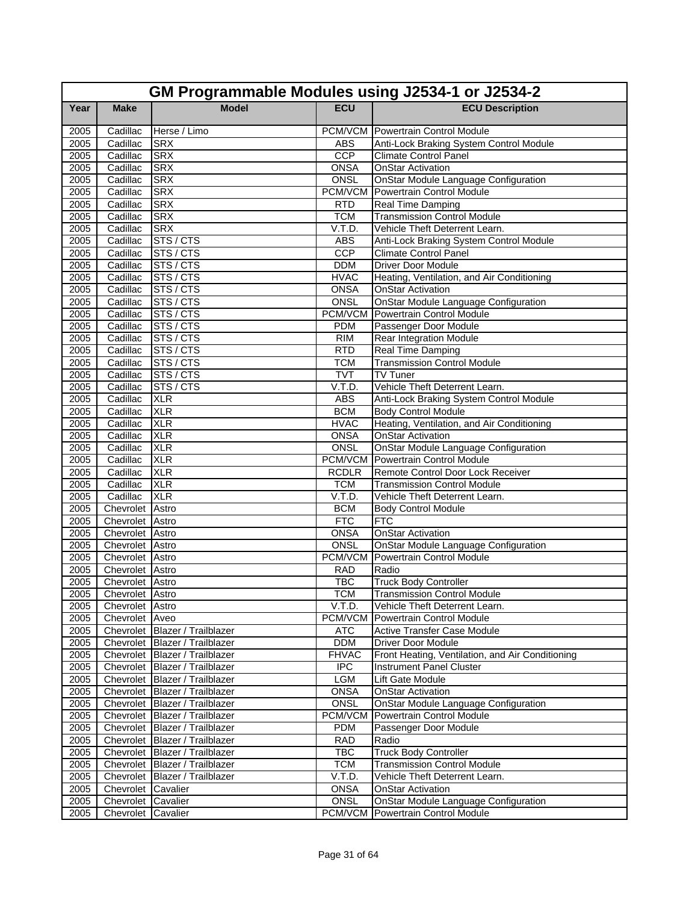# GM Programmable Modules using J2534-1 or J2534-2

| Year | Make | Model | ECU | ECU Description |
|---|---|---|---|---|
| 2005 | Cadillac | Herse / Limo | PCM/VCM | Powertrain Control Module |
| 2005 | Cadillac | SRX | ABS | Anti-Lock Braking System Control Module |
| 2005 | Cadillac | SRX | CCP | Climate Control Panel |
| 2005 | Cadillac | SRX | ONSA | OnStar Activation |
| 2005 | Cadillac | SRX | ONSL | OnStar Module Language Configuration |
| 2005 | Cadillac | SRX | PCM/VCM | Powertrain Control Module |
| 2005 | Cadillac | SRX | RTD | Real Time Damping |
| 2005 | Cadillac | SRX | TCM | Transmission Control Module |
| 2005 | Cadillac | SRX | V.T.D. | Vehicle Theft Deterrent Learn. |
| 2005 | Cadillac | STS / CTS | ABS | Anti-Lock Braking System Control Module |
| 2005 | Cadillac | STS / CTS | CCP | Climate Control Panel |
| 2005 | Cadillac | STS / CTS | DDM | Driver Door Module |
| 2005 | Cadillac | STS / CTS | HVAC | Heating, Ventilation, and Air Conditioning |
| 2005 | Cadillac | STS / CTS | ONSA | OnStar Activation |
| 2005 | Cadillac | STS / CTS | ONSL | OnStar Module Language Configuration |
| 2005 | Cadillac | STS / CTS | PCM/VCM | Powertrain Control Module |
| 2005 | Cadillac | STS / CTS | PDM | Passenger Door Module |
| 2005 | Cadillac | STS / CTS | RIM | Rear Integration Module |
| 2005 | Cadillac | STS / CTS | RTD | Real Time Damping |
| 2005 | Cadillac | STS / CTS | TCM | Transmission Control Module |
| 2005 | Cadillac | STS / CTS | TVT | TV Tuner |
| 2005 | Cadillac | STS / CTS | V.T.D. | Vehicle Theft Deterrent Learn. |
| 2005 | Cadillac | XLR | ABS | Anti-Lock Braking System Control Module |
| 2005 | Cadillac | XLR | BCM | Body Control Module |
| 2005 | Cadillac | XLR | HVAC | Heating, Ventilation, and Air Conditioning |
| 2005 | Cadillac | XLR | ONSA | OnStar Activation |
| 2005 | Cadillac | XLR | ONSL | OnStar Module Language Configuration |
| 2005 | Cadillac | XLR | PCM/VCM | Powertrain Control Module |
| 2005 | Cadillac | XLR | RCDLR | Remote Control Door Lock Receiver |
| 2005 | Cadillac | XLR | TCM | Transmission Control Module |
| 2005 | Cadillac | XLR | V.T.D. | Vehicle Theft Deterrent Learn. |
| 2005 | Chevrolet | Astro | BCM | Body Control Module |
| 2005 | Chevrolet | Astro | FTC | FTC |
| 2005 | Chevrolet | Astro | ONSA | OnStar Activation |
| 2005 | Chevrolet | Astro | ONSL | OnStar Module Language Configuration |
| 2005 | Chevrolet | Astro | PCM/VCM | Powertrain Control Module |
| 2005 | Chevrolet | Astro | RAD | Radio |
| 2005 | Chevrolet | Astro | TBC | Truck Body Controller |
| 2005 | Chevrolet | Astro | TCM | Transmission Control Module |
| 2005 | Chevrolet | Astro | V.T.D. | Vehicle Theft Deterrent Learn. |
| 2005 | Chevrolet | Aveo | PCM/VCM | Powertrain Control Module |
| 2005 | Chevrolet | Blazer / Trailblazer | ATC | Active Transfer Case Module |
| 2005 | Chevrolet | Blazer / Trailblazer | DDM | Driver Door Module |
| 2005 | Chevrolet | Blazer / Trailblazer | FHVAC | Front Heating, Ventilation, and Air Conditioning |
| 2005 | Chevrolet | Blazer / Trailblazer | IPC | Instrument Panel Cluster |
| 2005 | Chevrolet | Blazer / Trailblazer | LGM | Lift Gate Module |
| 2005 | Chevrolet | Blazer / Trailblazer | ONSA | OnStar Activation |
| 2005 | Chevrolet | Blazer / Trailblazer | ONSL | OnStar Module Language Configuration |
| 2005 | Chevrolet | Blazer / Trailblazer | PCM/VCM | Powertrain Control Module |
| 2005 | Chevrolet | Blazer / Trailblazer | PDM | Passenger Door Module |
| 2005 | Chevrolet | Blazer / Trailblazer | RAD | Radio |
| 2005 | Chevrolet | Blazer / Trailblazer | TBC | Truck Body Controller |
| 2005 | Chevrolet | Blazer / Trailblazer | TCM | Transmission Control Module |
| 2005 | Chevrolet | Blazer / Trailblazer | V.T.D. | Vehicle Theft Deterrent Learn. |
| 2005 | Chevrolet | Cavalier | ONSA | OnStar Activation |
| 2005 | Chevrolet | Cavalier | ONSL | OnStar Module Language Configuration |
| 2005 | Chevrolet | Cavalier | PCM/VCM | Powertrain Control Module |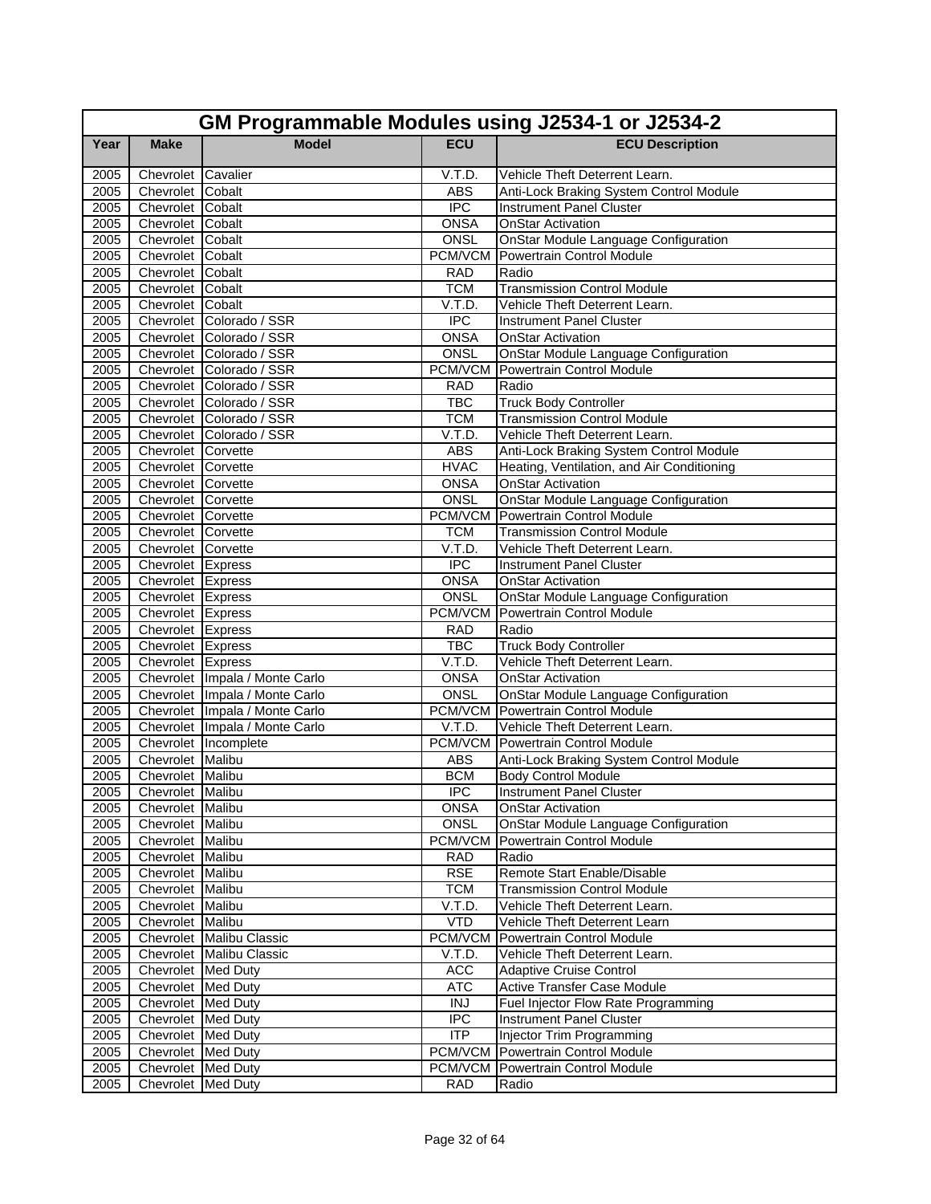| GM Programmable Modules using J2534-1 or J2534-2 | | | | |
|---|---|---|---|---|
| **Year** | **Make** | **Model** | **ECU** | **ECU Description** |
| 2005 | Chevrolet | Cavalier | V.T.D. | Vehicle Theft Deterrent Learn. |
| 2005 | Chevrolet | Cobalt | ABS | Anti-Lock Braking System Control Module |
| 2005 | Chevrolet | Cobalt | IPC | Instrument Panel Cluster |
| 2005 | Chevrolet | Cobalt | ONSA | OnStar Activation |
| 2005 | Chevrolet | Cobalt | ONSL | OnStar Module Language Configuration |
| 2005 | Chevrolet | Cobalt | PCM/VCM | Powertrain Control Module |
| 2005 | Chevrolet | Cobalt | RAD | Radio |
| 2005 | Chevrolet | Cobalt | TCM | Transmission Control Module |
| 2005 | Chevrolet | Cobalt | V.T.D. | Vehicle Theft Deterrent Learn. |
| 2005 | Chevrolet | Colorado / SSR | IPC | Instrument Panel Cluster |
| 2005 | Chevrolet | Colorado / SSR | ONSA | OnStar Activation |
| 2005 | Chevrolet | Colorado / SSR | ONSL | OnStar Module Language Configuration |
| 2005 | Chevrolet | Colorado / SSR | PCM/VCM | Powertrain Control Module |
| 2005 | Chevrolet | Colorado / SSR | RAD | Radio |
| 2005 | Chevrolet | Colorado / SSR | TBC | Truck Body Controller |
| 2005 | Chevrolet | Colorado / SSR | TCM | Transmission Control Module |
| 2005 | Chevrolet | Colorado / SSR | V.T.D. | Vehicle Theft Deterrent Learn. |
| 2005 | Chevrolet | Corvette | ABS | Anti-Lock Braking System Control Module |
| 2005 | Chevrolet | Corvette | HVAC | Heating, Ventilation, and Air Conditioning |
| 2005 | Chevrolet | Corvette | ONSA | OnStar Activation |
| 2005 | Chevrolet | Corvette | ONSL | OnStar Module Language Configuration |
| 2005 | Chevrolet | Corvette | PCM/VCM | Powertrain Control Module |
| 2005 | Chevrolet | Corvette | TCM | Transmission Control Module |
| 2005 | Chevrolet | Corvette | V.T.D. | Vehicle Theft Deterrent Learn. |
| 2005 | Chevrolet | Express | IPC | Instrument Panel Cluster |
| 2005 | Chevrolet | Express | ONSA | OnStar Activation |
| 2005 | Chevrolet | Express | ONSL | OnStar Module Language Configuration |
| 2005 | Chevrolet | Express | PCM/VCM | Powertrain Control Module |
| 2005 | Chevrolet | Express | RAD | Radio |
| 2005 | Chevrolet | Express | TBC | Truck Body Controller |
| 2005 | Chevrolet | Express | V.T.D. | Vehicle Theft Deterrent Learn. |
| 2005 | Chevrolet | Impala / Monte Carlo | ONSA | OnStar Activation |
| 2005 | Chevrolet | Impala / Monte Carlo | ONSL | OnStar Module Language Configuration |
| 2005 | Chevrolet | Impala / Monte Carlo | PCM/VCM | Powertrain Control Module |
| 2005 | Chevrolet | Impala / Monte Carlo | V.T.D. | Vehicle Theft Deterrent Learn. |
| 2005 | Chevrolet | Incomplete | PCM/VCM | Powertrain Control Module |
| 2005 | Chevrolet | Malibu | ABS | Anti-Lock Braking System Control Module |
| 2005 | Chevrolet | Malibu | BCM | Body Control Module |
| 2005 | Chevrolet | Malibu | IPC | Instrument Panel Cluster |
| 2005 | Chevrolet | Malibu | ONSA | OnStar Activation |
| 2005 | Chevrolet | Malibu | ONSL | OnStar Module Language Configuration |
| 2005 | Chevrolet | Malibu | PCM/VCM | Powertrain Control Module |
| 2005 | Chevrolet | Malibu | RAD | Radio |
| 2005 | Chevrolet | Malibu | RSE | Remote Start Enable/Disable |
| 2005 | Chevrolet | Malibu | TCM | Transmission Control Module |
| 2005 | Chevrolet | Malibu | V.T.D. | Vehicle Theft Deterrent Learn. |
| 2005 | Chevrolet | Malibu | VTD | Vehicle Theft Deterrent Learn |
| 2005 | Chevrolet | Malibu Classic | PCM/VCM | Powertrain Control Module |
| 2005 | Chevrolet | Malibu Classic | V.T.D. | Vehicle Theft Deterrent Learn. |
| 2005 | Chevrolet | Med Duty | ACC | Adaptive Cruise Control |
| 2005 | Chevrolet | Med Duty | ATC | Active Transfer Case Module |
| 2005 | Chevrolet | Med Duty | INJ | Fuel Injector Flow Rate Programming |
| 2005 | Chevrolet | Med Duty | IPC | Instrument Panel Cluster |
| 2005 | Chevrolet | Med Duty | ITP | Injector Trim Programming |
| 2005 | Chevrolet | Med Duty | PCM/VCM | Powertrain Control Module |
| 2005 | Chevrolet | Med Duty | PCM/VCM | Powertrain Control Module |
| 2005 | Chevrolet | Med Duty | RAD | Radio |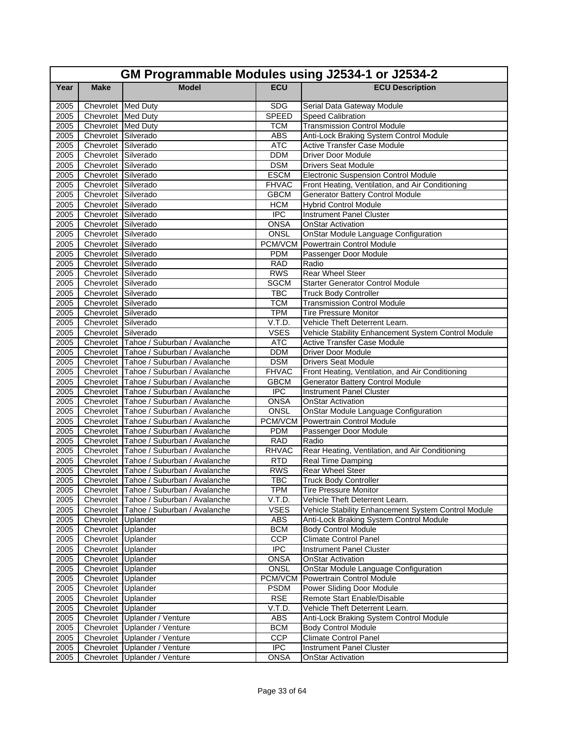| GM Programmable Modules using J2534-1 or J2534-2 | | | | |
|---|---|---|---|---|
| **Year** | **Make** | **Model** | **ECU** | **ECU Description** |
| 2005 | Chevrolet | Med Duty | SDG | Serial Data Gateway Module |
| 2005 | Chevrolet | Med Duty | SPEED | Speed Calibration |
| 2005 | Chevrolet | Med Duty | TCM | Transmission Control Module |
| 2005 | Chevrolet | Silverado | ABS | Anti-Lock Braking System Control Module |
| 2005 | Chevrolet | Silverado | ATC | Active Transfer Case Module |
| 2005 | Chevrolet | Silverado | DDM | Driver Door Module |
| 2005 | Chevrolet | Silverado | DSM | Drivers Seat Module |
| 2005 | Chevrolet | Silverado | ESCM | Electronic Suspension Control Module |
| 2005 | Chevrolet | Silverado | FHVAC | Front Heating, Ventilation, and Air Conditioning |
| 2005 | Chevrolet | Silverado | GBCM | Generator Battery Control Module |
| 2005 | Chevrolet | Silverado | HCM | Hybrid Control Module |
| 2005 | Chevrolet | Silverado | IPC | Instrument Panel Cluster |
| 2005 | Chevrolet | Silverado | ONSA | OnStar Activation |
| 2005 | Chevrolet | Silverado | ONSL | OnStar Module Language Configuration |
| 2005 | Chevrolet | Silverado | PCM/VCM | Powertrain Control Module |
| 2005 | Chevrolet | Silverado | PDM | Passenger Door Module |
| 2005 | Chevrolet | Silverado | RAD | Radio |
| 2005 | Chevrolet | Silverado | RWS | Rear Wheel Steer |
| 2005 | Chevrolet | Silverado | SGCM | Starter Generator Control Module |
| 2005 | Chevrolet | Silverado | TBC | Truck Body Controller |
| 2005 | Chevrolet | Silverado | TCM | Transmission Control Module |
| 2005 | Chevrolet | Silverado | TPM | Tire Pressure Monitor |
| 2005 | Chevrolet | Silverado | V.T.D. | Vehicle Theft Deterrent Learn. |
| 2005 | Chevrolet | Silverado | VSES | Vehicle Stability Enhancement System Control Module |
| 2005 | Chevrolet | Tahoe / Suburban / Avalanche | ATC | Active Transfer Case Module |
| 2005 | Chevrolet | Tahoe / Suburban / Avalanche | DDM | Driver Door Module |
| 2005 | Chevrolet | Tahoe / Suburban / Avalanche | DSM | Drivers Seat Module |
| 2005 | Chevrolet | Tahoe / Suburban / Avalanche | FHVAC | Front Heating, Ventilation, and Air Conditioning |
| 2005 | Chevrolet | Tahoe / Suburban / Avalanche | GBCM | Generator Battery Control Module |
| 2005 | Chevrolet | Tahoe / Suburban / Avalanche | IPC | Instrument Panel Cluster |
| 2005 | Chevrolet | Tahoe / Suburban / Avalanche | ONSA | OnStar Activation |
| 2005 | Chevrolet | Tahoe / Suburban / Avalanche | ONSL | OnStar Module Language Configuration |
| 2005 | Chevrolet | Tahoe / Suburban / Avalanche | PCM/VCM | Powertrain Control Module |
| 2005 | Chevrolet | Tahoe / Suburban / Avalanche | PDM | Passenger Door Module |
| 2005 | Chevrolet | Tahoe / Suburban / Avalanche | RAD | Radio |
| 2005 | Chevrolet | Tahoe / Suburban / Avalanche | RHVAC | Rear Heating, Ventilation, and Air Conditioning |
| 2005 | Chevrolet | Tahoe / Suburban / Avalanche | RTD | Real Time Damping |
| 2005 | Chevrolet | Tahoe / Suburban / Avalanche | RWS | Rear Wheel Steer |
| 2005 | Chevrolet | Tahoe / Suburban / Avalanche | TBC | Truck Body Controller |
| 2005 | Chevrolet | Tahoe / Suburban / Avalanche | TPM | Tire Pressure Monitor |
| 2005 | Chevrolet | Tahoe / Suburban / Avalanche | V.T.D. | Vehicle Theft Deterrent Learn. |
| 2005 | Chevrolet | Tahoe / Suburban / Avalanche | VSES | Vehicle Stability Enhancement System Control Module |
| 2005 | Chevrolet | Uplander | ABS | Anti-Lock Braking System Control Module |
| 2005 | Chevrolet | Uplander | BCM | Body Control Module |
| 2005 | Chevrolet | Uplander | CCP | Climate Control Panel |
| 2005 | Chevrolet | Uplander | IPC | Instrument Panel Cluster |
| 2005 | Chevrolet | Uplander | ONSA | OnStar Activation |
| 2005 | Chevrolet | Uplander | ONSL | OnStar Module Language Configuration |
| 2005 | Chevrolet | Uplander | PCM/VCM | Powertrain Control Module |
| 2005 | Chevrolet | Uplander | PSDM | Power Sliding Door Module |
| 2005 | Chevrolet | Uplander | RSE | Remote Start Enable/Disable |
| 2005 | Chevrolet | Uplander | V.T.D. | Vehicle Theft Deterrent Learn. |
| 2005 | Chevrolet | Uplander / Venture | ABS | Anti-Lock Braking System Control Module |
| 2005 | Chevrolet | Uplander / Venture | BCM | Body Control Module |
| 2005 | Chevrolet | Uplander / Venture | CCP | Climate Control Panel |
| 2005 | Chevrolet | Uplander / Venture | IPC | Instrument Panel Cluster |
| 2005 | Chevrolet | Uplander / Venture | ONSA | OnStar Activation |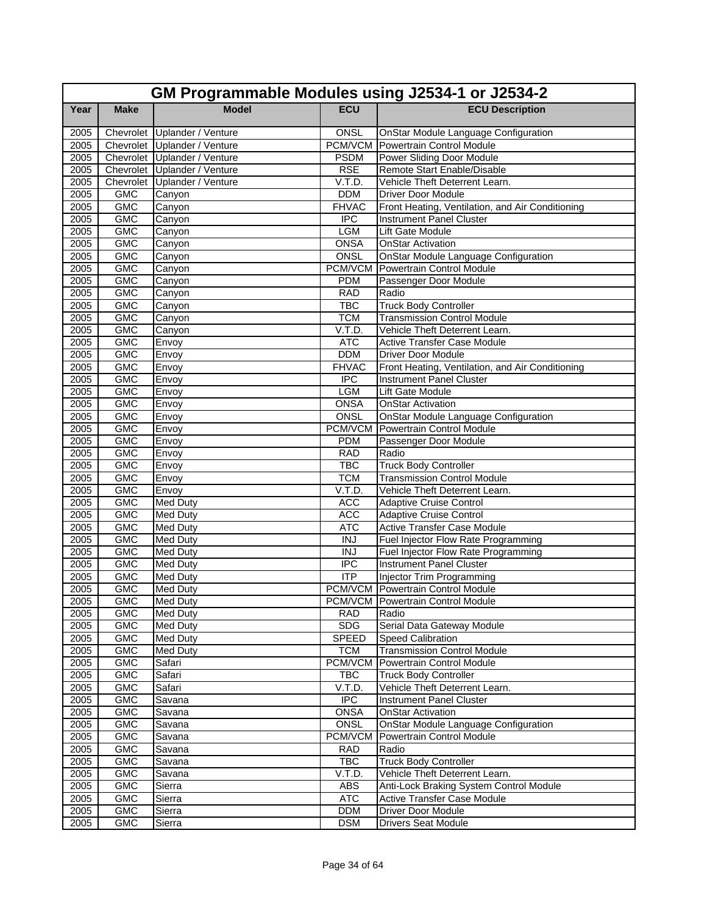# GM Programmable Modules using J2534-1 or J2534-2

| Year | Make | Model | ECU | ECU Description |
|---|---|---|---|---|
| 2005 | Chevrolet | Uplander / Venture | ONSL | OnStar Module Language Configuration |
| 2005 | Chevrolet | Uplander / Venture | PCM/VCM | Powertrain Control Module |
| 2005 | Chevrolet | Uplander / Venture | PSDM | Power Sliding Door Module |
| 2005 | Chevrolet | Uplander / Venture | RSE | Remote Start Enable/Disable |
| 2005 | Chevrolet | Uplander / Venture | V.T.D. | Vehicle Theft Deterrent Learn. |
| 2005 | GMC | Canyon | DDM | Driver Door Module |
| 2005 | GMC | Canyon | FHVAC | Front Heating, Ventilation, and Air Conditioning |
| 2005 | GMC | Canyon | IPC | Instrument Panel Cluster |
| 2005 | GMC | Canyon | LGM | Lift Gate Module |
| 2005 | GMC | Canyon | ONSA | OnStar Activation |
| 2005 | GMC | Canyon | ONSL | OnStar Module Language Configuration |
| 2005 | GMC | Canyon | PCM/VCM | Powertrain Control Module |
| 2005 | GMC | Canyon | PDM | Passenger Door Module |
| 2005 | GMC | Canyon | RAD | Radio |
| 2005 | GMC | Canyon | TBC | Truck Body Controller |
| 2005 | GMC | Canyon | TCM | Transmission Control Module |
| 2005 | GMC | Canyon | V.T.D. | Vehicle Theft Deterrent Learn. |
| 2005 | GMC | Envoy | ATC | Active Transfer Case Module |
| 2005 | GMC | Envoy | DDM | Driver Door Module |
| 2005 | GMC | Envoy | FHVAC | Front Heating, Ventilation, and Air Conditioning |
| 2005 | GMC | Envoy | IPC | Instrument Panel Cluster |
| 2005 | GMC | Envoy | LGM | Lift Gate Module |
| 2005 | GMC | Envoy | ONSA | OnStar Activation |
| 2005 | GMC | Envoy | ONSL | OnStar Module Language Configuration |
| 2005 | GMC | Envoy | PCM/VCM | Powertrain Control Module |
| 2005 | GMC | Envoy | PDM | Passenger Door Module |
| 2005 | GMC | Envoy | RAD | Radio |
| 2005 | GMC | Envoy | TBC | Truck Body Controller |
| 2005 | GMC | Envoy | TCM | Transmission Control Module |
| 2005 | GMC | Envoy | V.T.D. | Vehicle Theft Deterrent Learn. |
| 2005 | GMC | Med Duty | ACC | Adaptive Cruise Control |
| 2005 | GMC | Med Duty | ACC | Adaptive Cruise Control |
| 2005 | GMC | Med Duty | ATC | Active Transfer Case Module |
| 2005 | GMC | Med Duty | INJ | Fuel Injector Flow Rate Programming |
| 2005 | GMC | Med Duty | INJ | Fuel Injector Flow Rate Programming |
| 2005 | GMC | Med Duty | IPC | Instrument Panel Cluster |
| 2005 | GMC | Med Duty | ITP | Injector Trim Programming |
| 2005 | GMC | Med Duty | PCM/VCM | Powertrain Control Module |
| 2005 | GMC | Med Duty | PCM/VCM | Powertrain Control Module |
| 2005 | GMC | Med Duty | RAD | Radio |
| 2005 | GMC | Med Duty | SDG | Serial Data Gateway Module |
| 2005 | GMC | Med Duty | SPEED | Speed Calibration |
| 2005 | GMC | Med Duty | TCM | Transmission Control Module |
| 2005 | GMC | Safari | PCM/VCM | Powertrain Control Module |
| 2005 | GMC | Safari | TBC | Truck Body Controller |
| 2005 | GMC | Safari | V.T.D. | Vehicle Theft Deterrent Learn. |
| 2005 | GMC | Savana | IPC | Instrument Panel Cluster |
| 2005 | GMC | Savana | ONSA | OnStar Activation |
| 2005 | GMC | Savana | ONSL | OnStar Module Language Configuration |
| 2005 | GMC | Savana | PCM/VCM | Powertrain Control Module |
| 2005 | GMC | Savana | RAD | Radio |
| 2005 | GMC | Savana | TBC | Truck Body Controller |
| 2005 | GMC | Savana | V.T.D. | Vehicle Theft Deterrent Learn. |
| 2005 | GMC | Sierra | ABS | Anti-Lock Braking System Control Module |
| 2005 | GMC | Sierra | ATC | Active Transfer Case Module |
| 2005 | GMC | Sierra | DDM | Driver Door Module |
| 2005 | GMC | Sierra | DSM | Drivers Seat Module |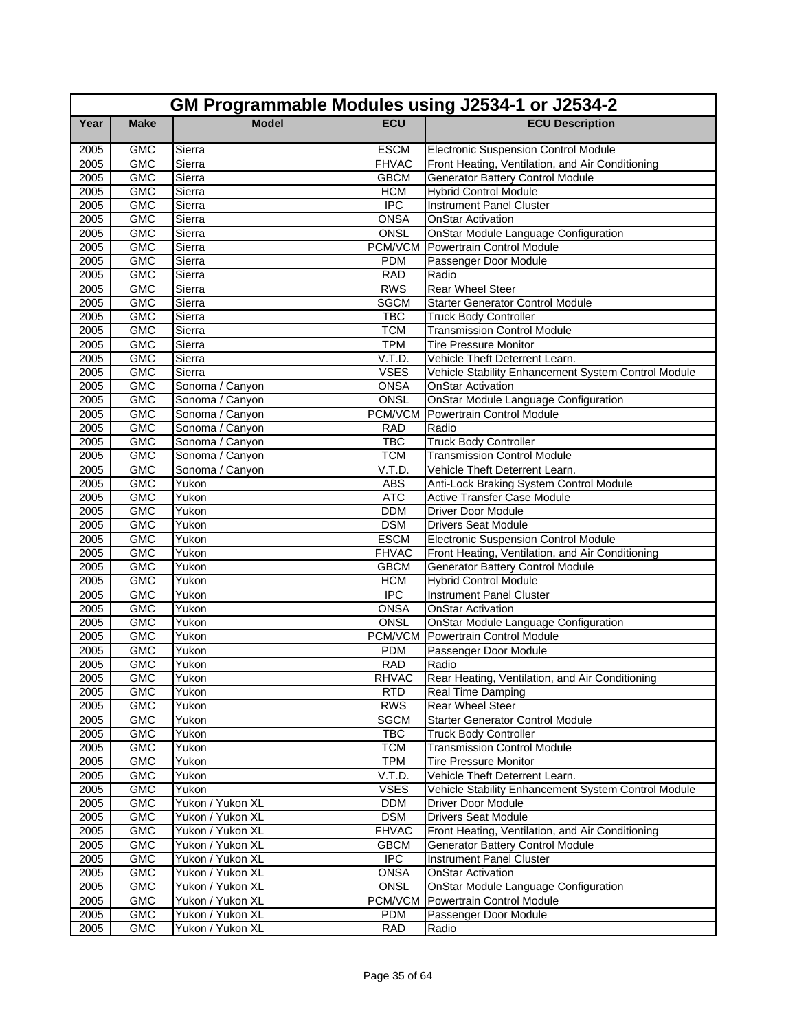| GM Programmable Modules using J2534-1 or J2534-2 | | | | |
|---|---|---|---|---|
| **Year** | **Make** | **Model** | **ECU** | **ECU Description** |
| 2005 | GMC | Sierra | ESCM | Electronic Suspension Control Module |
| 2005 | GMC | Sierra | FHVAC | Front Heating, Ventilation, and Air Conditioning |
| 2005 | GMC | Sierra | GBCM | Generator Battery Control Module |
| 2005 | GMC | Sierra | HCM | Hybrid Control Module |
| 2005 | GMC | Sierra | IPC | Instrument Panel Cluster |
| 2005 | GMC | Sierra | ONSA | OnStar Activation |
| 2005 | GMC | Sierra | ONSL | OnStar Module Language Configuration |
| 2005 | GMC | Sierra | PCM/VCM | Powertrain Control Module |
| 2005 | GMC | Sierra | PDM | Passenger Door Module |
| 2005 | GMC | Sierra | RAD | Radio |
| 2005 | GMC | Sierra | RWS | Rear Wheel Steer |
| 2005 | GMC | Sierra | SGCM | Starter Generator Control Module |
| 2005 | GMC | Sierra | TBC | Truck Body Controller |
| 2005 | GMC | Sierra | TCM | Transmission Control Module |
| 2005 | GMC | Sierra | TPM | Tire Pressure Monitor |
| 2005 | GMC | Sierra | V.T.D. | Vehicle Theft Deterrent Learn. |
| 2005 | GMC | Sierra | VSES | Vehicle Stability Enhancement System Control Module |
| 2005 | GMC | Sonoma / Canyon | ONSA | OnStar Activation |
| 2005 | GMC | Sonoma / Canyon | ONSL | OnStar Module Language Configuration |
| 2005 | GMC | Sonoma / Canyon | PCM/VCM | Powertrain Control Module |
| 2005 | GMC | Sonoma / Canyon | RAD | Radio |
| 2005 | GMC | Sonoma / Canyon | TBC | Truck Body Controller |
| 2005 | GMC | Sonoma / Canyon | TCM | Transmission Control Module |
| 2005 | GMC | Sonoma / Canyon | V.T.D. | Vehicle Theft Deterrent Learn. |
| 2005 | GMC | Yukon | ABS | Anti-Lock Braking System Control Module |
| 2005 | GMC | Yukon | ATC | Active Transfer Case Module |
| 2005 | GMC | Yukon | DDM | Driver Door Module |
| 2005 | GMC | Yukon | DSM | Drivers Seat Module |
| 2005 | GMC | Yukon | ESCM | Electronic Suspension Control Module |
| 2005 | GMC | Yukon | FHVAC | Front Heating, Ventilation, and Air Conditioning |
| 2005 | GMC | Yukon | GBCM | Generator Battery Control Module |
| 2005 | GMC | Yukon | HCM | Hybrid Control Module |
| 2005 | GMC | Yukon | IPC | Instrument Panel Cluster |
| 2005 | GMC | Yukon | ONSA | OnStar Activation |
| 2005 | GMC | Yukon | ONSL | OnStar Module Language Configuration |
| 2005 | GMC | Yukon | PCM/VCM | Powertrain Control Module |
| 2005 | GMC | Yukon | PDM | Passenger Door Module |
| 2005 | GMC | Yukon | RAD | Radio |
| 2005 | GMC | Yukon | RHVAC | Rear Heating, Ventilation, and Air Conditioning |
| 2005 | GMC | Yukon | RTD | Real Time Damping |
| 2005 | GMC | Yukon | RWS | Rear Wheel Steer |
| 2005 | GMC | Yukon | SGCM | Starter Generator Control Module |
| 2005 | GMC | Yukon | TBC | Truck Body Controller |
| 2005 | GMC | Yukon | TCM | Transmission Control Module |
| 2005 | GMC | Yukon | TPM | Tire Pressure Monitor |
| 2005 | GMC | Yukon | V.T.D. | Vehicle Theft Deterrent Learn. |
| 2005 | GMC | Yukon | VSES | Vehicle Stability Enhancement System Control Module |
| 2005 | GMC | Yukon / Yukon XL | DDM | Driver Door Module |
| 2005 | GMC | Yukon / Yukon XL | DSM | Drivers Seat Module |
| 2005 | GMC | Yukon / Yukon XL | FHVAC | Front Heating, Ventilation, and Air Conditioning |
| 2005 | GMC | Yukon / Yukon XL | GBCM | Generator Battery Control Module |
| 2005 | GMC | Yukon / Yukon XL | IPC | Instrument Panel Cluster |
| 2005 | GMC | Yukon / Yukon XL | ONSA | OnStar Activation |
| 2005 | GMC | Yukon / Yukon XL | ONSL | OnStar Module Language Configuration |
| 2005 | GMC | Yukon / Yukon XL | PCM/VCM | Powertrain Control Module |
| 2005 | GMC | Yukon / Yukon XL | PDM | Passenger Door Module |
| 2005 | GMC | Yukon / Yukon XL | RAD | Radio |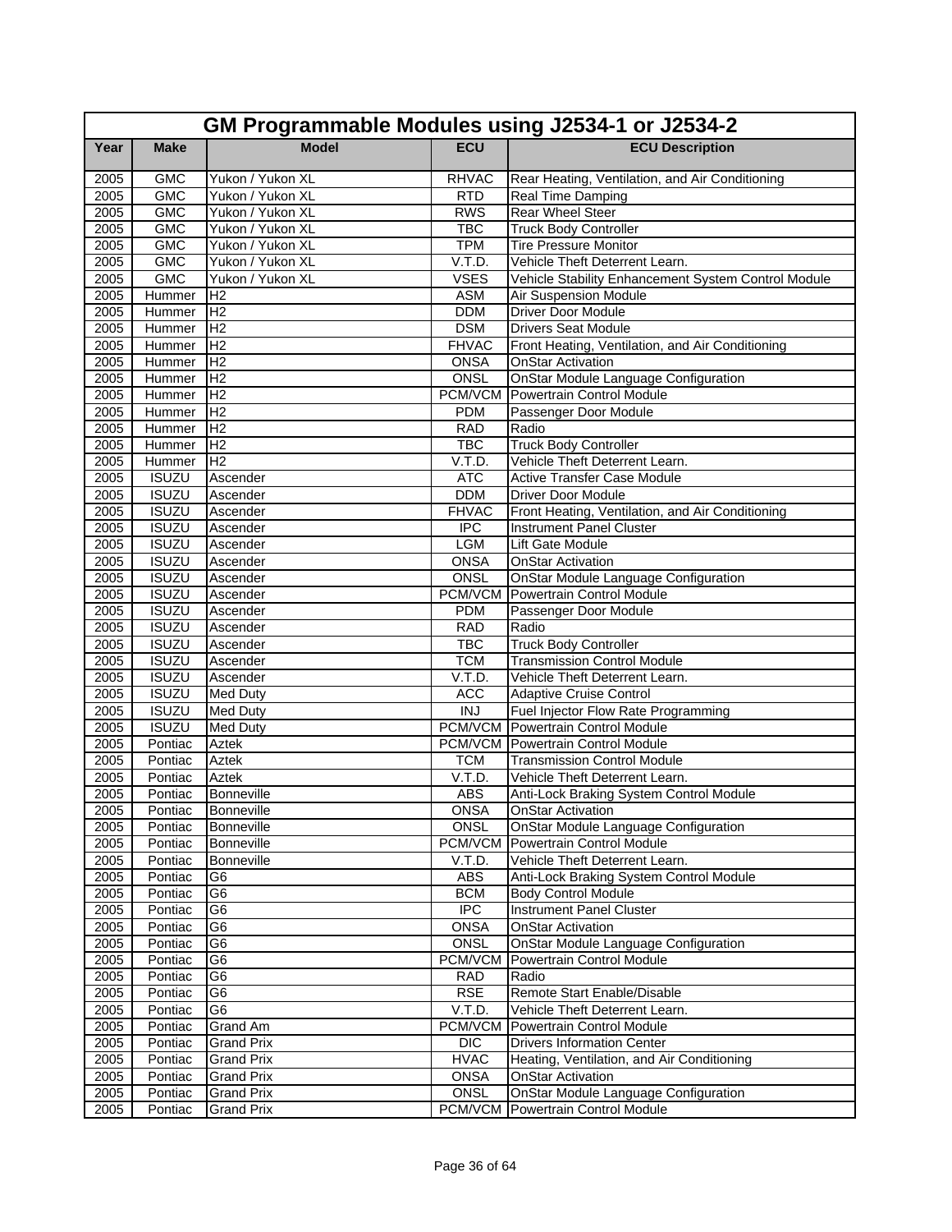# GM Programmable Modules using J2534-1 or J2534-2

| Year | Make | Model | ECU | ECU Description |
|---|---|---|---|---|
| 2005 | GMC | Yukon / Yukon XL | RHVAC | Rear Heating, Ventilation, and Air Conditioning |
| 2005 | GMC | Yukon / Yukon XL | RTD | Real Time Damping |
| 2005 | GMC | Yukon / Yukon XL | RWS | Rear Wheel Steer |
| 2005 | GMC | Yukon / Yukon XL | TBC | Truck Body Controller |
| 2005 | GMC | Yukon / Yukon XL | TPM | Tire Pressure Monitor |
| 2005 | GMC | Yukon / Yukon XL | V.T.D. | Vehicle Theft Deterrent Learn. |
| 2005 | GMC | Yukon / Yukon XL | VSES | Vehicle Stability Enhancement System Control Module |
| 2005 | Hummer | H2 | ASM | Air Suspension Module |
| 2005 | Hummer | H2 | DDM | Driver Door Module |
| 2005 | Hummer | H2 | DSM | Drivers Seat Module |
| 2005 | Hummer | H2 | FHVAC | Front Heating, Ventilation, and Air Conditioning |
| 2005 | Hummer | H2 | ONSA | OnStar Activation |
| 2005 | Hummer | H2 | ONSL | OnStar Module Language Configuration |
| 2005 | Hummer | H2 | PCM/VCM | Powertrain Control Module |
| 2005 | Hummer | H2 | PDM | Passenger Door Module |
| 2005 | Hummer | H2 | RAD | Radio |
| 2005 | Hummer | H2 | TBC | Truck Body Controller |
| 2005 | Hummer | H2 | V.T.D. | Vehicle Theft Deterrent Learn. |
| 2005 | ISUZU | Ascender | ATC | Active Transfer Case Module |
| 2005 | ISUZU | Ascender | DDM | Driver Door Module |
| 2005 | ISUZU | Ascender | FHVAC | Front Heating, Ventilation, and Air Conditioning |
| 2005 | ISUZU | Ascender | IPC | Instrument Panel Cluster |
| 2005 | ISUZU | Ascender | LGM | Lift Gate Module |
| 2005 | ISUZU | Ascender | ONSA | OnStar Activation |
| 2005 | ISUZU | Ascender | ONSL | OnStar Module Language Configuration |
| 2005 | ISUZU | Ascender | PCM/VCM | Powertrain Control Module |
| 2005 | ISUZU | Ascender | PDM | Passenger Door Module |
| 2005 | ISUZU | Ascender | RAD | Radio |
| 2005 | ISUZU | Ascender | TBC | Truck Body Controller |
| 2005 | ISUZU | Ascender | TCM | Transmission Control Module |
| 2005 | ISUZU | Ascender | V.T.D. | Vehicle Theft Deterrent Learn. |
| 2005 | ISUZU | Med Duty | ACC | Adaptive Cruise Control |
| 2005 | ISUZU | Med Duty | INJ | Fuel Injector Flow Rate Programming |
| 2005 | ISUZU | Med Duty | PCM/VCM | Powertrain Control Module |
| 2005 | Pontiac | Aztek | PCM/VCM | Powertrain Control Module |
| 2005 | Pontiac | Aztek | TCM | Transmission Control Module |
| 2005 | Pontiac | Aztek | V.T.D. | Vehicle Theft Deterrent Learn. |
| 2005 | Pontiac | Bonneville | ABS | Anti-Lock Braking System Control Module |
| 2005 | Pontiac | Bonneville | ONSA | OnStar Activation |
| 2005 | Pontiac | Bonneville | ONSL | OnStar Module Language Configuration |
| 2005 | Pontiac | Bonneville | PCM/VCM | Powertrain Control Module |
| 2005 | Pontiac | Bonneville | V.T.D. | Vehicle Theft Deterrent Learn. |
| 2005 | Pontiac | G6 | ABS | Anti-Lock Braking System Control Module |
| 2005 | Pontiac | G6 | BCM | Body Control Module |
| 2005 | Pontiac | G6 | IPC | Instrument Panel Cluster |
| 2005 | Pontiac | G6 | ONSA | OnStar Activation |
| 2005 | Pontiac | G6 | ONSL | OnStar Module Language Configuration |
| 2005 | Pontiac | G6 | PCM/VCM | Powertrain Control Module |
| 2005 | Pontiac | G6 | RAD | Radio |
| 2005 | Pontiac | G6 | RSE | Remote Start Enable/Disable |
| 2005 | Pontiac | G6 | V.T.D. | Vehicle Theft Deterrent Learn. |
| 2005 | Pontiac | Grand Am | PCM/VCM | Powertrain Control Module |
| 2005 | Pontiac | Grand Prix | DIC | Drivers Information Center |
| 2005 | Pontiac | Grand Prix | HVAC | Heating, Ventilation, and Air Conditioning |
| 2005 | Pontiac | Grand Prix | ONSA | OnStar Activation |
| 2005 | Pontiac | Grand Prix | ONSL | OnStar Module Language Configuration |
| 2005 | Pontiac | Grand Prix | PCM/VCM | Powertrain Control Module |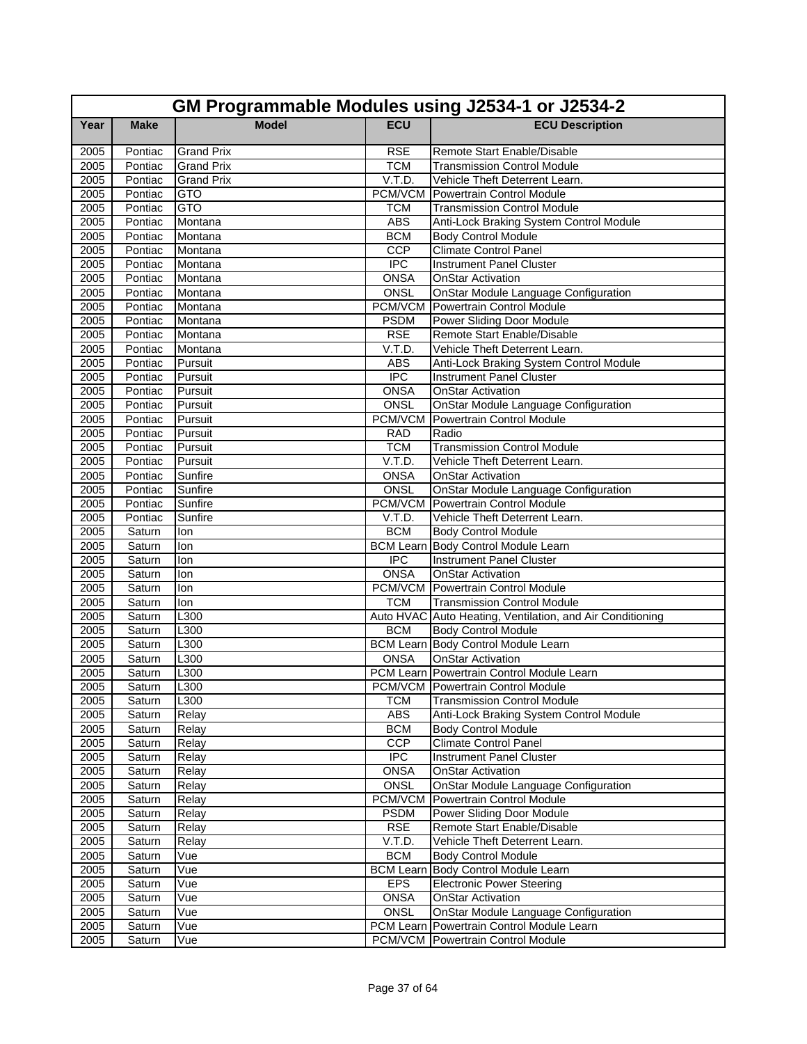# GM Programmable Modules using J2534-1 or J2534-2

| Year | Make | Model | ECU | ECU Description |
|---|---|---|---|---|
| 2005 | Pontiac | Grand Prix | RSE | Remote Start Enable/Disable |
| 2005 | Pontiac | Grand Prix | TCM | Transmission Control Module |
| 2005 | Pontiac | Grand Prix | V.T.D. | Vehicle Theft Deterrent Learn. |
| 2005 | Pontiac | GTO | PCM/VCM | Powertrain Control Module |
| 2005 | Pontiac | GTO | TCM | Transmission Control Module |
| 2005 | Pontiac | Montana | ABS | Anti-Lock Braking System Control Module |
| 2005 | Pontiac | Montana | BCM | Body Control Module |
| 2005 | Pontiac | Montana | CCP | Climate Control Panel |
| 2005 | Pontiac | Montana | IPC | Instrument Panel Cluster |
| 2005 | Pontiac | Montana | ONSA | OnStar Activation |
| 2005 | Pontiac | Montana | ONSL | OnStar Module Language Configuration |
| 2005 | Pontiac | Montana | PCM/VCM | Powertrain Control Module |
| 2005 | Pontiac | Montana | PSDM | Power Sliding Door Module |
| 2005 | Pontiac | Montana | RSE | Remote Start Enable/Disable |
| 2005 | Pontiac | Montana | V.T.D. | Vehicle Theft Deterrent Learn. |
| 2005 | Pontiac | Pursuit | ABS | Anti-Lock Braking System Control Module |
| 2005 | Pontiac | Pursuit | IPC | Instrument Panel Cluster |
| 2005 | Pontiac | Pursuit | ONSA | OnStar Activation |
| 2005 | Pontiac | Pursuit | ONSL | OnStar Module Language Configuration |
| 2005 | Pontiac | Pursuit | PCM/VCM | Powertrain Control Module |
| 2005 | Pontiac | Pursuit | RAD | Radio |
| 2005 | Pontiac | Pursuit | TCM | Transmission Control Module |
| 2005 | Pontiac | Pursuit | V.T.D. | Vehicle Theft Deterrent Learn. |
| 2005 | Pontiac | Sunfire | ONSA | OnStar Activation |
| 2005 | Pontiac | Sunfire | ONSL | OnStar Module Language Configuration |
| 2005 | Pontiac | Sunfire | PCM/VCM | Powertrain Control Module |
| 2005 | Pontiac | Sunfire | V.T.D. | Vehicle Theft Deterrent Learn. |
| 2005 | Saturn | Ion | BCM | Body Control Module |
| 2005 | Saturn | Ion | BCM Learn | Body Control Module Learn |
| 2005 | Saturn | Ion | IPC | Instrument Panel Cluster |
| 2005 | Saturn | Ion | ONSA | OnStar Activation |
| 2005 | Saturn | Ion | PCM/VCM | Powertrain Control Module |
| 2005 | Saturn | Ion | TCM | Transmission Control Module |
| 2005 | Saturn | L300 | Auto HVAC | Auto Heating, Ventilation, and Air Conditioning |
| 2005 | Saturn | L300 | BCM | Body Control Module |
| 2005 | Saturn | L300 | BCM Learn | Body Control Module Learn |
| 2005 | Saturn | L300 | ONSA | OnStar Activation |
| 2005 | Saturn | L300 | PCM Learn | Powertrain Control Module Learn |
| 2005 | Saturn | L300 | PCM/VCM | Powertrain Control Module |
| 2005 | Saturn | L300 | TCM | Transmission Control Module |
| 2005 | Saturn | Relay | ABS | Anti-Lock Braking System Control Module |
| 2005 | Saturn | Relay | BCM | Body Control Module |
| 2005 | Saturn | Relay | CCP | Climate Control Panel |
| 2005 | Saturn | Relay | IPC | Instrument Panel Cluster |
| 2005 | Saturn | Relay | ONSA | OnStar Activation |
| 2005 | Saturn | Relay | ONSL | OnStar Module Language Configuration |
| 2005 | Saturn | Relay | PCM/VCM | Powertrain Control Module |
| 2005 | Saturn | Relay | PSDM | Power Sliding Door Module |
| 2005 | Saturn | Relay | RSE | Remote Start Enable/Disable |
| 2005 | Saturn | Relay | V.T.D. | Vehicle Theft Deterrent Learn. |
| 2005 | Saturn | Vue | BCM | Body Control Module |
| 2005 | Saturn | Vue | BCM Learn | Body Control Module Learn |
| 2005 | Saturn | Vue | EPS | Electronic Power Steering |
| 2005 | Saturn | Vue | ONSA | OnStar Activation |
| 2005 | Saturn | Vue | ONSL | OnStar Module Language Configuration |
| 2005 | Saturn | Vue | PCM Learn | Powertrain Control Module Learn |
| 2005 | Saturn | Vue | PCM/VCM | Powertrain Control Module |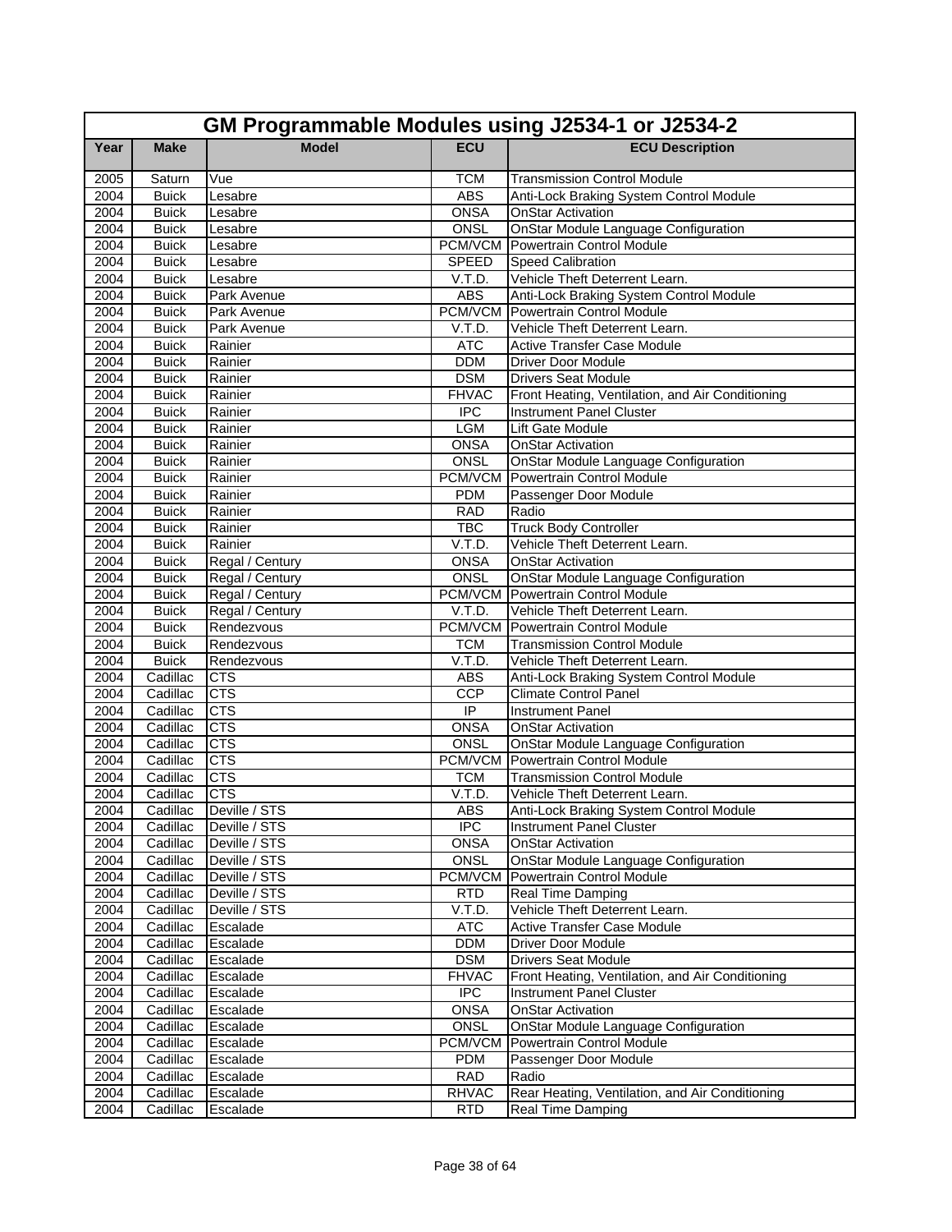| GM Programmable Modules using J2534-1 or J2534-2 | | | | |
|---|---|---|---|---|
| **Year** | **Make** | **Model** | **ECU** | **ECU Description** |
| 2005 | Saturn | Vue | TCM | Transmission Control Module |
| 2004 | Buick | Lesabre | ABS | Anti-Lock Braking System Control Module |
| 2004 | Buick | Lesabre | ONSA | OnStar Activation |
| 2004 | Buick | Lesabre | ONSL | OnStar Module Language Configuration |
| 2004 | Buick | Lesabre | PCM/VCM | Powertrain Control Module |
| 2004 | Buick | Lesabre | SPEED | Speed Calibration |
| 2004 | Buick | Lesabre | V.T.D. | Vehicle Theft Deterrent Learn. |
| 2004 | Buick | Park Avenue | ABS | Anti-Lock Braking System Control Module |
| 2004 | Buick | Park Avenue | PCM/VCM | Powertrain Control Module |
| 2004 | Buick | Park Avenue | V.T.D. | Vehicle Theft Deterrent Learn. |
| 2004 | Buick | Rainier | ATC | Active Transfer Case Module |
| 2004 | Buick | Rainier | DDM | Driver Door Module |
| 2004 | Buick | Rainier | DSM | Drivers Seat Module |
| 2004 | Buick | Rainier | FHVAC | Front Heating, Ventilation, and Air Conditioning |
| 2004 | Buick | Rainier | IPC | Instrument Panel Cluster |
| 2004 | Buick | Rainier | LGM | Lift Gate Module |
| 2004 | Buick | Rainier | ONSA | OnStar Activation |
| 2004 | Buick | Rainier | ONSL | OnStar Module Language Configuration |
| 2004 | Buick | Rainier | PCM/VCM | Powertrain Control Module |
| 2004 | Buick | Rainier | PDM | Passenger Door Module |
| 2004 | Buick | Rainier | RAD | Radio |
| 2004 | Buick | Rainier | TBC | Truck Body Controller |
| 2004 | Buick | Rainier | V.T.D. | Vehicle Theft Deterrent Learn. |
| 2004 | Buick | Regal / Century | ONSA | OnStar Activation |
| 2004 | Buick | Regal / Century | ONSL | OnStar Module Language Configuration |
| 2004 | Buick | Regal / Century | PCM/VCM | Powertrain Control Module |
| 2004 | Buick | Regal / Century | V.T.D. | Vehicle Theft Deterrent Learn. |
| 2004 | Buick | Rendezvous | PCM/VCM | Powertrain Control Module |
| 2004 | Buick | Rendezvous | TCM | Transmission Control Module |
| 2004 | Buick | Rendezvous | V.T.D. | Vehicle Theft Deterrent Learn. |
| 2004 | Cadillac | CTS | ABS | Anti-Lock Braking System Control Module |
| 2004 | Cadillac | CTS | CCP | Climate Control Panel |
| 2004 | Cadillac | CTS | IP | Instrument Panel |
| 2004 | Cadillac | CTS | ONSA | OnStar Activation |
| 2004 | Cadillac | CTS | ONSL | OnStar Module Language Configuration |
| 2004 | Cadillac | CTS | PCM/VCM | Powertrain Control Module |
| 2004 | Cadillac | CTS | TCM | Transmission Control Module |
| 2004 | Cadillac | CTS | V.T.D. | Vehicle Theft Deterrent Learn. |
| 2004 | Cadillac | Deville / STS | ABS | Anti-Lock Braking System Control Module |
| 2004 | Cadillac | Deville / STS | IPC | Instrument Panel Cluster |
| 2004 | Cadillac | Deville / STS | ONSA | OnStar Activation |
| 2004 | Cadillac | Deville / STS | ONSL | OnStar Module Language Configuration |
| 2004 | Cadillac | Deville / STS | PCM/VCM | Powertrain Control Module |
| 2004 | Cadillac | Deville / STS | RTD | Real Time Damping |
| 2004 | Cadillac | Deville / STS | V.T.D. | Vehicle Theft Deterrent Learn. |
| 2004 | Cadillac | Escalade | ATC | Active Transfer Case Module |
| 2004 | Cadillac | Escalade | DDM | Driver Door Module |
| 2004 | Cadillac | Escalade | DSM | Drivers Seat Module |
| 2004 | Cadillac | Escalade | FHVAC | Front Heating, Ventilation, and Air Conditioning |
| 2004 | Cadillac | Escalade | IPC | Instrument Panel Cluster |
| 2004 | Cadillac | Escalade | ONSA | OnStar Activation |
| 2004 | Cadillac | Escalade | ONSL | OnStar Module Language Configuration |
| 2004 | Cadillac | Escalade | PCM/VCM | Powertrain Control Module |
| 2004 | Cadillac | Escalade | PDM | Passenger Door Module |
| 2004 | Cadillac | Escalade | RAD | Radio |
| 2004 | Cadillac | Escalade | RHVAC | Rear Heating, Ventilation, and Air Conditioning |
| 2004 | Cadillac | Escalade | RTD | Real Time Damping |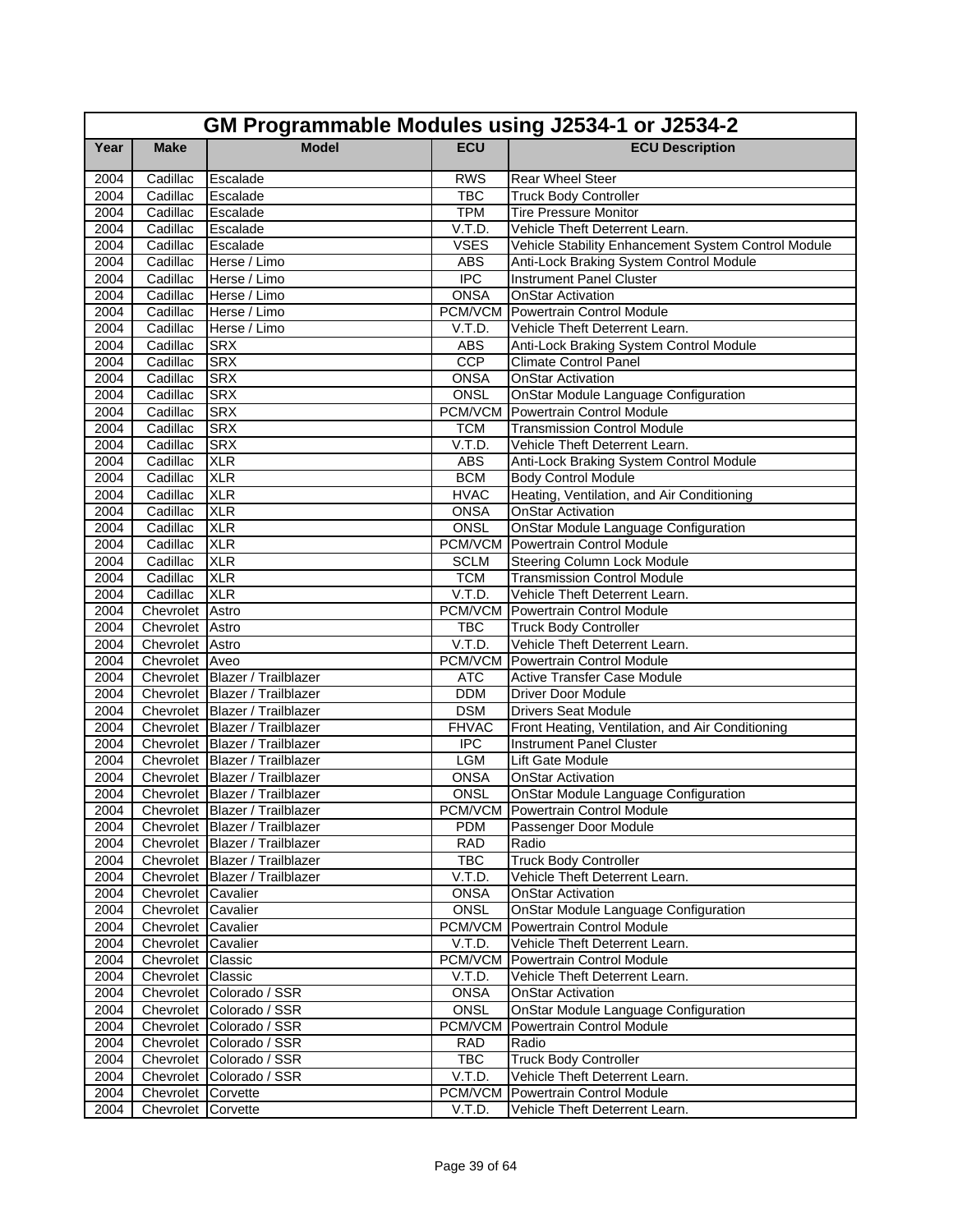## GM Programmable Modules using J2534-1 or J2534-2

| Year | Make | Model | ECU | ECU Description |
|---|---|---|---|---|
| 2004 | Cadillac | Escalade | RWS | Rear Wheel Steer |
| 2004 | Cadillac | Escalade | TBC | Truck Body Controller |
| 2004 | Cadillac | Escalade | TPM | Tire Pressure Monitor |
| 2004 | Cadillac | Escalade | V.T.D. | Vehicle Theft Deterrent Learn. |
| 2004 | Cadillac | Escalade | VSES | Vehicle Stability Enhancement System Control Module |
| 2004 | Cadillac | Herse / Limo | ABS | Anti-Lock Braking System Control Module |
| 2004 | Cadillac | Herse / Limo | IPC | Instrument Panel Cluster |
| 2004 | Cadillac | Herse / Limo | ONSA | OnStar Activation |
| 2004 | Cadillac | Herse / Limo | PCM/VCM | Powertrain Control Module |
| 2004 | Cadillac | Herse / Limo | V.T.D. | Vehicle Theft Deterrent Learn. |
| 2004 | Cadillac | SRX | ABS | Anti-Lock Braking System Control Module |
| 2004 | Cadillac | SRX | CCP | Climate Control Panel |
| 2004 | Cadillac | SRX | ONSA | OnStar Activation |
| 2004 | Cadillac | SRX | ONSL | OnStar Module Language Configuration |
| 2004 | Cadillac | SRX | PCM/VCM | Powertrain Control Module |
| 2004 | Cadillac | SRX | TCM | Transmission Control Module |
| 2004 | Cadillac | SRX | V.T.D. | Vehicle Theft Deterrent Learn. |
| 2004 | Cadillac | XLR | ABS | Anti-Lock Braking System Control Module |
| 2004 | Cadillac | XLR | BCM | Body Control Module |
| 2004 | Cadillac | XLR | HVAC | Heating, Ventilation, and Air Conditioning |
| 2004 | Cadillac | XLR | ONSA | OnStar Activation |
| 2004 | Cadillac | XLR | ONSL | OnStar Module Language Configuration |
| 2004 | Cadillac | XLR | PCM/VCM | Powertrain Control Module |
| 2004 | Cadillac | XLR | SCLM | Steering Column Lock Module |
| 2004 | Cadillac | XLR | TCM | Transmission Control Module |
| 2004 | Cadillac | XLR | V.T.D. | Vehicle Theft Deterrent Learn. |
| 2004 | Chevrolet | Astro | PCM/VCM | Powertrain Control Module |
| 2004 | Chevrolet | Astro | TBC | Truck Body Controller |
| 2004 | Chevrolet | Astro | V.T.D. | Vehicle Theft Deterrent Learn. |
| 2004 | Chevrolet | Aveo | PCM/VCM | Powertrain Control Module |
| 2004 | Chevrolet | Blazer / Trailblazer | ATC | Active Transfer Case Module |
| 2004 | Chevrolet | Blazer / Trailblazer | DDM | Driver Door Module |
| 2004 | Chevrolet | Blazer / Trailblazer | DSM | Drivers Seat Module |
| 2004 | Chevrolet | Blazer / Trailblazer | FHVAC | Front Heating, Ventilation, and Air Conditioning |
| 2004 | Chevrolet | Blazer / Trailblazer | IPC | Instrument Panel Cluster |
| 2004 | Chevrolet | Blazer / Trailblazer | LGM | Lift Gate Module |
| 2004 | Chevrolet | Blazer / Trailblazer | ONSA | OnStar Activation |
| 2004 | Chevrolet | Blazer / Trailblazer | ONSL | OnStar Module Language Configuration |
| 2004 | Chevrolet | Blazer / Trailblazer | PCM/VCM | Powertrain Control Module |
| 2004 | Chevrolet | Blazer / Trailblazer | PDM | Passenger Door Module |
| 2004 | Chevrolet | Blazer / Trailblazer | RAD | Radio |
| 2004 | Chevrolet | Blazer / Trailblazer | TBC | Truck Body Controller |
| 2004 | Chevrolet | Blazer / Trailblazer | V.T.D. | Vehicle Theft Deterrent Learn. |
| 2004 | Chevrolet | Cavalier | ONSA | OnStar Activation |
| 2004 | Chevrolet | Cavalier | ONSL | OnStar Module Language Configuration |
| 2004 | Chevrolet | Cavalier | PCM/VCM | Powertrain Control Module |
| 2004 | Chevrolet | Cavalier | V.T.D. | Vehicle Theft Deterrent Learn. |
| 2004 | Chevrolet | Classic | PCM/VCM | Powertrain Control Module |
| 2004 | Chevrolet | Classic | V.T.D. | Vehicle Theft Deterrent Learn. |
| 2004 | Chevrolet | Colorado / SSR | ONSA | OnStar Activation |
| 2004 | Chevrolet | Colorado / SSR | ONSL | OnStar Module Language Configuration |
| 2004 | Chevrolet | Colorado / SSR | PCM/VCM | Powertrain Control Module |
| 2004 | Chevrolet | Colorado / SSR | RAD | Radio |
| 2004 | Chevrolet | Colorado / SSR | TBC | Truck Body Controller |
| 2004 | Chevrolet | Colorado / SSR | V.T.D. | Vehicle Theft Deterrent Learn. |
| 2004 | Chevrolet | Corvette | PCM/VCM | Powertrain Control Module |
| 2004 | Chevrolet | Corvette | V.T.D. | Vehicle Theft Deterrent Learn. |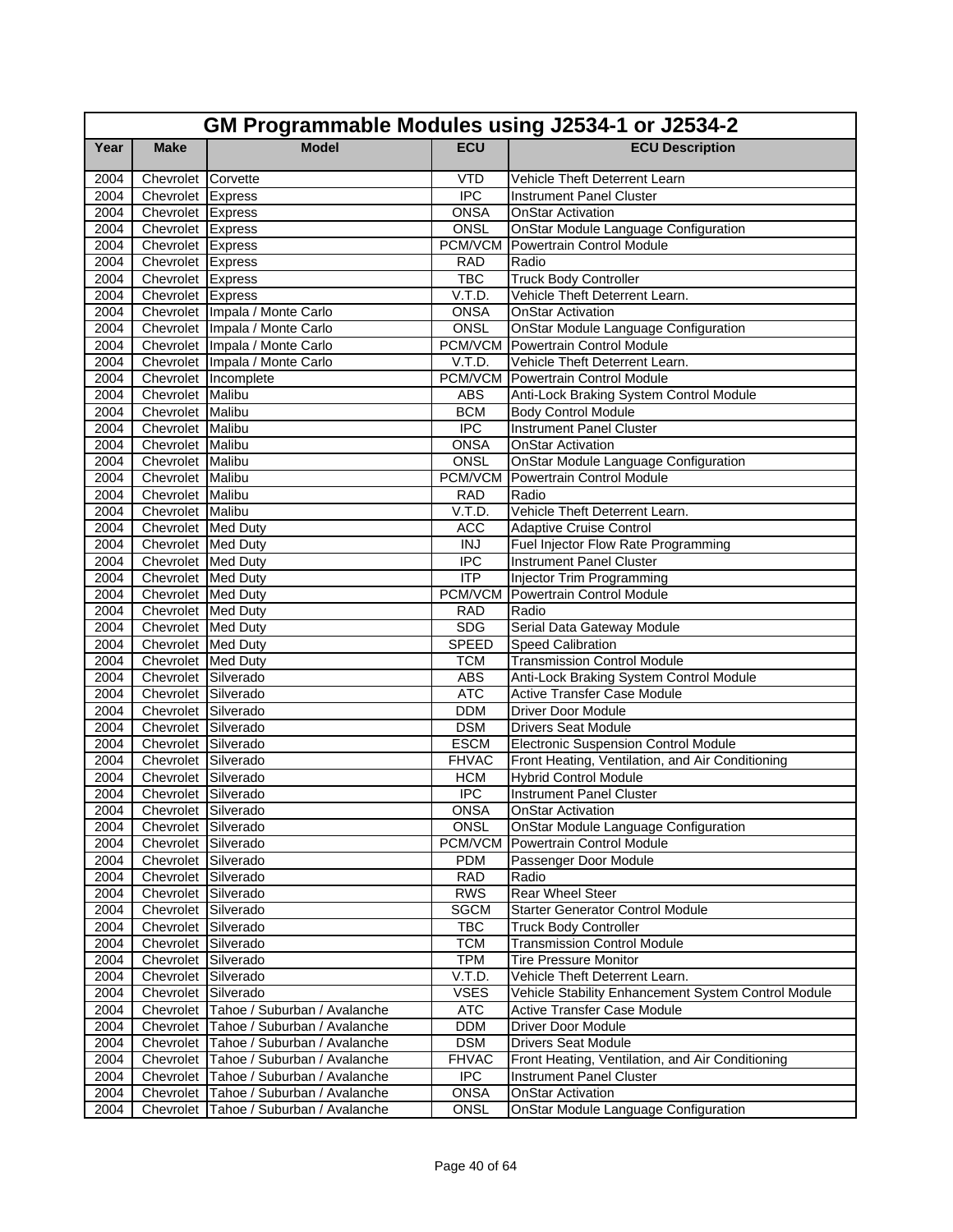# GM Programmable Modules using J2534-1 or J2534-2

| Year | Make | Model | ECU | ECU Description |
|---|---|---|---|---|
| 2004 | Chevrolet | Corvette | VTD | Vehicle Theft Deterrent Learn |
| 2004 | Chevrolet | Express | IPC | Instrument Panel Cluster |
| 2004 | Chevrolet | Express | ONSA | OnStar Activation |
| 2004 | Chevrolet | Express | ONSL | OnStar Module Language Configuration |
| 2004 | Chevrolet | Express | PCM/VCM | Powertrain Control Module |
| 2004 | Chevrolet | Express | RAD | Radio |
| 2004 | Chevrolet | Express | TBC | Truck Body Controller |
| 2004 | Chevrolet | Express | V.T.D. | Vehicle Theft Deterrent Learn. |
| 2004 | Chevrolet | Impala / Monte Carlo | ONSA | OnStar Activation |
| 2004 | Chevrolet | Impala / Monte Carlo | ONSL | OnStar Module Language Configuration |
| 2004 | Chevrolet | Impala / Monte Carlo | PCM/VCM | Powertrain Control Module |
| 2004 | Chevrolet | Impala / Monte Carlo | V.T.D. | Vehicle Theft Deterrent Learn. |
| 2004 | Chevrolet | Incomplete | PCM/VCM | Powertrain Control Module |
| 2004 | Chevrolet | Malibu | ABS | Anti-Lock Braking System Control Module |
| 2004 | Chevrolet | Malibu | BCM | Body Control Module |
| 2004 | Chevrolet | Malibu | IPC | Instrument Panel Cluster |
| 2004 | Chevrolet | Malibu | ONSA | OnStar Activation |
| 2004 | Chevrolet | Malibu | ONSL | OnStar Module Language Configuration |
| 2004 | Chevrolet | Malibu | PCM/VCM | Powertrain Control Module |
| 2004 | Chevrolet | Malibu | RAD | Radio |
| 2004 | Chevrolet | Malibu | V.T.D. | Vehicle Theft Deterrent Learn. |
| 2004 | Chevrolet | Med Duty | ACC | Adaptive Cruise Control |
| 2004 | Chevrolet | Med Duty | INJ | Fuel Injector Flow Rate Programming |
| 2004 | Chevrolet | Med Duty | IPC | Instrument Panel Cluster |
| 2004 | Chevrolet | Med Duty | ITP | Injector Trim Programming |
| 2004 | Chevrolet | Med Duty | PCM/VCM | Powertrain Control Module |
| 2004 | Chevrolet | Med Duty | RAD | Radio |
| 2004 | Chevrolet | Med Duty | SDG | Serial Data Gateway Module |
| 2004 | Chevrolet | Med Duty | SPEED | Speed Calibration |
| 2004 | Chevrolet | Med Duty | TCM | Transmission Control Module |
| 2004 | Chevrolet | Silverado | ABS | Anti-Lock Braking System Control Module |
| 2004 | Chevrolet | Silverado | ATC | Active Transfer Case Module |
| 2004 | Chevrolet | Silverado | DDM | Driver Door Module |
| 2004 | Chevrolet | Silverado | DSM | Drivers Seat Module |
| 2004 | Chevrolet | Silverado | ESCM | Electronic Suspension Control Module |
| 2004 | Chevrolet | Silverado | FHVAC | Front Heating, Ventilation, and Air Conditioning |
| 2004 | Chevrolet | Silverado | HCM | Hybrid Control Module |
| 2004 | Chevrolet | Silverado | IPC | Instrument Panel Cluster |
| 2004 | Chevrolet | Silverado | ONSA | OnStar Activation |
| 2004 | Chevrolet | Silverado | ONSL | OnStar Module Language Configuration |
| 2004 | Chevrolet | Silverado | PCM/VCM | Powertrain Control Module |
| 2004 | Chevrolet | Silverado | PDM | Passenger Door Module |
| 2004 | Chevrolet | Silverado | RAD | Radio |
| 2004 | Chevrolet | Silverado | RWS | Rear Wheel Steer |
| 2004 | Chevrolet | Silverado | SGCM | Starter Generator Control Module |
| 2004 | Chevrolet | Silverado | TBC | Truck Body Controller |
| 2004 | Chevrolet | Silverado | TCM | Transmission Control Module |
| 2004 | Chevrolet | Silverado | TPM | Tire Pressure Monitor |
| 2004 | Chevrolet | Silverado | V.T.D. | Vehicle Theft Deterrent Learn. |
| 2004 | Chevrolet | Silverado | VSES | Vehicle Stability Enhancement System Control Module |
| 2004 | Chevrolet | Tahoe / Suburban / Avalanche | ATC | Active Transfer Case Module |
| 2004 | Chevrolet | Tahoe / Suburban / Avalanche | DDM | Driver Door Module |
| 2004 | Chevrolet | Tahoe / Suburban / Avalanche | DSM | Drivers Seat Module |
| 2004 | Chevrolet | Tahoe / Suburban / Avalanche | FHVAC | Front Heating, Ventilation, and Air Conditioning |
| 2004 | Chevrolet | Tahoe / Suburban / Avalanche | IPC | Instrument Panel Cluster |
| 2004 | Chevrolet | Tahoe / Suburban / Avalanche | ONSA | OnStar Activation |
| 2004 | Chevrolet | Tahoe / Suburban / Avalanche | ONSL | OnStar Module Language Configuration |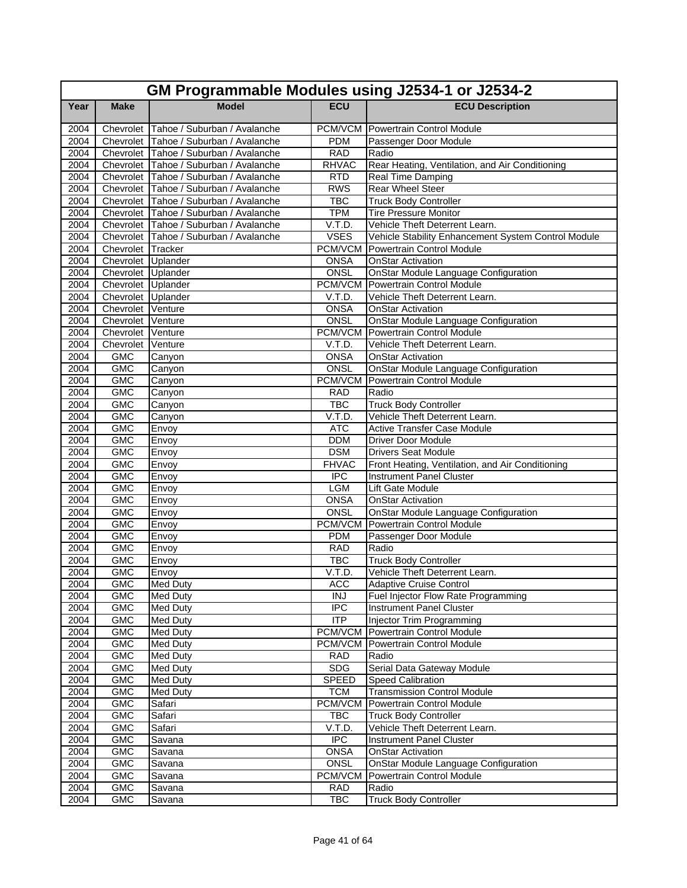| GM Programmable Modules using J2534-1 or J2534-2 | | | | |
|---|---|---|---|---|
| **Year** | **Make** | **Model** | **ECU** | **ECU Description** |
| 2004 | Chevrolet | Tahoe / Suburban / Avalanche | PCM/VCM | Powertrain Control Module |
| 2004 | Chevrolet | Tahoe / Suburban / Avalanche | PDM | Passenger Door Module |
| 2004 | Chevrolet | Tahoe / Suburban / Avalanche | RAD | Radio |
| 2004 | Chevrolet | Tahoe / Suburban / Avalanche | RHVAC | Rear Heating, Ventilation, and Air Conditioning |
| 2004 | Chevrolet | Tahoe / Suburban / Avalanche | RTD | Real Time Damping |
| 2004 | Chevrolet | Tahoe / Suburban / Avalanche | RWS | Rear Wheel Steer |
| 2004 | Chevrolet | Tahoe / Suburban / Avalanche | TBC | Truck Body Controller |
| 2004 | Chevrolet | Tahoe / Suburban / Avalanche | TPM | Tire Pressure Monitor |
| 2004 | Chevrolet | Tahoe / Suburban / Avalanche | V.T.D. | Vehicle Theft Deterrent Learn. |
| 2004 | Chevrolet | Tahoe / Suburban / Avalanche | VSES | Vehicle Stability Enhancement System Control Module |
| 2004 | Chevrolet | Tracker | PCM/VCM | Powertrain Control Module |
| 2004 | Chevrolet | Uplander | ONSA | OnStar Activation |
| 2004 | Chevrolet | Uplander | ONSL | OnStar Module Language Configuration |
| 2004 | Chevrolet | Uplander | PCM/VCM | Powertrain Control Module |
| 2004 | Chevrolet | Uplander | V.T.D. | Vehicle Theft Deterrent Learn. |
| 2004 | Chevrolet | Venture | ONSA | OnStar Activation |
| 2004 | Chevrolet | Venture | ONSL | OnStar Module Language Configuration |
| 2004 | Chevrolet | Venture | PCM/VCM | Powertrain Control Module |
| 2004 | Chevrolet | Venture | V.T.D. | Vehicle Theft Deterrent Learn. |
| 2004 | GMC | Canyon | ONSA | OnStar Activation |
| 2004 | GMC | Canyon | ONSL | OnStar Module Language Configuration |
| 2004 | GMC | Canyon | PCM/VCM | Powertrain Control Module |
| 2004 | GMC | Canyon | RAD | Radio |
| 2004 | GMC | Canyon | TBC | Truck Body Controller |
| 2004 | GMC | Canyon | V.T.D. | Vehicle Theft Deterrent Learn. |
| 2004 | GMC | Envoy | ATC | Active Transfer Case Module |
| 2004 | GMC | Envoy | DDM | Driver Door Module |
| 2004 | GMC | Envoy | DSM | Drivers Seat Module |
| 2004 | GMC | Envoy | FHVAC | Front Heating, Ventilation, and Air Conditioning |
| 2004 | GMC | Envoy | IPC | Instrument Panel Cluster |
| 2004 | GMC | Envoy | LGM | Lift Gate Module |
| 2004 | GMC | Envoy | ONSA | OnStar Activation |
| 2004 | GMC | Envoy | ONSL | OnStar Module Language Configuration |
| 2004 | GMC | Envoy | PCM/VCM | Powertrain Control Module |
| 2004 | GMC | Envoy | PDM | Passenger Door Module |
| 2004 | GMC | Envoy | RAD | Radio |
| 2004 | GMC | Envoy | TBC | Truck Body Controller |
| 2004 | GMC | Envoy | V.T.D. | Vehicle Theft Deterrent Learn. |
| 2004 | GMC | Med Duty | ACC | Adaptive Cruise Control |
| 2004 | GMC | Med Duty | INJ | Fuel Injector Flow Rate Programming |
| 2004 | GMC | Med Duty | IPC | Instrument Panel Cluster |
| 2004 | GMC | Med Duty | ITP | Injector Trim Programming |
| 2004 | GMC | Med Duty | PCM/VCM | Powertrain Control Module |
| 2004 | GMC | Med Duty | PCM/VCM | Powertrain Control Module |
| 2004 | GMC | Med Duty | RAD | Radio |
| 2004 | GMC | Med Duty | SDG | Serial Data Gateway Module |
| 2004 | GMC | Med Duty | SPEED | Speed Calibration |
| 2004 | GMC | Med Duty | TCM | Transmission Control Module |
| 2004 | GMC | Safari | PCM/VCM | Powertrain Control Module |
| 2004 | GMC | Safari | TBC | Truck Body Controller |
| 2004 | GMC | Safari | V.T.D. | Vehicle Theft Deterrent Learn. |
| 2004 | GMC | Savana | IPC | Instrument Panel Cluster |
| 2004 | GMC | Savana | ONSA | OnStar Activation |
| 2004 | GMC | Savana | ONSL | OnStar Module Language Configuration |
| 2004 | GMC | Savana | PCM/VCM | Powertrain Control Module |
| 2004 | GMC | Savana | RAD | Radio |
| 2004 | GMC | Savana | TBC | Truck Body Controller |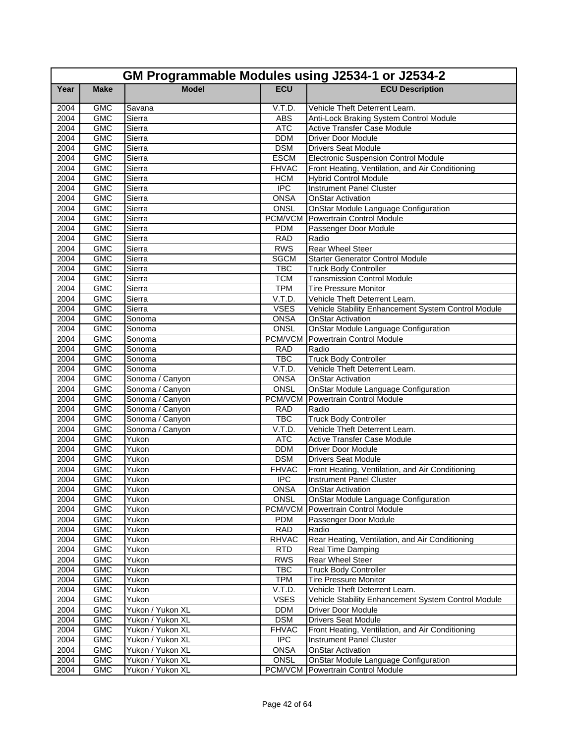| GM Programmable Modules using J2534-1 or J2534-2 | | | | |
|---|---|---|---|---|
| **Year** | **Make** | **Model** | **ECU** | **ECU Description** |
| 2004 | GMC | Savana | V.T.D. | Vehicle Theft Deterrent Learn. |
| 2004 | GMC | Sierra | ABS | Anti-Lock Braking System Control Module |
| 2004 | GMC | Sierra | ATC | Active Transfer Case Module |
| 2004 | GMC | Sierra | DDM | Driver Door Module |
| 2004 | GMC | Sierra | DSM | Drivers Seat Module |
| 2004 | GMC | Sierra | ESCM | Electronic Suspension Control Module |
| 2004 | GMC | Sierra | FHVAC | Front Heating, Ventilation, and Air Conditioning |
| 2004 | GMC | Sierra | HCM | Hybrid Control Module |
| 2004 | GMC | Sierra | IPC | Instrument Panel Cluster |
| 2004 | GMC | Sierra | ONSA | OnStar Activation |
| 2004 | GMC | Sierra | ONSL | OnStar Module Language Configuration |
| 2004 | GMC | Sierra | PCM/VCM | Powertrain Control Module |
| 2004 | GMC | Sierra | PDM | Passenger Door Module |
| 2004 | GMC | Sierra | RAD | Radio |
| 2004 | GMC | Sierra | RWS | Rear Wheel Steer |
| 2004 | GMC | Sierra | SGCM | Starter Generator Control Module |
| 2004 | GMC | Sierra | TBC | Truck Body Controller |
| 2004 | GMC | Sierra | TCM | Transmission Control Module |
| 2004 | GMC | Sierra | TPM | Tire Pressure Monitor |
| 2004 | GMC | Sierra | V.T.D. | Vehicle Theft Deterrent Learn. |
| 2004 | GMC | Sierra | VSES | Vehicle Stability Enhancement System Control Module |
| 2004 | GMC | Sonoma | ONSA | OnStar Activation |
| 2004 | GMC | Sonoma | ONSL | OnStar Module Language Configuration |
| 2004 | GMC | Sonoma | PCM/VCM | Powertrain Control Module |
| 2004 | GMC | Sonoma | RAD | Radio |
| 2004 | GMC | Sonoma | TBC | Truck Body Controller |
| 2004 | GMC | Sonoma | V.T.D. | Vehicle Theft Deterrent Learn. |
| 2004 | GMC | Sonoma / Canyon | ONSA | OnStar Activation |
| 2004 | GMC | Sonoma / Canyon | ONSL | OnStar Module Language Configuration |
| 2004 | GMC | Sonoma / Canyon | PCM/VCM | Powertrain Control Module |
| 2004 | GMC | Sonoma / Canyon | RAD | Radio |
| 2004 | GMC | Sonoma / Canyon | TBC | Truck Body Controller |
| 2004 | GMC | Sonoma / Canyon | V.T.D. | Vehicle Theft Deterrent Learn. |
| 2004 | GMC | Yukon | ATC | Active Transfer Case Module |
| 2004 | GMC | Yukon | DDM | Driver Door Module |
| 2004 | GMC | Yukon | DSM | Drivers Seat Module |
| 2004 | GMC | Yukon | FHVAC | Front Heating, Ventilation, and Air Conditioning |
| 2004 | GMC | Yukon | IPC | Instrument Panel Cluster |
| 2004 | GMC | Yukon | ONSA | OnStar Activation |
| 2004 | GMC | Yukon | ONSL | OnStar Module Language Configuration |
| 2004 | GMC | Yukon | PCM/VCM | Powertrain Control Module |
| 2004 | GMC | Yukon | PDM | Passenger Door Module |
| 2004 | GMC | Yukon | RAD | Radio |
| 2004 | GMC | Yukon | RHVAC | Rear Heating, Ventilation, and Air Conditioning |
| 2004 | GMC | Yukon | RTD | Real Time Damping |
| 2004 | GMC | Yukon | RWS | Rear Wheel Steer |
| 2004 | GMC | Yukon | TBC | Truck Body Controller |
| 2004 | GMC | Yukon | TPM | Tire Pressure Monitor |
| 2004 | GMC | Yukon | V.T.D. | Vehicle Theft Deterrent Learn. |
| 2004 | GMC | Yukon | VSES | Vehicle Stability Enhancement System Control Module |
| 2004 | GMC | Yukon / Yukon XL | DDM | Driver Door Module |
| 2004 | GMC | Yukon / Yukon XL | DSM | Drivers Seat Module |
| 2004 | GMC | Yukon / Yukon XL | FHVAC | Front Heating, Ventilation, and Air Conditioning |
| 2004 | GMC | Yukon / Yukon XL | IPC | Instrument Panel Cluster |
| 2004 | GMC | Yukon / Yukon XL | ONSA | OnStar Activation |
| 2004 | GMC | Yukon / Yukon XL | ONSL | OnStar Module Language Configuration |
| 2004 | GMC | Yukon / Yukon XL | PCM/VCM | Powertrain Control Module |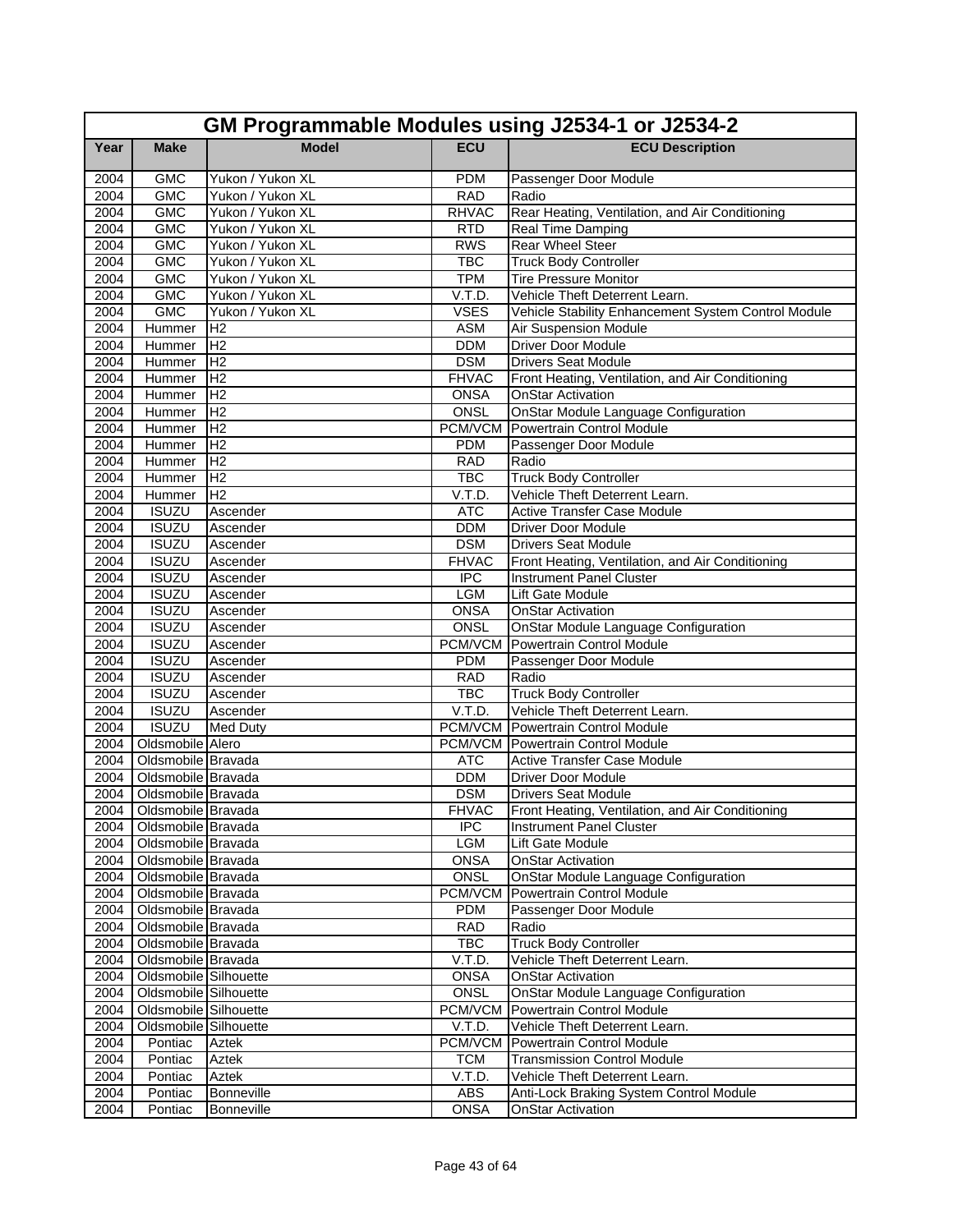# GM Programmable Modules using J2534-1 or J2534-2

| Year | Make | Model | ECU | ECU Description |
|---|---|---|---|---|
| 2004 | GMC | Yukon / Yukon XL | PDM | Passenger Door Module |
| 2004 | GMC | Yukon / Yukon XL | RAD | Radio |
| 2004 | GMC | Yukon / Yukon XL | RHVAC | Rear Heating, Ventilation, and Air Conditioning |
| 2004 | GMC | Yukon / Yukon XL | RTD | Real Time Damping |
| 2004 | GMC | Yukon / Yukon XL | RWS | Rear Wheel Steer |
| 2004 | GMC | Yukon / Yukon XL | TBC | Truck Body Controller |
| 2004 | GMC | Yukon / Yukon XL | TPM | Tire Pressure Monitor |
| 2004 | GMC | Yukon / Yukon XL | V.T.D. | Vehicle Theft Deterrent Learn. |
| 2004 | GMC | Yukon / Yukon XL | VSES | Vehicle Stability Enhancement System Control Module |
| 2004 | Hummer | H2 | ASM | Air Suspension Module |
| 2004 | Hummer | H2 | DDM | Driver Door Module |
| 2004 | Hummer | H2 | DSM | Drivers Seat Module |
| 2004 | Hummer | H2 | FHVAC | Front Heating, Ventilation, and Air Conditioning |
| 2004 | Hummer | H2 | ONSA | OnStar Activation |
| 2004 | Hummer | H2 | ONSL | OnStar Module Language Configuration |
| 2004 | Hummer | H2 | PCM/VCM | Powertrain Control Module |
| 2004 | Hummer | H2 | PDM | Passenger Door Module |
| 2004 | Hummer | H2 | RAD | Radio |
| 2004 | Hummer | H2 | TBC | Truck Body Controller |
| 2004 | Hummer | H2 | V.T.D. | Vehicle Theft Deterrent Learn. |
| 2004 | ISUZU | Ascender | ATC | Active Transfer Case Module |
| 2004 | ISUZU | Ascender | DDM | Driver Door Module |
| 2004 | ISUZU | Ascender | DSM | Drivers Seat Module |
| 2004 | ISUZU | Ascender | FHVAC | Front Heating, Ventilation, and Air Conditioning |
| 2004 | ISUZU | Ascender | IPC | Instrument Panel Cluster |
| 2004 | ISUZU | Ascender | LGM | Lift Gate Module |
| 2004 | ISUZU | Ascender | ONSA | OnStar Activation |
| 2004 | ISUZU | Ascender | ONSL | OnStar Module Language Configuration |
| 2004 | ISUZU | Ascender | PCM/VCM | Powertrain Control Module |
| 2004 | ISUZU | Ascender | PDM | Passenger Door Module |
| 2004 | ISUZU | Ascender | RAD | Radio |
| 2004 | ISUZU | Ascender | TBC | Truck Body Controller |
| 2004 | ISUZU | Ascender | V.T.D. | Vehicle Theft Deterrent Learn. |
| 2004 | ISUZU | Med Duty | PCM/VCM | Powertrain Control Module |
| 2004 | Oldsmobile | Alero | PCM/VCM | Powertrain Control Module |
| 2004 | Oldsmobile | Bravada | ATC | Active Transfer Case Module |
| 2004 | Oldsmobile | Bravada | DDM | Driver Door Module |
| 2004 | Oldsmobile | Bravada | DSM | Drivers Seat Module |
| 2004 | Oldsmobile | Bravada | FHVAC | Front Heating, Ventilation, and Air Conditioning |
| 2004 | Oldsmobile | Bravada | IPC | Instrument Panel Cluster |
| 2004 | Oldsmobile | Bravada | LGM | Lift Gate Module |
| 2004 | Oldsmobile | Bravada | ONSA | OnStar Activation |
| 2004 | Oldsmobile | Bravada | ONSL | OnStar Module Language Configuration |
| 2004 | Oldsmobile | Bravada | PCM/VCM | Powertrain Control Module |
| 2004 | Oldsmobile | Bravada | PDM | Passenger Door Module |
| 2004 | Oldsmobile | Bravada | RAD | Radio |
| 2004 | Oldsmobile | Bravada | TBC | Truck Body Controller |
| 2004 | Oldsmobile | Bravada | V.T.D. | Vehicle Theft Deterrent Learn. |
| 2004 | Oldsmobile | Silhouette | ONSA | OnStar Activation |
| 2004 | Oldsmobile | Silhouette | ONSL | OnStar Module Language Configuration |
| 2004 | Oldsmobile | Silhouette | PCM/VCM | Powertrain Control Module |
| 2004 | Oldsmobile | Silhouette | V.T.D. | Vehicle Theft Deterrent Learn. |
| 2004 | Pontiac | Aztek | PCM/VCM | Powertrain Control Module |
| 2004 | Pontiac | Aztek | TCM | Transmission Control Module |
| 2004 | Pontiac | Aztek | V.T.D. | Vehicle Theft Deterrent Learn. |
| 2004 | Pontiac | Bonneville | ABS | Anti-Lock Braking System Control Module |
| 2004 | Pontiac | Bonneville | ONSA | OnStar Activation |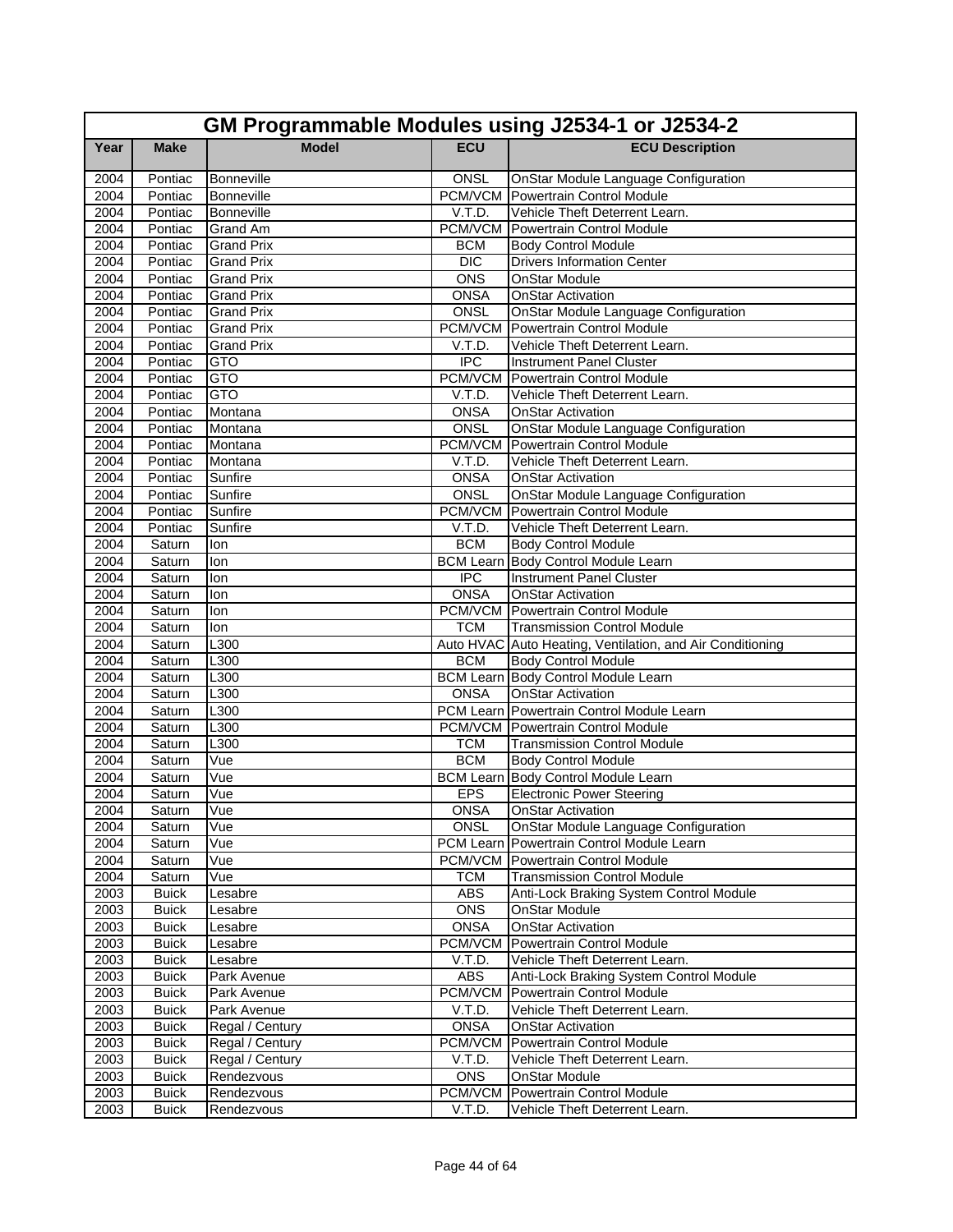| GM Programmable Modules using J2534-1 or J2534-2 | | | | |
|---|---|---|---|---|
| **Year** | **Make** | **Model** | **ECU** | **ECU Description** |
| 2004 | Pontiac | Bonneville | ONSL | OnStar Module Language Configuration |
| 2004 | Pontiac | Bonneville | PCM/VCM | Powertrain Control Module |
| 2004 | Pontiac | Bonneville | V.T.D. | Vehicle Theft Deterrent Learn. |
| 2004 | Pontiac | Grand Am | PCM/VCM | Powertrain Control Module |
| 2004 | Pontiac | Grand Prix | BCM | Body Control Module |
| 2004 | Pontiac | Grand Prix | DIC | Drivers Information Center |
| 2004 | Pontiac | Grand Prix | ONS | OnStar Module |
| 2004 | Pontiac | Grand Prix | ONSA | OnStar Activation |
| 2004 | Pontiac | Grand Prix | ONSL | OnStar Module Language Configuration |
| 2004 | Pontiac | Grand Prix | PCM/VCM | Powertrain Control Module |
| 2004 | Pontiac | Grand Prix | V.T.D. | Vehicle Theft Deterrent Learn. |
| 2004 | Pontiac | GTO | IPC | Instrument Panel Cluster |
| 2004 | Pontiac | GTO | PCM/VCM | Powertrain Control Module |
| 2004 | Pontiac | GTO | V.T.D. | Vehicle Theft Deterrent Learn. |
| 2004 | Pontiac | Montana | ONSA | OnStar Activation |
| 2004 | Pontiac | Montana | ONSL | OnStar Module Language Configuration |
| 2004 | Pontiac | Montana | PCM/VCM | Powertrain Control Module |
| 2004 | Pontiac | Montana | V.T.D. | Vehicle Theft Deterrent Learn. |
| 2004 | Pontiac | Sunfire | ONSA | OnStar Activation |
| 2004 | Pontiac | Sunfire | ONSL | OnStar Module Language Configuration |
| 2004 | Pontiac | Sunfire | PCM/VCM | Powertrain Control Module |
| 2004 | Pontiac | Sunfire | V.T.D. | Vehicle Theft Deterrent Learn. |
| 2004 | Saturn | Ion | BCM | Body Control Module |
| 2004 | Saturn | Ion | BCM Learn | Body Control Module Learn |
| 2004 | Saturn | Ion | IPC | Instrument Panel Cluster |
| 2004 | Saturn | Ion | ONSA | OnStar Activation |
| 2004 | Saturn | Ion | PCM/VCM | Powertrain Control Module |
| 2004 | Saturn | Ion | TCM | Transmission Control Module |
| 2004 | Saturn | L300 | Auto HVAC | Auto Heating, Ventilation, and Air Conditioning |
| 2004 | Saturn | L300 | BCM | Body Control Module |
| 2004 | Saturn | L300 | BCM Learn | Body Control Module Learn |
| 2004 | Saturn | L300 | ONSA | OnStar Activation |
| 2004 | Saturn | L300 | PCM Learn | Powertrain Control Module Learn |
| 2004 | Saturn | L300 | PCM/VCM | Powertrain Control Module |
| 2004 | Saturn | L300 | TCM | Transmission Control Module |
| 2004 | Saturn | Vue | BCM | Body Control Module |
| 2004 | Saturn | Vue | BCM Learn | Body Control Module Learn |
| 2004 | Saturn | Vue | EPS | Electronic Power Steering |
| 2004 | Saturn | Vue | ONSA | OnStar Activation |
| 2004 | Saturn | Vue | ONSL | OnStar Module Language Configuration |
| 2004 | Saturn | Vue | PCM Learn | Powertrain Control Module Learn |
| 2004 | Saturn | Vue | PCM/VCM | Powertrain Control Module |
| 2004 | Saturn | Vue | TCM | Transmission Control Module |
| 2003 | Buick | Lesabre | ABS | Anti-Lock Braking System Control Module |
| 2003 | Buick | Lesabre | ONS | OnStar Module |
| 2003 | Buick | Lesabre | ONSA | OnStar Activation |
| 2003 | Buick | Lesabre | PCM/VCM | Powertrain Control Module |
| 2003 | Buick | Lesabre | V.T.D. | Vehicle Theft Deterrent Learn. |
| 2003 | Buick | Park Avenue | ABS | Anti-Lock Braking System Control Module |
| 2003 | Buick | Park Avenue | PCM/VCM | Powertrain Control Module |
| 2003 | Buick | Park Avenue | V.T.D. | Vehicle Theft Deterrent Learn. |
| 2003 | Buick | Regal / Century | ONSA | OnStar Activation |
| 2003 | Buick | Regal / Century | PCM/VCM | Powertrain Control Module |
| 2003 | Buick | Regal / Century | V.T.D. | Vehicle Theft Deterrent Learn. |
| 2003 | Buick | Rendezvous | ONS | OnStar Module |
| 2003 | Buick | Rendezvous | PCM/VCM | Powertrain Control Module |
| 2003 | Buick | Rendezvous | V.T.D. | Vehicle Theft Deterrent Learn. |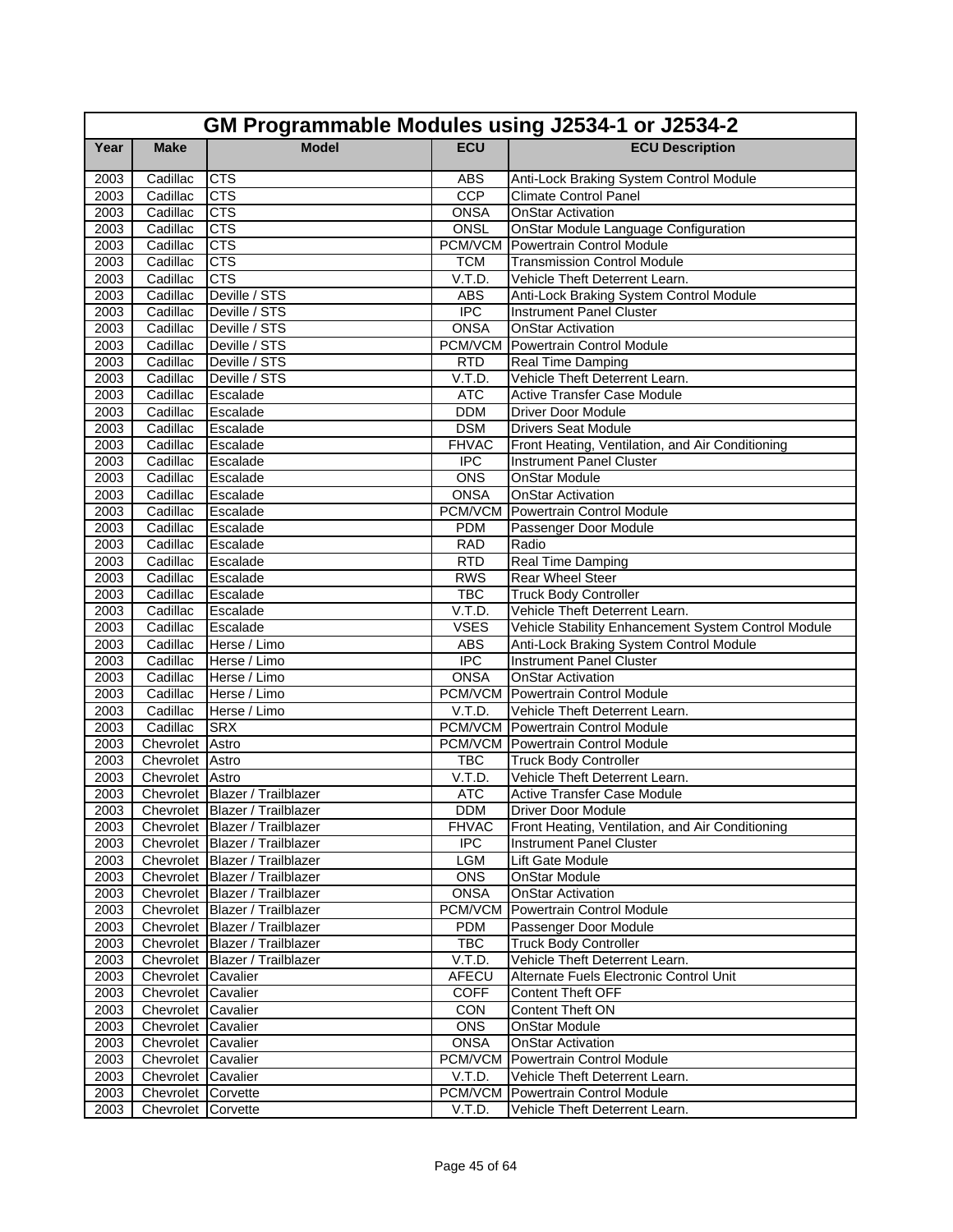| GM Programmable Modules using J2534-1 or J2534-2 | | | | |
|---|---|---|---|---|
| **Year** | **Make** | **Model** | **ECU** | **ECU Description** |
| 2003 | Cadillac | CTS | ABS | Anti-Lock Braking System Control Module |
| 2003 | Cadillac | CTS | CCP | Climate Control Panel |
| 2003 | Cadillac | CTS | ONSA | OnStar Activation |
| 2003 | Cadillac | CTS | ONSL | OnStar Module Language Configuration |
| 2003 | Cadillac | CTS | PCM/VCM | Powertrain Control Module |
| 2003 | Cadillac | CTS | TCM | Transmission Control Module |
| 2003 | Cadillac | CTS | V.T.D. | Vehicle Theft Deterrent Learn. |
| 2003 | Cadillac | Deville / STS | ABS | Anti-Lock Braking System Control Module |
| 2003 | Cadillac | Deville / STS | IPC | Instrument Panel Cluster |
| 2003 | Cadillac | Deville / STS | ONSA | OnStar Activation |
| 2003 | Cadillac | Deville / STS | PCM/VCM | Powertrain Control Module |
| 2003 | Cadillac | Deville / STS | RTD | Real Time Damping |
| 2003 | Cadillac | Deville / STS | V.T.D. | Vehicle Theft Deterrent Learn. |
| 2003 | Cadillac | Escalade | ATC | Active Transfer Case Module |
| 2003 | Cadillac | Escalade | DDM | Driver Door Module |
| 2003 | Cadillac | Escalade | DSM | Drivers Seat Module |
| 2003 | Cadillac | Escalade | FHVAC | Front Heating, Ventilation, and Air Conditioning |
| 2003 | Cadillac | Escalade | IPC | Instrument Panel Cluster |
| 2003 | Cadillac | Escalade | ONS | OnStar Module |
| 2003 | Cadillac | Escalade | ONSA | OnStar Activation |
| 2003 | Cadillac | Escalade | PCM/VCM | Powertrain Control Module |
| 2003 | Cadillac | Escalade | PDM | Passenger Door Module |
| 2003 | Cadillac | Escalade | RAD | Radio |
| 2003 | Cadillac | Escalade | RTD | Real Time Damping |
| 2003 | Cadillac | Escalade | RWS | Rear Wheel Steer |
| 2003 | Cadillac | Escalade | TBC | Truck Body Controller |
| 2003 | Cadillac | Escalade | V.T.D. | Vehicle Theft Deterrent Learn. |
| 2003 | Cadillac | Escalade | VSES | Vehicle Stability Enhancement System Control Module |
| 2003 | Cadillac | Herse / Limo | ABS | Anti-Lock Braking System Control Module |
| 2003 | Cadillac | Herse / Limo | IPC | Instrument Panel Cluster |
| 2003 | Cadillac | Herse / Limo | ONSA | OnStar Activation |
| 2003 | Cadillac | Herse / Limo | PCM/VCM | Powertrain Control Module |
| 2003 | Cadillac | Herse / Limo | V.T.D. | Vehicle Theft Deterrent Learn. |
| 2003 | Cadillac | SRX | PCM/VCM | Powertrain Control Module |
| 2003 | Chevrolet | Astro | PCM/VCM | Powertrain Control Module |
| 2003 | Chevrolet | Astro | TBC | Truck Body Controller |
| 2003 | Chevrolet | Astro | V.T.D. | Vehicle Theft Deterrent Learn. |
| 2003 | Chevrolet | Blazer / Trailblazer | ATC | Active Transfer Case Module |
| 2003 | Chevrolet | Blazer / Trailblazer | DDM | Driver Door Module |
| 2003 | Chevrolet | Blazer / Trailblazer | FHVAC | Front Heating, Ventilation, and Air Conditioning |
| 2003 | Chevrolet | Blazer / Trailblazer | IPC | Instrument Panel Cluster |
| 2003 | Chevrolet | Blazer / Trailblazer | LGM | Lift Gate Module |
| 2003 | Chevrolet | Blazer / Trailblazer | ONS | OnStar Module |
| 2003 | Chevrolet | Blazer / Trailblazer | ONSA | OnStar Activation |
| 2003 | Chevrolet | Blazer / Trailblazer | PCM/VCM | Powertrain Control Module |
| 2003 | Chevrolet | Blazer / Trailblazer | PDM | Passenger Door Module |
| 2003 | Chevrolet | Blazer / Trailblazer | TBC | Truck Body Controller |
| 2003 | Chevrolet | Blazer / Trailblazer | V.T.D. | Vehicle Theft Deterrent Learn. |
| 2003 | Chevrolet | Cavalier | AFECU | Alternate Fuels Electronic Control Unit |
| 2003 | Chevrolet | Cavalier | COFF | Content Theft OFF |
| 2003 | Chevrolet | Cavalier | CON | Content Theft ON |
| 2003 | Chevrolet | Cavalier | ONS | OnStar Module |
| 2003 | Chevrolet | Cavalier | ONSA | OnStar Activation |
| 2003 | Chevrolet | Cavalier | PCM/VCM | Powertrain Control Module |
| 2003 | Chevrolet | Cavalier | V.T.D. | Vehicle Theft Deterrent Learn. |
| 2003 | Chevrolet | Corvette | PCM/VCM | Powertrain Control Module |
| 2003 | Chevrolet | Corvette | V.T.D. | Vehicle Theft Deterrent Learn. |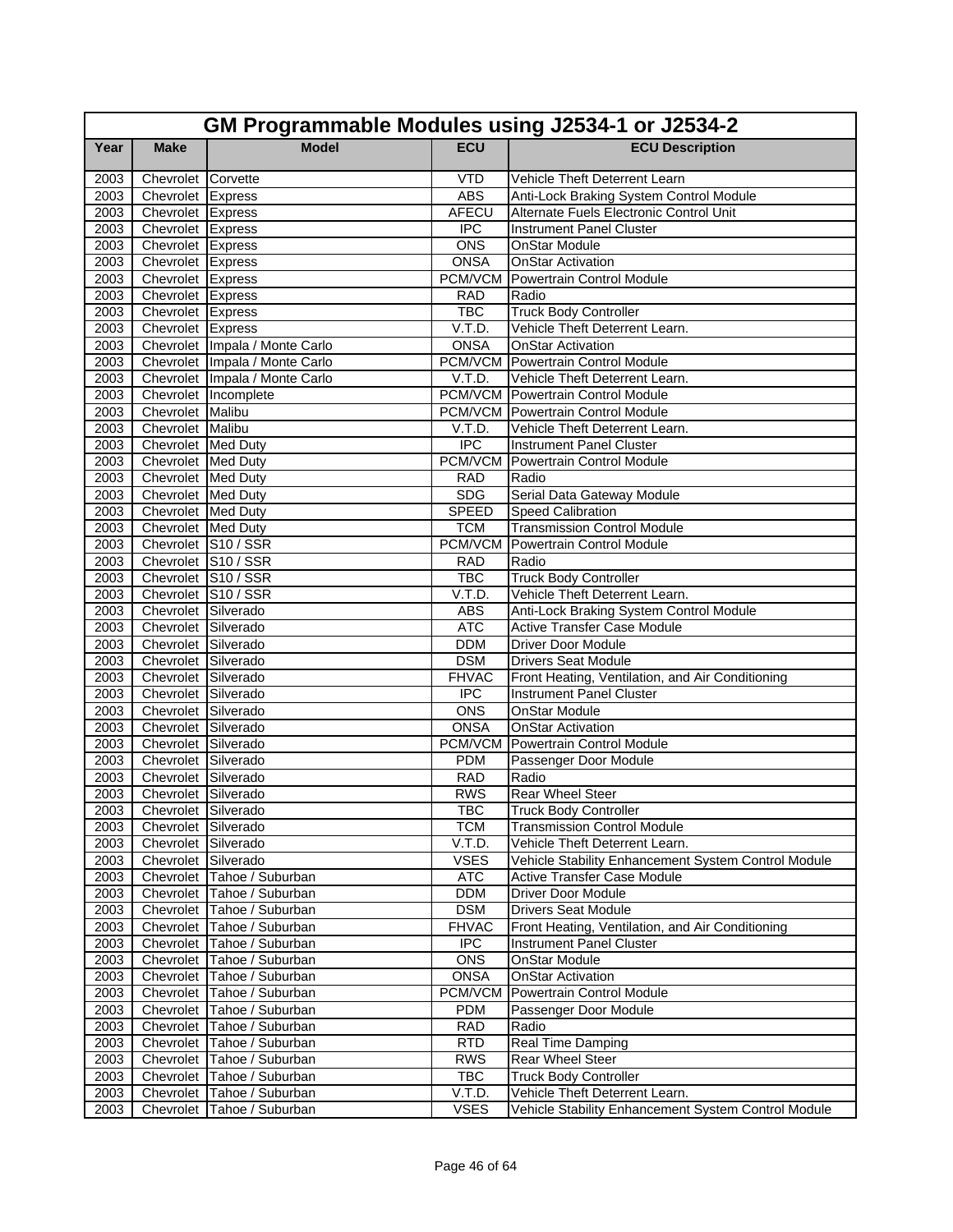## GM Programmable Modules using J2534-1 or J2534-2

| Year | Make | Model | ECU | ECU Description |
|---|---|---|---|---|
| 2003 | Chevrolet | Corvette | VTD | Vehicle Theft Deterrent Learn |
| 2003 | Chevrolet | Express | ABS | Anti-Lock Braking System Control Module |
| 2003 | Chevrolet | Express | AFECU | Alternate Fuels Electronic Control Unit |
| 2003 | Chevrolet | Express | IPC | Instrument Panel Cluster |
| 2003 | Chevrolet | Express | ONS | OnStar Module |
| 2003 | Chevrolet | Express | ONSA | OnStar Activation |
| 2003 | Chevrolet | Express | PCM/VCM | Powertrain Control Module |
| 2003 | Chevrolet | Express | RAD | Radio |
| 2003 | Chevrolet | Express | TBC | Truck Body Controller |
| 2003 | Chevrolet | Express | V.T.D. | Vehicle Theft Deterrent Learn. |
| 2003 | Chevrolet | Impala / Monte Carlo | ONSA | OnStar Activation |
| 2003 | Chevrolet | Impala / Monte Carlo | PCM/VCM | Powertrain Control Module |
| 2003 | Chevrolet | Impala / Monte Carlo | V.T.D. | Vehicle Theft Deterrent Learn. |
| 2003 | Chevrolet | Incomplete | PCM/VCM | Powertrain Control Module |
| 2003 | Chevrolet | Malibu | PCM/VCM | Powertrain Control Module |
| 2003 | Chevrolet | Malibu | V.T.D. | Vehicle Theft Deterrent Learn. |
| 2003 | Chevrolet | Med Duty | IPC | Instrument Panel Cluster |
| 2003 | Chevrolet | Med Duty | PCM/VCM | Powertrain Control Module |
| 2003 | Chevrolet | Med Duty | RAD | Radio |
| 2003 | Chevrolet | Med Duty | SDG | Serial Data Gateway Module |
| 2003 | Chevrolet | Med Duty | SPEED | Speed Calibration |
| 2003 | Chevrolet | Med Duty | TCM | Transmission Control Module |
| 2003 | Chevrolet | S10 / SSR | PCM/VCM | Powertrain Control Module |
| 2003 | Chevrolet | S10 / SSR | RAD | Radio |
| 2003 | Chevrolet | S10 / SSR | TBC | Truck Body Controller |
| 2003 | Chevrolet | S10 / SSR | V.T.D. | Vehicle Theft Deterrent Learn. |
| 2003 | Chevrolet | Silverado | ABS | Anti-Lock Braking System Control Module |
| 2003 | Chevrolet | Silverado | ATC | Active Transfer Case Module |
| 2003 | Chevrolet | Silverado | DDM | Driver Door Module |
| 2003 | Chevrolet | Silverado | DSM | Drivers Seat Module |
| 2003 | Chevrolet | Silverado | FHVAC | Front Heating, Ventilation, and Air Conditioning |
| 2003 | Chevrolet | Silverado | IPC | Instrument Panel Cluster |
| 2003 | Chevrolet | Silverado | ONS | OnStar Module |
| 2003 | Chevrolet | Silverado | ONSA | OnStar Activation |
| 2003 | Chevrolet | Silverado | PCM/VCM | Powertrain Control Module |
| 2003 | Chevrolet | Silverado | PDM | Passenger Door Module |
| 2003 | Chevrolet | Silverado | RAD | Radio |
| 2003 | Chevrolet | Silverado | RWS | Rear Wheel Steer |
| 2003 | Chevrolet | Silverado | TBC | Truck Body Controller |
| 2003 | Chevrolet | Silverado | TCM | Transmission Control Module |
| 2003 | Chevrolet | Silverado | V.T.D. | Vehicle Theft Deterrent Learn. |
| 2003 | Chevrolet | Silverado | VSES | Vehicle Stability Enhancement System Control Module |
| 2003 | Chevrolet | Tahoe / Suburban | ATC | Active Transfer Case Module |
| 2003 | Chevrolet | Tahoe / Suburban | DDM | Driver Door Module |
| 2003 | Chevrolet | Tahoe / Suburban | DSM | Drivers Seat Module |
| 2003 | Chevrolet | Tahoe / Suburban | FHVAC | Front Heating, Ventilation, and Air Conditioning |
| 2003 | Chevrolet | Tahoe / Suburban | IPC | Instrument Panel Cluster |
| 2003 | Chevrolet | Tahoe / Suburban | ONS | OnStar Module |
| 2003 | Chevrolet | Tahoe / Suburban | ONSA | OnStar Activation |
| 2003 | Chevrolet | Tahoe / Suburban | PCM/VCM | Powertrain Control Module |
| 2003 | Chevrolet | Tahoe / Suburban | PDM | Passenger Door Module |
| 2003 | Chevrolet | Tahoe / Suburban | RAD | Radio |
| 2003 | Chevrolet | Tahoe / Suburban | RTD | Real Time Damping |
| 2003 | Chevrolet | Tahoe / Suburban | RWS | Rear Wheel Steer |
| 2003 | Chevrolet | Tahoe / Suburban | TBC | Truck Body Controller |
| 2003 | Chevrolet | Tahoe / Suburban | V.T.D. | Vehicle Theft Deterrent Learn. |
| 2003 | Chevrolet | Tahoe / Suburban | VSES | Vehicle Stability Enhancement System Control Module |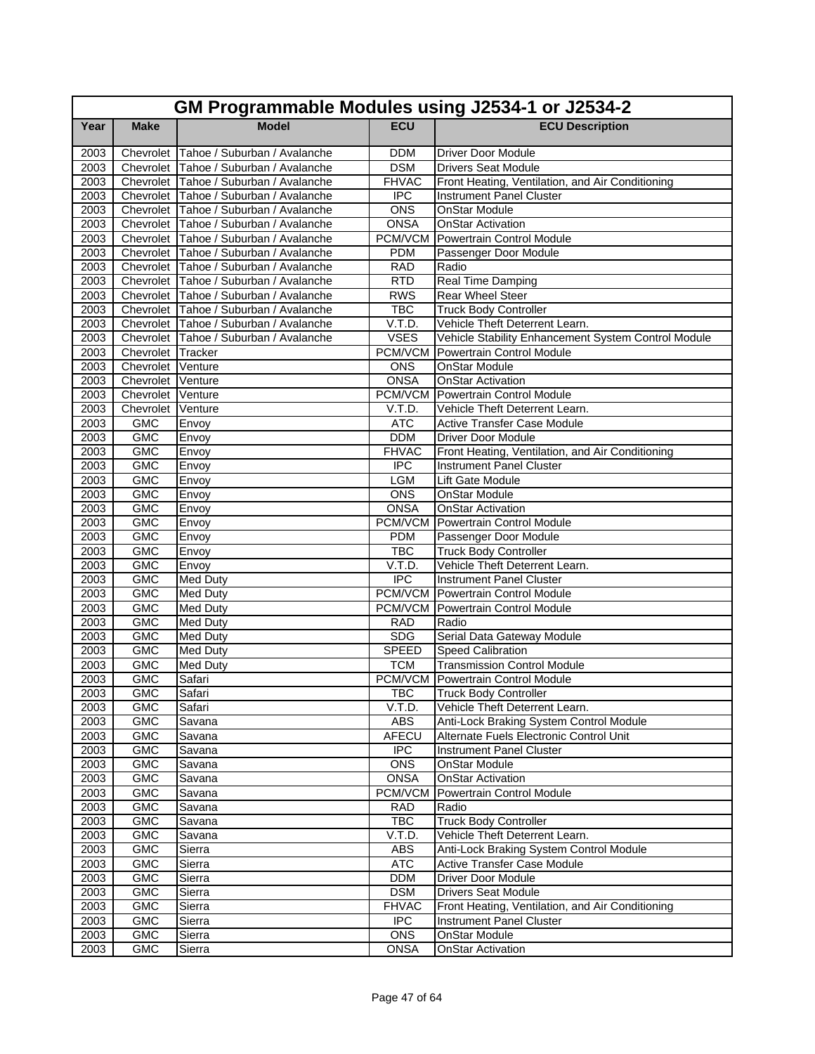## GM Programmable Modules using J2534-1 or J2534-2

| Year | Make | Model | ECU | ECU Description |
|---|---|---|---|---|
| 2003 | Chevrolet | Tahoe / Suburban / Avalanche | DDM | Driver Door Module |
| 2003 | Chevrolet | Tahoe / Suburban / Avalanche | DSM | Drivers Seat Module |
| 2003 | Chevrolet | Tahoe / Suburban / Avalanche | FHVAC | Front Heating, Ventilation, and Air Conditioning |
| 2003 | Chevrolet | Tahoe / Suburban / Avalanche | IPC | Instrument Panel Cluster |
| 2003 | Chevrolet | Tahoe / Suburban / Avalanche | ONS | OnStar Module |
| 2003 | Chevrolet | Tahoe / Suburban / Avalanche | ONSA | OnStar Activation |
| 2003 | Chevrolet | Tahoe / Suburban / Avalanche | PCM/VCM | Powertrain Control Module |
| 2003 | Chevrolet | Tahoe / Suburban / Avalanche | PDM | Passenger Door Module |
| 2003 | Chevrolet | Tahoe / Suburban / Avalanche | RAD | Radio |
| 2003 | Chevrolet | Tahoe / Suburban / Avalanche | RTD | Real Time Damping |
| 2003 | Chevrolet | Tahoe / Suburban / Avalanche | RWS | Rear Wheel Steer |
| 2003 | Chevrolet | Tahoe / Suburban / Avalanche | TBC | Truck Body Controller |
| 2003 | Chevrolet | Tahoe / Suburban / Avalanche | V.T.D. | Vehicle Theft Deterrent Learn. |
| 2003 | Chevrolet | Tahoe / Suburban / Avalanche | VSES | Vehicle Stability Enhancement System Control Module |
| 2003 | Chevrolet | Tracker | PCM/VCM | Powertrain Control Module |
| 2003 | Chevrolet | Venture | ONS | OnStar Module |
| 2003 | Chevrolet | Venture | ONSA | OnStar Activation |
| 2003 | Chevrolet | Venture | PCM/VCM | Powertrain Control Module |
| 2003 | Chevrolet | Venture | V.T.D. | Vehicle Theft Deterrent Learn. |
| 2003 | GMC | Envoy | ATC | Active Transfer Case Module |
| 2003 | GMC | Envoy | DDM | Driver Door Module |
| 2003 | GMC | Envoy | FHVAC | Front Heating, Ventilation, and Air Conditioning |
| 2003 | GMC | Envoy | IPC | Instrument Panel Cluster |
| 2003 | GMC | Envoy | LGM | Lift Gate Module |
| 2003 | GMC | Envoy | ONS | OnStar Module |
| 2003 | GMC | Envoy | ONSA | OnStar Activation |
| 2003 | GMC | Envoy | PCM/VCM | Powertrain Control Module |
| 2003 | GMC | Envoy | PDM | Passenger Door Module |
| 2003 | GMC | Envoy | TBC | Truck Body Controller |
| 2003 | GMC | Envoy | V.T.D. | Vehicle Theft Deterrent Learn. |
| 2003 | GMC | Med Duty | IPC | Instrument Panel Cluster |
| 2003 | GMC | Med Duty | PCM/VCM | Powertrain Control Module |
| 2003 | GMC | Med Duty | PCM/VCM | Powertrain Control Module |
| 2003 | GMC | Med Duty | RAD | Radio |
| 2003 | GMC | Med Duty | SDG | Serial Data Gateway Module |
| 2003 | GMC | Med Duty | SPEED | Speed Calibration |
| 2003 | GMC | Med Duty | TCM | Transmission Control Module |
| 2003 | GMC | Safari | PCM/VCM | Powertrain Control Module |
| 2003 | GMC | Safari | TBC | Truck Body Controller |
| 2003 | GMC | Safari | V.T.D. | Vehicle Theft Deterrent Learn. |
| 2003 | GMC | Savana | ABS | Anti-Lock Braking System Control Module |
| 2003 | GMC | Savana | AFECU | Alternate Fuels Electronic Control Unit |
| 2003 | GMC | Savana | IPC | Instrument Panel Cluster |
| 2003 | GMC | Savana | ONS | OnStar Module |
| 2003 | GMC | Savana | ONSA | OnStar Activation |
| 2003 | GMC | Savana | PCM/VCM | Powertrain Control Module |
| 2003 | GMC | Savana | RAD | Radio |
| 2003 | GMC | Savana | TBC | Truck Body Controller |
| 2003 | GMC | Savana | V.T.D. | Vehicle Theft Deterrent Learn. |
| 2003 | GMC | Sierra | ABS | Anti-Lock Braking System Control Module |
| 2003 | GMC | Sierra | ATC | Active Transfer Case Module |
| 2003 | GMC | Sierra | DDM | Driver Door Module |
| 2003 | GMC | Sierra | DSM | Drivers Seat Module |
| 2003 | GMC | Sierra | FHVAC | Front Heating, Ventilation, and Air Conditioning |
| 2003 | GMC | Sierra | IPC | Instrument Panel Cluster |
| 2003 | GMC | Sierra | ONS | OnStar Module |
| 2003 | GMC | Sierra | ONSA | OnStar Activation |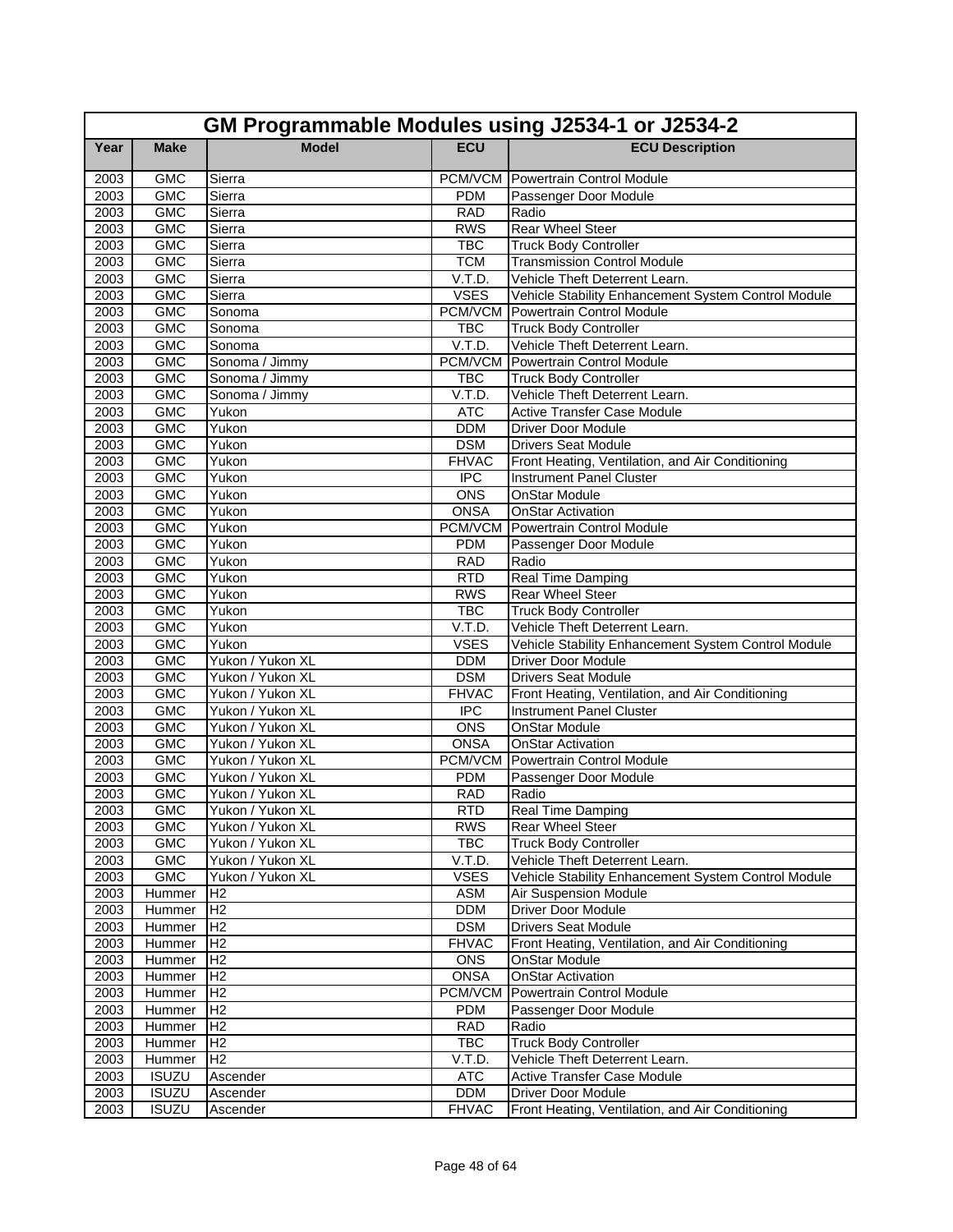| GM Programmable Modules using J2534-1 or J2534-2 | | | | |
|---|---|---|---|---|
| **Year** | **Make** | **Model** | **ECU** | **ECU Description** |
| 2003 | GMC | Sierra | PCM/VCM | Powertrain Control Module |
| 2003 | GMC | Sierra | PDM | Passenger Door Module |
| 2003 | GMC | Sierra | RAD | Radio |
| 2003 | GMC | Sierra | RWS | Rear Wheel Steer |
| 2003 | GMC | Sierra | TBC | Truck Body Controller |
| 2003 | GMC | Sierra | TCM | Transmission Control Module |
| 2003 | GMC | Sierra | V.T.D. | Vehicle Theft Deterrent Learn. |
| 2003 | GMC | Sierra | VSES | Vehicle Stability Enhancement System Control Module |
| 2003 | GMC | Sonoma | PCM/VCM | Powertrain Control Module |
| 2003 | GMC | Sonoma | TBC | Truck Body Controller |
| 2003 | GMC | Sonoma | V.T.D. | Vehicle Theft Deterrent Learn. |
| 2003 | GMC | Sonoma / Jimmy | PCM/VCM | Powertrain Control Module |
| 2003 | GMC | Sonoma / Jimmy | TBC | Truck Body Controller |
| 2003 | GMC | Sonoma / Jimmy | V.T.D. | Vehicle Theft Deterrent Learn. |
| 2003 | GMC | Yukon | ATC | Active Transfer Case Module |
| 2003 | GMC | Yukon | DDM | Driver Door Module |
| 2003 | GMC | Yukon | DSM | Drivers Seat Module |
| 2003 | GMC | Yukon | FHVAC | Front Heating, Ventilation, and Air Conditioning |
| 2003 | GMC | Yukon | IPC | Instrument Panel Cluster |
| 2003 | GMC | Yukon | ONS | OnStar Module |
| 2003 | GMC | Yukon | ONSA | OnStar Activation |
| 2003 | GMC | Yukon | PCM/VCM | Powertrain Control Module |
| 2003 | GMC | Yukon | PDM | Passenger Door Module |
| 2003 | GMC | Yukon | RAD | Radio |
| 2003 | GMC | Yukon | RTD | Real Time Damping |
| 2003 | GMC | Yukon | RWS | Rear Wheel Steer |
| 2003 | GMC | Yukon | TBC | Truck Body Controller |
| 2003 | GMC | Yukon | V.T.D. | Vehicle Theft Deterrent Learn. |
| 2003 | GMC | Yukon | VSES | Vehicle Stability Enhancement System Control Module |
| 2003 | GMC | Yukon / Yukon XL | DDM | Driver Door Module |
| 2003 | GMC | Yukon / Yukon XL | DSM | Drivers Seat Module |
| 2003 | GMC | Yukon / Yukon XL | FHVAC | Front Heating, Ventilation, and Air Conditioning |
| 2003 | GMC | Yukon / Yukon XL | IPC | Instrument Panel Cluster |
| 2003 | GMC | Yukon / Yukon XL | ONS | OnStar Module |
| 2003 | GMC | Yukon / Yukon XL | ONSA | OnStar Activation |
| 2003 | GMC | Yukon / Yukon XL | PCM/VCM | Powertrain Control Module |
| 2003 | GMC | Yukon / Yukon XL | PDM | Passenger Door Module |
| 2003 | GMC | Yukon / Yukon XL | RAD | Radio |
| 2003 | GMC | Yukon / Yukon XL | RTD | Real Time Damping |
| 2003 | GMC | Yukon / Yukon XL | RWS | Rear Wheel Steer |
| 2003 | GMC | Yukon / Yukon XL | TBC | Truck Body Controller |
| 2003 | GMC | Yukon / Yukon XL | V.T.D. | Vehicle Theft Deterrent Learn. |
| 2003 | GMC | Yukon / Yukon XL | VSES | Vehicle Stability Enhancement System Control Module |
| 2003 | Hummer | H2 | ASM | Air Suspension Module |
| 2003 | Hummer | H2 | DDM | Driver Door Module |
| 2003 | Hummer | H2 | DSM | Drivers Seat Module |
| 2003 | Hummer | H2 | FHVAC | Front Heating, Ventilation, and Air Conditioning |
| 2003 | Hummer | H2 | ONS | OnStar Module |
| 2003 | Hummer | H2 | ONSA | OnStar Activation |
| 2003 | Hummer | H2 | PCM/VCM | Powertrain Control Module |
| 2003 | Hummer | H2 | PDM | Passenger Door Module |
| 2003 | Hummer | H2 | RAD | Radio |
| 2003 | Hummer | H2 | TBC | Truck Body Controller |
| 2003 | Hummer | H2 | V.T.D. | Vehicle Theft Deterrent Learn. |
| 2003 | ISUZU | Ascender | ATC | Active Transfer Case Module |
| 2003 | ISUZU | Ascender | DDM | Driver Door Module |
| 2003 | ISUZU | Ascender | FHVAC | Front Heating, Ventilation, and Air Conditioning |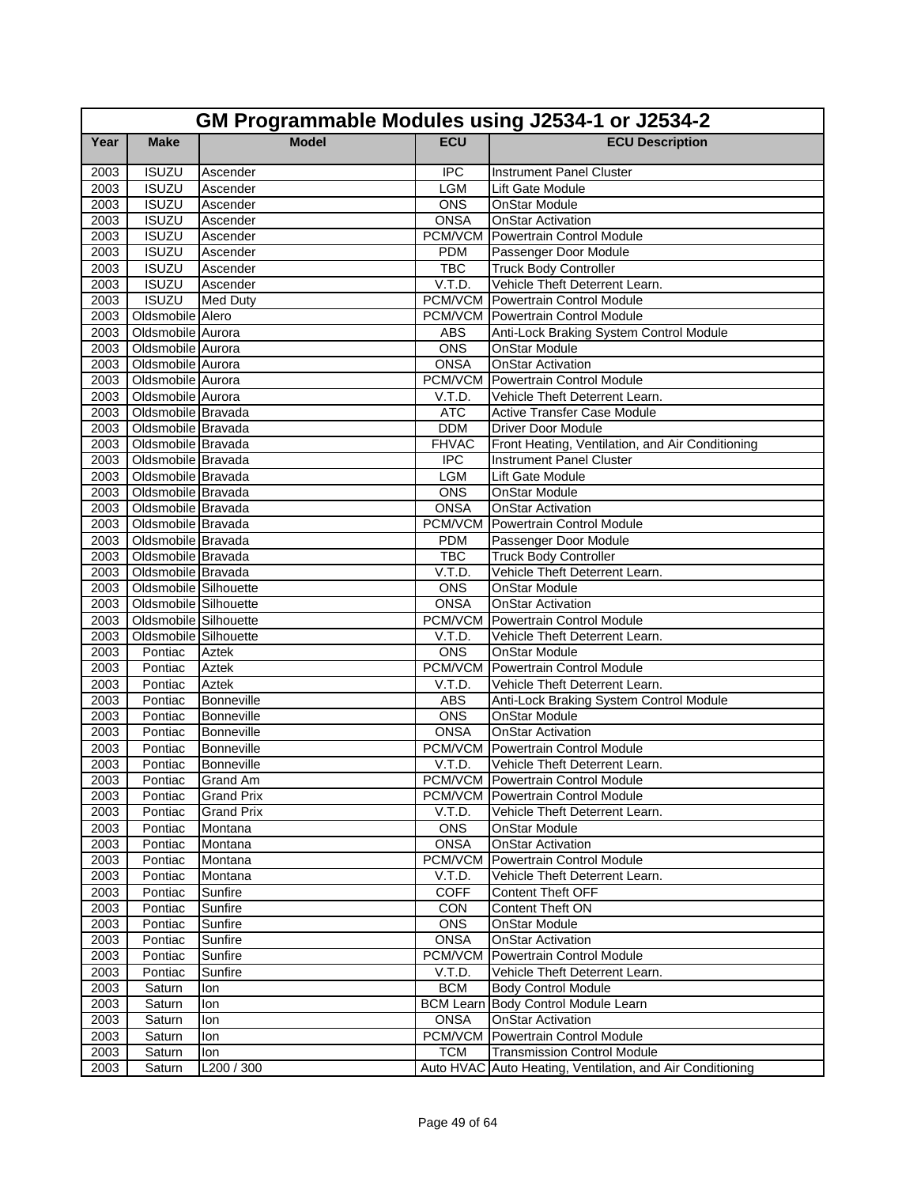| GM Programmable Modules using J2534-1 or J2534-2 | | | | |
|---|---|---|---|---|
| **Year** | **Make** | **Model** | **ECU** | **ECU Description** |
| 2003 | ISUZU | Ascender | IPC | Instrument Panel Cluster |
| 2003 | ISUZU | Ascender | LGM | Lift Gate Module |
| 2003 | ISUZU | Ascender | ONS | OnStar Module |
| 2003 | ISUZU | Ascender | ONSA | OnStar Activation |
| 2003 | ISUZU | Ascender | PCM/VCM | Powertrain Control Module |
| 2003 | ISUZU | Ascender | PDM | Passenger Door Module |
| 2003 | ISUZU | Ascender | TBC | Truck Body Controller |
| 2003 | ISUZU | Ascender | V.T.D. | Vehicle Theft Deterrent Learn. |
| 2003 | ISUZU | Med Duty | PCM/VCM | Powertrain Control Module |
| 2003 | Oldsmobile | Alero | PCM/VCM | Powertrain Control Module |
| 2003 | Oldsmobile | Aurora | ABS | Anti-Lock Braking System Control Module |
| 2003 | Oldsmobile | Aurora | ONS | OnStar Module |
| 2003 | Oldsmobile | Aurora | ONSA | OnStar Activation |
| 2003 | Oldsmobile | Aurora | PCM/VCM | Powertrain Control Module |
| 2003 | Oldsmobile | Aurora | V.T.D. | Vehicle Theft Deterrent Learn. |
| 2003 | Oldsmobile | Bravada | ATC | Active Transfer Case Module |
| 2003 | Oldsmobile | Bravada | DDM | Driver Door Module |
| 2003 | Oldsmobile | Bravada | FHVAC | Front Heating, Ventilation, and Air Conditioning |
| 2003 | Oldsmobile | Bravada | IPC | Instrument Panel Cluster |
| 2003 | Oldsmobile | Bravada | LGM | Lift Gate Module |
| 2003 | Oldsmobile | Bravada | ONS | OnStar Module |
| 2003 | Oldsmobile | Bravada | ONSA | OnStar Activation |
| 2003 | Oldsmobile | Bravada | PCM/VCM | Powertrain Control Module |
| 2003 | Oldsmobile | Bravada | PDM | Passenger Door Module |
| 2003 | Oldsmobile | Bravada | TBC | Truck Body Controller |
| 2003 | Oldsmobile | Bravada | V.T.D. | Vehicle Theft Deterrent Learn. |
| 2003 | Oldsmobile | Silhouette | ONS | OnStar Module |
| 2003 | Oldsmobile | Silhouette | ONSA | OnStar Activation |
| 2003 | Oldsmobile | Silhouette | PCM/VCM | Powertrain Control Module |
| 2003 | Oldsmobile | Silhouette | V.T.D. | Vehicle Theft Deterrent Learn. |
| 2003 | Pontiac | Aztek | ONS | OnStar Module |
| 2003 | Pontiac | Aztek | PCM/VCM | Powertrain Control Module |
| 2003 | Pontiac | Aztek | V.T.D. | Vehicle Theft Deterrent Learn. |
| 2003 | Pontiac | Bonneville | ABS | Anti-Lock Braking System Control Module |
| 2003 | Pontiac | Bonneville | ONS | OnStar Module |
| 2003 | Pontiac | Bonneville | ONSA | OnStar Activation |
| 2003 | Pontiac | Bonneville | PCM/VCM | Powertrain Control Module |
| 2003 | Pontiac | Bonneville | V.T.D. | Vehicle Theft Deterrent Learn. |
| 2003 | Pontiac | Grand Am | PCM/VCM | Powertrain Control Module |
| 2003 | Pontiac | Grand Prix | PCM/VCM | Powertrain Control Module |
| 2003 | Pontiac | Grand Prix | V.T.D. | Vehicle Theft Deterrent Learn. |
| 2003 | Pontiac | Montana | ONS | OnStar Module |
| 2003 | Pontiac | Montana | ONSA | OnStar Activation |
| 2003 | Pontiac | Montana | PCM/VCM | Powertrain Control Module |
| 2003 | Pontiac | Montana | V.T.D. | Vehicle Theft Deterrent Learn. |
| 2003 | Pontiac | Sunfire | COFF | Content Theft OFF |
| 2003 | Pontiac | Sunfire | CON | Content Theft ON |
| 2003 | Pontiac | Sunfire | ONS | OnStar Module |
| 2003 | Pontiac | Sunfire | ONSA | OnStar Activation |
| 2003 | Pontiac | Sunfire | PCM/VCM | Powertrain Control Module |
| 2003 | Pontiac | Sunfire | V.T.D. | Vehicle Theft Deterrent Learn. |
| 2003 | Saturn | Ion | BCM | Body Control Module |
| 2003 | Saturn | Ion | BCM Learn | Body Control Module Learn |
| 2003 | Saturn | Ion | ONSA | OnStar Activation |
| 2003 | Saturn | Ion | PCM/VCM | Powertrain Control Module |
| 2003 | Saturn | Ion | TCM | Transmission Control Module |
| 2003 | Saturn | L200 / 300 | Auto HVAC | Auto Heating, Ventilation, and Air Conditioning |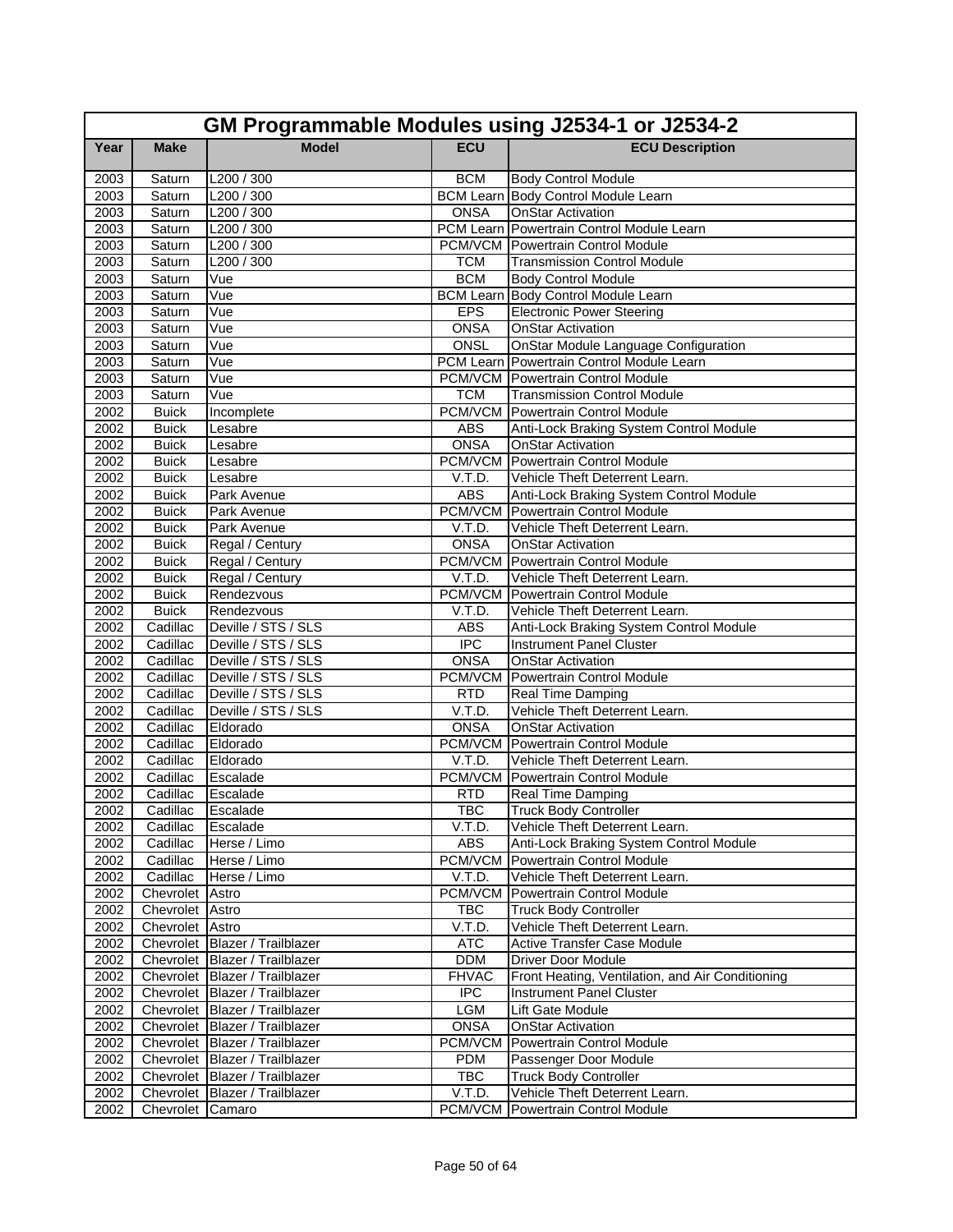| GM Programmable Modules using J2534-1 or J2534-2 | | | | |
|---|---|---|---|---|
| **Year** | **Make** | **Model** | **ECU** | **ECU Description** |
| 2003 | Saturn | L200 / 300 | BCM | Body Control Module |
| 2003 | Saturn | L200 / 300 | BCM Learn | Body Control Module Learn |
| 2003 | Saturn | L200 / 300 | ONSA | OnStar Activation |
| 2003 | Saturn | L200 / 300 | PCM Learn | Powertrain Control Module Learn |
| 2003 | Saturn | L200 / 300 | PCM/VCM | Powertrain Control Module |
| 2003 | Saturn | L200 / 300 | TCM | Transmission Control Module |
| 2003 | Saturn | Vue | BCM | Body Control Module |
| 2003 | Saturn | Vue | BCM Learn | Body Control Module Learn |
| 2003 | Saturn | Vue | EPS | Electronic Power Steering |
| 2003 | Saturn | Vue | ONSA | OnStar Activation |
| 2003 | Saturn | Vue | ONSL | OnStar Module Language Configuration |
| 2003 | Saturn | Vue | PCM Learn | Powertrain Control Module Learn |
| 2003 | Saturn | Vue | PCM/VCM | Powertrain Control Module |
| 2003 | Saturn | Vue | TCM | Transmission Control Module |
| 2002 | Buick | Incomplete | PCM/VCM | Powertrain Control Module |
| 2002 | Buick | Lesabre | ABS | Anti-Lock Braking System Control Module |
| 2002 | Buick | Lesabre | ONSA | OnStar Activation |
| 2002 | Buick | Lesabre | PCM/VCM | Powertrain Control Module |
| 2002 | Buick | Lesabre | V.T.D. | Vehicle Theft Deterrent Learn. |
| 2002 | Buick | Park Avenue | ABS | Anti-Lock Braking System Control Module |
| 2002 | Buick | Park Avenue | PCM/VCM | Powertrain Control Module |
| 2002 | Buick | Park Avenue | V.T.D. | Vehicle Theft Deterrent Learn. |
| 2002 | Buick | Regal / Century | ONSA | OnStar Activation |
| 2002 | Buick | Regal / Century | PCM/VCM | Powertrain Control Module |
| 2002 | Buick | Regal / Century | V.T.D. | Vehicle Theft Deterrent Learn. |
| 2002 | Buick | Rendezvous | PCM/VCM | Powertrain Control Module |
| 2002 | Buick | Rendezvous | V.T.D. | Vehicle Theft Deterrent Learn. |
| 2002 | Cadillac | Deville / STS / SLS | ABS | Anti-Lock Braking System Control Module |
| 2002 | Cadillac | Deville / STS / SLS | IPC | Instrument Panel Cluster |
| 2002 | Cadillac | Deville / STS / SLS | ONSA | OnStar Activation |
| 2002 | Cadillac | Deville / STS / SLS | PCM/VCM | Powertrain Control Module |
| 2002 | Cadillac | Deville / STS / SLS | RTD | Real Time Damping |
| 2002 | Cadillac | Deville / STS / SLS | V.T.D. | Vehicle Theft Deterrent Learn. |
| 2002 | Cadillac | Eldorado | ONSA | OnStar Activation |
| 2002 | Cadillac | Eldorado | PCM/VCM | Powertrain Control Module |
| 2002 | Cadillac | Eldorado | V.T.D. | Vehicle Theft Deterrent Learn. |
| 2002 | Cadillac | Escalade | PCM/VCM | Powertrain Control Module |
| 2002 | Cadillac | Escalade | RTD | Real Time Damping |
| 2002 | Cadillac | Escalade | TBC | Truck Body Controller |
| 2002 | Cadillac | Escalade | V.T.D. | Vehicle Theft Deterrent Learn. |
| 2002 | Cadillac | Herse / Limo | ABS | Anti-Lock Braking System Control Module |
| 2002 | Cadillac | Herse / Limo | PCM/VCM | Powertrain Control Module |
| 2002 | Cadillac | Herse / Limo | V.T.D. | Vehicle Theft Deterrent Learn. |
| 2002 | Chevrolet | Astro | PCM/VCM | Powertrain Control Module |
| 2002 | Chevrolet | Astro | TBC | Truck Body Controller |
| 2002 | Chevrolet | Astro | V.T.D. | Vehicle Theft Deterrent Learn. |
| 2002 | Chevrolet | Blazer / Trailblazer | ATC | Active Transfer Case Module |
| 2002 | Chevrolet | Blazer / Trailblazer | DDM | Driver Door Module |
| 2002 | Chevrolet | Blazer / Trailblazer | FHVAC | Front Heating, Ventilation, and Air Conditioning |
| 2002 | Chevrolet | Blazer / Trailblazer | IPC | Instrument Panel Cluster |
| 2002 | Chevrolet | Blazer / Trailblazer | LGM | Lift Gate Module |
| 2002 | Chevrolet | Blazer / Trailblazer | ONSA | OnStar Activation |
| 2002 | Chevrolet | Blazer / Trailblazer | PCM/VCM | Powertrain Control Module |
| 2002 | Chevrolet | Blazer / Trailblazer | PDM | Passenger Door Module |
| 2002 | Chevrolet | Blazer / Trailblazer | TBC | Truck Body Controller |
| 2002 | Chevrolet | Blazer / Trailblazer | V.T.D. | Vehicle Theft Deterrent Learn. |
| 2002 | Chevrolet | Camaro | PCM/VCM | Powertrain Control Module |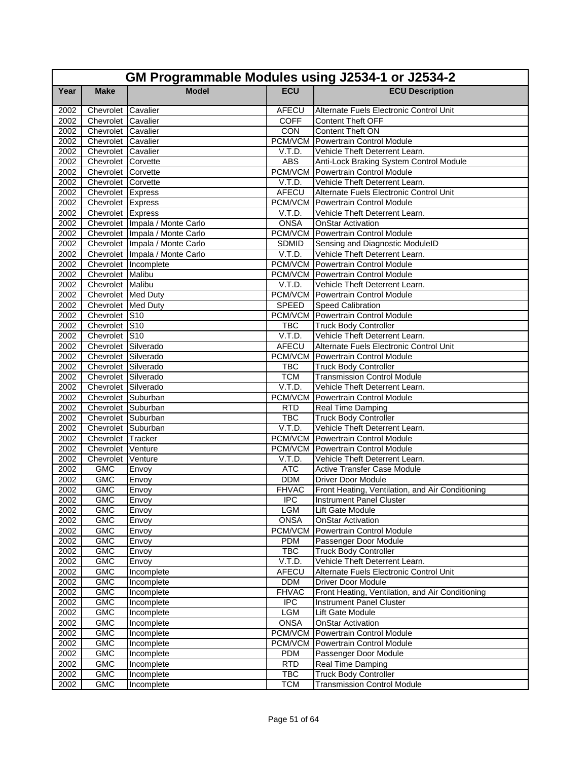# GM Programmable Modules using J2534-1 or J2534-2

| Year | Make | Model | ECU | ECU Description |
|---|---|---|---|---|
| 2002 | Chevrolet | Cavalier | AFECU | Alternate Fuels Electronic Control Unit |
| 2002 | Chevrolet | Cavalier | COFF | Content Theft OFF |
| 2002 | Chevrolet | Cavalier | CON | Content Theft ON |
| 2002 | Chevrolet | Cavalier | PCM/VCM | Powertrain Control Module |
| 2002 | Chevrolet | Cavalier | V.T.D. | Vehicle Theft Deterrent Learn. |
| 2002 | Chevrolet | Corvette | ABS | Anti-Lock Braking System Control Module |
| 2002 | Chevrolet | Corvette | PCM/VCM | Powertrain Control Module |
| 2002 | Chevrolet | Corvette | V.T.D. | Vehicle Theft Deterrent Learn. |
| 2002 | Chevrolet | Express | AFECU | Alternate Fuels Electronic Control Unit |
| 2002 | Chevrolet | Express | PCM/VCM | Powertrain Control Module |
| 2002 | Chevrolet | Express | V.T.D. | Vehicle Theft Deterrent Learn. |
| 2002 | Chevrolet | Impala / Monte Carlo | ONSA | OnStar Activation |
| 2002 | Chevrolet | Impala / Monte Carlo | PCM/VCM | Powertrain Control Module |
| 2002 | Chevrolet | Impala / Monte Carlo | SDMID | Sensing and Diagnostic ModuleID |
| 2002 | Chevrolet | Impala / Monte Carlo | V.T.D. | Vehicle Theft Deterrent Learn. |
| 2002 | Chevrolet | Incomplete | PCM/VCM | Powertrain Control Module |
| 2002 | Chevrolet | Malibu | PCM/VCM | Powertrain Control Module |
| 2002 | Chevrolet | Malibu | V.T.D. | Vehicle Theft Deterrent Learn. |
| 2002 | Chevrolet | Med Duty | PCM/VCM | Powertrain Control Module |
| 2002 | Chevrolet | Med Duty | SPEED | Speed Calibration |
| 2002 | Chevrolet | S10 | PCM/VCM | Powertrain Control Module |
| 2002 | Chevrolet | S10 | TBC | Truck Body Controller |
| 2002 | Chevrolet | S10 | V.T.D. | Vehicle Theft Deterrent Learn. |
| 2002 | Chevrolet | Silverado | AFECU | Alternate Fuels Electronic Control Unit |
| 2002 | Chevrolet | Silverado | PCM/VCM | Powertrain Control Module |
| 2002 | Chevrolet | Silverado | TBC | Truck Body Controller |
| 2002 | Chevrolet | Silverado | TCM | Transmission Control Module |
| 2002 | Chevrolet | Silverado | V.T.D. | Vehicle Theft Deterrent Learn. |
| 2002 | Chevrolet | Suburban | PCM/VCM | Powertrain Control Module |
| 2002 | Chevrolet | Suburban | RTD | Real Time Damping |
| 2002 | Chevrolet | Suburban | TBC | Truck Body Controller |
| 2002 | Chevrolet | Suburban | V.T.D. | Vehicle Theft Deterrent Learn. |
| 2002 | Chevrolet | Tracker | PCM/VCM | Powertrain Control Module |
| 2002 | Chevrolet | Venture | PCM/VCM | Powertrain Control Module |
| 2002 | Chevrolet | Venture | V.T.D. | Vehicle Theft Deterrent Learn. |
| 2002 | GMC | Envoy | ATC | Active Transfer Case Module |
| 2002 | GMC | Envoy | DDM | Driver Door Module |
| 2002 | GMC | Envoy | FHVAC | Front Heating, Ventilation, and Air Conditioning |
| 2002 | GMC | Envoy | IPC | Instrument Panel Cluster |
| 2002 | GMC | Envoy | LGM | Lift Gate Module |
| 2002 | GMC | Envoy | ONSA | OnStar Activation |
| 2002 | GMC | Envoy | PCM/VCM | Powertrain Control Module |
| 2002 | GMC | Envoy | PDM | Passenger Door Module |
| 2002 | GMC | Envoy | TBC | Truck Body Controller |
| 2002 | GMC | Envoy | V.T.D. | Vehicle Theft Deterrent Learn. |
| 2002 | GMC | Incomplete | AFECU | Alternate Fuels Electronic Control Unit |
| 2002 | GMC | Incomplete | DDM | Driver Door Module |
| 2002 | GMC | Incomplete | FHVAC | Front Heating, Ventilation, and Air Conditioning |
| 2002 | GMC | Incomplete | IPC | Instrument Panel Cluster |
| 2002 | GMC | Incomplete | LGM | Lift Gate Module |
| 2002 | GMC | Incomplete | ONSA | OnStar Activation |
| 2002 | GMC | Incomplete | PCM/VCM | Powertrain Control Module |
| 2002 | GMC | Incomplete | PCM/VCM | Powertrain Control Module |
| 2002 | GMC | Incomplete | PDM | Passenger Door Module |
| 2002 | GMC | Incomplete | RTD | Real Time Damping |
| 2002 | GMC | Incomplete | TBC | Truck Body Controller |
| 2002 | GMC | Incomplete | TCM | Transmission Control Module |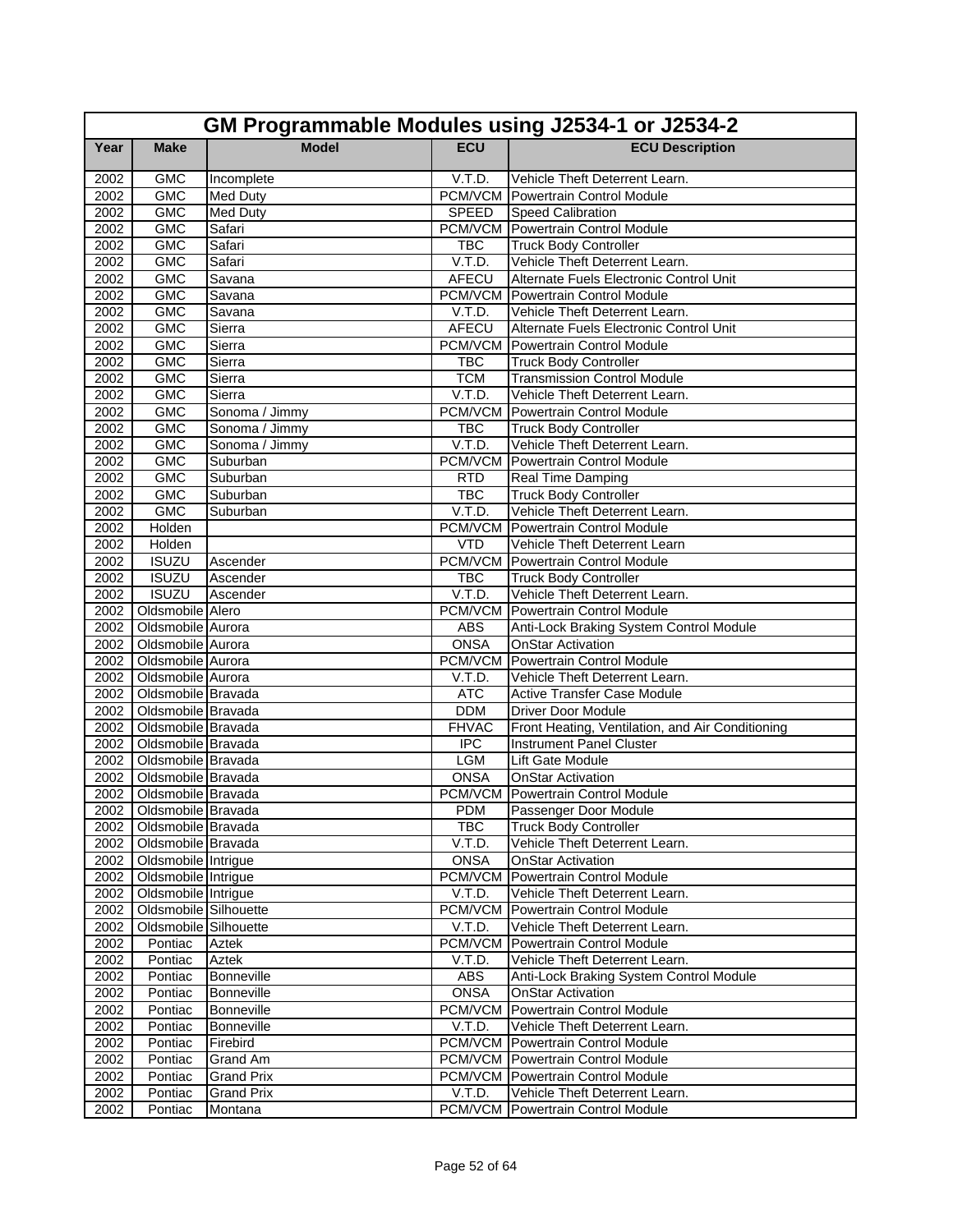| GM Programmable Modules using J2534-1 or J2534-2 | | | | |
|---|---|---|---|---|
| **Year** | **Make** | **Model** | **ECU** | **ECU Description** |
| 2002 | GMC | Incomplete | V.T.D. | Vehicle Theft Deterrent Learn. |
| 2002 | GMC | Med Duty | PCM/VCM | Powertrain Control Module |
| 2002 | GMC | Med Duty | SPEED | Speed Calibration |
| 2002 | GMC | Safari | PCM/VCM | Powertrain Control Module |
| 2002 | GMC | Safari | TBC | Truck Body Controller |
| 2002 | GMC | Safari | V.T.D. | Vehicle Theft Deterrent Learn. |
| 2002 | GMC | Savana | AFECU | Alternate Fuels Electronic Control Unit |
| 2002 | GMC | Savana | PCM/VCM | Powertrain Control Module |
| 2002 | GMC | Savana | V.T.D. | Vehicle Theft Deterrent Learn. |
| 2002 | GMC | Sierra | AFECU | Alternate Fuels Electronic Control Unit |
| 2002 | GMC | Sierra | PCM/VCM | Powertrain Control Module |
| 2002 | GMC | Sierra | TBC | Truck Body Controller |
| 2002 | GMC | Sierra | TCM | Transmission Control Module |
| 2002 | GMC | Sierra | V.T.D. | Vehicle Theft Deterrent Learn. |
| 2002 | GMC | Sonoma / Jimmy | PCM/VCM | Powertrain Control Module |
| 2002 | GMC | Sonoma / Jimmy | TBC | Truck Body Controller |
| 2002 | GMC | Sonoma / Jimmy | V.T.D. | Vehicle Theft Deterrent Learn. |
| 2002 | GMC | Suburban | PCM/VCM | Powertrain Control Module |
| 2002 | GMC | Suburban | RTD | Real Time Damping |
| 2002 | GMC | Suburban | TBC | Truck Body Controller |
| 2002 | GMC | Suburban | V.T.D. | Vehicle Theft Deterrent Learn. |
| 2002 | Holden | | PCM/VCM | Powertrain Control Module |
| 2002 | Holden | | VTD | Vehicle Theft Deterrent Learn |
| 2002 | ISUZU | Ascender | PCM/VCM | Powertrain Control Module |
| 2002 | ISUZU | Ascender | TBC | Truck Body Controller |
| 2002 | ISUZU | Ascender | V.T.D. | Vehicle Theft Deterrent Learn. |
| 2002 | Oldsmobile | Alero | PCM/VCM | Powertrain Control Module |
| 2002 | Oldsmobile | Aurora | ABS | Anti-Lock Braking System Control Module |
| 2002 | Oldsmobile | Aurora | ONSA | OnStar Activation |
| 2002 | Oldsmobile | Aurora | PCM/VCM | Powertrain Control Module |
| 2002 | Oldsmobile | Aurora | V.T.D. | Vehicle Theft Deterrent Learn. |
| 2002 | Oldsmobile | Bravada | ATC | Active Transfer Case Module |
| 2002 | Oldsmobile | Bravada | DDM | Driver Door Module |
| 2002 | Oldsmobile | Bravada | FHVAC | Front Heating, Ventilation, and Air Conditioning |
| 2002 | Oldsmobile | Bravada | IPC | Instrument Panel Cluster |
| 2002 | Oldsmobile | Bravada | LGM | Lift Gate Module |
| 2002 | Oldsmobile | Bravada | ONSA | OnStar Activation |
| 2002 | Oldsmobile | Bravada | PCM/VCM | Powertrain Control Module |
| 2002 | Oldsmobile | Bravada | PDM | Passenger Door Module |
| 2002 | Oldsmobile | Bravada | TBC | Truck Body Controller |
| 2002 | Oldsmobile | Bravada | V.T.D. | Vehicle Theft Deterrent Learn. |
| 2002 | Oldsmobile | Intrigue | ONSA | OnStar Activation |
| 2002 | Oldsmobile | Intrigue | PCM/VCM | Powertrain Control Module |
| 2002 | Oldsmobile | Intrigue | V.T.D. | Vehicle Theft Deterrent Learn. |
| 2002 | Oldsmobile | Silhouette | PCM/VCM | Powertrain Control Module |
| 2002 | Oldsmobile | Silhouette | V.T.D. | Vehicle Theft Deterrent Learn. |
| 2002 | Pontiac | Aztek | PCM/VCM | Powertrain Control Module |
| 2002 | Pontiac | Aztek | V.T.D. | Vehicle Theft Deterrent Learn. |
| 2002 | Pontiac | Bonneville | ABS | Anti-Lock Braking System Control Module |
| 2002 | Pontiac | Bonneville | ONSA | OnStar Activation |
| 2002 | Pontiac | Bonneville | PCM/VCM | Powertrain Control Module |
| 2002 | Pontiac | Bonneville | V.T.D. | Vehicle Theft Deterrent Learn. |
| 2002 | Pontiac | Firebird | PCM/VCM | Powertrain Control Module |
| 2002 | Pontiac | Grand Am | PCM/VCM | Powertrain Control Module |
| 2002 | Pontiac | Grand Prix | PCM/VCM | Powertrain Control Module |
| 2002 | Pontiac | Grand Prix | V.T.D. | Vehicle Theft Deterrent Learn. |
| 2002 | Pontiac | Montana | PCM/VCM | Powertrain Control Module |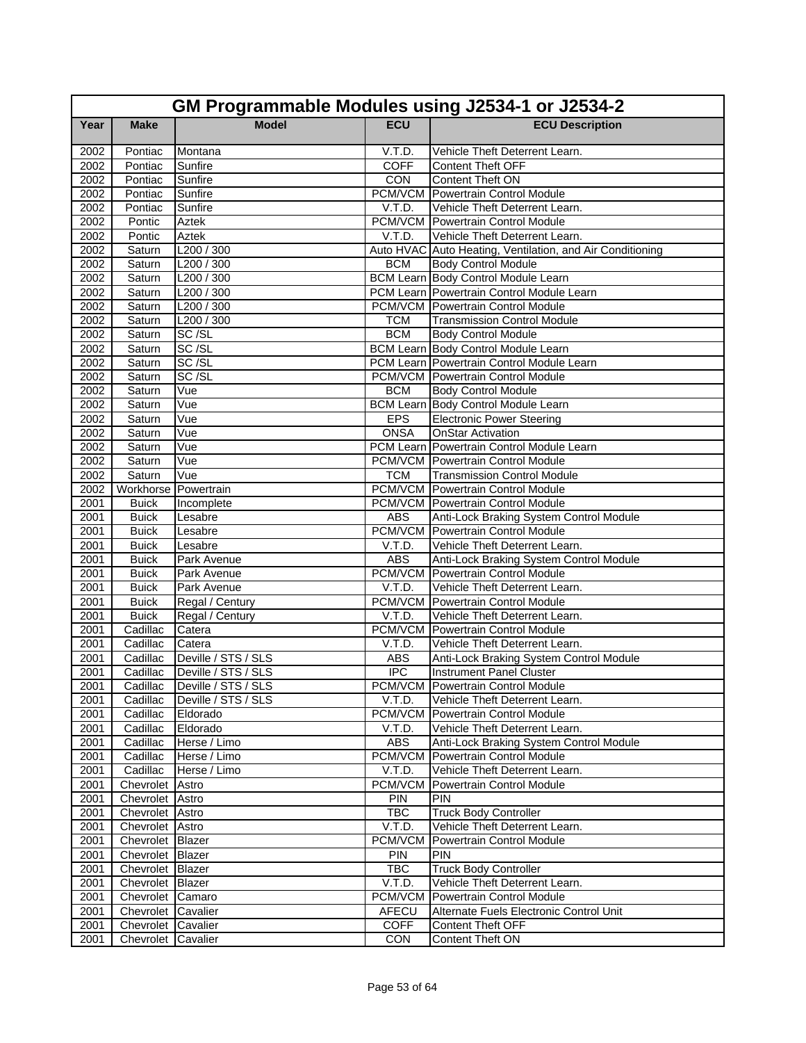## GM Programmable Modules using J2534-1 or J2534-2

| Year | Make | Model | ECU | ECU Description |
|---|---|---|---|---|
| 2002 | Pontiac | Montana | V.T.D. | Vehicle Theft Deterrent Learn. |
| 2002 | Pontiac | Sunfire | COFF | Content Theft OFF |
| 2002 | Pontiac | Sunfire | CON | Content Theft ON |
| 2002 | Pontiac | Sunfire | PCM/VCM | Powertrain Control Module |
| 2002 | Pontiac | Sunfire | V.T.D. | Vehicle Theft Deterrent Learn. |
| 2002 | Pontic | Aztek | PCM/VCM | Powertrain Control Module |
| 2002 | Pontic | Aztek | V.T.D. | Vehicle Theft Deterrent Learn. |
| 2002 | Saturn | L200 / 300 | Auto HVAC | Auto Heating, Ventilation, and Air Conditioning |
| 2002 | Saturn | L200 / 300 | BCM | Body Control Module |
| 2002 | Saturn | L200 / 300 | BCM Learn | Body Control Module Learn |
| 2002 | Saturn | L200 / 300 | PCM Learn | Powertrain Control Module Learn |
| 2002 | Saturn | L200 / 300 | PCM/VCM | Powertrain Control Module |
| 2002 | Saturn | L200 / 300 | TCM | Transmission Control Module |
| 2002 | Saturn | SC /SL | BCM | Body Control Module |
| 2002 | Saturn | SC /SL | BCM Learn | Body Control Module Learn |
| 2002 | Saturn | SC /SL | PCM Learn | Powertrain Control Module Learn |
| 2002 | Saturn | SC /SL | PCM/VCM | Powertrain Control Module |
| 2002 | Saturn | Vue | BCM | Body Control Module |
| 2002 | Saturn | Vue | BCM Learn | Body Control Module Learn |
| 2002 | Saturn | Vue | EPS | Electronic Power Steering |
| 2002 | Saturn | Vue | ONSA | OnStar Activation |
| 2002 | Saturn | Vue | PCM Learn | Powertrain Control Module Learn |
| 2002 | Saturn | Vue | PCM/VCM | Powertrain Control Module |
| 2002 | Saturn | Vue | TCM | Transmission Control Module |
| 2002 | Workhorse | Powertrain | PCM/VCM | Powertrain Control Module |
| 2001 | Buick | Incomplete | PCM/VCM | Powertrain Control Module |
| 2001 | Buick | Lesabre | ABS | Anti-Lock Braking System Control Module |
| 2001 | Buick | Lesabre | PCM/VCM | Powertrain Control Module |
| 2001 | Buick | Lesabre | V.T.D. | Vehicle Theft Deterrent Learn. |
| 2001 | Buick | Park Avenue | ABS | Anti-Lock Braking System Control Module |
| 2001 | Buick | Park Avenue | PCM/VCM | Powertrain Control Module |
| 2001 | Buick | Park Avenue | V.T.D. | Vehicle Theft Deterrent Learn. |
| 2001 | Buick | Regal / Century | PCM/VCM | Powertrain Control Module |
| 2001 | Buick | Regal / Century | V.T.D. | Vehicle Theft Deterrent Learn. |
| 2001 | Cadillac | Catera | PCM/VCM | Powertrain Control Module |
| 2001 | Cadillac | Catera | V.T.D. | Vehicle Theft Deterrent Learn. |
| 2001 | Cadillac | Deville / STS / SLS | ABS | Anti-Lock Braking System Control Module |
| 2001 | Cadillac | Deville / STS / SLS | IPC | Instrument Panel Cluster |
| 2001 | Cadillac | Deville / STS / SLS | PCM/VCM | Powertrain Control Module |
| 2001 | Cadillac | Deville / STS / SLS | V.T.D. | Vehicle Theft Deterrent Learn. |
| 2001 | Cadillac | Eldorado | PCM/VCM | Powertrain Control Module |
| 2001 | Cadillac | Eldorado | V.T.D. | Vehicle Theft Deterrent Learn. |
| 2001 | Cadillac | Herse / Limo | ABS | Anti-Lock Braking System Control Module |
| 2001 | Cadillac | Herse / Limo | PCM/VCM | Powertrain Control Module |
| 2001 | Cadillac | Herse / Limo | V.T.D. | Vehicle Theft Deterrent Learn. |
| 2001 | Chevrolet | Astro | PCM/VCM | Powertrain Control Module |
| 2001 | Chevrolet | Astro | PIN | PIN |
| 2001 | Chevrolet | Astro | TBC | Truck Body Controller |
| 2001 | Chevrolet | Astro | V.T.D. | Vehicle Theft Deterrent Learn. |
| 2001 | Chevrolet | Blazer | PCM/VCM | Powertrain Control Module |
| 2001 | Chevrolet | Blazer | PIN | PIN |
| 2001 | Chevrolet | Blazer | TBC | Truck Body Controller |
| 2001 | Chevrolet | Blazer | V.T.D. | Vehicle Theft Deterrent Learn. |
| 2001 | Chevrolet | Camaro | PCM/VCM | Powertrain Control Module |
| 2001 | Chevrolet | Cavalier | AFECU | Alternate Fuels Electronic Control Unit |
| 2001 | Chevrolet | Cavalier | COFF | Content Theft OFF |
| 2001 | Chevrolet | Cavalier | CON | Content Theft ON |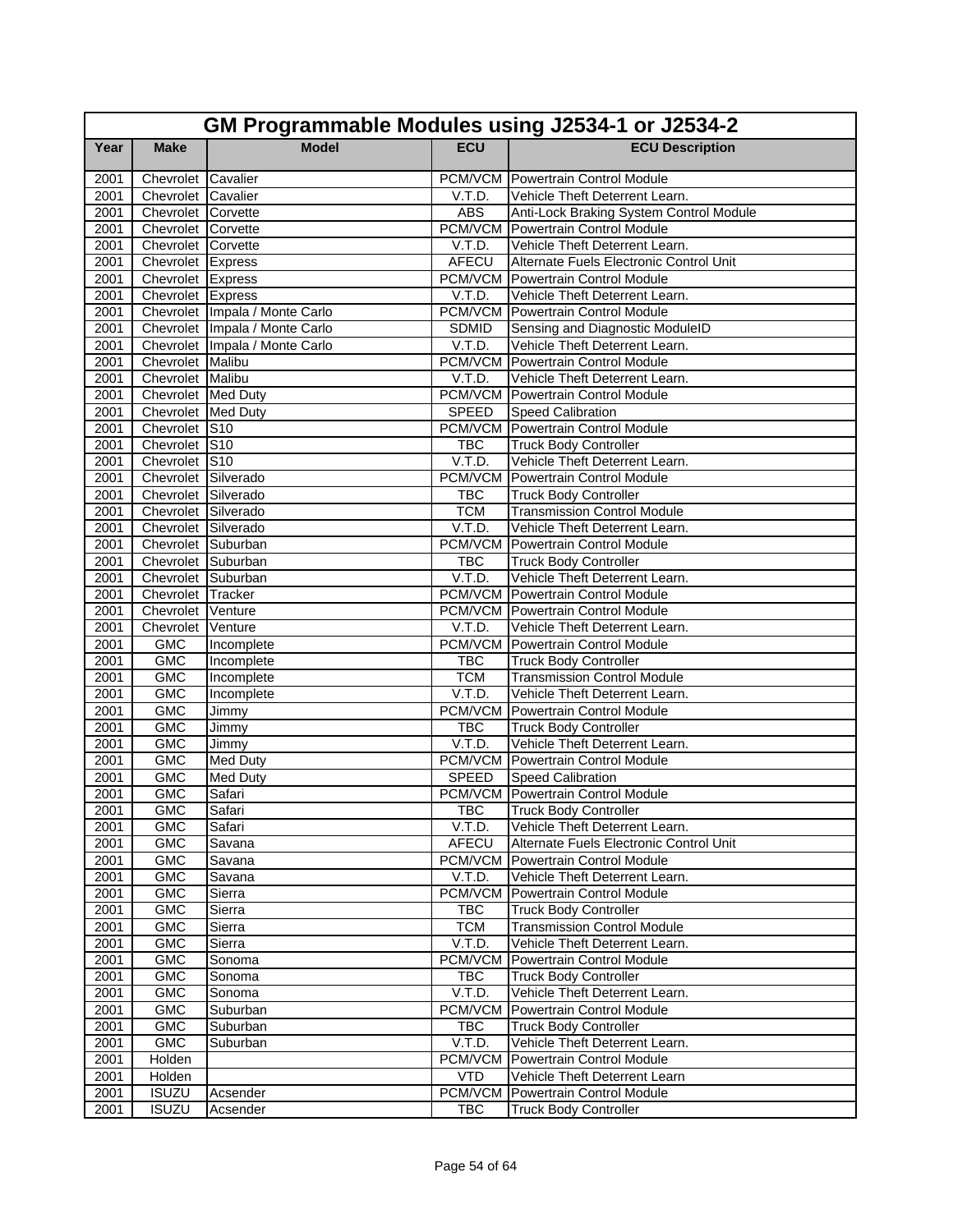| GM Programmable Modules using J2534-1 or J2534-2 | | | | |
|---|---|---|---|---|
| **Year** | **Make** | **Model** | **ECU** | **ECU Description** |
| 2001 | Chevrolet | Cavalier | PCM/VCM | Powertrain Control Module |
| 2001 | Chevrolet | Cavalier | V.T.D. | Vehicle Theft Deterrent Learn. |
| 2001 | Chevrolet | Corvette | ABS | Anti-Lock Braking System Control Module |
| 2001 | Chevrolet | Corvette | PCM/VCM | Powertrain Control Module |
| 2001 | Chevrolet | Corvette | V.T.D. | Vehicle Theft Deterrent Learn. |
| 2001 | Chevrolet | Express | AFECU | Alternate Fuels Electronic Control Unit |
| 2001 | Chevrolet | Express | PCM/VCM | Powertrain Control Module |
| 2001 | Chevrolet | Express | V.T.D. | Vehicle Theft Deterrent Learn. |
| 2001 | Chevrolet | Impala / Monte Carlo | PCM/VCM | Powertrain Control Module |
| 2001 | Chevrolet | Impala / Monte Carlo | SDMID | Sensing and Diagnostic ModuleID |
| 2001 | Chevrolet | Impala / Monte Carlo | V.T.D. | Vehicle Theft Deterrent Learn. |
| 2001 | Chevrolet | Malibu | PCM/VCM | Powertrain Control Module |
| 2001 | Chevrolet | Malibu | V.T.D. | Vehicle Theft Deterrent Learn. |
| 2001 | Chevrolet | Med Duty | PCM/VCM | Powertrain Control Module |
| 2001 | Chevrolet | Med Duty | SPEED | Speed Calibration |
| 2001 | Chevrolet | S10 | PCM/VCM | Powertrain Control Module |
| 2001 | Chevrolet | S10 | TBC | Truck Body Controller |
| 2001 | Chevrolet | S10 | V.T.D. | Vehicle Theft Deterrent Learn. |
| 2001 | Chevrolet | Silverado | PCM/VCM | Powertrain Control Module |
| 2001 | Chevrolet | Silverado | TBC | Truck Body Controller |
| 2001 | Chevrolet | Silverado | TCM | Transmission Control Module |
| 2001 | Chevrolet | Silverado | V.T.D. | Vehicle Theft Deterrent Learn. |
| 2001 | Chevrolet | Suburban | PCM/VCM | Powertrain Control Module |
| 2001 | Chevrolet | Suburban | TBC | Truck Body Controller |
| 2001 | Chevrolet | Suburban | V.T.D. | Vehicle Theft Deterrent Learn. |
| 2001 | Chevrolet | Tracker | PCM/VCM | Powertrain Control Module |
| 2001 | Chevrolet | Venture | PCM/VCM | Powertrain Control Module |
| 2001 | Chevrolet | Venture | V.T.D. | Vehicle Theft Deterrent Learn. |
| 2001 | GMC | Incomplete | PCM/VCM | Powertrain Control Module |
| 2001 | GMC | Incomplete | TBC | Truck Body Controller |
| 2001 | GMC | Incomplete | TCM | Transmission Control Module |
| 2001 | GMC | Incomplete | V.T.D. | Vehicle Theft Deterrent Learn. |
| 2001 | GMC | Jimmy | PCM/VCM | Powertrain Control Module |
| 2001 | GMC | Jimmy | TBC | Truck Body Controller |
| 2001 | GMC | Jimmy | V.T.D. | Vehicle Theft Deterrent Learn. |
| 2001 | GMC | Med Duty | PCM/VCM | Powertrain Control Module |
| 2001 | GMC | Med Duty | SPEED | Speed Calibration |
| 2001 | GMC | Safari | PCM/VCM | Powertrain Control Module |
| 2001 | GMC | Safari | TBC | Truck Body Controller |
| 2001 | GMC | Safari | V.T.D. | Vehicle Theft Deterrent Learn. |
| 2001 | GMC | Savana | AFECU | Alternate Fuels Electronic Control Unit |
| 2001 | GMC | Savana | PCM/VCM | Powertrain Control Module |
| 2001 | GMC | Savana | V.T.D. | Vehicle Theft Deterrent Learn. |
| 2001 | GMC | Sierra | PCM/VCM | Powertrain Control Module |
| 2001 | GMC | Sierra | TBC | Truck Body Controller |
| 2001 | GMC | Sierra | TCM | Transmission Control Module |
| 2001 | GMC | Sierra | V.T.D. | Vehicle Theft Deterrent Learn. |
| 2001 | GMC | Sonoma | PCM/VCM | Powertrain Control Module |
| 2001 | GMC | Sonoma | TBC | Truck Body Controller |
| 2001 | GMC | Sonoma | V.T.D. | Vehicle Theft Deterrent Learn. |
| 2001 | GMC | Suburban | PCM/VCM | Powertrain Control Module |
| 2001 | GMC | Suburban | TBC | Truck Body Controller |
| 2001 | GMC | Suburban | V.T.D. | Vehicle Theft Deterrent Learn. |
| 2001 | Holden | | PCM/VCM | Powertrain Control Module |
| 2001 | Holden | | VTD | Vehicle Theft Deterrent Learn |
| 2001 | ISUZU | Acsender | PCM/VCM | Powertrain Control Module |
| 2001 | ISUZU | Acsender | TBC | Truck Body Controller |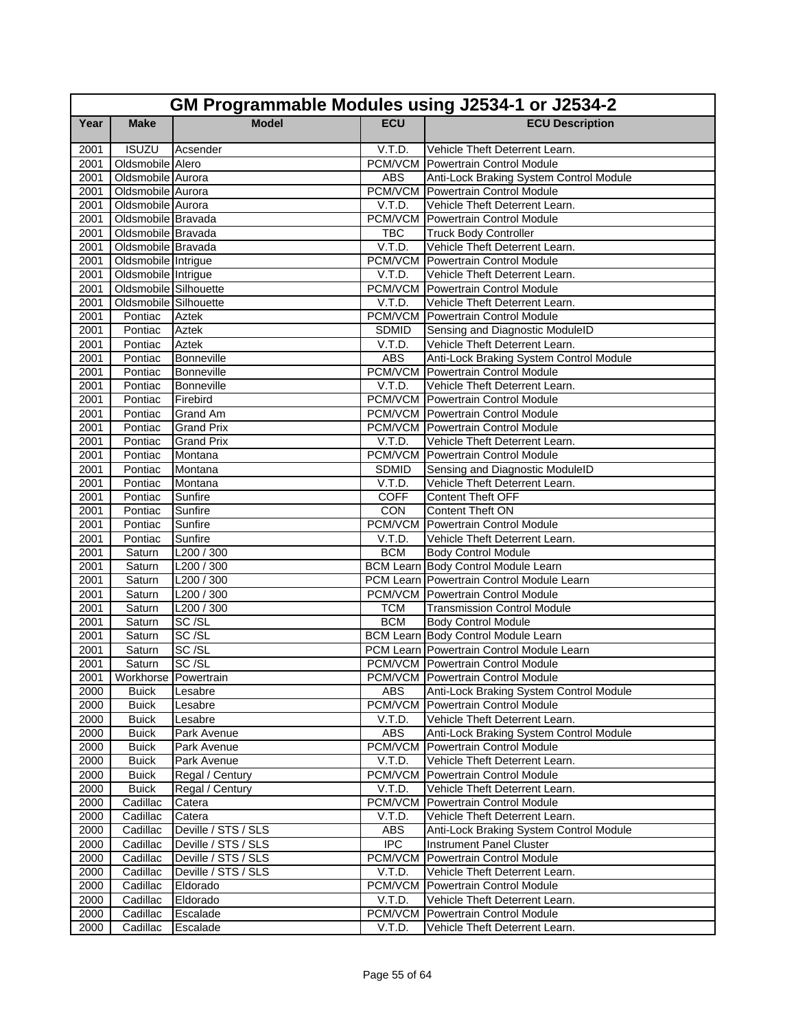| GM Programmable Modules using J2534-1 or J2534-2 | | | | |
|---|---|---|---|---|
| **Year** | **Make** | **Model** | **ECU** | **ECU Description** |
| 2001 | ISUZU | Acsender | V.T.D. | Vehicle Theft Deterrent Learn. |
| 2001 | Oldsmobile | Alero | PCM/VCM | Powertrain Control Module |
| 2001 | Oldsmobile | Aurora | ABS | Anti-Lock Braking System Control Module |
| 2001 | Oldsmobile | Aurora | PCM/VCM | Powertrain Control Module |
| 2001 | Oldsmobile | Aurora | V.T.D. | Vehicle Theft Deterrent Learn. |
| 2001 | Oldsmobile | Bravada | PCM/VCM | Powertrain Control Module |
| 2001 | Oldsmobile | Bravada | TBC | Truck Body Controller |
| 2001 | Oldsmobile | Bravada | V.T.D. | Vehicle Theft Deterrent Learn. |
| 2001 | Oldsmobile | Intrigue | PCM/VCM | Powertrain Control Module |
| 2001 | Oldsmobile | Intrigue | V.T.D. | Vehicle Theft Deterrent Learn. |
| 2001 | Oldsmobile | Silhouette | PCM/VCM | Powertrain Control Module |
| 2001 | Oldsmobile | Silhouette | V.T.D. | Vehicle Theft Deterrent Learn. |
| 2001 | Pontiac | Aztek | PCM/VCM | Powertrain Control Module |
| 2001 | Pontiac | Aztek | SDMID | Sensing and Diagnostic ModuleID |
| 2001 | Pontiac | Aztek | V.T.D. | Vehicle Theft Deterrent Learn. |
| 2001 | Pontiac | Bonneville | ABS | Anti-Lock Braking System Control Module |
| 2001 | Pontiac | Bonneville | PCM/VCM | Powertrain Control Module |
| 2001 | Pontiac | Bonneville | V.T.D. | Vehicle Theft Deterrent Learn. |
| 2001 | Pontiac | Firebird | PCM/VCM | Powertrain Control Module |
| 2001 | Pontiac | Grand Am | PCM/VCM | Powertrain Control Module |
| 2001 | Pontiac | Grand Prix | PCM/VCM | Powertrain Control Module |
| 2001 | Pontiac | Grand Prix | V.T.D. | Vehicle Theft Deterrent Learn. |
| 2001 | Pontiac | Montana | PCM/VCM | Powertrain Control Module |
| 2001 | Pontiac | Montana | SDMID | Sensing and Diagnostic ModuleID |
| 2001 | Pontiac | Montana | V.T.D. | Vehicle Theft Deterrent Learn. |
| 2001 | Pontiac | Sunfire | COFF | Content Theft OFF |
| 2001 | Pontiac | Sunfire | CON | Content Theft ON |
| 2001 | Pontiac | Sunfire | PCM/VCM | Powertrain Control Module |
| 2001 | Pontiac | Sunfire | V.T.D. | Vehicle Theft Deterrent Learn. |
| 2001 | Saturn | L200 / 300 | BCM | Body Control Module |
| 2001 | Saturn | L200 / 300 | BCM Learn | Body Control Module Learn |
| 2001 | Saturn | L200 / 300 | PCM Learn | Powertrain Control Module Learn |
| 2001 | Saturn | L200 / 300 | PCM/VCM | Powertrain Control Module |
| 2001 | Saturn | L200 / 300 | TCM | Transmission Control Module |
| 2001 | Saturn | SC /SL | BCM | Body Control Module |
| 2001 | Saturn | SC /SL | BCM Learn | Body Control Module Learn |
| 2001 | Saturn | SC /SL | PCM Learn | Powertrain Control Module Learn |
| 2001 | Saturn | SC /SL | PCM/VCM | Powertrain Control Module |
| 2001 | Workhorse | Powertrain | PCM/VCM | Powertrain Control Module |
| 2000 | Buick | Lesabre | ABS | Anti-Lock Braking System Control Module |
| 2000 | Buick | Lesabre | PCM/VCM | Powertrain Control Module |
| 2000 | Buick | Lesabre | V.T.D. | Vehicle Theft Deterrent Learn. |
| 2000 | Buick | Park Avenue | ABS | Anti-Lock Braking System Control Module |
| 2000 | Buick | Park Avenue | PCM/VCM | Powertrain Control Module |
| 2000 | Buick | Park Avenue | V.T.D. | Vehicle Theft Deterrent Learn. |
| 2000 | Buick | Regal / Century | PCM/VCM | Powertrain Control Module |
| 2000 | Buick | Regal / Century | V.T.D. | Vehicle Theft Deterrent Learn. |
| 2000 | Cadillac | Catera | PCM/VCM | Powertrain Control Module |
| 2000 | Cadillac | Catera | V.T.D. | Vehicle Theft Deterrent Learn. |
| 2000 | Cadillac | Deville / STS / SLS | ABS | Anti-Lock Braking System Control Module |
| 2000 | Cadillac | Deville / STS / SLS | IPC | Instrument Panel Cluster |
| 2000 | Cadillac | Deville / STS / SLS | PCM/VCM | Powertrain Control Module |
| 2000 | Cadillac | Deville / STS / SLS | V.T.D. | Vehicle Theft Deterrent Learn. |
| 2000 | Cadillac | Eldorado | PCM/VCM | Powertrain Control Module |
| 2000 | Cadillac | Eldorado | V.T.D. | Vehicle Theft Deterrent Learn. |
| 2000 | Cadillac | Escalade | PCM/VCM | Powertrain Control Module |
| 2000 | Cadillac | Escalade | V.T.D. | Vehicle Theft Deterrent Learn. |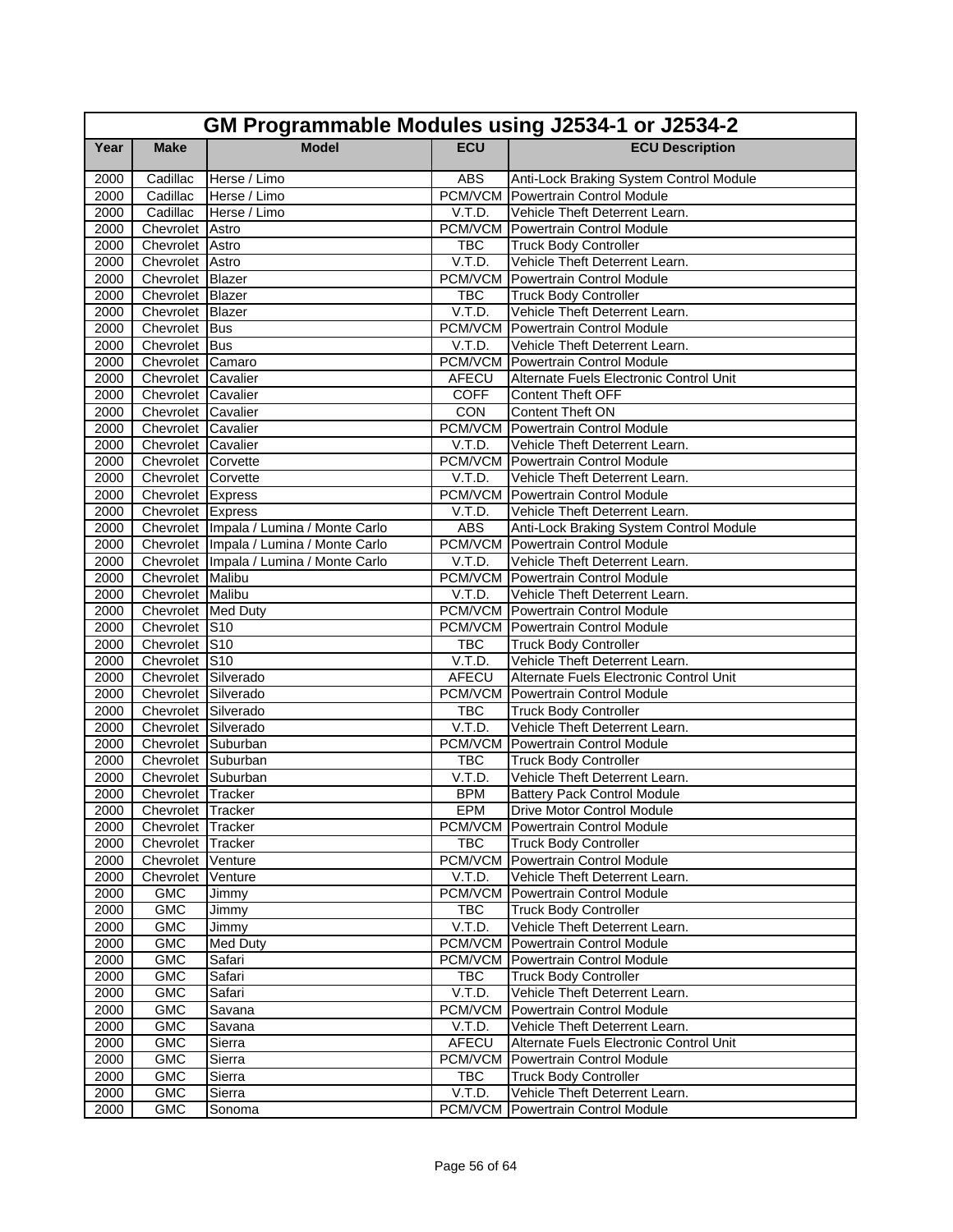## GM Programmable Modules using J2534-1 or J2534-2

| Year | Make | Model | ECU | ECU Description |
|---|---|---|---|---|
| 2000 | Cadillac | Herse / Limo | ABS | Anti-Lock Braking System Control Module |
| 2000 | Cadillac | Herse / Limo | PCM/VCM | Powertrain Control Module |
| 2000 | Cadillac | Herse / Limo | V.T.D. | Vehicle Theft Deterrent Learn. |
| 2000 | Chevrolet | Astro | PCM/VCM | Powertrain Control Module |
| 2000 | Chevrolet | Astro | TBC | Truck Body Controller |
| 2000 | Chevrolet | Astro | V.T.D. | Vehicle Theft Deterrent Learn. |
| 2000 | Chevrolet | Blazer | PCM/VCM | Powertrain Control Module |
| 2000 | Chevrolet | Blazer | TBC | Truck Body Controller |
| 2000 | Chevrolet | Blazer | V.T.D. | Vehicle Theft Deterrent Learn. |
| 2000 | Chevrolet | Bus | PCM/VCM | Powertrain Control Module |
| 2000 | Chevrolet | Bus | V.T.D. | Vehicle Theft Deterrent Learn. |
| 2000 | Chevrolet | Camaro | PCM/VCM | Powertrain Control Module |
| 2000 | Chevrolet | Cavalier | AFECU | Alternate Fuels Electronic Control Unit |
| 2000 | Chevrolet | Cavalier | COFF | Content Theft OFF |
| 2000 | Chevrolet | Cavalier | CON | Content Theft ON |
| 2000 | Chevrolet | Cavalier | PCM/VCM | Powertrain Control Module |
| 2000 | Chevrolet | Cavalier | V.T.D. | Vehicle Theft Deterrent Learn. |
| 2000 | Chevrolet | Corvette | PCM/VCM | Powertrain Control Module |
| 2000 | Chevrolet | Corvette | V.T.D. | Vehicle Theft Deterrent Learn. |
| 2000 | Chevrolet | Express | PCM/VCM | Powertrain Control Module |
| 2000 | Chevrolet | Express | V.T.D. | Vehicle Theft Deterrent Learn. |
| 2000 | Chevrolet | Impala / Lumina / Monte Carlo | ABS | Anti-Lock Braking System Control Module |
| 2000 | Chevrolet | Impala / Lumina / Monte Carlo | PCM/VCM | Powertrain Control Module |
| 2000 | Chevrolet | Impala / Lumina / Monte Carlo | V.T.D. | Vehicle Theft Deterrent Learn. |
| 2000 | Chevrolet | Malibu | PCM/VCM | Powertrain Control Module |
| 2000 | Chevrolet | Malibu | V.T.D. | Vehicle Theft Deterrent Learn. |
| 2000 | Chevrolet | Med Duty | PCM/VCM | Powertrain Control Module |
| 2000 | Chevrolet | S10 | PCM/VCM | Powertrain Control Module |
| 2000 | Chevrolet | S10 | TBC | Truck Body Controller |
| 2000 | Chevrolet | S10 | V.T.D. | Vehicle Theft Deterrent Learn. |
| 2000 | Chevrolet | Silverado | AFECU | Alternate Fuels Electronic Control Unit |
| 2000 | Chevrolet | Silverado | PCM/VCM | Powertrain Control Module |
| 2000 | Chevrolet | Silverado | TBC | Truck Body Controller |
| 2000 | Chevrolet | Silverado | V.T.D. | Vehicle Theft Deterrent Learn. |
| 2000 | Chevrolet | Suburban | PCM/VCM | Powertrain Control Module |
| 2000 | Chevrolet | Suburban | TBC | Truck Body Controller |
| 2000 | Chevrolet | Suburban | V.T.D. | Vehicle Theft Deterrent Learn. |
| 2000 | Chevrolet | Tracker | BPM | Battery Pack Control Module |
| 2000 | Chevrolet | Tracker | EPM | Drive Motor Control Module |
| 2000 | Chevrolet | Tracker | PCM/VCM | Powertrain Control Module |
| 2000 | Chevrolet | Tracker | TBC | Truck Body Controller |
| 2000 | Chevrolet | Venture | PCM/VCM | Powertrain Control Module |
| 2000 | Chevrolet | Venture | V.T.D. | Vehicle Theft Deterrent Learn. |
| 2000 | GMC | Jimmy | PCM/VCM | Powertrain Control Module |
| 2000 | GMC | Jimmy | TBC | Truck Body Controller |
| 2000 | GMC | Jimmy | V.T.D. | Vehicle Theft Deterrent Learn. |
| 2000 | GMC | Med Duty | PCM/VCM | Powertrain Control Module |
| 2000 | GMC | Safari | PCM/VCM | Powertrain Control Module |
| 2000 | GMC | Safari | TBC | Truck Body Controller |
| 2000 | GMC | Safari | V.T.D. | Vehicle Theft Deterrent Learn. |
| 2000 | GMC | Savana | PCM/VCM | Powertrain Control Module |
| 2000 | GMC | Savana | V.T.D. | Vehicle Theft Deterrent Learn. |
| 2000 | GMC | Sierra | AFECU | Alternate Fuels Electronic Control Unit |
| 2000 | GMC | Sierra | PCM/VCM | Powertrain Control Module |
| 2000 | GMC | Sierra | TBC | Truck Body Controller |
| 2000 | GMC | Sierra | V.T.D. | Vehicle Theft Deterrent Learn. |
| 2000 | GMC | Sonoma | PCM/VCM | Powertrain Control Module |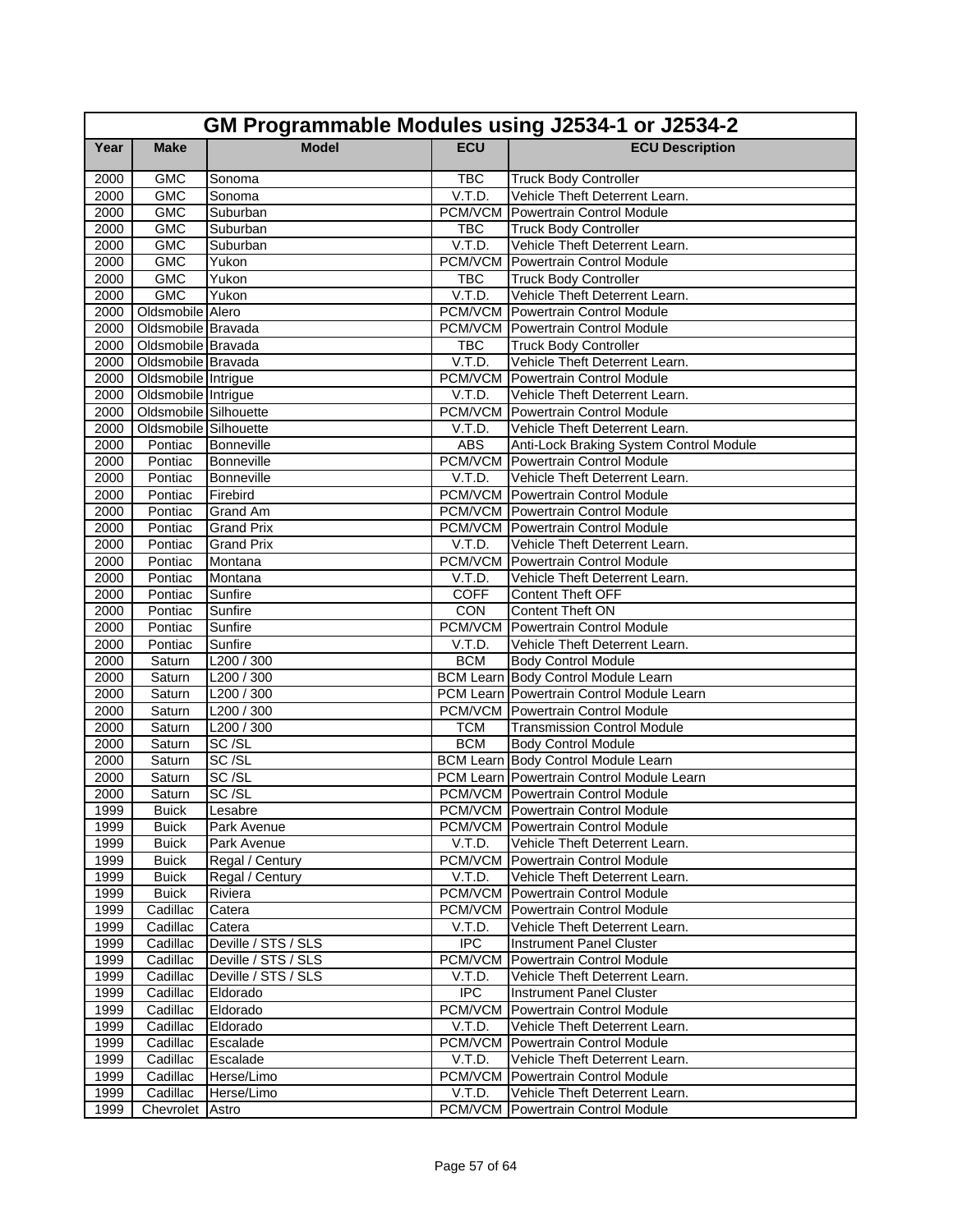| GM Programmable Modules using J2534-1 or J2534-2 | | | | |
|---|---|---|---|---|
| **Year** | **Make** | **Model** | **ECU** | **ECU Description** |
| 2000 | GMC | Sonoma | TBC | Truck Body Controller |
| 2000 | GMC | Sonoma | V.T.D. | Vehicle Theft Deterrent Learn. |
| 2000 | GMC | Suburban | PCM/VCM | Powertrain Control Module |
| 2000 | GMC | Suburban | TBC | Truck Body Controller |
| 2000 | GMC | Suburban | V.T.D. | Vehicle Theft Deterrent Learn. |
| 2000 | GMC | Yukon | PCM/VCM | Powertrain Control Module |
| 2000 | GMC | Yukon | TBC | Truck Body Controller |
| 2000 | GMC | Yukon | V.T.D. | Vehicle Theft Deterrent Learn. |
| 2000 | Oldsmobile | Alero | PCM/VCM | Powertrain Control Module |
| 2000 | Oldsmobile | Bravada | PCM/VCM | Powertrain Control Module |
| 2000 | Oldsmobile | Bravada | TBC | Truck Body Controller |
| 2000 | Oldsmobile | Bravada | V.T.D. | Vehicle Theft Deterrent Learn. |
| 2000 | Oldsmobile | Intrigue | PCM/VCM | Powertrain Control Module |
| 2000 | Oldsmobile | Intrigue | V.T.D. | Vehicle Theft Deterrent Learn. |
| 2000 | Oldsmobile | Silhouette | PCM/VCM | Powertrain Control Module |
| 2000 | Oldsmobile | Silhouette | V.T.D. | Vehicle Theft Deterrent Learn. |
| 2000 | Pontiac | Bonneville | ABS | Anti-Lock Braking System Control Module |
| 2000 | Pontiac | Bonneville | PCM/VCM | Powertrain Control Module |
| 2000 | Pontiac | Bonneville | V.T.D. | Vehicle Theft Deterrent Learn. |
| 2000 | Pontiac | Firebird | PCM/VCM | Powertrain Control Module |
| 2000 | Pontiac | Grand Am | PCM/VCM | Powertrain Control Module |
| 2000 | Pontiac | Grand Prix | PCM/VCM | Powertrain Control Module |
| 2000 | Pontiac | Grand Prix | V.T.D. | Vehicle Theft Deterrent Learn. |
| 2000 | Pontiac | Montana | PCM/VCM | Powertrain Control Module |
| 2000 | Pontiac | Montana | V.T.D. | Vehicle Theft Deterrent Learn. |
| 2000 | Pontiac | Sunfire | COFF | Content Theft OFF |
| 2000 | Pontiac | Sunfire | CON | Content Theft ON |
| 2000 | Pontiac | Sunfire | PCM/VCM | Powertrain Control Module |
| 2000 | Pontiac | Sunfire | V.T.D. | Vehicle Theft Deterrent Learn. |
| 2000 | Saturn | L200 / 300 | BCM | Body Control Module |
| 2000 | Saturn | L200 / 300 | BCM Learn | Body Control Module Learn |
| 2000 | Saturn | L200 / 300 | PCM Learn | Powertrain Control Module Learn |
| 2000 | Saturn | L200 / 300 | PCM/VCM | Powertrain Control Module |
| 2000 | Saturn | L200 / 300 | TCM | Transmission Control Module |
| 2000 | Saturn | SC /SL | BCM | Body Control Module |
| 2000 | Saturn | SC /SL | BCM Learn | Body Control Module Learn |
| 2000 | Saturn | SC /SL | PCM Learn | Powertrain Control Module Learn |
| 2000 | Saturn | SC /SL | PCM/VCM | Powertrain Control Module |
| 1999 | Buick | Lesabre | PCM/VCM | Powertrain Control Module |
| 1999 | Buick | Park Avenue | PCM/VCM | Powertrain Control Module |
| 1999 | Buick | Park Avenue | V.T.D. | Vehicle Theft Deterrent Learn. |
| 1999 | Buick | Regal / Century | PCM/VCM | Powertrain Control Module |
| 1999 | Buick | Regal / Century | V.T.D. | Vehicle Theft Deterrent Learn. |
| 1999 | Buick | Riviera | PCM/VCM | Powertrain Control Module |
| 1999 | Cadillac | Catera | PCM/VCM | Powertrain Control Module |
| 1999 | Cadillac | Catera | V.T.D. | Vehicle Theft Deterrent Learn. |
| 1999 | Cadillac | Deville / STS / SLS | IPC | Instrument Panel Cluster |
| 1999 | Cadillac | Deville / STS / SLS | PCM/VCM | Powertrain Control Module |
| 1999 | Cadillac | Deville / STS / SLS | V.T.D. | Vehicle Theft Deterrent Learn. |
| 1999 | Cadillac | Eldorado | IPC | Instrument Panel Cluster |
| 1999 | Cadillac | Eldorado | PCM/VCM | Powertrain Control Module |
| 1999 | Cadillac | Eldorado | V.T.D. | Vehicle Theft Deterrent Learn. |
| 1999 | Cadillac | Escalade | PCM/VCM | Powertrain Control Module |
| 1999 | Cadillac | Escalade | V.T.D. | Vehicle Theft Deterrent Learn. |
| 1999 | Cadillac | Herse/Limo | PCM/VCM | Powertrain Control Module |
| 1999 | Cadillac | Herse/Limo | V.T.D. | Vehicle Theft Deterrent Learn. |
| 1999 | Chevrolet | Astro | PCM/VCM | Powertrain Control Module |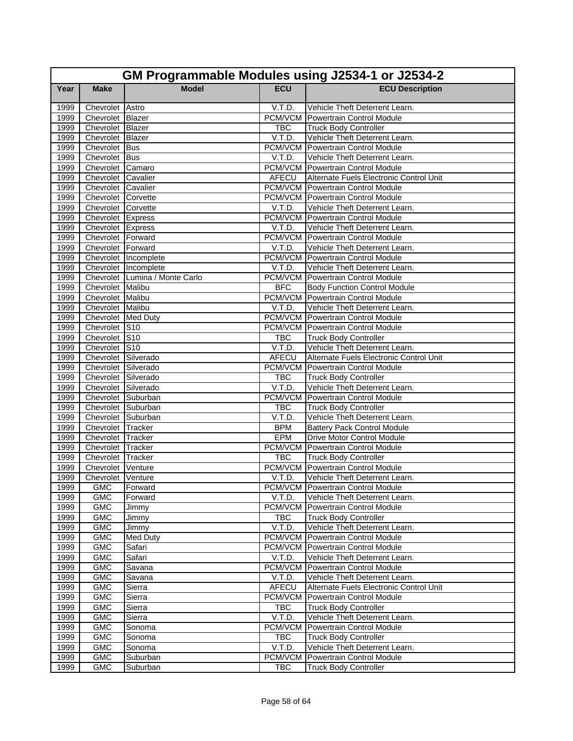# GM Programmable Modules using J2534-1 or J2534-2

| Year | Make | Model | ECU | ECU Description |
|---|---|---|---|---|
| 1999 | Chevrolet | Astro | V.T.D. | Vehicle Theft Deterrent Learn. |
| 1999 | Chevrolet | Blazer | PCM/VCM | Powertrain Control Module |
| 1999 | Chevrolet | Blazer | TBC | Truck Body Controller |
| 1999 | Chevrolet | Blazer | V.T.D. | Vehicle Theft Deterrent Learn. |
| 1999 | Chevrolet | Bus | PCM/VCM | Powertrain Control Module |
| 1999 | Chevrolet | Bus | V.T.D. | Vehicle Theft Deterrent Learn. |
| 1999 | Chevrolet | Camaro | PCM/VCM | Powertrain Control Module |
| 1999 | Chevrolet | Cavalier | AFECU | Alternate Fuels Electronic Control Unit |
| 1999 | Chevrolet | Cavalier | PCM/VCM | Powertrain Control Module |
| 1999 | Chevrolet | Corvette | PCM/VCM | Powertrain Control Module |
| 1999 | Chevrolet | Corvette | V.T.D. | Vehicle Theft Deterrent Learn. |
| 1999 | Chevrolet | Express | PCM/VCM | Powertrain Control Module |
| 1999 | Chevrolet | Express | V.T.D. | Vehicle Theft Deterrent Learn. |
| 1999 | Chevrolet | Forward | PCM/VCM | Powertrain Control Module |
| 1999 | Chevrolet | Forward | V.T.D. | Vehicle Theft Deterrent Learn. |
| 1999 | Chevrolet | Incomplete | PCM/VCM | Powertrain Control Module |
| 1999 | Chevrolet | Incomplete | V.T.D. | Vehicle Theft Deterrent Learn. |
| 1999 | Chevrolet | Lumina / Monte Carlo | PCM/VCM | Powertrain Control Module |
| 1999 | Chevrolet | Malibu | BFC | Body Function Control Module |
| 1999 | Chevrolet | Malibu | PCM/VCM | Powertrain Control Module |
| 1999 | Chevrolet | Malibu | V.T.D. | Vehicle Theft Deterrent Learn. |
| 1999 | Chevrolet | Med Duty | PCM/VCM | Powertrain Control Module |
| 1999 | Chevrolet | S10 | PCM/VCM | Powertrain Control Module |
| 1999 | Chevrolet | S10 | TBC | Truck Body Controller |
| 1999 | Chevrolet | S10 | V.T.D. | Vehicle Theft Deterrent Learn. |
| 1999 | Chevrolet | Silverado | AFECU | Alternate Fuels Electronic Control Unit |
| 1999 | Chevrolet | Silverado | PCM/VCM | Powertrain Control Module |
| 1999 | Chevrolet | Silverado | TBC | Truck Body Controller |
| 1999 | Chevrolet | Silverado | V.T.D. | Vehicle Theft Deterrent Learn. |
| 1999 | Chevrolet | Suburban | PCM/VCM | Powertrain Control Module |
| 1999 | Chevrolet | Suburban | TBC | Truck Body Controller |
| 1999 | Chevrolet | Suburban | V.T.D. | Vehicle Theft Deterrent Learn. |
| 1999 | Chevrolet | Tracker | BPM | Battery Pack Control Module |
| 1999 | Chevrolet | Tracker | EPM | Drive Motor Control Module |
| 1999 | Chevrolet | Tracker | PCM/VCM | Powertrain Control Module |
| 1999 | Chevrolet | Tracker | TBC | Truck Body Controller |
| 1999 | Chevrolet | Venture | PCM/VCM | Powertrain Control Module |
| 1999 | Chevrolet | Venture | V.T.D. | Vehicle Theft Deterrent Learn. |
| 1999 | GMC | Forward | PCM/VCM | Powertrain Control Module |
| 1999 | GMC | Forward | V.T.D. | Vehicle Theft Deterrent Learn. |
| 1999 | GMC | Jimmy | PCM/VCM | Powertrain Control Module |
| 1999 | GMC | Jimmy | TBC | Truck Body Controller |
| 1999 | GMC | Jimmy | V.T.D. | Vehicle Theft Deterrent Learn. |
| 1999 | GMC | Med Duty | PCM/VCM | Powertrain Control Module |
| 1999 | GMC | Safari | PCM/VCM | Powertrain Control Module |
| 1999 | GMC | Safari | V.T.D. | Vehicle Theft Deterrent Learn. |
| 1999 | GMC | Savana | PCM/VCM | Powertrain Control Module |
| 1999 | GMC | Savana | V.T.D. | Vehicle Theft Deterrent Learn. |
| 1999 | GMC | Sierra | AFECU | Alternate Fuels Electronic Control Unit |
| 1999 | GMC | Sierra | PCM/VCM | Powertrain Control Module |
| 1999 | GMC | Sierra | TBC | Truck Body Controller |
| 1999 | GMC | Sierra | V.T.D. | Vehicle Theft Deterrent Learn. |
| 1999 | GMC | Sonoma | PCM/VCM | Powertrain Control Module |
| 1999 | GMC | Sonoma | TBC | Truck Body Controller |
| 1999 | GMC | Sonoma | V.T.D. | Vehicle Theft Deterrent Learn. |
| 1999 | GMC | Suburban | PCM/VCM | Powertrain Control Module |
| 1999 | GMC | Suburban | TBC | Truck Body Controller |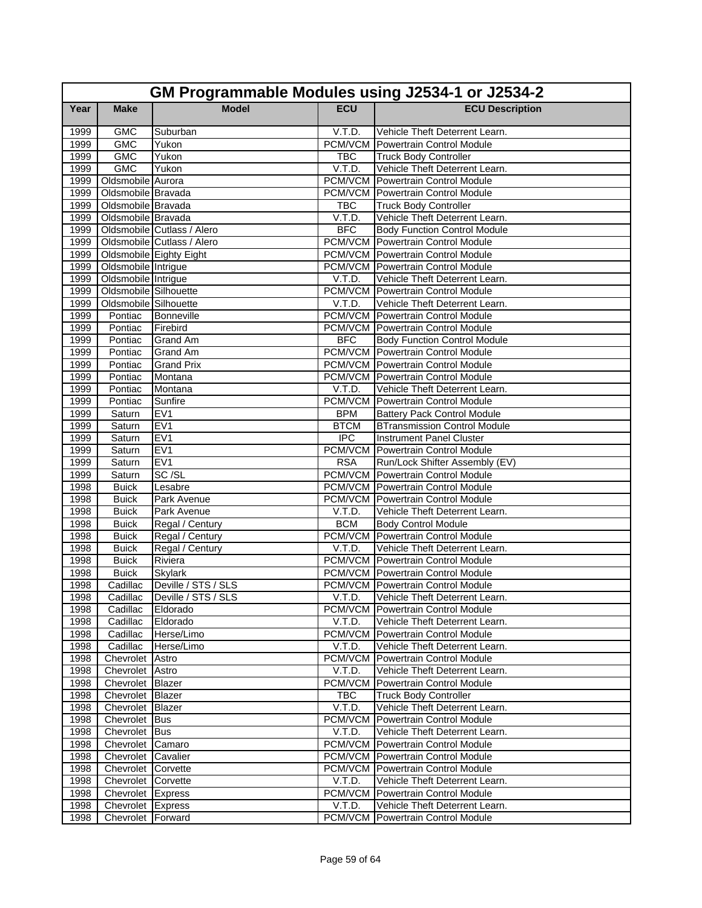## GM Programmable Modules using J2534-1 or J2534-2

| Year | Make | Model | ECU | ECU Description |
|---|---|---|---|---|
| 1999 | GMC | Suburban | V.T.D. | Vehicle Theft Deterrent Learn. |
| 1999 | GMC | Yukon | PCM/VCM | Powertrain Control Module |
| 1999 | GMC | Yukon | TBC | Truck Body Controller |
| 1999 | GMC | Yukon | V.T.D. | Vehicle Theft Deterrent Learn. |
| 1999 | Oldsmobile | Aurora | PCM/VCM | Powertrain Control Module |
| 1999 | Oldsmobile | Bravada | PCM/VCM | Powertrain Control Module |
| 1999 | Oldsmobile | Bravada | TBC | Truck Body Controller |
| 1999 | Oldsmobile | Bravada | V.T.D. | Vehicle Theft Deterrent Learn. |
| 1999 | Oldsmobile | Cutlass / Alero | BFC | Body Function Control Module |
| 1999 | Oldsmobile | Cutlass / Alero | PCM/VCM | Powertrain Control Module |
| 1999 | Oldsmobile | Eighty Eight | PCM/VCM | Powertrain Control Module |
| 1999 | Oldsmobile | Intrigue | PCM/VCM | Powertrain Control Module |
| 1999 | Oldsmobile | Intrigue | V.T.D. | Vehicle Theft Deterrent Learn. |
| 1999 | Oldsmobile | Silhouette | PCM/VCM | Powertrain Control Module |
| 1999 | Oldsmobile | Silhouette | V.T.D. | Vehicle Theft Deterrent Learn. |
| 1999 | Pontiac | Bonneville | PCM/VCM | Powertrain Control Module |
| 1999 | Pontiac | Firebird | PCM/VCM | Powertrain Control Module |
| 1999 | Pontiac | Grand Am | BFC | Body Function Control Module |
| 1999 | Pontiac | Grand Am | PCM/VCM | Powertrain Control Module |
| 1999 | Pontiac | Grand Prix | PCM/VCM | Powertrain Control Module |
| 1999 | Pontiac | Montana | PCM/VCM | Powertrain Control Module |
| 1999 | Pontiac | Montana | V.T.D. | Vehicle Theft Deterrent Learn. |
| 1999 | Pontiac | Sunfire | PCM/VCM | Powertrain Control Module |
| 1999 | Saturn | EV1 | BPM | Battery Pack Control Module |
| 1999 | Saturn | EV1 | BTCM | BTransmission Control Module |
| 1999 | Saturn | EV1 | IPC | Instrument Panel Cluster |
| 1999 | Saturn | EV1 | PCM/VCM | Powertrain Control Module |
| 1999 | Saturn | EV1 | RSA | Run/Lock Shifter Assembly (EV) |
| 1999 | Saturn | SC /SL | PCM/VCM | Powertrain Control Module |
| 1998 | Buick | Lesabre | PCM/VCM | Powertrain Control Module |
| 1998 | Buick | Park Avenue | PCM/VCM | Powertrain Control Module |
| 1998 | Buick | Park Avenue | V.T.D. | Vehicle Theft Deterrent Learn. |
| 1998 | Buick | Regal / Century | BCM | Body Control Module |
| 1998 | Buick | Regal / Century | PCM/VCM | Powertrain Control Module |
| 1998 | Buick | Regal / Century | V.T.D. | Vehicle Theft Deterrent Learn. |
| 1998 | Buick | Riviera | PCM/VCM | Powertrain Control Module |
| 1998 | Buick | Skylark | PCM/VCM | Powertrain Control Module |
| 1998 | Cadillac | Deville / STS / SLS | PCM/VCM | Powertrain Control Module |
| 1998 | Cadillac | Deville / STS / SLS | V.T.D. | Vehicle Theft Deterrent Learn. |
| 1998 | Cadillac | Eldorado | PCM/VCM | Powertrain Control Module |
| 1998 | Cadillac | Eldorado | V.T.D. | Vehicle Theft Deterrent Learn. |
| 1998 | Cadillac | Herse/Limo | PCM/VCM | Powertrain Control Module |
| 1998 | Cadillac | Herse/Limo | V.T.D. | Vehicle Theft Deterrent Learn. |
| 1998 | Chevrolet | Astro | PCM/VCM | Powertrain Control Module |
| 1998 | Chevrolet | Astro | V.T.D. | Vehicle Theft Deterrent Learn. |
| 1998 | Chevrolet | Blazer | PCM/VCM | Powertrain Control Module |
| 1998 | Chevrolet | Blazer | TBC | Truck Body Controller |
| 1998 | Chevrolet | Blazer | V.T.D. | Vehicle Theft Deterrent Learn. |
| 1998 | Chevrolet | Bus | PCM/VCM | Powertrain Control Module |
| 1998 | Chevrolet | Bus | V.T.D. | Vehicle Theft Deterrent Learn. |
| 1998 | Chevrolet | Camaro | PCM/VCM | Powertrain Control Module |
| 1998 | Chevrolet | Cavalier | PCM/VCM | Powertrain Control Module |
| 1998 | Chevrolet | Corvette | PCM/VCM | Powertrain Control Module |
| 1998 | Chevrolet | Corvette | V.T.D. | Vehicle Theft Deterrent Learn. |
| 1998 | Chevrolet | Express | PCM/VCM | Powertrain Control Module |
| 1998 | Chevrolet | Express | V.T.D. | Vehicle Theft Deterrent Learn. |
| 1998 | Chevrolet | Forward | PCM/VCM | Powertrain Control Module |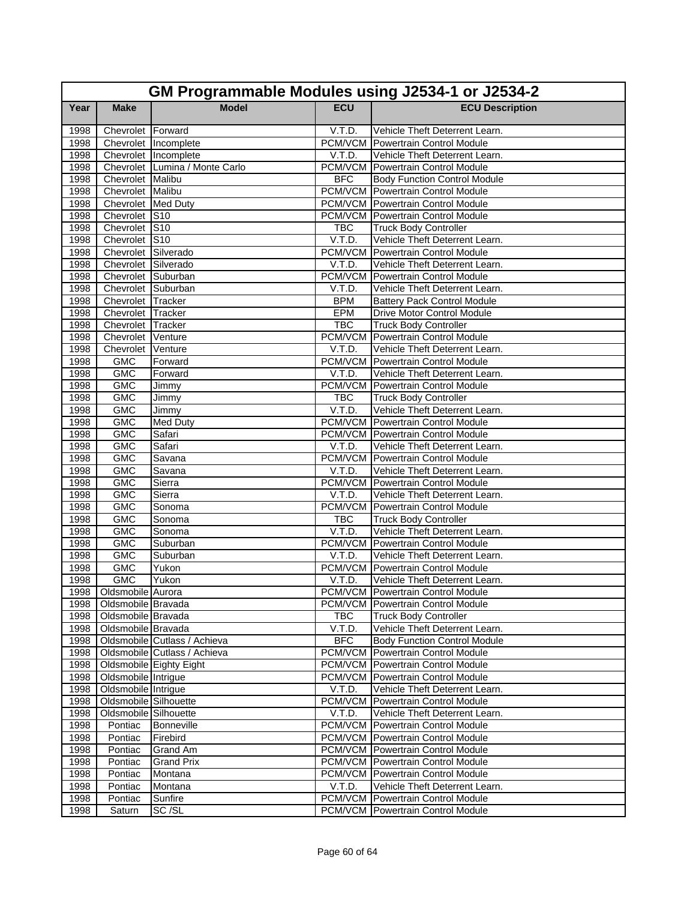| GM Programmable Modules using J2534-1 or J2534-2 | | | | |
|---|---|---|---|---|
| **Year** | **Make** | **Model** | **ECU** | **ECU Description** |
| 1998 | Chevrolet | Forward | V.T.D. | Vehicle Theft Deterrent Learn. |
| 1998 | Chevrolet | Incomplete | PCM/VCM | Powertrain Control Module |
| 1998 | Chevrolet | Incomplete | V.T.D. | Vehicle Theft Deterrent Learn. |
| 1998 | Chevrolet | Lumina / Monte Carlo | PCM/VCM | Powertrain Control Module |
| 1998 | Chevrolet | Malibu | BFC | Body Function Control Module |
| 1998 | Chevrolet | Malibu | PCM/VCM | Powertrain Control Module |
| 1998 | Chevrolet | Med Duty | PCM/VCM | Powertrain Control Module |
| 1998 | Chevrolet | S10 | PCM/VCM | Powertrain Control Module |
| 1998 | Chevrolet | S10 | TBC | Truck Body Controller |
| 1998 | Chevrolet | S10 | V.T.D. | Vehicle Theft Deterrent Learn. |
| 1998 | Chevrolet | Silverado | PCM/VCM | Powertrain Control Module |
| 1998 | Chevrolet | Silverado | V.T.D. | Vehicle Theft Deterrent Learn. |
| 1998 | Chevrolet | Suburban | PCM/VCM | Powertrain Control Module |
| 1998 | Chevrolet | Suburban | V.T.D. | Vehicle Theft Deterrent Learn. |
| 1998 | Chevrolet | Tracker | BPM | Battery Pack Control Module |
| 1998 | Chevrolet | Tracker | EPM | Drive Motor Control Module |
| 1998 | Chevrolet | Tracker | TBC | Truck Body Controller |
| 1998 | Chevrolet | Venture | PCM/VCM | Powertrain Control Module |
| 1998 | Chevrolet | Venture | V.T.D. | Vehicle Theft Deterrent Learn. |
| 1998 | GMC | Forward | PCM/VCM | Powertrain Control Module |
| 1998 | GMC | Forward | V.T.D. | Vehicle Theft Deterrent Learn. |
| 1998 | GMC | Jimmy | PCM/VCM | Powertrain Control Module |
| 1998 | GMC | Jimmy | TBC | Truck Body Controller |
| 1998 | GMC | Jimmy | V.T.D. | Vehicle Theft Deterrent Learn. |
| 1998 | GMC | Med Duty | PCM/VCM | Powertrain Control Module |
| 1998 | GMC | Safari | PCM/VCM | Powertrain Control Module |
| 1998 | GMC | Safari | V.T.D. | Vehicle Theft Deterrent Learn. |
| 1998 | GMC | Savana | PCM/VCM | Powertrain Control Module |
| 1998 | GMC | Savana | V.T.D. | Vehicle Theft Deterrent Learn. |
| 1998 | GMC | Sierra | PCM/VCM | Powertrain Control Module |
| 1998 | GMC | Sierra | V.T.D. | Vehicle Theft Deterrent Learn. |
| 1998 | GMC | Sonoma | PCM/VCM | Powertrain Control Module |
| 1998 | GMC | Sonoma | TBC | Truck Body Controller |
| 1998 | GMC | Sonoma | V.T.D. | Vehicle Theft Deterrent Learn. |
| 1998 | GMC | Suburban | PCM/VCM | Powertrain Control Module |
| 1998 | GMC | Suburban | V.T.D. | Vehicle Theft Deterrent Learn. |
| 1998 | GMC | Yukon | PCM/VCM | Powertrain Control Module |
| 1998 | GMC | Yukon | V.T.D. | Vehicle Theft Deterrent Learn. |
| 1998 | Oldsmobile | Aurora | PCM/VCM | Powertrain Control Module |
| 1998 | Oldsmobile | Bravada | PCM/VCM | Powertrain Control Module |
| 1998 | Oldsmobile | Bravada | TBC | Truck Body Controller |
| 1998 | Oldsmobile | Bravada | V.T.D. | Vehicle Theft Deterrent Learn. |
| 1998 | Oldsmobile | Cutlass / Achieva | BFC | Body Function Control Module |
| 1998 | Oldsmobile | Cutlass / Achieva | PCM/VCM | Powertrain Control Module |
| 1998 | Oldsmobile | Eighty Eight | PCM/VCM | Powertrain Control Module |
| 1998 | Oldsmobile | Intrigue | PCM/VCM | Powertrain Control Module |
| 1998 | Oldsmobile | Intrigue | V.T.D. | Vehicle Theft Deterrent Learn. |
| 1998 | Oldsmobile | Silhouette | PCM/VCM | Powertrain Control Module |
| 1998 | Oldsmobile | Silhouette | V.T.D. | Vehicle Theft Deterrent Learn. |
| 1998 | Pontiac | Bonneville | PCM/VCM | Powertrain Control Module |
| 1998 | Pontiac | Firebird | PCM/VCM | Powertrain Control Module |
| 1998 | Pontiac | Grand Am | PCM/VCM | Powertrain Control Module |
| 1998 | Pontiac | Grand Prix | PCM/VCM | Powertrain Control Module |
| 1998 | Pontiac | Montana | PCM/VCM | Powertrain Control Module |
| 1998 | Pontiac | Montana | V.T.D. | Vehicle Theft Deterrent Learn. |
| 1998 | Pontiac | Sunfire | PCM/VCM | Powertrain Control Module |
| 1998 | Saturn | SC /SL | PCM/VCM | Powertrain Control Module |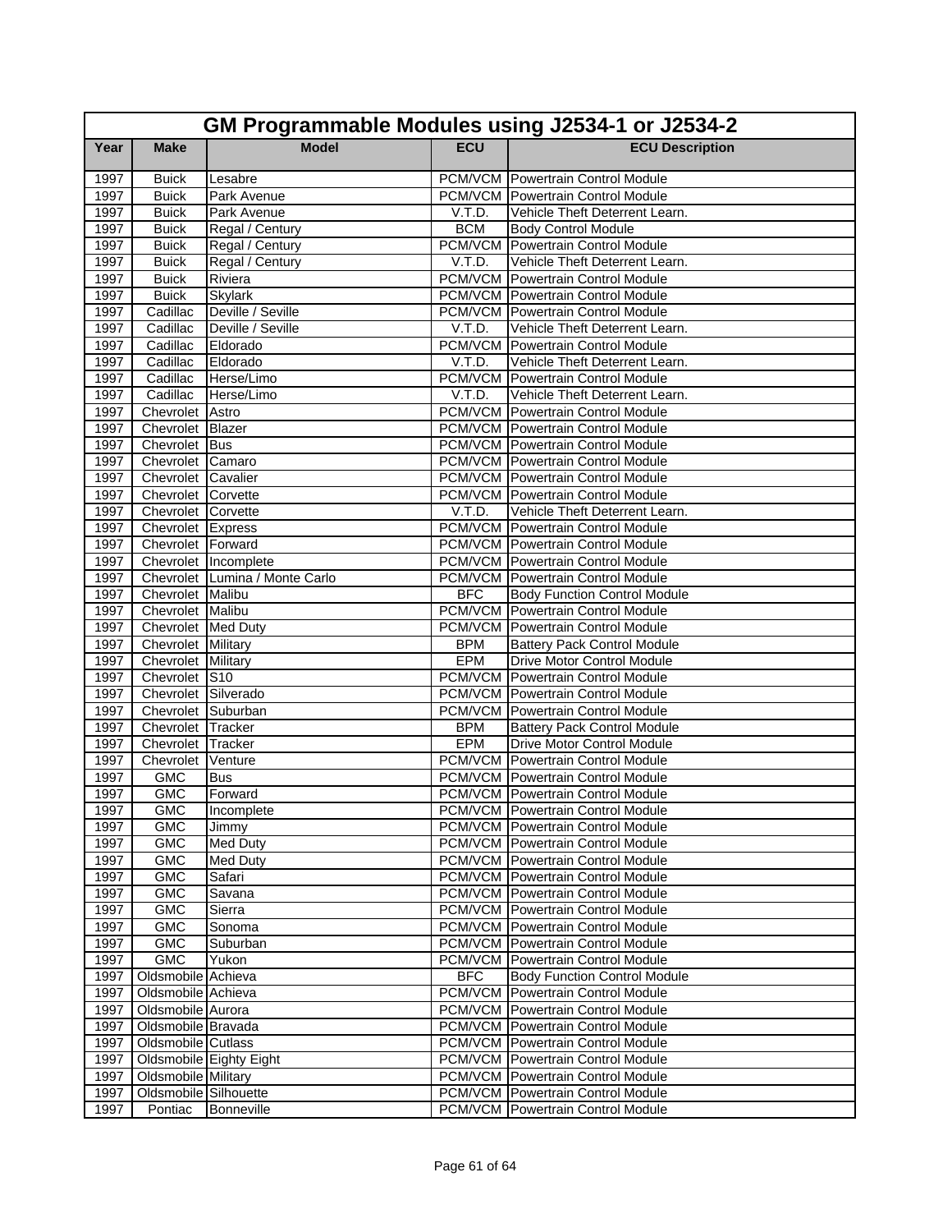# GM Programmable Modules using J2534-1 or J2534-2

| Year | Make | Model | ECU | ECU Description |
|---|---|---|---|---|
| 1997 | Buick | Lesabre | PCM/VCM | Powertrain Control Module |
| 1997 | Buick | Park Avenue | PCM/VCM | Powertrain Control Module |
| 1997 | Buick | Park Avenue | V.T.D. | Vehicle Theft Deterrent Learn. |
| 1997 | Buick | Regal / Century | BCM | Body Control Module |
| 1997 | Buick | Regal / Century | PCM/VCM | Powertrain Control Module |
| 1997 | Buick | Regal / Century | V.T.D. | Vehicle Theft Deterrent Learn. |
| 1997 | Buick | Riviera | PCM/VCM | Powertrain Control Module |
| 1997 | Buick | Skylark | PCM/VCM | Powertrain Control Module |
| 1997 | Cadillac | Deville / Seville | PCM/VCM | Powertrain Control Module |
| 1997 | Cadillac | Deville / Seville | V.T.D. | Vehicle Theft Deterrent Learn. |
| 1997 | Cadillac | Eldorado | PCM/VCM | Powertrain Control Module |
| 1997 | Cadillac | Eldorado | V.T.D. | Vehicle Theft Deterrent Learn. |
| 1997 | Cadillac | Herse/Limo | PCM/VCM | Powertrain Control Module |
| 1997 | Cadillac | Herse/Limo | V.T.D. | Vehicle Theft Deterrent Learn. |
| 1997 | Chevrolet | Astro | PCM/VCM | Powertrain Control Module |
| 1997 | Chevrolet | Blazer | PCM/VCM | Powertrain Control Module |
| 1997 | Chevrolet | Bus | PCM/VCM | Powertrain Control Module |
| 1997 | Chevrolet | Camaro | PCM/VCM | Powertrain Control Module |
| 1997 | Chevrolet | Cavalier | PCM/VCM | Powertrain Control Module |
| 1997 | Chevrolet | Corvette | PCM/VCM | Powertrain Control Module |
| 1997 | Chevrolet | Corvette | V.T.D. | Vehicle Theft Deterrent Learn. |
| 1997 | Chevrolet | Express | PCM/VCM | Powertrain Control Module |
| 1997 | Chevrolet | Forward | PCM/VCM | Powertrain Control Module |
| 1997 | Chevrolet | Incomplete | PCM/VCM | Powertrain Control Module |
| 1997 | Chevrolet | Lumina / Monte Carlo | PCM/VCM | Powertrain Control Module |
| 1997 | Chevrolet | Malibu | BFC | Body Function Control Module |
| 1997 | Chevrolet | Malibu | PCM/VCM | Powertrain Control Module |
| 1997 | Chevrolet | Med Duty | PCM/VCM | Powertrain Control Module |
| 1997 | Chevrolet | Military | BPM | Battery Pack Control Module |
| 1997 | Chevrolet | Military | EPM | Drive Motor Control Module |
| 1997 | Chevrolet | S10 | PCM/VCM | Powertrain Control Module |
| 1997 | Chevrolet | Silverado | PCM/VCM | Powertrain Control Module |
| 1997 | Chevrolet | Suburban | PCM/VCM | Powertrain Control Module |
| 1997 | Chevrolet | Tracker | BPM | Battery Pack Control Module |
| 1997 | Chevrolet | Tracker | EPM | Drive Motor Control Module |
| 1997 | Chevrolet | Venture | PCM/VCM | Powertrain Control Module |
| 1997 | GMC | Bus | PCM/VCM | Powertrain Control Module |
| 1997 | GMC | Forward | PCM/VCM | Powertrain Control Module |
| 1997 | GMC | Incomplete | PCM/VCM | Powertrain Control Module |
| 1997 | GMC | Jimmy | PCM/VCM | Powertrain Control Module |
| 1997 | GMC | Med Duty | PCM/VCM | Powertrain Control Module |
| 1997 | GMC | Med Duty | PCM/VCM | Powertrain Control Module |
| 1997 | GMC | Safari | PCM/VCM | Powertrain Control Module |
| 1997 | GMC | Savana | PCM/VCM | Powertrain Control Module |
| 1997 | GMC | Sierra | PCM/VCM | Powertrain Control Module |
| 1997 | GMC | Sonoma | PCM/VCM | Powertrain Control Module |
| 1997 | GMC | Suburban | PCM/VCM | Powertrain Control Module |
| 1997 | GMC | Yukon | PCM/VCM | Powertrain Control Module |
| 1997 | Oldsmobile | Achieva | BFC | Body Function Control Module |
| 1997 | Oldsmobile | Achieva | PCM/VCM | Powertrain Control Module |
| 1997 | Oldsmobile | Aurora | PCM/VCM | Powertrain Control Module |
| 1997 | Oldsmobile | Bravada | PCM/VCM | Powertrain Control Module |
| 1997 | Oldsmobile | Cutlass | PCM/VCM | Powertrain Control Module |
| 1997 | Oldsmobile | Eighty Eight | PCM/VCM | Powertrain Control Module |
| 1997 | Oldsmobile | Military | PCM/VCM | Powertrain Control Module |
| 1997 | Oldsmobile | Silhouette | PCM/VCM | Powertrain Control Module |
| 1997 | Pontiac | Bonneville | PCM/VCM | Powertrain Control Module |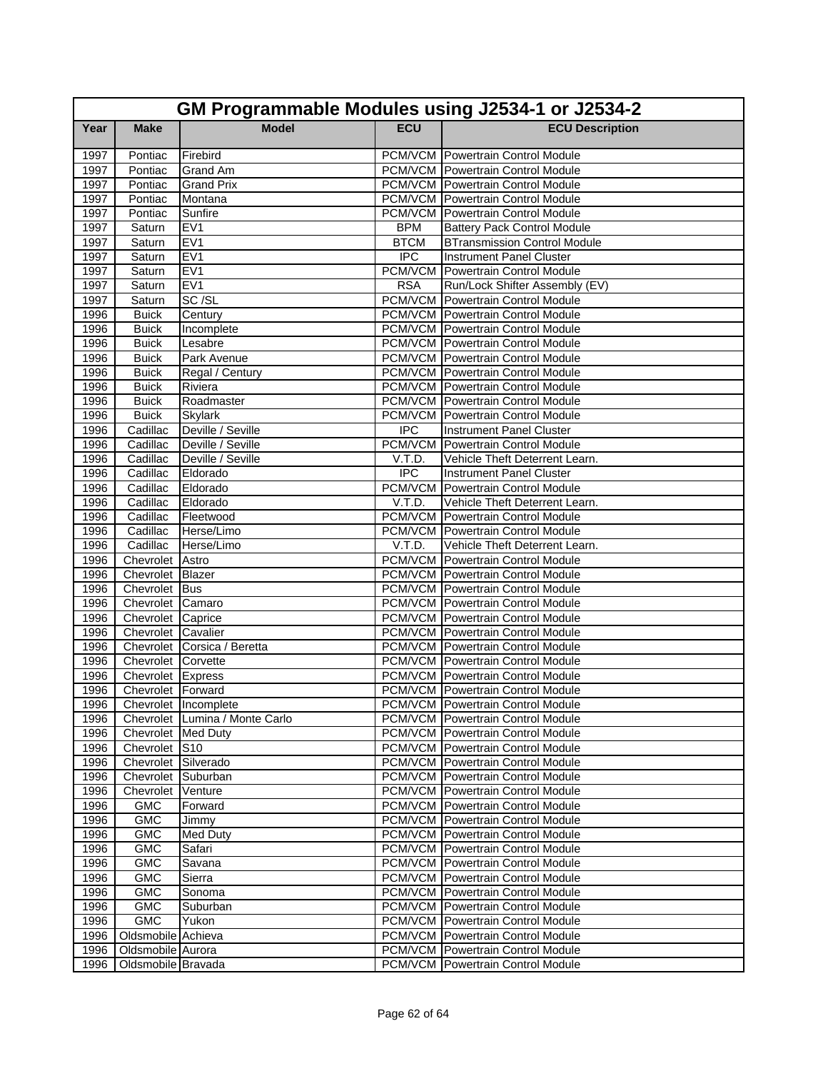| GM Programmable Modules using J2534-1 or J2534-2 | | | | |
|---|---|---|---|---|
| **Year** | **Make** | **Model** | **ECU** | **ECU Description** |
| 1997 | Pontiac | Firebird | PCM/VCM | Powertrain Control Module |
| 1997 | Pontiac | Grand Am | PCM/VCM | Powertrain Control Module |
| 1997 | Pontiac | Grand Prix | PCM/VCM | Powertrain Control Module |
| 1997 | Pontiac | Montana | PCM/VCM | Powertrain Control Module |
| 1997 | Pontiac | Sunfire | PCM/VCM | Powertrain Control Module |
| 1997 | Saturn | EV1 | BPM | Battery Pack Control Module |
| 1997 | Saturn | EV1 | BTCM | BTransmission Control Module |
| 1997 | Saturn | EV1 | IPC | Instrument Panel Cluster |
| 1997 | Saturn | EV1 | PCM/VCM | Powertrain Control Module |
| 1997 | Saturn | EV1 | RSA | Run/Lock Shifter Assembly (EV) |
| 1997 | Saturn | SC /SL | PCM/VCM | Powertrain Control Module |
| 1996 | Buick | Century | PCM/VCM | Powertrain Control Module |
| 1996 | Buick | Incomplete | PCM/VCM | Powertrain Control Module |
| 1996 | Buick | Lesabre | PCM/VCM | Powertrain Control Module |
| 1996 | Buick | Park Avenue | PCM/VCM | Powertrain Control Module |
| 1996 | Buick | Regal / Century | PCM/VCM | Powertrain Control Module |
| 1996 | Buick | Riviera | PCM/VCM | Powertrain Control Module |
| 1996 | Buick | Roadmaster | PCM/VCM | Powertrain Control Module |
| 1996 | Buick | Skylark | PCM/VCM | Powertrain Control Module |
| 1996 | Cadillac | Deville / Seville | IPC | Instrument Panel Cluster |
| 1996 | Cadillac | Deville / Seville | PCM/VCM | Powertrain Control Module |
| 1996 | Cadillac | Deville / Seville | V.T.D. | Vehicle Theft Deterrent Learn. |
| 1996 | Cadillac | Eldorado | IPC | Instrument Panel Cluster |
| 1996 | Cadillac | Eldorado | PCM/VCM | Powertrain Control Module |
| 1996 | Cadillac | Eldorado | V.T.D. | Vehicle Theft Deterrent Learn. |
| 1996 | Cadillac | Fleetwood | PCM/VCM | Powertrain Control Module |
| 1996 | Cadillac | Herse/Limo | PCM/VCM | Powertrain Control Module |
| 1996 | Cadillac | Herse/Limo | V.T.D. | Vehicle Theft Deterrent Learn. |
| 1996 | Chevrolet | Astro | PCM/VCM | Powertrain Control Module |
| 1996 | Chevrolet | Blazer | PCM/VCM | Powertrain Control Module |
| 1996 | Chevrolet | Bus | PCM/VCM | Powertrain Control Module |
| 1996 | Chevrolet | Camaro | PCM/VCM | Powertrain Control Module |
| 1996 | Chevrolet | Caprice | PCM/VCM | Powertrain Control Module |
| 1996 | Chevrolet | Cavalier | PCM/VCM | Powertrain Control Module |
| 1996 | Chevrolet | Corsica / Beretta | PCM/VCM | Powertrain Control Module |
| 1996 | Chevrolet | Corvette | PCM/VCM | Powertrain Control Module |
| 1996 | Chevrolet | Express | PCM/VCM | Powertrain Control Module |
| 1996 | Chevrolet | Forward | PCM/VCM | Powertrain Control Module |
| 1996 | Chevrolet | Incomplete | PCM/VCM | Powertrain Control Module |
| 1996 | Chevrolet | Lumina / Monte Carlo | PCM/VCM | Powertrain Control Module |
| 1996 | Chevrolet | Med Duty | PCM/VCM | Powertrain Control Module |
| 1996 | Chevrolet | S10 | PCM/VCM | Powertrain Control Module |
| 1996 | Chevrolet | Silverado | PCM/VCM | Powertrain Control Module |
| 1996 | Chevrolet | Suburban | PCM/VCM | Powertrain Control Module |
| 1996 | Chevrolet | Venture | PCM/VCM | Powertrain Control Module |
| 1996 | GMC | Forward | PCM/VCM | Powertrain Control Module |
| 1996 | GMC | Jimmy | PCM/VCM | Powertrain Control Module |
| 1996 | GMC | Med Duty | PCM/VCM | Powertrain Control Module |
| 1996 | GMC | Safari | PCM/VCM | Powertrain Control Module |
| 1996 | GMC | Savana | PCM/VCM | Powertrain Control Module |
| 1996 | GMC | Sierra | PCM/VCM | Powertrain Control Module |
| 1996 | GMC | Sonoma | PCM/VCM | Powertrain Control Module |
| 1996 | GMC | Suburban | PCM/VCM | Powertrain Control Module |
| 1996 | GMC | Yukon | PCM/VCM | Powertrain Control Module |
| 1996 | Oldsmobile | Achieva | PCM/VCM | Powertrain Control Module |
| 1996 | Oldsmobile | Aurora | PCM/VCM | Powertrain Control Module |
| 1996 | Oldsmobile | Bravada | PCM/VCM | Powertrain Control Module |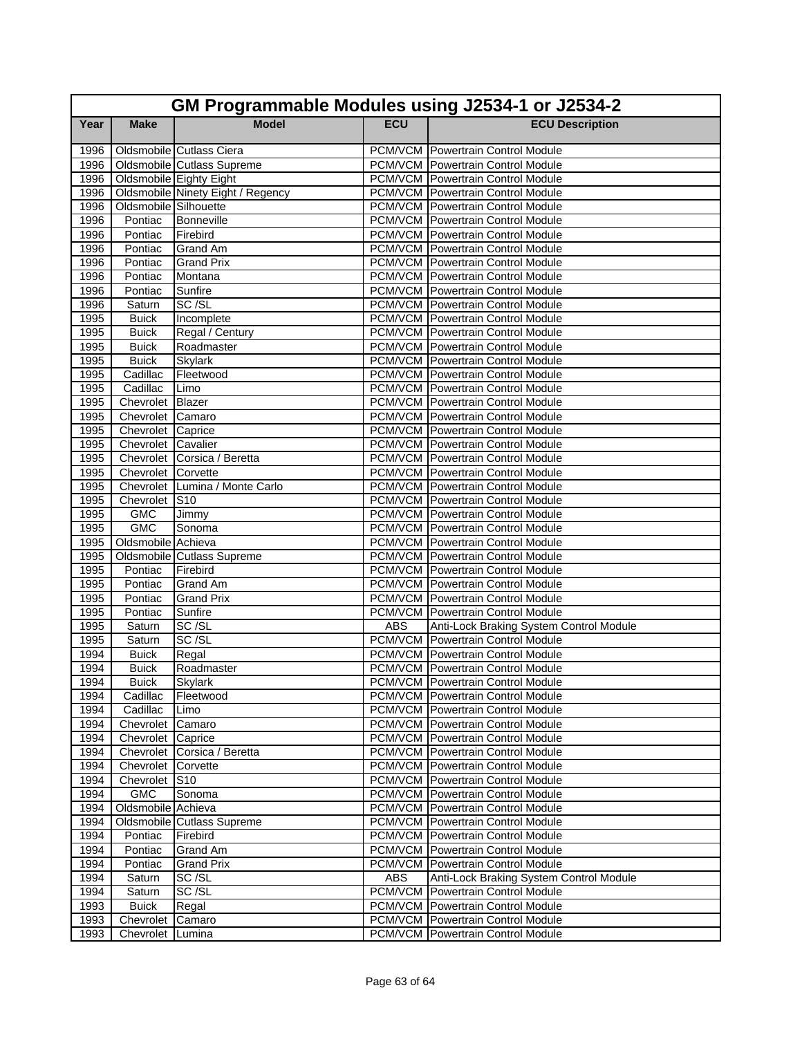## GM Programmable Modules using J2534-1 or J2534-2

| Year | Make | Model | ECU | ECU Description |
|---|---|---|---|---|
| 1996 | Oldsmobile | Cutlass Ciera | PCM/VCM | Powertrain Control Module |
| 1996 | Oldsmobile | Cutlass Supreme | PCM/VCM | Powertrain Control Module |
| 1996 | Oldsmobile | Eighty Eight | PCM/VCM | Powertrain Control Module |
| 1996 | Oldsmobile | Ninety Eight / Regency | PCM/VCM | Powertrain Control Module |
| 1996 | Oldsmobile | Silhouette | PCM/VCM | Powertrain Control Module |
| 1996 | Pontiac | Bonneville | PCM/VCM | Powertrain Control Module |
| 1996 | Pontiac | Firebird | PCM/VCM | Powertrain Control Module |
| 1996 | Pontiac | Grand Am | PCM/VCM | Powertrain Control Module |
| 1996 | Pontiac | Grand Prix | PCM/VCM | Powertrain Control Module |
| 1996 | Pontiac | Montana | PCM/VCM | Powertrain Control Module |
| 1996 | Pontiac | Sunfire | PCM/VCM | Powertrain Control Module |
| 1996 | Saturn | SC /SL | PCM/VCM | Powertrain Control Module |
| 1995 | Buick | Incomplete | PCM/VCM | Powertrain Control Module |
| 1995 | Buick | Regal / Century | PCM/VCM | Powertrain Control Module |
| 1995 | Buick | Roadmaster | PCM/VCM | Powertrain Control Module |
| 1995 | Buick | Skylark | PCM/VCM | Powertrain Control Module |
| 1995 | Cadillac | Fleetwood | PCM/VCM | Powertrain Control Module |
| 1995 | Cadillac | Limo | PCM/VCM | Powertrain Control Module |
| 1995 | Chevrolet | Blazer | PCM/VCM | Powertrain Control Module |
| 1995 | Chevrolet | Camaro | PCM/VCM | Powertrain Control Module |
| 1995 | Chevrolet | Caprice | PCM/VCM | Powertrain Control Module |
| 1995 | Chevrolet | Cavalier | PCM/VCM | Powertrain Control Module |
| 1995 | Chevrolet | Corsica / Beretta | PCM/VCM | Powertrain Control Module |
| 1995 | Chevrolet | Corvette | PCM/VCM | Powertrain Control Module |
| 1995 | Chevrolet | Lumina / Monte Carlo | PCM/VCM | Powertrain Control Module |
| 1995 | Chevrolet | S10 | PCM/VCM | Powertrain Control Module |
| 1995 | GMC | Jimmy | PCM/VCM | Powertrain Control Module |
| 1995 | GMC | Sonoma | PCM/VCM | Powertrain Control Module |
| 1995 | Oldsmobile | Achieva | PCM/VCM | Powertrain Control Module |
| 1995 | Oldsmobile | Cutlass Supreme | PCM/VCM | Powertrain Control Module |
| 1995 | Pontiac | Firebird | PCM/VCM | Powertrain Control Module |
| 1995 | Pontiac | Grand Am | PCM/VCM | Powertrain Control Module |
| 1995 | Pontiac | Grand Prix | PCM/VCM | Powertrain Control Module |
| 1995 | Pontiac | Sunfire | PCM/VCM | Powertrain Control Module |
| 1995 | Saturn | SC /SL | ABS | Anti-Lock Braking System Control Module |
| 1995 | Saturn | SC /SL | PCM/VCM | Powertrain Control Module |
| 1994 | Buick | Regal | PCM/VCM | Powertrain Control Module |
| 1994 | Buick | Roadmaster | PCM/VCM | Powertrain Control Module |
| 1994 | Buick | Skylark | PCM/VCM | Powertrain Control Module |
| 1994 | Cadillac | Fleetwood | PCM/VCM | Powertrain Control Module |
| 1994 | Cadillac | Limo | PCM/VCM | Powertrain Control Module |
| 1994 | Chevrolet | Camaro | PCM/VCM | Powertrain Control Module |
| 1994 | Chevrolet | Caprice | PCM/VCM | Powertrain Control Module |
| 1994 | Chevrolet | Corsica / Beretta | PCM/VCM | Powertrain Control Module |
| 1994 | Chevrolet | Corvette | PCM/VCM | Powertrain Control Module |
| 1994 | Chevrolet | S10 | PCM/VCM | Powertrain Control Module |
| 1994 | GMC | Sonoma | PCM/VCM | Powertrain Control Module |
| 1994 | Oldsmobile | Achieva | PCM/VCM | Powertrain Control Module |
| 1994 | Oldsmobile | Cutlass Supreme | PCM/VCM | Powertrain Control Module |
| 1994 | Pontiac | Firebird | PCM/VCM | Powertrain Control Module |
| 1994 | Pontiac | Grand Am | PCM/VCM | Powertrain Control Module |
| 1994 | Pontiac | Grand Prix | PCM/VCM | Powertrain Control Module |
| 1994 | Saturn | SC /SL | ABS | Anti-Lock Braking System Control Module |
| 1994 | Saturn | SC /SL | PCM/VCM | Powertrain Control Module |
| 1993 | Buick | Regal | PCM/VCM | Powertrain Control Module |
| 1993 | Chevrolet | Camaro | PCM/VCM | Powertrain Control Module |
| 1993 | Chevrolet | Lumina | PCM/VCM | Powertrain Control Module |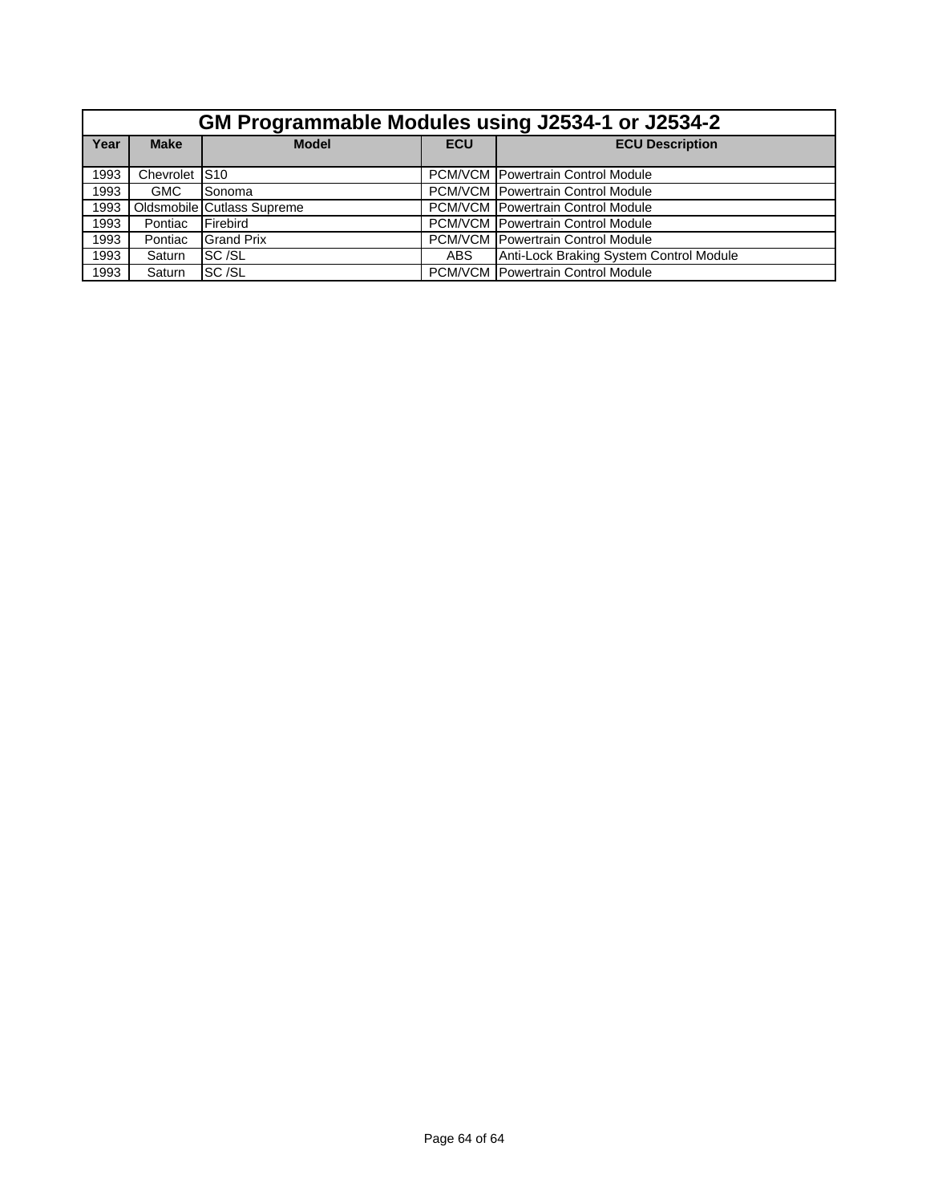## GM Programmable Modules using J2534-1 or J2534-2

| Year | Make | Model | ECU | ECU Description |
|---|---|---|---|---|
| 1993 | Chevrolet | S10 | PCM/VCM | Powertrain Control Module |
| 1993 | GMC | Sonoma | PCM/VCM | Powertrain Control Module |
| 1993 | Oldsmobile | Cutlass Supreme | PCM/VCM | Powertrain Control Module |
| 1993 | Pontiac | Firebird | PCM/VCM | Powertrain Control Module |
| 1993 | Pontiac | Grand Prix | PCM/VCM | Powertrain Control Module |
| 1993 | Saturn | SC /SL | ABS | Anti-Lock Braking System Control Module |
| 1993 | Saturn | SC /SL | PCM/VCM | Powertrain Control Module |